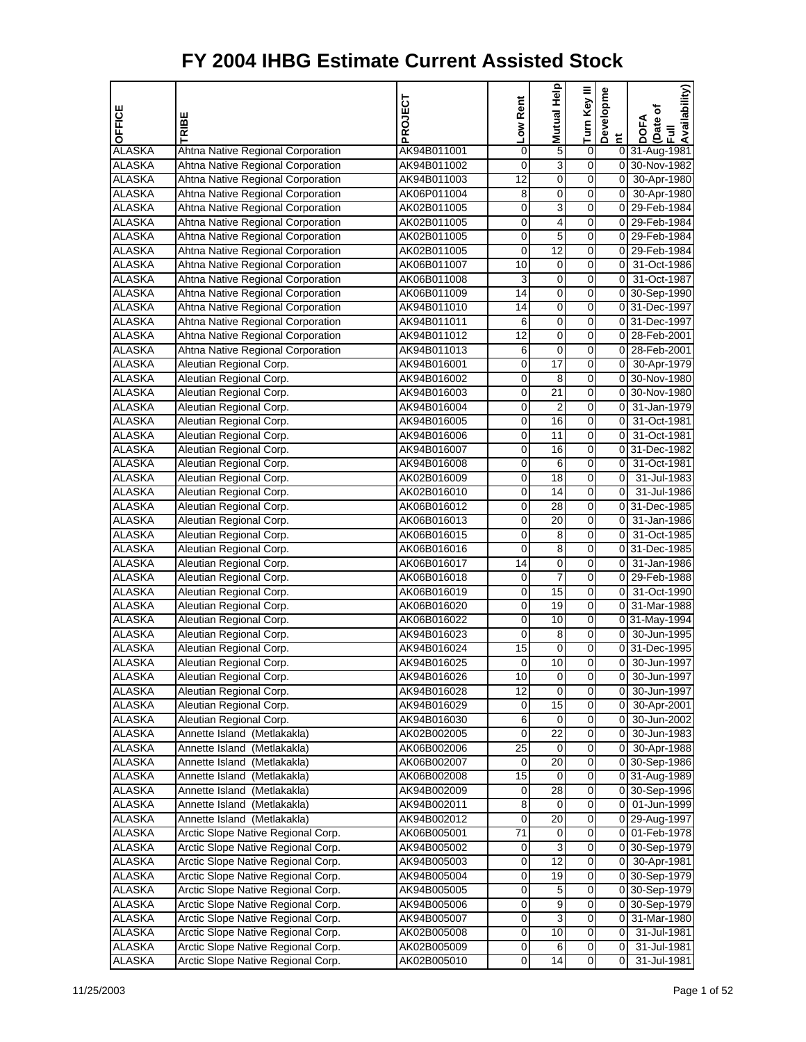# FY 2004 IHBG Estimate Current Assisted Stock

| OFFICE | TRIBE | PROJECT | Low Rent | Mutual Help | Turn Key III | Development | DOFA (Date of Full Availability) |
|---|---|---|---|---|---|---|---|
| ALASKA | Ahtna Native Regional Corporation | AK94B011001 | 0 | 5 | 0 | 0 | 31-Aug-1981 |
| ALASKA | Ahtna Native Regional Corporation | AK94B011002 | 0 | 3 | 0 | 0 | 30-Nov-1982 |
| ALASKA | Ahtna Native Regional Corporation | AK94B011003 | 12 | 0 | 0 | 0 | 30-Apr-1980 |
| ALASKA | Ahtna Native Regional Corporation | AK06P011004 | 8 | 0 | 0 | 0 | 30-Apr-1980 |
| ALASKA | Ahtna Native Regional Corporation | AK02B011005 | 0 | 3 | 0 | 0 | 29-Feb-1984 |
| ALASKA | Ahtna Native Regional Corporation | AK02B011005 | 0 | 4 | 0 | 0 | 29-Feb-1984 |
| ALASKA | Ahtna Native Regional Corporation | AK02B011005 | 0 | 5 | 0 | 0 | 29-Feb-1984 |
| ALASKA | Ahtna Native Regional Corporation | AK02B011005 | 0 | 12 | 0 | 0 | 29-Feb-1984 |
| ALASKA | Ahtna Native Regional Corporation | AK06B011007 | 10 | 0 | 0 | 0 | 31-Oct-1986 |
| ALASKA | Ahtna Native Regional Corporation | AK06B011008 | 3 | 0 | 0 | 0 | 31-Oct-1987 |
| ALASKA | Ahtna Native Regional Corporation | AK06B011009 | 14 | 0 | 0 | 0 | 30-Sep-1990 |
| ALASKA | Ahtna Native Regional Corporation | AK94B011010 | 14 | 0 | 0 | 0 | 31-Dec-1997 |
| ALASKA | Ahtna Native Regional Corporation | AK94B011011 | 6 | 0 | 0 | 0 | 31-Dec-1997 |
| ALASKA | Ahtna Native Regional Corporation | AK94B011012 | 12 | 0 | 0 | 0 | 28-Feb-2001 |
| ALASKA | Ahtna Native Regional Corporation | AK94B011013 | 6 | 0 | 0 | 0 | 28-Feb-2001 |
| ALASKA | Aleutian Regional Corp. | AK94B016001 | 0 | 17 | 0 | 0 | 30-Apr-1979 |
| ALASKA | Aleutian Regional Corp. | AK94B016002 | 0 | 8 | 0 | 0 | 30-Nov-1980 |
| ALASKA | Aleutian Regional Corp. | AK94B016003 | 0 | 21 | 0 | 0 | 30-Nov-1980 |
| ALASKA | Aleutian Regional Corp. | AK94B016004 | 0 | 2 | 0 | 0 | 31-Jan-1979 |
| ALASKA | Aleutian Regional Corp. | AK94B016005 | 0 | 16 | 0 | 0 | 31-Oct-1981 |
| ALASKA | Aleutian Regional Corp. | AK94B016006 | 0 | 11 | 0 | 0 | 31-Oct-1981 |
| ALASKA | Aleutian Regional Corp. | AK94B016007 | 0 | 16 | 0 | 0 | 31-Dec-1982 |
| ALASKA | Aleutian Regional Corp. | AK94B016008 | 0 | 6 | 0 | 0 | 31-Oct-1981 |
| ALASKA | Aleutian Regional Corp. | AK02B016009 | 0 | 18 | 0 | 0 | 31-Jul-1983 |
| ALASKA | Aleutian Regional Corp. | AK02B016010 | 0 | 14 | 0 | 0 | 31-Jul-1986 |
| ALASKA | Aleutian Regional Corp. | AK06B016012 | 0 | 28 | 0 | 0 | 31-Dec-1985 |
| ALASKA | Aleutian Regional Corp. | AK06B016013 | 0 | 20 | 0 | 0 | 31-Jan-1986 |
| ALASKA | Aleutian Regional Corp. | AK06B016015 | 0 | 8 | 0 | 0 | 31-Oct-1985 |
| ALASKA | Aleutian Regional Corp. | AK06B016016 | 0 | 8 | 0 | 0 | 31-Dec-1985 |
| ALASKA | Aleutian Regional Corp. | AK06B016017 | 14 | 0 | 0 | 0 | 31-Jan-1986 |
| ALASKA | Aleutian Regional Corp. | AK06B016018 | 0 | 7 | 0 | 0 | 29-Feb-1988 |
| ALASKA | Aleutian Regional Corp. | AK06B016019 | 0 | 15 | 0 | 0 | 31-Oct-1990 |
| ALASKA | Aleutian Regional Corp. | AK06B016020 | 0 | 19 | 0 | 0 | 31-Mar-1988 |
| ALASKA | Aleutian Regional Corp. | AK06B016022 | 0 | 10 | 0 | 0 | 31-May-1994 |
| ALASKA | Aleutian Regional Corp. | AK94B016023 | 0 | 8 | 0 | 0 | 30-Jun-1995 |
| ALASKA | Aleutian Regional Corp. | AK94B016024 | 15 | 0 | 0 | 0 | 31-Dec-1995 |
| ALASKA | Aleutian Regional Corp. | AK94B016025 | 0 | 10 | 0 | 0 | 30-Jun-1997 |
| ALASKA | Aleutian Regional Corp. | AK94B016026 | 10 | 0 | 0 | 0 | 30-Jun-1997 |
| ALASKA | Aleutian Regional Corp. | AK94B016028 | 12 | 0 | 0 | 0 | 30-Jun-1997 |
| ALASKA | Aleutian Regional Corp. | AK94B016029 | 0 | 15 | 0 | 0 | 30-Apr-2001 |
| ALASKA | Aleutian Regional Corp. | AK94B016030 | 6 | 0 | 0 | 0 | 30-Jun-2002 |
| ALASKA | Annette Island (Metlakakla) | AK02B002005 | 0 | 22 | 0 | 0 | 30-Jun-1983 |
| ALASKA | Annette Island (Metlakakla) | AK06B002006 | 25 | 0 | 0 | 0 | 30-Apr-1988 |
| ALASKA | Annette Island (Metlakakla) | AK06B002007 | 0 | 20 | 0 | 0 | 30-Sep-1986 |
| ALASKA | Annette Island (Metlakakla) | AK06B002008 | 15 | 0 | 0 | 0 | 31-Aug-1989 |
| ALASKA | Annette Island (Metlakakla) | AK94B002009 | 0 | 28 | 0 | 0 | 30-Sep-1996 |
| ALASKA | Annette Island (Metlakakla) | AK94B002011 | 8 | 0 | 0 | 0 | 01-Jun-1999 |
| ALASKA | Annette Island (Metlakakla) | AK94B002012 | 0 | 20 | 0 | 0 | 29-Aug-1997 |
| ALASKA | Arctic Slope Native Regional Corp. | AK06B005001 | 71 | 0 | 0 | 0 | 01-Feb-1978 |
| ALASKA | Arctic Slope Native Regional Corp. | AK94B005002 | 0 | 3 | 0 | 0 | 30-Sep-1979 |
| ALASKA | Arctic Slope Native Regional Corp. | AK94B005003 | 0 | 12 | 0 | 0 | 30-Apr-1981 |
| ALASKA | Arctic Slope Native Regional Corp. | AK94B005004 | 0 | 19 | 0 | 0 | 30-Sep-1979 |
| ALASKA | Arctic Slope Native Regional Corp. | AK94B005005 | 0 | 5 | 0 | 0 | 30-Sep-1979 |
| ALASKA | Arctic Slope Native Regional Corp. | AK94B005006 | 0 | 9 | 0 | 0 | 30-Sep-1979 |
| ALASKA | Arctic Slope Native Regional Corp. | AK94B005007 | 0 | 3 | 0 | 0 | 31-Mar-1980 |
| ALASKA | Arctic Slope Native Regional Corp. | AK02B005008 | 0 | 10 | 0 | 0 | 31-Jul-1981 |
| ALASKA | Arctic Slope Native Regional Corp. | AK02B005009 | 0 | 6 | 0 | 0 | 31-Jul-1981 |
| ALASKA | Arctic Slope Native Regional Corp. | AK02B005010 | 0 | 14 | 0 | 0 | 31-Jul-1981 |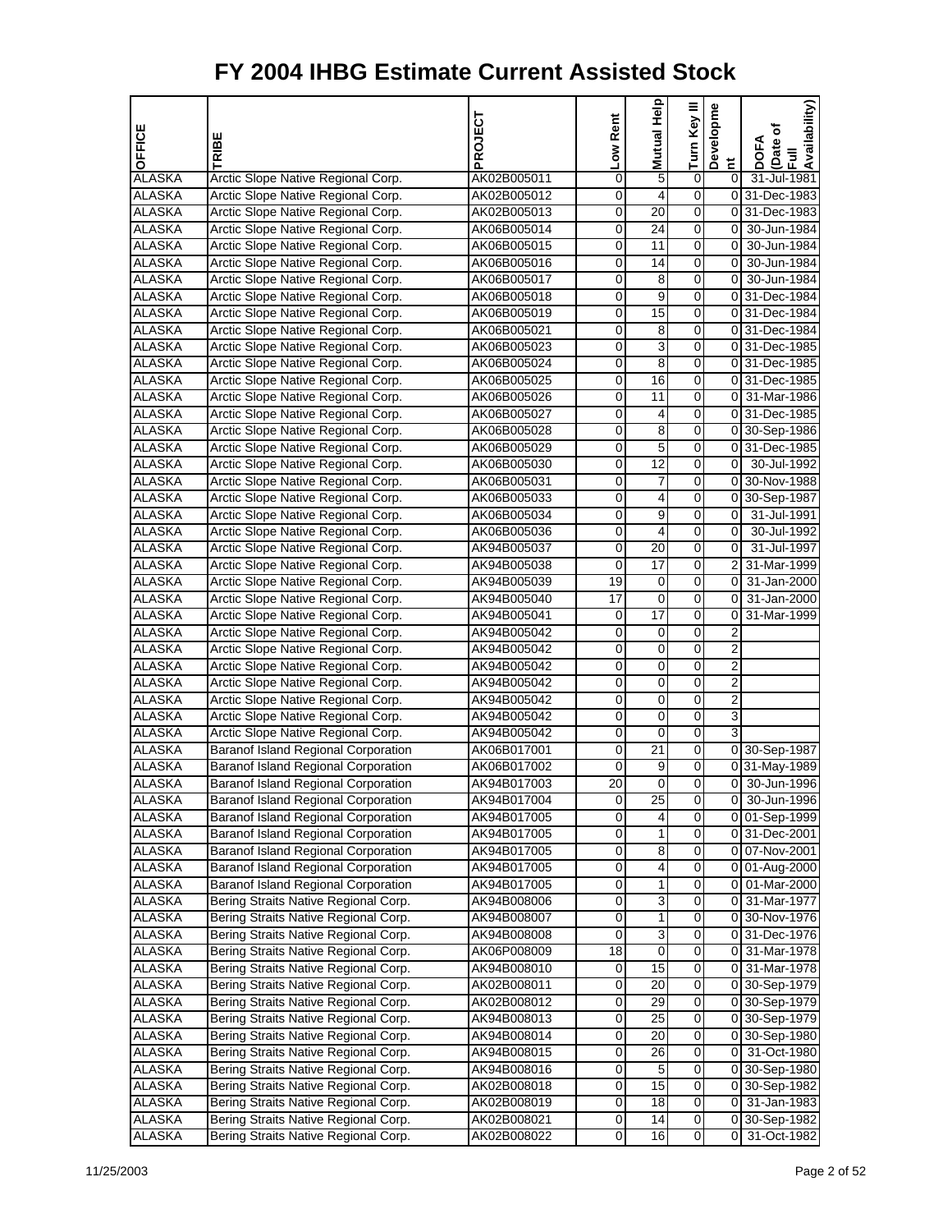# FY 2004 IHBG Estimate Current Assisted Stock

| OFFICE | TRIBE | PROJECT | Low Rent | Mutual Help | Turn Key III | Development | DOFA (Date of Full Availability) |
|---|---|---|---|---|---|---|---|
| ALASKA | Arctic Slope Native Regional Corp. | AK02B005011 | 0 | 5 | 0 | 0 | 31-Jul-1981 |
| ALASKA | Arctic Slope Native Regional Corp. | AK02B005012 | 0 | 4 | 0 | 0 | 31-Dec-1983 |
| ALASKA | Arctic Slope Native Regional Corp. | AK02B005013 | 0 | 20 | 0 | 0 | 31-Dec-1983 |
| ALASKA | Arctic Slope Native Regional Corp. | AK06B005014 | 0 | 24 | 0 | 0 | 30-Jun-1984 |
| ALASKA | Arctic Slope Native Regional Corp. | AK06B005015 | 0 | 11 | 0 | 0 | 30-Jun-1984 |
| ALASKA | Arctic Slope Native Regional Corp. | AK06B005016 | 0 | 14 | 0 | 0 | 30-Jun-1984 |
| ALASKA | Arctic Slope Native Regional Corp. | AK06B005017 | 0 | 8 | 0 | 0 | 30-Jun-1984 |
| ALASKA | Arctic Slope Native Regional Corp. | AK06B005018 | 0 | 9 | 0 | 0 | 31-Dec-1984 |
| ALASKA | Arctic Slope Native Regional Corp. | AK06B005019 | 0 | 15 | 0 | 0 | 31-Dec-1984 |
| ALASKA | Arctic Slope Native Regional Corp. | AK06B005021 | 0 | 8 | 0 | 0 | 31-Dec-1984 |
| ALASKA | Arctic Slope Native Regional Corp. | AK06B005023 | 0 | 3 | 0 | 0 | 31-Dec-1985 |
| ALASKA | Arctic Slope Native Regional Corp. | AK06B005024 | 0 | 8 | 0 | 0 | 31-Dec-1985 |
| ALASKA | Arctic Slope Native Regional Corp. | AK06B005025 | 0 | 16 | 0 | 0 | 31-Dec-1985 |
| ALASKA | Arctic Slope Native Regional Corp. | AK06B005026 | 0 | 11 | 0 | 0 | 31-Mar-1986 |
| ALASKA | Arctic Slope Native Regional Corp. | AK06B005027 | 0 | 4 | 0 | 0 | 31-Dec-1985 |
| ALASKA | Arctic Slope Native Regional Corp. | AK06B005028 | 0 | 8 | 0 | 0 | 30-Sep-1986 |
| ALASKA | Arctic Slope Native Regional Corp. | AK06B005029 | 0 | 5 | 0 | 0 | 31-Dec-1985 |
| ALASKA | Arctic Slope Native Regional Corp. | AK06B005030 | 0 | 12 | 0 | 0 | 30-Jul-1992 |
| ALASKA | Arctic Slope Native Regional Corp. | AK06B005031 | 0 | 7 | 0 | 0 | 30-Nov-1988 |
| ALASKA | Arctic Slope Native Regional Corp. | AK06B005033 | 0 | 4 | 0 | 0 | 30-Sep-1987 |
| ALASKA | Arctic Slope Native Regional Corp. | AK06B005034 | 0 | 9 | 0 | 0 | 31-Jul-1991 |
| ALASKA | Arctic Slope Native Regional Corp. | AK06B005036 | 0 | 4 | 0 | 0 | 30-Jul-1992 |
| ALASKA | Arctic Slope Native Regional Corp. | AK94B005037 | 0 | 20 | 0 | 0 | 31-Jul-1997 |
| ALASKA | Arctic Slope Native Regional Corp. | AK94B005038 | 0 | 17 | 0 | 2 | 31-Mar-1999 |
| ALASKA | Arctic Slope Native Regional Corp. | AK94B005039 | 19 | 0 | 0 | 0 | 31-Jan-2000 |
| ALASKA | Arctic Slope Native Regional Corp. | AK94B005040 | 17 | 0 | 0 | 0 | 31-Jan-2000 |
| ALASKA | Arctic Slope Native Regional Corp. | AK94B005041 | 0 | 17 | 0 | 0 | 31-Mar-1999 |
| ALASKA | Arctic Slope Native Regional Corp. | AK94B005042 | 0 | 0 | 0 | 2 | |
| ALASKA | Arctic Slope Native Regional Corp. | AK94B005042 | 0 | 0 | 0 | 2 | |
| ALASKA | Arctic Slope Native Regional Corp. | AK94B005042 | 0 | 0 | 0 | 2 | |
| ALASKA | Arctic Slope Native Regional Corp. | AK94B005042 | 0 | 0 | 0 | 2 | |
| ALASKA | Arctic Slope Native Regional Corp. | AK94B005042 | 0 | 0 | 0 | 2 | |
| ALASKA | Arctic Slope Native Regional Corp. | AK94B005042 | 0 | 0 | 0 | 3 | |
| ALASKA | Arctic Slope Native Regional Corp. | AK94B005042 | 0 | 0 | 0 | 3 | |
| ALASKA | Baranof Island Regional Corporation | AK06B017001 | 0 | 21 | 0 | 0 | 30-Sep-1987 |
| ALASKA | Baranof Island Regional Corporation | AK06B017002 | 0 | 9 | 0 | 0 | 31-May-1989 |
| ALASKA | Baranof Island Regional Corporation | AK94B017003 | 20 | 0 | 0 | 0 | 30-Jun-1996 |
| ALASKA | Baranof Island Regional Corporation | AK94B017004 | 0 | 25 | 0 | 0 | 30-Jun-1996 |
| ALASKA | Baranof Island Regional Corporation | AK94B017005 | 0 | 4 | 0 | 0 | 01-Sep-1999 |
| ALASKA | Baranof Island Regional Corporation | AK94B017005 | 0 | 1 | 0 | 0 | 31-Dec-2001 |
| ALASKA | Baranof Island Regional Corporation | AK94B017005 | 0 | 8 | 0 | 0 | 07-Nov-2001 |
| ALASKA | Baranof Island Regional Corporation | AK94B017005 | 0 | 4 | 0 | 0 | 01-Aug-2000 |
| ALASKA | Baranof Island Regional Corporation | AK94B017005 | 0 | 1 | 0 | 0 | 01-Mar-2000 |
| ALASKA | Bering Straits Native Regional Corp. | AK94B008006 | 0 | 3 | 0 | 0 | 31-Mar-1977 |
| ALASKA | Bering Straits Native Regional Corp. | AK94B008007 | 0 | 1 | 0 | 0 | 30-Nov-1976 |
| ALASKA | Bering Straits Native Regional Corp. | AK94B008008 | 0 | 3 | 0 | 0 | 31-Dec-1976 |
| ALASKA | Bering Straits Native Regional Corp. | AK06P008009 | 18 | 0 | 0 | 0 | 31-Mar-1978 |
| ALASKA | Bering Straits Native Regional Corp. | AK94B008010 | 0 | 15 | 0 | 0 | 31-Mar-1978 |
| ALASKA | Bering Straits Native Regional Corp. | AK02B008011 | 0 | 20 | 0 | 0 | 30-Sep-1979 |
| ALASKA | Bering Straits Native Regional Corp. | AK02B008012 | 0 | 29 | 0 | 0 | 30-Sep-1979 |
| ALASKA | Bering Straits Native Regional Corp. | AK94B008013 | 0 | 25 | 0 | 0 | 30-Sep-1979 |
| ALASKA | Bering Straits Native Regional Corp. | AK94B008014 | 0 | 20 | 0 | 0 | 30-Sep-1980 |
| ALASKA | Bering Straits Native Regional Corp. | AK94B008015 | 0 | 26 | 0 | 0 | 31-Oct-1980 |
| ALASKA | Bering Straits Native Regional Corp. | AK94B008016 | 0 | 5 | 0 | 0 | 30-Sep-1980 |
| ALASKA | Bering Straits Native Regional Corp. | AK02B008018 | 0 | 15 | 0 | 0 | 30-Sep-1982 |
| ALASKA | Bering Straits Native Regional Corp. | AK02B008019 | 0 | 18 | 0 | 0 | 31-Jan-1983 |
| ALASKA | Bering Straits Native Regional Corp. | AK02B008021 | 0 | 14 | 0 | 0 | 30-Sep-1982 |
| ALASKA | Bering Straits Native Regional Corp. | AK02B008022 | 0 | 16 | 0 | 0 | 31-Oct-1982 |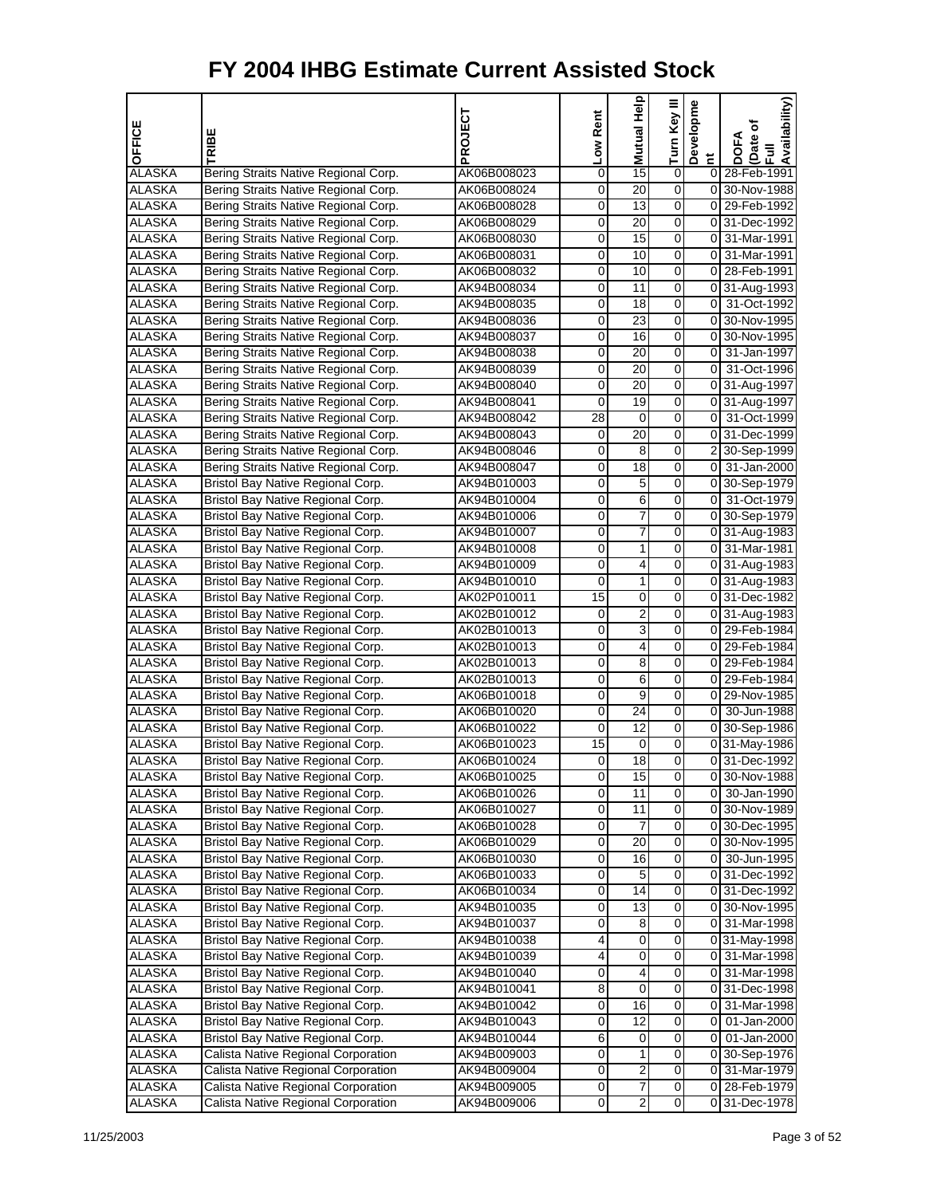# FY 2004 IHBG Estimate Current Assisted Stock

| OFFICE | TRIBE | PROJECT | Low Rent | Mutual Help | Turn Key III | Development | DOFA (Date of Full Availability) |
|---|---|---|---|---|---|---|---|
| ALASKA | Bering Straits Native Regional Corp. | AK06B008023 | 0 | 15 | 0 | 0 | 28-Feb-1991 |
| ALASKA | Bering Straits Native Regional Corp. | AK06B008024 | 0 | 20 | 0 | 0 | 30-Nov-1988 |
| ALASKA | Bering Straits Native Regional Corp. | AK06B008028 | 0 | 13 | 0 | 0 | 29-Feb-1992 |
| ALASKA | Bering Straits Native Regional Corp. | AK06B008029 | 0 | 20 | 0 | 0 | 31-Dec-1992 |
| ALASKA | Bering Straits Native Regional Corp. | AK06B008030 | 0 | 15 | 0 | 0 | 31-Mar-1991 |
| ALASKA | Bering Straits Native Regional Corp. | AK06B008031 | 0 | 10 | 0 | 0 | 31-Mar-1991 |
| ALASKA | Bering Straits Native Regional Corp. | AK06B008032 | 0 | 10 | 0 | 0 | 28-Feb-1991 |
| ALASKA | Bering Straits Native Regional Corp. | AK94B008034 | 0 | 11 | 0 | 0 | 31-Aug-1993 |
| ALASKA | Bering Straits Native Regional Corp. | AK94B008035 | 0 | 18 | 0 | 0 | 31-Oct-1992 |
| ALASKA | Bering Straits Native Regional Corp. | AK94B008036 | 0 | 23 | 0 | 0 | 30-Nov-1995 |
| ALASKA | Bering Straits Native Regional Corp. | AK94B008037 | 0 | 16 | 0 | 0 | 30-Nov-1995 |
| ALASKA | Bering Straits Native Regional Corp. | AK94B008038 | 0 | 20 | 0 | 0 | 31-Jan-1997 |
| ALASKA | Bering Straits Native Regional Corp. | AK94B008039 | 0 | 20 | 0 | 0 | 31-Oct-1996 |
| ALASKA | Bering Straits Native Regional Corp. | AK94B008040 | 0 | 20 | 0 | 0 | 31-Aug-1997 |
| ALASKA | Bering Straits Native Regional Corp. | AK94B008041 | 0 | 19 | 0 | 0 | 31-Aug-1997 |
| ALASKA | Bering Straits Native Regional Corp. | AK94B008042 | 28 | 0 | 0 | 0 | 31-Oct-1999 |
| ALASKA | Bering Straits Native Regional Corp. | AK94B008043 | 0 | 20 | 0 | 0 | 31-Dec-1999 |
| ALASKA | Bering Straits Native Regional Corp. | AK94B008046 | 0 | 8 | 0 | 2 | 30-Sep-1999 |
| ALASKA | Bering Straits Native Regional Corp. | AK94B008047 | 0 | 18 | 0 | 0 | 31-Jan-2000 |
| ALASKA | Bristol Bay Native Regional Corp. | AK94B010003 | 0 | 5 | 0 | 0 | 30-Sep-1979 |
| ALASKA | Bristol Bay Native Regional Corp. | AK94B010004 | 0 | 6 | 0 | 0 | 31-Oct-1979 |
| ALASKA | Bristol Bay Native Regional Corp. | AK94B010006 | 0 | 7 | 0 | 0 | 30-Sep-1979 |
| ALASKA | Bristol Bay Native Regional Corp. | AK94B010007 | 0 | 7 | 0 | 0 | 31-Aug-1983 |
| ALASKA | Bristol Bay Native Regional Corp. | AK94B010008 | 0 | 1 | 0 | 0 | 31-Mar-1981 |
| ALASKA | Bristol Bay Native Regional Corp. | AK94B010009 | 0 | 4 | 0 | 0 | 31-Aug-1983 |
| ALASKA | Bristol Bay Native Regional Corp. | AK94B010010 | 0 | 1 | 0 | 0 | 31-Aug-1983 |
| ALASKA | Bristol Bay Native Regional Corp. | AK02P010011 | 15 | 0 | 0 | 0 | 31-Dec-1982 |
| ALASKA | Bristol Bay Native Regional Corp. | AK02B010012 | 0 | 2 | 0 | 0 | 31-Aug-1983 |
| ALASKA | Bristol Bay Native Regional Corp. | AK02B010013 | 0 | 3 | 0 | 0 | 29-Feb-1984 |
| ALASKA | Bristol Bay Native Regional Corp. | AK02B010013 | 0 | 4 | 0 | 0 | 29-Feb-1984 |
| ALASKA | Bristol Bay Native Regional Corp. | AK02B010013 | 0 | 8 | 0 | 0 | 29-Feb-1984 |
| ALASKA | Bristol Bay Native Regional Corp. | AK02B010013 | 0 | 6 | 0 | 0 | 29-Feb-1984 |
| ALASKA | Bristol Bay Native Regional Corp. | AK06B010018 | 0 | 9 | 0 | 0 | 29-Nov-1985 |
| ALASKA | Bristol Bay Native Regional Corp. | AK06B010020 | 0 | 24 | 0 | 0 | 30-Jun-1988 |
| ALASKA | Bristol Bay Native Regional Corp. | AK06B010022 | 0 | 12 | 0 | 0 | 30-Sep-1986 |
| ALASKA | Bristol Bay Native Regional Corp. | AK06B010023 | 15 | 0 | 0 | 0 | 31-May-1986 |
| ALASKA | Bristol Bay Native Regional Corp. | AK06B010024 | 0 | 18 | 0 | 0 | 31-Dec-1992 |
| ALASKA | Bristol Bay Native Regional Corp. | AK06B010025 | 0 | 15 | 0 | 0 | 30-Nov-1988 |
| ALASKA | Bristol Bay Native Regional Corp. | AK06B010026 | 0 | 11 | 0 | 0 | 30-Jan-1990 |
| ALASKA | Bristol Bay Native Regional Corp. | AK06B010027 | 0 | 11 | 0 | 0 | 30-Nov-1989 |
| ALASKA | Bristol Bay Native Regional Corp. | AK06B010028 | 0 | 7 | 0 | 0 | 30-Dec-1995 |
| ALASKA | Bristol Bay Native Regional Corp. | AK06B010029 | 0 | 20 | 0 | 0 | 30-Nov-1995 |
| ALASKA | Bristol Bay Native Regional Corp. | AK06B010030 | 0 | 16 | 0 | 0 | 30-Jun-1995 |
| ALASKA | Bristol Bay Native Regional Corp. | AK06B010033 | 0 | 5 | 0 | 0 | 31-Dec-1992 |
| ALASKA | Bristol Bay Native Regional Corp. | AK06B010034 | 0 | 14 | 0 | 0 | 31-Dec-1992 |
| ALASKA | Bristol Bay Native Regional Corp. | AK94B010035 | 0 | 13 | 0 | 0 | 30-Nov-1995 |
| ALASKA | Bristol Bay Native Regional Corp. | AK94B010037 | 0 | 8 | 0 | 0 | 31-Mar-1998 |
| ALASKA | Bristol Bay Native Regional Corp. | AK94B010038 | 4 | 0 | 0 | 0 | 31-May-1998 |
| ALASKA | Bristol Bay Native Regional Corp. | AK94B010039 | 4 | 0 | 0 | 0 | 31-Mar-1998 |
| ALASKA | Bristol Bay Native Regional Corp. | AK94B010040 | 0 | 4 | 0 | 0 | 31-Mar-1998 |
| ALASKA | Bristol Bay Native Regional Corp. | AK94B010041 | 8 | 0 | 0 | 0 | 31-Dec-1998 |
| ALASKA | Bristol Bay Native Regional Corp. | AK94B010042 | 0 | 16 | 0 | 0 | 31-Mar-1998 |
| ALASKA | Bristol Bay Native Regional Corp. | AK94B010043 | 0 | 12 | 0 | 0 | 01-Jan-2000 |
| ALASKA | Bristol Bay Native Regional Corp. | AK94B010044 | 6 | 0 | 0 | 0 | 01-Jan-2000 |
| ALASKA | Calista Native Regional Corporation | AK94B009003 | 0 | 1 | 0 | 0 | 30-Sep-1976 |
| ALASKA | Calista Native Regional Corporation | AK94B009004 | 0 | 2 | 0 | 0 | 31-Mar-1979 |
| ALASKA | Calista Native Regional Corporation | AK94B009005 | 0 | 7 | 0 | 0 | 28-Feb-1979 |
| ALASKA | Calista Native Regional Corporation | AK94B009006 | 0 | 2 | 0 | 0 | 31-Dec-1978 |

11/25/2003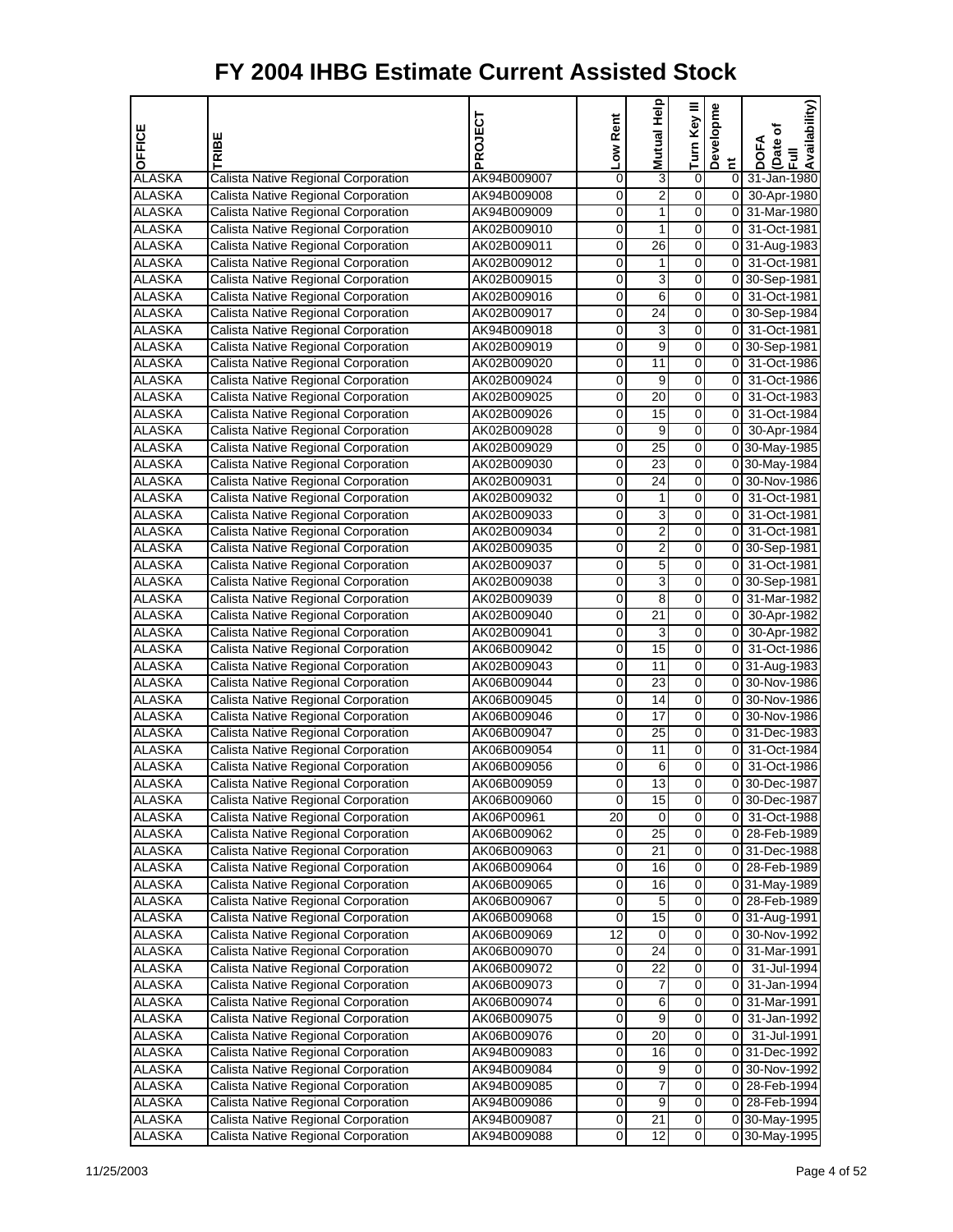# FY 2004 IHBG Estimate Current Assisted Stock

| OFFICE | TRIBE | PROJECT | Low Rent | Mutual Help | Turn Key III | Development | DOFA (Date of Full Availability) |
|---|---|---|---|---|---|---|---|
| ALASKA | Calista Native Regional Corporation | AK94B009007 | 0 | 3 | 0 | 0 | 31-Jan-1980 |
| ALASKA | Calista Native Regional Corporation | AK94B009008 | 0 | 2 | 0 | 0 | 30-Apr-1980 |
| ALASKA | Calista Native Regional Corporation | AK94B009009 | 0 | 1 | 0 | 0 | 31-Mar-1980 |
| ALASKA | Calista Native Regional Corporation | AK02B009010 | 0 | 1 | 0 | 0 | 31-Oct-1981 |
| ALASKA | Calista Native Regional Corporation | AK02B009011 | 0 | 26 | 0 | 0 | 31-Aug-1983 |
| ALASKA | Calista Native Regional Corporation | AK02B009012 | 0 | 1 | 0 | 0 | 31-Oct-1981 |
| ALASKA | Calista Native Regional Corporation | AK02B009015 | 0 | 3 | 0 | 0 | 30-Sep-1981 |
| ALASKA | Calista Native Regional Corporation | AK02B009016 | 0 | 6 | 0 | 0 | 31-Oct-1981 |
| ALASKA | Calista Native Regional Corporation | AK02B009017 | 0 | 24 | 0 | 0 | 30-Sep-1984 |
| ALASKA | Calista Native Regional Corporation | AK94B009018 | 0 | 3 | 0 | 0 | 31-Oct-1981 |
| ALASKA | Calista Native Regional Corporation | AK02B009019 | 0 | 9 | 0 | 0 | 30-Sep-1981 |
| ALASKA | Calista Native Regional Corporation | AK02B009020 | 0 | 11 | 0 | 0 | 31-Oct-1986 |
| ALASKA | Calista Native Regional Corporation | AK02B009024 | 0 | 9 | 0 | 0 | 31-Oct-1986 |
| ALASKA | Calista Native Regional Corporation | AK02B009025 | 0 | 20 | 0 | 0 | 31-Oct-1983 |
| ALASKA | Calista Native Regional Corporation | AK02B009026 | 0 | 15 | 0 | 0 | 31-Oct-1984 |
| ALASKA | Calista Native Regional Corporation | AK02B009028 | 0 | 9 | 0 | 0 | 30-Apr-1984 |
| ALASKA | Calista Native Regional Corporation | AK02B009029 | 0 | 25 | 0 | 0 | 30-May-1985 |
| ALASKA | Calista Native Regional Corporation | AK02B009030 | 0 | 23 | 0 | 0 | 30-May-1984 |
| ALASKA | Calista Native Regional Corporation | AK02B009031 | 0 | 24 | 0 | 0 | 30-Nov-1986 |
| ALASKA | Calista Native Regional Corporation | AK02B009032 | 0 | 1 | 0 | 0 | 31-Oct-1981 |
| ALASKA | Calista Native Regional Corporation | AK02B009033 | 0 | 3 | 0 | 0 | 31-Oct-1981 |
| ALASKA | Calista Native Regional Corporation | AK02B009034 | 0 | 2 | 0 | 0 | 31-Oct-1981 |
| ALASKA | Calista Native Regional Corporation | AK02B009035 | 0 | 2 | 0 | 0 | 30-Sep-1981 |
| ALASKA | Calista Native Regional Corporation | AK02B009037 | 0 | 5 | 0 | 0 | 31-Oct-1981 |
| ALASKA | Calista Native Regional Corporation | AK02B009038 | 0 | 3 | 0 | 0 | 30-Sep-1981 |
| ALASKA | Calista Native Regional Corporation | AK02B009039 | 0 | 8 | 0 | 0 | 31-Mar-1982 |
| ALASKA | Calista Native Regional Corporation | AK02B009040 | 0 | 21 | 0 | 0 | 30-Apr-1982 |
| ALASKA | Calista Native Regional Corporation | AK02B009041 | 0 | 3 | 0 | 0 | 30-Apr-1982 |
| ALASKA | Calista Native Regional Corporation | AK06B009042 | 0 | 15 | 0 | 0 | 31-Oct-1986 |
| ALASKA | Calista Native Regional Corporation | AK02B009043 | 0 | 11 | 0 | 0 | 31-Aug-1983 |
| ALASKA | Calista Native Regional Corporation | AK06B009044 | 0 | 23 | 0 | 0 | 30-Nov-1986 |
| ALASKA | Calista Native Regional Corporation | AK06B009045 | 0 | 14 | 0 | 0 | 30-Nov-1986 |
| ALASKA | Calista Native Regional Corporation | AK06B009046 | 0 | 17 | 0 | 0 | 30-Nov-1986 |
| ALASKA | Calista Native Regional Corporation | AK06B009047 | 0 | 25 | 0 | 0 | 31-Dec-1983 |
| ALASKA | Calista Native Regional Corporation | AK06B009054 | 0 | 11 | 0 | 0 | 31-Oct-1984 |
| ALASKA | Calista Native Regional Corporation | AK06B009056 | 0 | 6 | 0 | 0 | 31-Oct-1986 |
| ALASKA | Calista Native Regional Corporation | AK06B009059 | 0 | 13 | 0 | 0 | 30-Dec-1987 |
| ALASKA | Calista Native Regional Corporation | AK06B009060 | 0 | 15 | 0 | 0 | 30-Dec-1987 |
| ALASKA | Calista Native Regional Corporation | AK06P00961 | 20 | 0 | 0 | 0 | 31-Oct-1988 |
| ALASKA | Calista Native Regional Corporation | AK06B009062 | 0 | 25 | 0 | 0 | 28-Feb-1989 |
| ALASKA | Calista Native Regional Corporation | AK06B009063 | 0 | 21 | 0 | 0 | 31-Dec-1988 |
| ALASKA | Calista Native Regional Corporation | AK06B009064 | 0 | 16 | 0 | 0 | 28-Feb-1989 |
| ALASKA | Calista Native Regional Corporation | AK06B009065 | 0 | 16 | 0 | 0 | 31-May-1989 |
| ALASKA | Calista Native Regional Corporation | AK06B009067 | 0 | 5 | 0 | 0 | 28-Feb-1989 |
| ALASKA | Calista Native Regional Corporation | AK06B009068 | 0 | 15 | 0 | 0 | 31-Aug-1991 |
| ALASKA | Calista Native Regional Corporation | AK06B009069 | 12 | 0 | 0 | 0 | 30-Nov-1992 |
| ALASKA | Calista Native Regional Corporation | AK06B009070 | 0 | 24 | 0 | 0 | 31-Mar-1991 |
| ALASKA | Calista Native Regional Corporation | AK06B009072 | 0 | 22 | 0 | 0 | 31-Jul-1994 |
| ALASKA | Calista Native Regional Corporation | AK06B009073 | 0 | 7 | 0 | 0 | 31-Jan-1994 |
| ALASKA | Calista Native Regional Corporation | AK06B009074 | 0 | 6 | 0 | 0 | 31-Mar-1991 |
| ALASKA | Calista Native Regional Corporation | AK06B009075 | 0 | 9 | 0 | 0 | 31-Jan-1992 |
| ALASKA | Calista Native Regional Corporation | AK06B009076 | 0 | 20 | 0 | 0 | 31-Jul-1991 |
| ALASKA | Calista Native Regional Corporation | AK94B009083 | 0 | 16 | 0 | 0 | 31-Dec-1992 |
| ALASKA | Calista Native Regional Corporation | AK94B009084 | 0 | 9 | 0 | 0 | 30-Nov-1992 |
| ALASKA | Calista Native Regional Corporation | AK94B009085 | 0 | 7 | 0 | 0 | 28-Feb-1994 |
| ALASKA | Calista Native Regional Corporation | AK94B009086 | 0 | 9 | 0 | 0 | 28-Feb-1994 |
| ALASKA | Calista Native Regional Corporation | AK94B009087 | 0 | 21 | 0 | 0 | 30-May-1995 |
| ALASKA | Calista Native Regional Corporation | AK94B009088 | 0 | 12 | 0 | 0 | 30-May-1995 |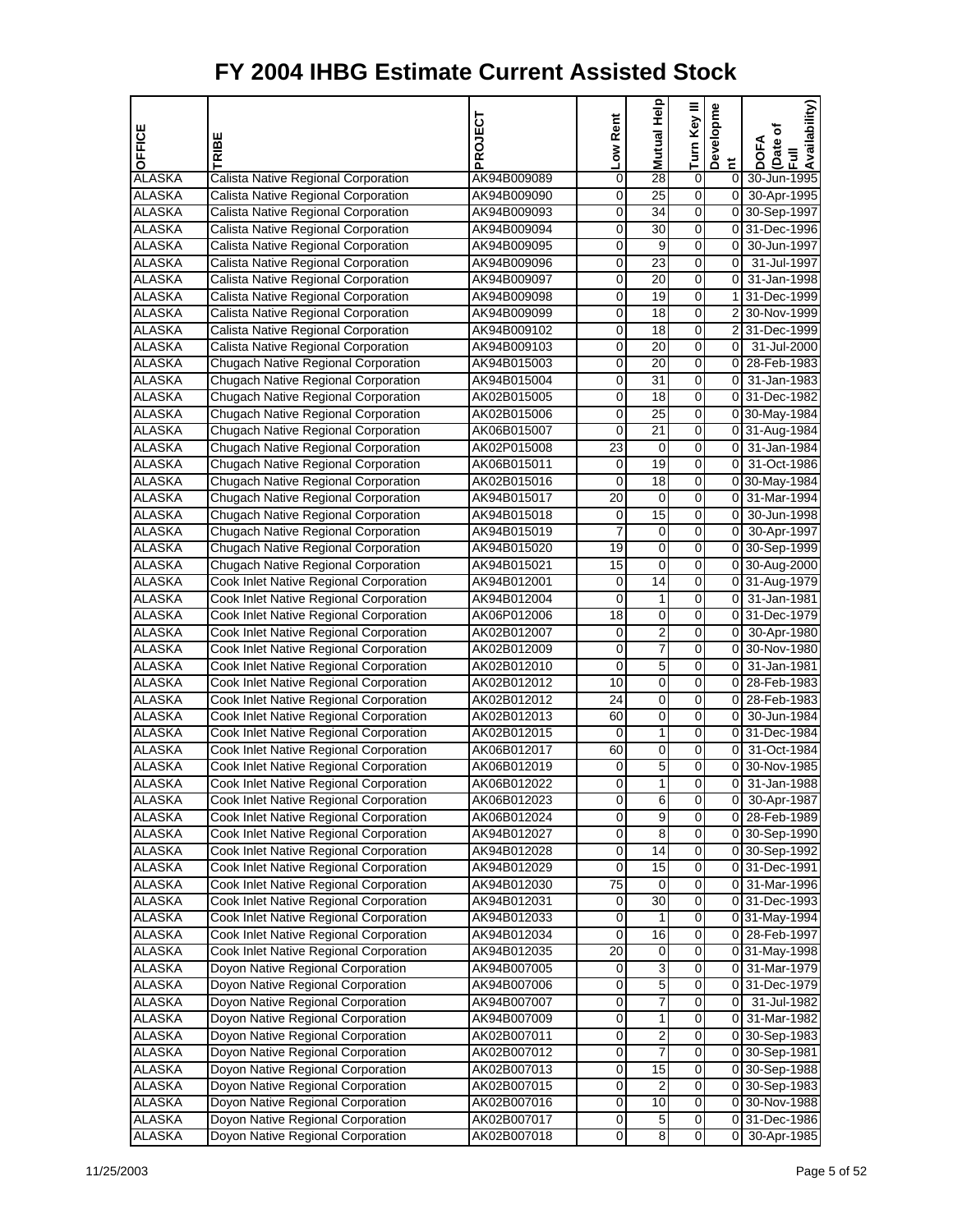# FY 2004 IHBG Estimate Current Assisted Stock

| OFFICE | TRIBE | PROJECT | Low Rent | Mutual Help | Turn Key III | Development | DOFA (Date of Full Availability) |
|---|---|---|---|---|---|---|---|
| ALASKA | Calista Native Regional Corporation | AK94B009089 | 0 | 28 | 0 | 0 | 30-Jun-1995 |
| ALASKA | Calista Native Regional Corporation | AK94B009090 | 0 | 25 | 0 | 0 | 30-Apr-1995 |
| ALASKA | Calista Native Regional Corporation | AK94B009093 | 0 | 34 | 0 | 0 | 30-Sep-1997 |
| ALASKA | Calista Native Regional Corporation | AK94B009094 | 0 | 30 | 0 | 0 | 31-Dec-1996 |
| ALASKA | Calista Native Regional Corporation | AK94B009095 | 0 | 9 | 0 | 0 | 30-Jun-1997 |
| ALASKA | Calista Native Regional Corporation | AK94B009096 | 0 | 23 | 0 | 0 | 31-Jul-1997 |
| ALASKA | Calista Native Regional Corporation | AK94B009097 | 0 | 20 | 0 | 0 | 31-Jan-1998 |
| ALASKA | Calista Native Regional Corporation | AK94B009098 | 0 | 19 | 0 | 1 | 31-Dec-1999 |
| ALASKA | Calista Native Regional Corporation | AK94B009099 | 0 | 18 | 0 | 2 | 30-Nov-1999 |
| ALASKA | Calista Native Regional Corporation | AK94B009102 | 0 | 18 | 0 | 2 | 31-Dec-1999 |
| ALASKA | Calista Native Regional Corporation | AK94B009103 | 0 | 20 | 0 | 0 | 31-Jul-2000 |
| ALASKA | Chugach Native Regional Corporation | AK94B015003 | 0 | 20 | 0 | 0 | 28-Feb-1983 |
| ALASKA | Chugach Native Regional Corporation | AK94B015004 | 0 | 31 | 0 | 0 | 31-Jan-1983 |
| ALASKA | Chugach Native Regional Corporation | AK02B015005 | 0 | 18 | 0 | 0 | 31-Dec-1982 |
| ALASKA | Chugach Native Regional Corporation | AK02B015006 | 0 | 25 | 0 | 0 | 30-May-1984 |
| ALASKA | Chugach Native Regional Corporation | AK06B015007 | 0 | 21 | 0 | 0 | 31-Aug-1984 |
| ALASKA | Chugach Native Regional Corporation | AK02P015008 | 23 | 0 | 0 | 0 | 31-Jan-1984 |
| ALASKA | Chugach Native Regional Corporation | AK06B015011 | 0 | 19 | 0 | 0 | 31-Oct-1986 |
| ALASKA | Chugach Native Regional Corporation | AK02B015016 | 0 | 18 | 0 | 0 | 30-May-1984 |
| ALASKA | Chugach Native Regional Corporation | AK94B015017 | 20 | 0 | 0 | 0 | 31-Mar-1994 |
| ALASKA | Chugach Native Regional Corporation | AK94B015018 | 0 | 15 | 0 | 0 | 30-Jun-1998 |
| ALASKA | Chugach Native Regional Corporation | AK94B015019 | 7 | 0 | 0 | 0 | 30-Apr-1997 |
| ALASKA | Chugach Native Regional Corporation | AK94B015020 | 19 | 0 | 0 | 0 | 30-Sep-1999 |
| ALASKA | Chugach Native Regional Corporation | AK94B015021 | 15 | 0 | 0 | 0 | 30-Aug-2000 |
| ALASKA | Cook Inlet Native Regional Corporation | AK94B012001 | 0 | 14 | 0 | 0 | 31-Aug-1979 |
| ALASKA | Cook Inlet Native Regional Corporation | AK94B012004 | 0 | 1 | 0 | 0 | 31-Jan-1981 |
| ALASKA | Cook Inlet Native Regional Corporation | AK06P012006 | 18 | 0 | 0 | 0 | 31-Dec-1979 |
| ALASKA | Cook Inlet Native Regional Corporation | AK02B012007 | 0 | 2 | 0 | 0 | 30-Apr-1980 |
| ALASKA | Cook Inlet Native Regional Corporation | AK02B012009 | 0 | 7 | 0 | 0 | 30-Nov-1980 |
| ALASKA | Cook Inlet Native Regional Corporation | AK02B012010 | 0 | 5 | 0 | 0 | 31-Jan-1981 |
| ALASKA | Cook Inlet Native Regional Corporation | AK02B012012 | 10 | 0 | 0 | 0 | 28-Feb-1983 |
| ALASKA | Cook Inlet Native Regional Corporation | AK02B012012 | 24 | 0 | 0 | 0 | 28-Feb-1983 |
| ALASKA | Cook Inlet Native Regional Corporation | AK02B012013 | 60 | 0 | 0 | 0 | 30-Jun-1984 |
| ALASKA | Cook Inlet Native Regional Corporation | AK02B012015 | 0 | 1 | 0 | 0 | 31-Dec-1984 |
| ALASKA | Cook Inlet Native Regional Corporation | AK06B012017 | 60 | 0 | 0 | 0 | 31-Oct-1984 |
| ALASKA | Cook Inlet Native Regional Corporation | AK06B012019 | 0 | 5 | 0 | 0 | 30-Nov-1985 |
| ALASKA | Cook Inlet Native Regional Corporation | AK06B012022 | 0 | 1 | 0 | 0 | 31-Jan-1988 |
| ALASKA | Cook Inlet Native Regional Corporation | AK06B012023 | 0 | 6 | 0 | 0 | 30-Apr-1987 |
| ALASKA | Cook Inlet Native Regional Corporation | AK06B012024 | 0 | 9 | 0 | 0 | 28-Feb-1989 |
| ALASKA | Cook Inlet Native Regional Corporation | AK94B012027 | 0 | 8 | 0 | 0 | 30-Sep-1990 |
| ALASKA | Cook Inlet Native Regional Corporation | AK94B012028 | 0 | 14 | 0 | 0 | 30-Sep-1992 |
| ALASKA | Cook Inlet Native Regional Corporation | AK94B012029 | 0 | 15 | 0 | 0 | 31-Dec-1991 |
| ALASKA | Cook Inlet Native Regional Corporation | AK94B012030 | 75 | 0 | 0 | 0 | 31-Mar-1996 |
| ALASKA | Cook Inlet Native Regional Corporation | AK94B012031 | 0 | 30 | 0 | 0 | 31-Dec-1993 |
| ALASKA | Cook Inlet Native Regional Corporation | AK94B012033 | 0 | 1 | 0 | 0 | 31-May-1994 |
| ALASKA | Cook Inlet Native Regional Corporation | AK94B012034 | 0 | 16 | 0 | 0 | 28-Feb-1997 |
| ALASKA | Cook Inlet Native Regional Corporation | AK94B012035 | 20 | 0 | 0 | 0 | 31-May-1998 |
| ALASKA | Doyon Native Regional Corporation | AK94B007005 | 0 | 3 | 0 | 0 | 31-Mar-1979 |
| ALASKA | Doyon Native Regional Corporation | AK94B007006 | 0 | 5 | 0 | 0 | 31-Dec-1979 |
| ALASKA | Doyon Native Regional Corporation | AK94B007007 | 0 | 7 | 0 | 0 | 31-Jul-1982 |
| ALASKA | Doyon Native Regional Corporation | AK94B007009 | 0 | 1 | 0 | 0 | 31-Mar-1982 |
| ALASKA | Doyon Native Regional Corporation | AK02B007011 | 0 | 2 | 0 | 0 | 30-Sep-1983 |
| ALASKA | Doyon Native Regional Corporation | AK02B007012 | 0 | 7 | 0 | 0 | 30-Sep-1981 |
| ALASKA | Doyon Native Regional Corporation | AK02B007013 | 0 | 15 | 0 | 0 | 30-Sep-1988 |
| ALASKA | Doyon Native Regional Corporation | AK02B007015 | 0 | 2 | 0 | 0 | 30-Sep-1983 |
| ALASKA | Doyon Native Regional Corporation | AK02B007016 | 0 | 10 | 0 | 0 | 30-Nov-1988 |
| ALASKA | Doyon Native Regional Corporation | AK02B007017 | 0 | 5 | 0 | 0 | 31-Dec-1986 |
| ALASKA | Doyon Native Regional Corporation | AK02B007018 | 0 | 8 | 0 | 0 | 30-Apr-1985 |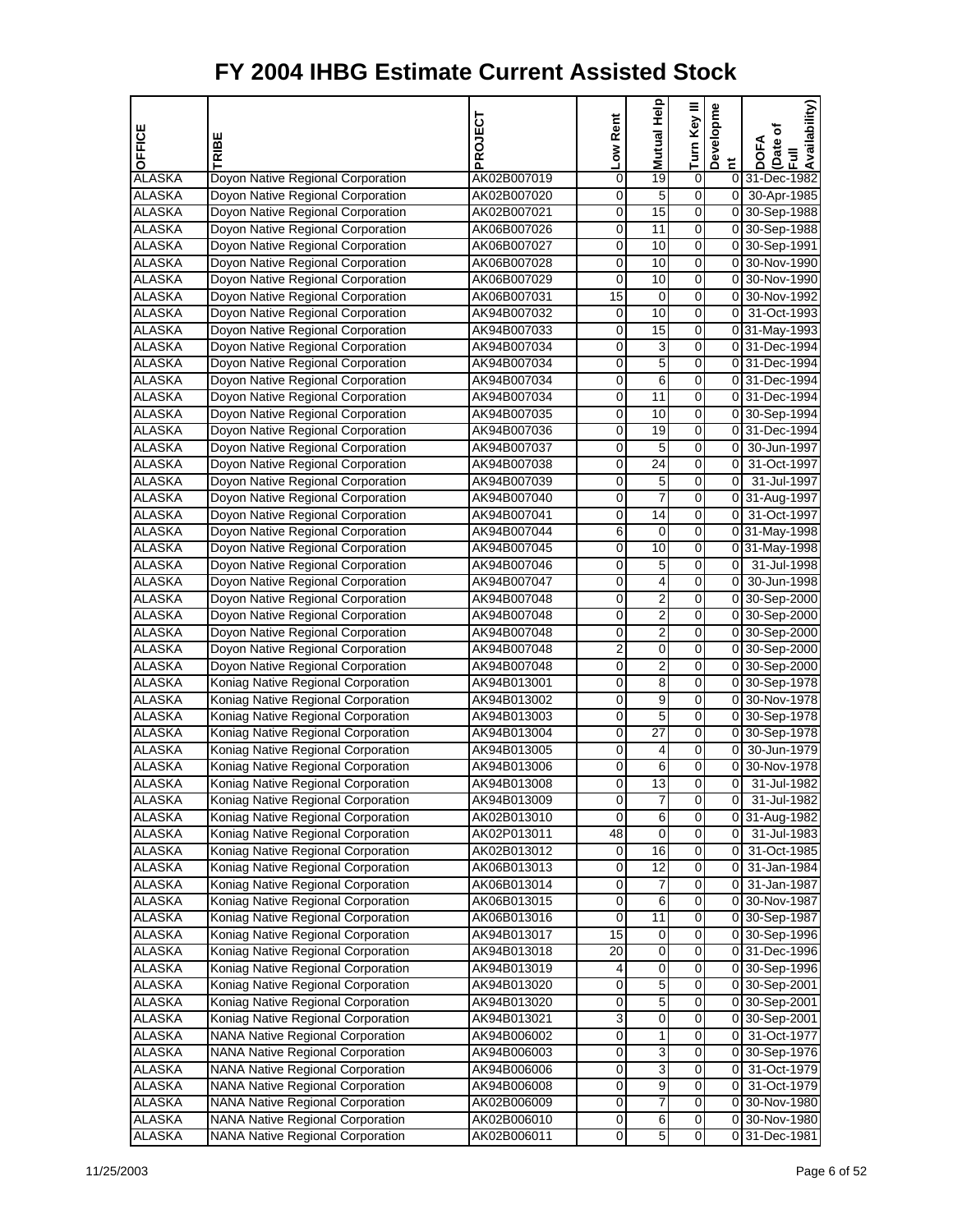# FY 2004 IHBG Estimate Current Assisted Stock

| OFFICE | TRIBE | PROJECT | Low Rent | Mutual Help | Turn Key III | Development | DOFA (Date of Full Availability) |
|---|---|---|---|---|---|---|---|
| ALASKA | Doyon Native Regional Corporation | AK02B007019 | 0 | 19 | 0 | 0 | 31-Dec-1982 |
| ALASKA | Doyon Native Regional Corporation | AK02B007020 | 0 | 5 | 0 | 0 | 30-Apr-1985 |
| ALASKA | Doyon Native Regional Corporation | AK02B007021 | 0 | 15 | 0 | 0 | 30-Sep-1988 |
| ALASKA | Doyon Native Regional Corporation | AK06B007026 | 0 | 11 | 0 | 0 | 30-Sep-1988 |
| ALASKA | Doyon Native Regional Corporation | AK06B007027 | 0 | 10 | 0 | 0 | 30-Sep-1991 |
| ALASKA | Doyon Native Regional Corporation | AK06B007028 | 0 | 10 | 0 | 0 | 30-Nov-1990 |
| ALASKA | Doyon Native Regional Corporation | AK06B007029 | 0 | 10 | 0 | 0 | 30-Nov-1990 |
| ALASKA | Doyon Native Regional Corporation | AK06B007031 | 15 | 0 | 0 | 0 | 30-Nov-1992 |
| ALASKA | Doyon Native Regional Corporation | AK94B007032 | 0 | 10 | 0 | 0 | 31-Oct-1993 |
| ALASKA | Doyon Native Regional Corporation | AK94B007033 | 0 | 15 | 0 | 0 | 31-May-1993 |
| ALASKA | Doyon Native Regional Corporation | AK94B007034 | 0 | 3 | 0 | 0 | 31-Dec-1994 |
| ALASKA | Doyon Native Regional Corporation | AK94B007034 | 0 | 5 | 0 | 0 | 31-Dec-1994 |
| ALASKA | Doyon Native Regional Corporation | AK94B007034 | 0 | 6 | 0 | 0 | 31-Dec-1994 |
| ALASKA | Doyon Native Regional Corporation | AK94B007034 | 0 | 11 | 0 | 0 | 31-Dec-1994 |
| ALASKA | Doyon Native Regional Corporation | AK94B007035 | 0 | 10 | 0 | 0 | 30-Sep-1994 |
| ALASKA | Doyon Native Regional Corporation | AK94B007036 | 0 | 19 | 0 | 0 | 31-Dec-1994 |
| ALASKA | Doyon Native Regional Corporation | AK94B007037 | 0 | 5 | 0 | 0 | 30-Jun-1997 |
| ALASKA | Doyon Native Regional Corporation | AK94B007038 | 0 | 24 | 0 | 0 | 31-Oct-1997 |
| ALASKA | Doyon Native Regional Corporation | AK94B007039 | 0 | 5 | 0 | 0 | 31-Jul-1997 |
| ALASKA | Doyon Native Regional Corporation | AK94B007040 | 0 | 7 | 0 | 0 | 31-Aug-1997 |
| ALASKA | Doyon Native Regional Corporation | AK94B007041 | 0 | 14 | 0 | 0 | 31-Oct-1997 |
| ALASKA | Doyon Native Regional Corporation | AK94B007044 | 6 | 0 | 0 | 0 | 31-May-1998 |
| ALASKA | Doyon Native Regional Corporation | AK94B007045 | 0 | 10 | 0 | 0 | 31-May-1998 |
| ALASKA | Doyon Native Regional Corporation | AK94B007046 | 0 | 5 | 0 | 0 | 31-Jul-1998 |
| ALASKA | Doyon Native Regional Corporation | AK94B007047 | 0 | 4 | 0 | 0 | 30-Jun-1998 |
| ALASKA | Doyon Native Regional Corporation | AK94B007048 | 0 | 2 | 0 | 0 | 30-Sep-2000 |
| ALASKA | Doyon Native Regional Corporation | AK94B007048 | 0 | 2 | 0 | 0 | 30-Sep-2000 |
| ALASKA | Doyon Native Regional Corporation | AK94B007048 | 0 | 2 | 0 | 0 | 30-Sep-2000 |
| ALASKA | Doyon Native Regional Corporation | AK94B007048 | 2 | 0 | 0 | 0 | 30-Sep-2000 |
| ALASKA | Doyon Native Regional Corporation | AK94B007048 | 0 | 2 | 0 | 0 | 30-Sep-2000 |
| ALASKA | Koniag Native Regional Corporation | AK94B013001 | 0 | 8 | 0 | 0 | 30-Sep-1978 |
| ALASKA | Koniag Native Regional Corporation | AK94B013002 | 0 | 9 | 0 | 0 | 30-Nov-1978 |
| ALASKA | Koniag Native Regional Corporation | AK94B013003 | 0 | 5 | 0 | 0 | 30-Sep-1978 |
| ALASKA | Koniag Native Regional Corporation | AK94B013004 | 0 | 27 | 0 | 0 | 30-Sep-1978 |
| ALASKA | Koniag Native Regional Corporation | AK94B013005 | 0 | 4 | 0 | 0 | 30-Jun-1979 |
| ALASKA | Koniag Native Regional Corporation | AK94B013006 | 0 | 6 | 0 | 0 | 30-Nov-1978 |
| ALASKA | Koniag Native Regional Corporation | AK94B013008 | 0 | 13 | 0 | 0 | 31-Jul-1982 |
| ALASKA | Koniag Native Regional Corporation | AK94B013009 | 0 | 7 | 0 | 0 | 31-Jul-1982 |
| ALASKA | Koniag Native Regional Corporation | AK02B013010 | 0 | 6 | 0 | 0 | 31-Aug-1982 |
| ALASKA | Koniag Native Regional Corporation | AK02P013011 | 48 | 0 | 0 | 0 | 31-Jul-1983 |
| ALASKA | Koniag Native Regional Corporation | AK02B013012 | 0 | 16 | 0 | 0 | 31-Oct-1985 |
| ALASKA | Koniag Native Regional Corporation | AK06B013013 | 0 | 12 | 0 | 0 | 31-Jan-1984 |
| ALASKA | Koniag Native Regional Corporation | AK06B013014 | 0 | 7 | 0 | 0 | 31-Jan-1987 |
| ALASKA | Koniag Native Regional Corporation | AK06B013015 | 0 | 6 | 0 | 0 | 30-Nov-1987 |
| ALASKA | Koniag Native Regional Corporation | AK06B013016 | 0 | 11 | 0 | 0 | 30-Sep-1987 |
| ALASKA | Koniag Native Regional Corporation | AK94B013017 | 15 | 0 | 0 | 0 | 30-Sep-1996 |
| ALASKA | Koniag Native Regional Corporation | AK94B013018 | 20 | 0 | 0 | 0 | 31-Dec-1996 |
| ALASKA | Koniag Native Regional Corporation | AK94B013019 | 4 | 0 | 0 | 0 | 30-Sep-1996 |
| ALASKA | Koniag Native Regional Corporation | AK94B013020 | 0 | 5 | 0 | 0 | 30-Sep-2001 |
| ALASKA | Koniag Native Regional Corporation | AK94B013020 | 0 | 5 | 0 | 0 | 30-Sep-2001 |
| ALASKA | Koniag Native Regional Corporation | AK94B013021 | 3 | 0 | 0 | 0 | 30-Sep-2001 |
| ALASKA | NANA Native Regional Corporation | AK94B006002 | 0 | 1 | 0 | 0 | 31-Oct-1977 |
| ALASKA | NANA Native Regional Corporation | AK94B006003 | 0 | 3 | 0 | 0 | 30-Sep-1976 |
| ALASKA | NANA Native Regional Corporation | AK94B006006 | 0 | 3 | 0 | 0 | 31-Oct-1979 |
| ALASKA | NANA Native Regional Corporation | AK94B006008 | 0 | 9 | 0 | 0 | 31-Oct-1979 |
| ALASKA | NANA Native Regional Corporation | AK02B006009 | 0 | 7 | 0 | 0 | 30-Nov-1980 |
| ALASKA | NANA Native Regional Corporation | AK02B006010 | 0 | 6 | 0 | 0 | 30-Nov-1980 |
| ALASKA | NANA Native Regional Corporation | AK02B006011 | 0 | 5 | 0 | 0 | 31-Dec-1981 |

11/25/2003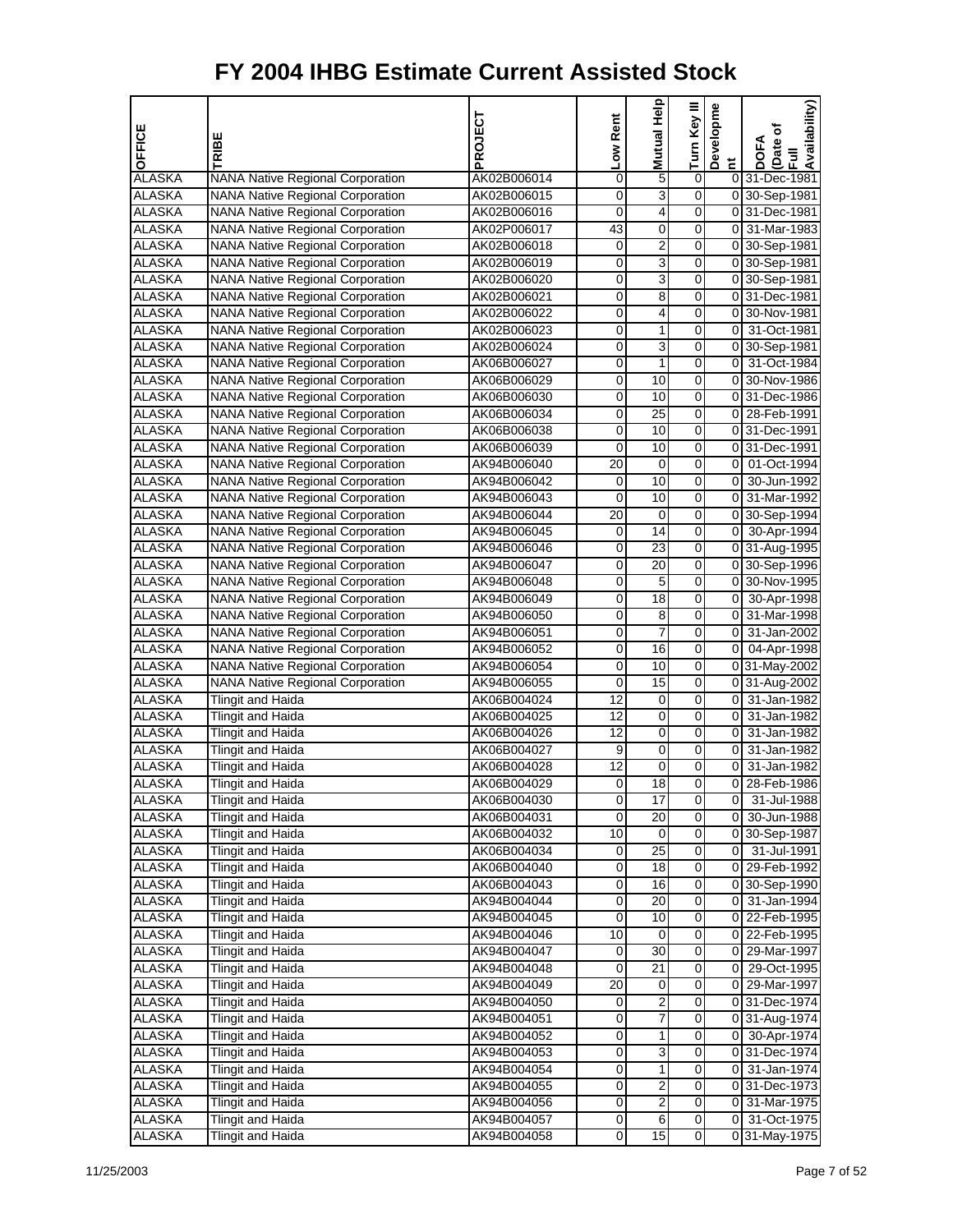# FY 2004 IHBG Estimate Current Assisted Stock

| OFFICE | TRIBE | PROJECT | Low Rent | Mutual Help | Turn Key III | Development | DOFA (Date of Full Availability) |
|---|---|---|---|---|---|---|---|
| ALASKA | NANA Native Regional Corporation | AK02B006014 | 0 | 5 | 0 | 0 | 31-Dec-1981 |
| ALASKA | NANA Native Regional Corporation | AK02B006015 | 0 | 3 | 0 | 0 | 30-Sep-1981 |
| ALASKA | NANA Native Regional Corporation | AK02B006016 | 0 | 4 | 0 | 0 | 31-Dec-1981 |
| ALASKA | NANA Native Regional Corporation | AK02P006017 | 43 | 0 | 0 | 0 | 31-Mar-1983 |
| ALASKA | NANA Native Regional Corporation | AK02B006018 | 0 | 2 | 0 | 0 | 30-Sep-1981 |
| ALASKA | NANA Native Regional Corporation | AK02B006019 | 0 | 3 | 0 | 0 | 30-Sep-1981 |
| ALASKA | NANA Native Regional Corporation | AK02B006020 | 0 | 3 | 0 | 0 | 30-Sep-1981 |
| ALASKA | NANA Native Regional Corporation | AK02B006021 | 0 | 8 | 0 | 0 | 31-Dec-1981 |
| ALASKA | NANA Native Regional Corporation | AK02B006022 | 0 | 4 | 0 | 0 | 30-Nov-1981 |
| ALASKA | NANA Native Regional Corporation | AK02B006023 | 0 | 1 | 0 | 0 | 31-Oct-1981 |
| ALASKA | NANA Native Regional Corporation | AK02B006024 | 0 | 3 | 0 | 0 | 30-Sep-1981 |
| ALASKA | NANA Native Regional Corporation | AK06B006027 | 0 | 1 | 0 | 0 | 31-Oct-1984 |
| ALASKA | NANA Native Regional Corporation | AK06B006029 | 0 | 10 | 0 | 0 | 30-Nov-1986 |
| ALASKA | NANA Native Regional Corporation | AK06B006030 | 0 | 10 | 0 | 0 | 31-Dec-1986 |
| ALASKA | NANA Native Regional Corporation | AK06B006034 | 0 | 25 | 0 | 0 | 28-Feb-1991 |
| ALASKA | NANA Native Regional Corporation | AK06B006038 | 0 | 10 | 0 | 0 | 31-Dec-1991 |
| ALASKA | NANA Native Regional Corporation | AK06B006039 | 0 | 10 | 0 | 0 | 31-Dec-1991 |
| ALASKA | NANA Native Regional Corporation | AK94B006040 | 20 | 0 | 0 | 0 | 01-Oct-1994 |
| ALASKA | NANA Native Regional Corporation | AK94B006042 | 0 | 10 | 0 | 0 | 30-Jun-1992 |
| ALASKA | NANA Native Regional Corporation | AK94B006043 | 0 | 10 | 0 | 0 | 31-Mar-1992 |
| ALASKA | NANA Native Regional Corporation | AK94B006044 | 20 | 0 | 0 | 0 | 30-Sep-1994 |
| ALASKA | NANA Native Regional Corporation | AK94B006045 | 0 | 14 | 0 | 0 | 30-Apr-1994 |
| ALASKA | NANA Native Regional Corporation | AK94B006046 | 0 | 23 | 0 | 0 | 31-Aug-1995 |
| ALASKA | NANA Native Regional Corporation | AK94B006047 | 0 | 20 | 0 | 0 | 30-Sep-1996 |
| ALASKA | NANA Native Regional Corporation | AK94B006048 | 0 | 5 | 0 | 0 | 30-Nov-1995 |
| ALASKA | NANA Native Regional Corporation | AK94B006049 | 0 | 18 | 0 | 0 | 30-Apr-1998 |
| ALASKA | NANA Native Regional Corporation | AK94B006050 | 0 | 8 | 0 | 0 | 31-Mar-1998 |
| ALASKA | NANA Native Regional Corporation | AK94B006051 | 0 | 7 | 0 | 0 | 31-Jan-2002 |
| ALASKA | NANA Native Regional Corporation | AK94B006052 | 0 | 16 | 0 | 0 | 04-Apr-1998 |
| ALASKA | NANA Native Regional Corporation | AK94B006054 | 0 | 10 | 0 | 0 | 31-May-2002 |
| ALASKA | NANA Native Regional Corporation | AK94B006055 | 0 | 15 | 0 | 0 | 31-Aug-2002 |
| ALASKA | Tlingit and Haida | AK06B004024 | 12 | 0 | 0 | 0 | 31-Jan-1982 |
| ALASKA | Tlingit and Haida | AK06B004025 | 12 | 0 | 0 | 0 | 31-Jan-1982 |
| ALASKA | Tlingit and Haida | AK06B004026 | 12 | 0 | 0 | 0 | 31-Jan-1982 |
| ALASKA | Tlingit and Haida | AK06B004027 | 9 | 0 | 0 | 0 | 31-Jan-1982 |
| ALASKA | Tlingit and Haida | AK06B004028 | 12 | 0 | 0 | 0 | 31-Jan-1982 |
| ALASKA | Tlingit and Haida | AK06B004029 | 0 | 18 | 0 | 0 | 28-Feb-1986 |
| ALASKA | Tlingit and Haida | AK06B004030 | 0 | 17 | 0 | 0 | 31-Jul-1988 |
| ALASKA | Tlingit and Haida | AK06B004031 | 0 | 20 | 0 | 0 | 30-Jun-1988 |
| ALASKA | Tlingit and Haida | AK06B004032 | 10 | 0 | 0 | 0 | 30-Sep-1987 |
| ALASKA | Tlingit and Haida | AK06B004034 | 0 | 25 | 0 | 0 | 31-Jul-1991 |
| ALASKA | Tlingit and Haida | AK06B004040 | 0 | 18 | 0 | 0 | 29-Feb-1992 |
| ALASKA | Tlingit and Haida | AK06B004043 | 0 | 16 | 0 | 0 | 30-Sep-1990 |
| ALASKA | Tlingit and Haida | AK94B004044 | 0 | 20 | 0 | 0 | 31-Jan-1994 |
| ALASKA | Tlingit and Haida | AK94B004045 | 0 | 10 | 0 | 0 | 22-Feb-1995 |
| ALASKA | Tlingit and Haida | AK94B004046 | 10 | 0 | 0 | 0 | 22-Feb-1995 |
| ALASKA | Tlingit and Haida | AK94B004047 | 0 | 30 | 0 | 0 | 29-Mar-1997 |
| ALASKA | Tlingit and Haida | AK94B004048 | 0 | 21 | 0 | 0 | 29-Oct-1995 |
| ALASKA | Tlingit and Haida | AK94B004049 | 20 | 0 | 0 | 0 | 29-Mar-1997 |
| ALASKA | Tlingit and Haida | AK94B004050 | 0 | 2 | 0 | 0 | 31-Dec-1974 |
| ALASKA | Tlingit and Haida | AK94B004051 | 0 | 7 | 0 | 0 | 31-Aug-1974 |
| ALASKA | Tlingit and Haida | AK94B004052 | 0 | 1 | 0 | 0 | 30-Apr-1974 |
| ALASKA | Tlingit and Haida | AK94B004053 | 0 | 3 | 0 | 0 | 31-Dec-1974 |
| ALASKA | Tlingit and Haida | AK94B004054 | 0 | 1 | 0 | 0 | 31-Jan-1974 |
| ALASKA | Tlingit and Haida | AK94B004055 | 0 | 2 | 0 | 0 | 31-Dec-1973 |
| ALASKA | Tlingit and Haida | AK94B004056 | 0 | 2 | 0 | 0 | 31-Mar-1975 |
| ALASKA | Tlingit and Haida | AK94B004057 | 0 | 6 | 0 | 0 | 31-Oct-1975 |
| ALASKA | Tlingit and Haida | AK94B004058 | 0 | 15 | 0 | 0 | 31-May-1975 |

11/25/2003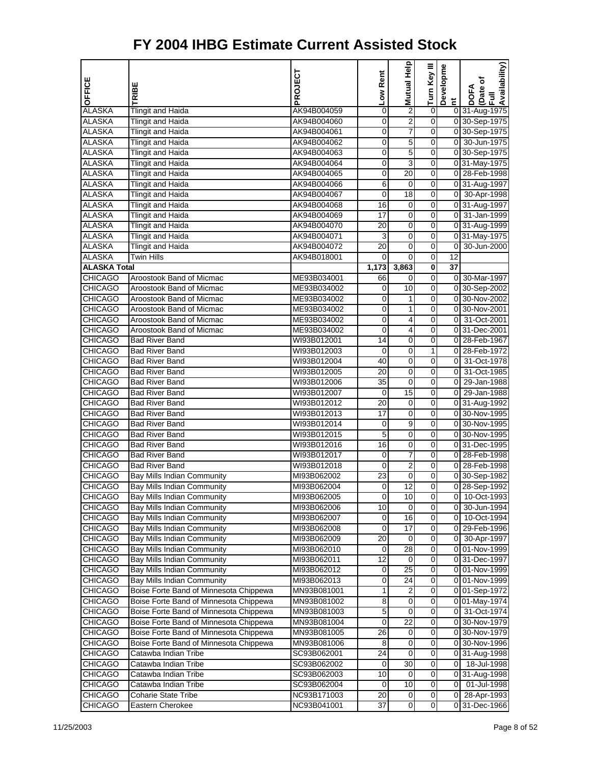# FY 2004 IHBG Estimate Current Assisted Stock

| OFFICE | TRIBE | PROJECT | Low Rent | Mutual Help | Turn Key III | Development | DOFA (Date of Full Availability) |
|---|---|---|---|---|---|---|---|
| ALASKA | Tlingit and Haida | AK94B004059 | 0 | 2 | 0 | 0 | 31-Aug-1975 |
| ALASKA | Tlingit and Haida | AK94B004060 | 0 | 2 | 0 | 0 | 30-Sep-1975 |
| ALASKA | Tlingit and Haida | AK94B004061 | 0 | 7 | 0 | 0 | 30-Sep-1975 |
| ALASKA | Tlingit and Haida | AK94B004062 | 0 | 5 | 0 | 0 | 30-Jun-1975 |
| ALASKA | Tlingit and Haida | AK94B004063 | 0 | 5 | 0 | 0 | 30-Sep-1975 |
| ALASKA | Tlingit and Haida | AK94B004064 | 0 | 3 | 0 | 0 | 31-May-1975 |
| ALASKA | Tlingit and Haida | AK94B004065 | 0 | 20 | 0 | 0 | 28-Feb-1998 |
| ALASKA | Tlingit and Haida | AK94B004066 | 6 | 0 | 0 | 0 | 31-Aug-1997 |
| ALASKA | Tlingit and Haida | AK94B004067 | 0 | 18 | 0 | 0 | 30-Apr-1998 |
| ALASKA | Tlingit and Haida | AK94B004068 | 16 | 0 | 0 | 0 | 31-Aug-1997 |
| ALASKA | Tlingit and Haida | AK94B004069 | 17 | 0 | 0 | 0 | 31-Jan-1999 |
| ALASKA | Tlingit and Haida | AK94B004070 | 20 | 0 | 0 | 0 | 31-Aug-1999 |
| ALASKA | Tlingit and Haida | AK94B004071 | 3 | 0 | 0 | 0 | 31-May-1975 |
| ALASKA | Tlingit and Haida | AK94B004072 | 20 | 0 | 0 | 0 | 30-Jun-2000 |
| ALASKA | Twin Hills | AK94B018001 | 0 | 0 | 0 | 12 | |
| **ALASKA Total** | | | **1,173** | **3,863** | **0** | **37** | |
| CHICAGO | Aroostook Band of Micmac | ME93B034001 | 66 | 0 | 0 | 0 | 30-Mar-1997 |
| CHICAGO | Aroostook Band of Micmac | ME93B034002 | 0 | 10 | 0 | 0 | 30-Sep-2002 |
| CHICAGO | Aroostook Band of Micmac | ME93B034002 | 0 | 1 | 0 | 0 | 30-Nov-2002 |
| CHICAGO | Aroostook Band of Micmac | ME93B034002 | 0 | 1 | 0 | 0 | 30-Nov-2001 |
| CHICAGO | Aroostook Band of Micmac | ME93B034002 | 0 | 4 | 0 | 0 | 31-Oct-2001 |
| CHICAGO | Aroostook Band of Micmac | ME93B034002 | 0 | 4 | 0 | 0 | 31-Dec-2001 |
| CHICAGO | Bad River Band | WI93B012001 | 14 | 0 | 0 | 0 | 28-Feb-1967 |
| CHICAGO | Bad River Band | WI93B012003 | 0 | 0 | 1 | 0 | 28-Feb-1972 |
| CHICAGO | Bad River Band | WI93B012004 | 40 | 0 | 0 | 0 | 31-Oct-1978 |
| CHICAGO | Bad River Band | WI93B012005 | 20 | 0 | 0 | 0 | 31-Oct-1985 |
| CHICAGO | Bad River Band | WI93B012006 | 35 | 0 | 0 | 0 | 29-Jan-1988 |
| CHICAGO | Bad River Band | WI93B012007 | 0 | 15 | 0 | 0 | 29-Jan-1988 |
| CHICAGO | Bad River Band | WI93B012012 | 20 | 0 | 0 | 0 | 31-Aug-1992 |
| CHICAGO | Bad River Band | WI93B012013 | 17 | 0 | 0 | 0 | 30-Nov-1995 |
| CHICAGO | Bad River Band | WI93B012014 | 0 | 9 | 0 | 0 | 30-Nov-1995 |
| CHICAGO | Bad River Band | WI93B012015 | 5 | 0 | 0 | 0 | 30-Nov-1995 |
| CHICAGO | Bad River Band | WI93B012016 | 16 | 0 | 0 | 0 | 31-Dec-1995 |
| CHICAGO | Bad River Band | WI93B012017 | 0 | 7 | 0 | 0 | 28-Feb-1998 |
| CHICAGO | Bad River Band | WI93B012018 | 0 | 2 | 0 | 0 | 28-Feb-1998 |
| CHICAGO | Bay Mills Indian Community | MI93B062002 | 23 | 0 | 0 | 0 | 30-Sep-1982 |
| CHICAGO | Bay Mills Indian Community | MI93B062004 | 0 | 12 | 0 | 0 | 28-Sep-1992 |
| CHICAGO | Bay Mills Indian Community | MI93B062005 | 0 | 10 | 0 | 0 | 10-Oct-1993 |
| CHICAGO | Bay Mills Indian Community | MI93B062006 | 10 | 0 | 0 | 0 | 30-Jun-1994 |
| CHICAGO | Bay Mills Indian Community | MI93B062007 | 0 | 16 | 0 | 0 | 10-Oct-1994 |
| CHICAGO | Bay Mills Indian Community | MI93B062008 | 0 | 17 | 0 | 0 | 29-Feb-1996 |
| CHICAGO | Bay Mills Indian Community | MI93B062009 | 20 | 0 | 0 | 0 | 30-Apr-1997 |
| CHICAGO | Bay Mills Indian Community | MI93B062010 | 0 | 28 | 0 | 0 | 01-Nov-1999 |
| CHICAGO | Bay Mills Indian Community | MI93B062011 | 12 | 0 | 0 | 0 | 31-Dec-1997 |
| CHICAGO | Bay Mills Indian Community | MI93B062012 | 0 | 25 | 0 | 0 | 01-Nov-1999 |
| CHICAGO | Bay Mills Indian Community | MI93B062013 | 0 | 24 | 0 | 0 | 01-Nov-1999 |
| CHICAGO | Boise Forte Band of Minnesota Chippewa | MN93B081001 | 1 | 2 | 0 | 0 | 01-Sep-1972 |
| CHICAGO | Boise Forte Band of Minnesota Chippewa | MN93B081002 | 8 | 0 | 0 | 0 | 01-May-1974 |
| CHICAGO | Boise Forte Band of Minnesota Chippewa | MN93B081003 | 5 | 0 | 0 | 0 | 31-Oct-1974 |
| CHICAGO | Boise Forte Band of Minnesota Chippewa | MN93B081004 | 0 | 22 | 0 | 0 | 30-Nov-1979 |
| CHICAGO | Boise Forte Band of Minnesota Chippewa | MN93B081005 | 26 | 0 | 0 | 0 | 30-Nov-1979 |
| CHICAGO | Boise Forte Band of Minnesota Chippewa | MN93B081006 | 8 | 0 | 0 | 0 | 30-Nov-1996 |
| CHICAGO | Catawba Indian Tribe | SC93B062001 | 24 | 0 | 0 | 0 | 31-Aug-1998 |
| CHICAGO | Catawba Indian Tribe | SC93B062002 | 0 | 30 | 0 | 0 | 18-Jul-1998 |
| CHICAGO | Catawba Indian Tribe | SC93B062003 | 10 | 0 | 0 | 0 | 31-Aug-1998 |
| CHICAGO | Catawba Indian Tribe | SC93B062004 | 0 | 10 | 0 | 0 | 01-Jul-1998 |
| CHICAGO | Coharie State Tribe | NC93B171003 | 20 | 0 | 0 | 0 | 28-Apr-1993 |
| CHICAGO | Eastern Cherokee | NC93B041001 | 37 | 0 | 0 | 0 | 31-Dec-1966 |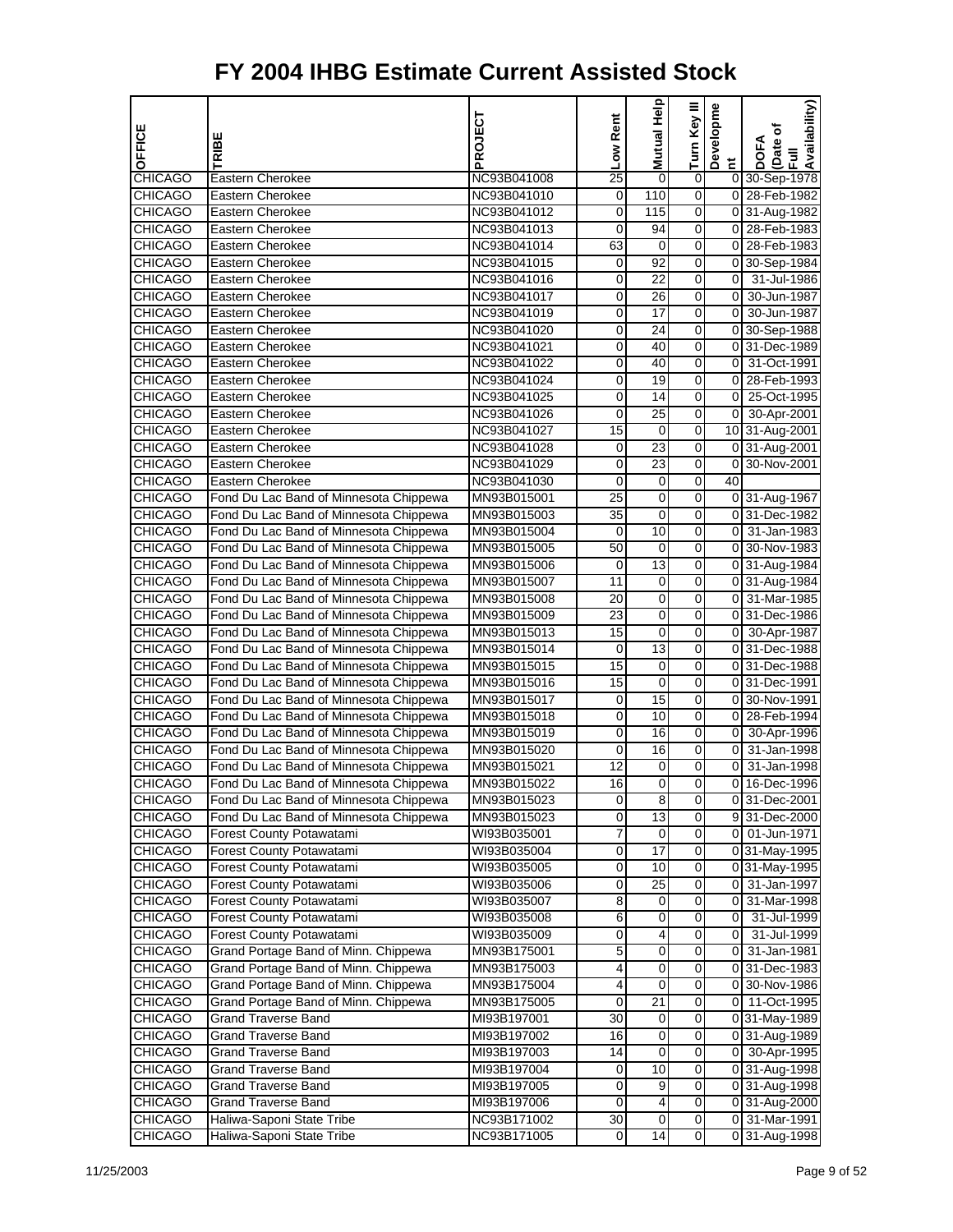# FY 2004 IHBG Estimate Current Assisted Stock

| OFFICE | TRIBE | PROJECT | Low Rent | Mutual Help | Turn Key III | Development | DOFA (Date of Full Availability) |
|---|---|---|---|---|---|---|---|
| CHICAGO | Eastern Cherokee | NC93B041008 | 25 | 0 | 0 | 0 | 30-Sep-1978 |
| CHICAGO | Eastern Cherokee | NC93B041010 | 0 | 110 | 0 | 0 | 28-Feb-1982 |
| CHICAGO | Eastern Cherokee | NC93B041012 | 0 | 115 | 0 | 0 | 31-Aug-1982 |
| CHICAGO | Eastern Cherokee | NC93B041013 | 0 | 94 | 0 | 0 | 28-Feb-1983 |
| CHICAGO | Eastern Cherokee | NC93B041014 | 63 | 0 | 0 | 0 | 28-Feb-1983 |
| CHICAGO | Eastern Cherokee | NC93B041015 | 0 | 92 | 0 | 0 | 30-Sep-1984 |
| CHICAGO | Eastern Cherokee | NC93B041016 | 0 | 22 | 0 | 0 | 31-Jul-1986 |
| CHICAGO | Eastern Cherokee | NC93B041017 | 0 | 26 | 0 | 0 | 30-Jun-1987 |
| CHICAGO | Eastern Cherokee | NC93B041019 | 0 | 17 | 0 | 0 | 30-Jun-1987 |
| CHICAGO | Eastern Cherokee | NC93B041020 | 0 | 24 | 0 | 0 | 30-Sep-1988 |
| CHICAGO | Eastern Cherokee | NC93B041021 | 0 | 40 | 0 | 0 | 31-Dec-1989 |
| CHICAGO | Eastern Cherokee | NC93B041022 | 0 | 40 | 0 | 0 | 31-Oct-1991 |
| CHICAGO | Eastern Cherokee | NC93B041024 | 0 | 19 | 0 | 0 | 28-Feb-1993 |
| CHICAGO | Eastern Cherokee | NC93B041025 | 0 | 14 | 0 | 0 | 25-Oct-1995 |
| CHICAGO | Eastern Cherokee | NC93B041026 | 0 | 25 | 0 | 0 | 30-Apr-2001 |
| CHICAGO | Eastern Cherokee | NC93B041027 | 15 | 0 | 0 | 10 | 31-Aug-2001 |
| CHICAGO | Eastern Cherokee | NC93B041028 | 0 | 23 | 0 | 0 | 31-Aug-2001 |
| CHICAGO | Eastern Cherokee | NC93B041029 | 0 | 23 | 0 | 0 | 30-Nov-2001 |
| CHICAGO | Eastern Cherokee | NC93B041030 | 0 | 0 | 0 | 40 | |
| CHICAGO | Fond Du Lac Band of Minnesota Chippewa | MN93B015001 | 25 | 0 | 0 | 0 | 31-Aug-1967 |
| CHICAGO | Fond Du Lac Band of Minnesota Chippewa | MN93B015003 | 35 | 0 | 0 | 0 | 31-Dec-1982 |
| CHICAGO | Fond Du Lac Band of Minnesota Chippewa | MN93B015004 | 0 | 10 | 0 | 0 | 31-Jan-1983 |
| CHICAGO | Fond Du Lac Band of Minnesota Chippewa | MN93B015005 | 50 | 0 | 0 | 0 | 30-Nov-1983 |
| CHICAGO | Fond Du Lac Band of Minnesota Chippewa | MN93B015006 | 0 | 13 | 0 | 0 | 31-Aug-1984 |
| CHICAGO | Fond Du Lac Band of Minnesota Chippewa | MN93B015007 | 11 | 0 | 0 | 0 | 31-Aug-1984 |
| CHICAGO | Fond Du Lac Band of Minnesota Chippewa | MN93B015008 | 20 | 0 | 0 | 0 | 31-Mar-1985 |
| CHICAGO | Fond Du Lac Band of Minnesota Chippewa | MN93B015009 | 23 | 0 | 0 | 0 | 31-Dec-1986 |
| CHICAGO | Fond Du Lac Band of Minnesota Chippewa | MN93B015013 | 15 | 0 | 0 | 0 | 30-Apr-1987 |
| CHICAGO | Fond Du Lac Band of Minnesota Chippewa | MN93B015014 | 0 | 13 | 0 | 0 | 31-Dec-1988 |
| CHICAGO | Fond Du Lac Band of Minnesota Chippewa | MN93B015015 | 15 | 0 | 0 | 0 | 31-Dec-1988 |
| CHICAGO | Fond Du Lac Band of Minnesota Chippewa | MN93B015016 | 15 | 0 | 0 | 0 | 31-Dec-1991 |
| CHICAGO | Fond Du Lac Band of Minnesota Chippewa | MN93B015017 | 0 | 15 | 0 | 0 | 30-Nov-1991 |
| CHICAGO | Fond Du Lac Band of Minnesota Chippewa | MN93B015018 | 0 | 10 | 0 | 0 | 28-Feb-1994 |
| CHICAGO | Fond Du Lac Band of Minnesota Chippewa | MN93B015019 | 0 | 16 | 0 | 0 | 30-Apr-1996 |
| CHICAGO | Fond Du Lac Band of Minnesota Chippewa | MN93B015020 | 0 | 16 | 0 | 0 | 31-Jan-1998 |
| CHICAGO | Fond Du Lac Band of Minnesota Chippewa | MN93B015021 | 12 | 0 | 0 | 0 | 31-Jan-1998 |
| CHICAGO | Fond Du Lac Band of Minnesota Chippewa | MN93B015022 | 16 | 0 | 0 | 0 | 16-Dec-1996 |
| CHICAGO | Fond Du Lac Band of Minnesota Chippewa | MN93B015023 | 0 | 8 | 0 | 0 | 31-Dec-2001 |
| CHICAGO | Fond Du Lac Band of Minnesota Chippewa | MN93B015023 | 0 | 13 | 0 | 9 | 31-Dec-2000 |
| CHICAGO | Forest County Potawatami | WI93B035001 | 7 | 0 | 0 | 0 | 01-Jun-1971 |
| CHICAGO | Forest County Potawatami | WI93B035004 | 0 | 17 | 0 | 0 | 31-May-1995 |
| CHICAGO | Forest County Potawatami | WI93B035005 | 0 | 10 | 0 | 0 | 31-May-1995 |
| CHICAGO | Forest County Potawatami | WI93B035006 | 0 | 25 | 0 | 0 | 31-Jan-1997 |
| CHICAGO | Forest County Potawatami | WI93B035007 | 8 | 0 | 0 | 0 | 31-Mar-1998 |
| CHICAGO | Forest County Potawatami | WI93B035008 | 6 | 0 | 0 | 0 | 31-Jul-1999 |
| CHICAGO | Forest County Potawatami | WI93B035009 | 0 | 4 | 0 | 0 | 31-Jul-1999 |
| CHICAGO | Grand Portage Band of Minn. Chippewa | MN93B175001 | 5 | 0 | 0 | 0 | 31-Jan-1981 |
| CHICAGO | Grand Portage Band of Minn. Chippewa | MN93B175003 | 4 | 0 | 0 | 0 | 31-Dec-1983 |
| CHICAGO | Grand Portage Band of Minn. Chippewa | MN93B175004 | 4 | 0 | 0 | 0 | 30-Nov-1986 |
| CHICAGO | Grand Portage Band of Minn. Chippewa | MN93B175005 | 0 | 21 | 0 | 0 | 11-Oct-1995 |
| CHICAGO | Grand Traverse Band | MI93B197001 | 30 | 0 | 0 | 0 | 31-May-1989 |
| CHICAGO | Grand Traverse Band | MI93B197002 | 16 | 0 | 0 | 0 | 31-Aug-1989 |
| CHICAGO | Grand Traverse Band | MI93B197003 | 14 | 0 | 0 | 0 | 30-Apr-1995 |
| CHICAGO | Grand Traverse Band | MI93B197004 | 0 | 10 | 0 | 0 | 31-Aug-1998 |
| CHICAGO | Grand Traverse Band | MI93B197005 | 0 | 9 | 0 | 0 | 31-Aug-1998 |
| CHICAGO | Grand Traverse Band | MI93B197006 | 0 | 4 | 0 | 0 | 31-Aug-2000 |
| CHICAGO | Haliwa-Saponi State Tribe | NC93B171002 | 30 | 0 | 0 | 0 | 31-Mar-1991 |
| CHICAGO | Haliwa-Saponi State Tribe | NC93B171005 | 0 | 14 | 0 | 0 | 31-Aug-1998 |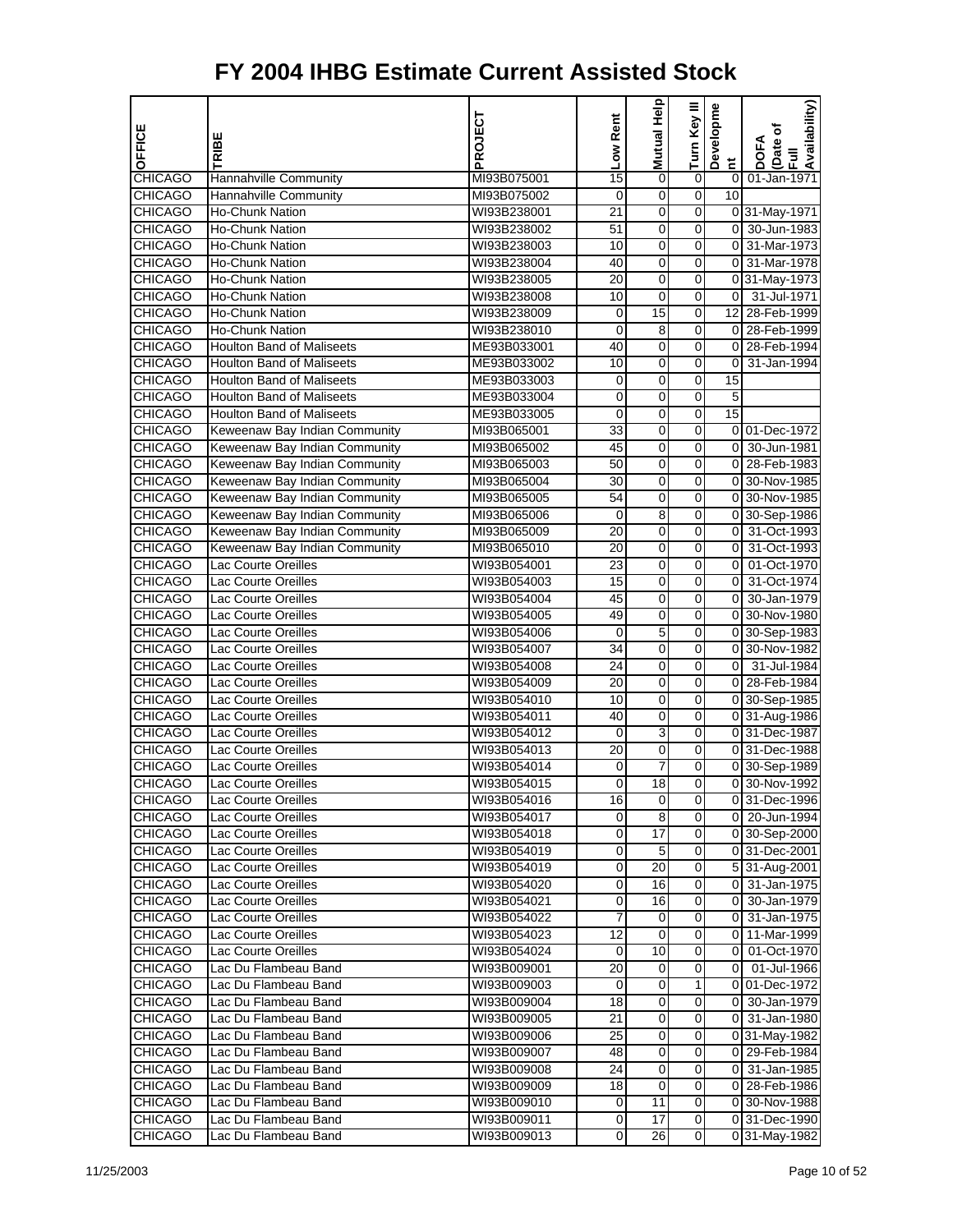# FY 2004 IHBG Estimate Current Assisted Stock

| OFFICE | TRIBE | PROJECT | Low Rent | Mutual Help | Turn Key III | Development | DOFA (Date of Full Availability) |
|---|---|---|---|---|---|---|---|
| CHICAGO | Hannahville Community | MI93B075001 | 15 | 0 | 0 | 0 | 01-Jan-1971 |
| CHICAGO | Hannahville Community | MI93B075002 | 0 | 0 | 0 | 10 | |
| CHICAGO | Ho-Chunk Nation | WI93B238001 | 21 | 0 | 0 | 0 | 31-May-1971 |
| CHICAGO | Ho-Chunk Nation | WI93B238002 | 51 | 0 | 0 | 0 | 30-Jun-1983 |
| CHICAGO | Ho-Chunk Nation | WI93B238003 | 10 | 0 | 0 | 0 | 31-Mar-1973 |
| CHICAGO | Ho-Chunk Nation | WI93B238004 | 40 | 0 | 0 | 0 | 31-Mar-1978 |
| CHICAGO | Ho-Chunk Nation | WI93B238005 | 20 | 0 | 0 | 0 | 31-May-1973 |
| CHICAGO | Ho-Chunk Nation | WI93B238008 | 10 | 0 | 0 | 0 | 31-Jul-1971 |
| CHICAGO | Ho-Chunk Nation | WI93B238009 | 0 | 15 | 0 | 12 | 28-Feb-1999 |
| CHICAGO | Ho-Chunk Nation | WI93B238010 | 0 | 8 | 0 | 0 | 28-Feb-1999 |
| CHICAGO | Houlton Band of Maliseets | ME93B033001 | 40 | 0 | 0 | 0 | 28-Feb-1994 |
| CHICAGO | Houlton Band of Maliseets | ME93B033002 | 10 | 0 | 0 | 0 | 31-Jan-1994 |
| CHICAGO | Houlton Band of Maliseets | ME93B033003 | 0 | 0 | 0 | 15 | |
| CHICAGO | Houlton Band of Maliseets | ME93B033004 | 0 | 0 | 0 | 5 | |
| CHICAGO | Houlton Band of Maliseets | ME93B033005 | 0 | 0 | 0 | 15 | |
| CHICAGO | Keweenaw Bay Indian Community | MI93B065001 | 33 | 0 | 0 | 0 | 01-Dec-1972 |
| CHICAGO | Keweenaw Bay Indian Community | MI93B065002 | 45 | 0 | 0 | 0 | 30-Jun-1981 |
| CHICAGO | Keweenaw Bay Indian Community | MI93B065003 | 50 | 0 | 0 | 0 | 28-Feb-1983 |
| CHICAGO | Keweenaw Bay Indian Community | MI93B065004 | 30 | 0 | 0 | 0 | 30-Nov-1985 |
| CHICAGO | Keweenaw Bay Indian Community | MI93B065005 | 54 | 0 | 0 | 0 | 30-Nov-1985 |
| CHICAGO | Keweenaw Bay Indian Community | MI93B065006 | 0 | 8 | 0 | 0 | 30-Sep-1986 |
| CHICAGO | Keweenaw Bay Indian Community | MI93B065009 | 20 | 0 | 0 | 0 | 31-Oct-1993 |
| CHICAGO | Keweenaw Bay Indian Community | MI93B065010 | 20 | 0 | 0 | 0 | 31-Oct-1993 |
| CHICAGO | Lac Courte Oreilles | WI93B054001 | 23 | 0 | 0 | 0 | 01-Oct-1970 |
| CHICAGO | Lac Courte Oreilles | WI93B054003 | 15 | 0 | 0 | 0 | 31-Oct-1974 |
| CHICAGO | Lac Courte Oreilles | WI93B054004 | 45 | 0 | 0 | 0 | 30-Jan-1979 |
| CHICAGO | Lac Courte Oreilles | WI93B054005 | 49 | 0 | 0 | 0 | 30-Nov-1980 |
| CHICAGO | Lac Courte Oreilles | WI93B054006 | 0 | 5 | 0 | 0 | 30-Sep-1983 |
| CHICAGO | Lac Courte Oreilles | WI93B054007 | 34 | 0 | 0 | 0 | 30-Nov-1982 |
| CHICAGO | Lac Courte Oreilles | WI93B054008 | 24 | 0 | 0 | 0 | 31-Jul-1984 |
| CHICAGO | Lac Courte Oreilles | WI93B054009 | 20 | 0 | 0 | 0 | 28-Feb-1984 |
| CHICAGO | Lac Courte Oreilles | WI93B054010 | 10 | 0 | 0 | 0 | 30-Sep-1985 |
| CHICAGO | Lac Courte Oreilles | WI93B054011 | 40 | 0 | 0 | 0 | 31-Aug-1986 |
| CHICAGO | Lac Courte Oreilles | WI93B054012 | 0 | 3 | 0 | 0 | 31-Dec-1987 |
| CHICAGO | Lac Courte Oreilles | WI93B054013 | 20 | 0 | 0 | 0 | 31-Dec-1988 |
| CHICAGO | Lac Courte Oreilles | WI93B054014 | 0 | 7 | 0 | 0 | 30-Sep-1989 |
| CHICAGO | Lac Courte Oreilles | WI93B054015 | 0 | 18 | 0 | 0 | 30-Nov-1992 |
| CHICAGO | Lac Courte Oreilles | WI93B054016 | 16 | 0 | 0 | 0 | 31-Dec-1996 |
| CHICAGO | Lac Courte Oreilles | WI93B054017 | 0 | 8 | 0 | 0 | 20-Jun-1994 |
| CHICAGO | Lac Courte Oreilles | WI93B054018 | 0 | 17 | 0 | 0 | 30-Sep-2000 |
| CHICAGO | Lac Courte Oreilles | WI93B054019 | 0 | 5 | 0 | 0 | 31-Dec-2001 |
| CHICAGO | Lac Courte Oreilles | WI93B054019 | 0 | 20 | 0 | 5 | 31-Aug-2001 |
| CHICAGO | Lac Courte Oreilles | WI93B054020 | 0 | 16 | 0 | 0 | 31-Jan-1975 |
| CHICAGO | Lac Courte Oreilles | WI93B054021 | 0 | 16 | 0 | 0 | 30-Jan-1979 |
| CHICAGO | Lac Courte Oreilles | WI93B054022 | 7 | 0 | 0 | 0 | 31-Jan-1975 |
| CHICAGO | Lac Courte Oreilles | WI93B054023 | 12 | 0 | 0 | 0 | 11-Mar-1999 |
| CHICAGO | Lac Courte Oreilles | WI93B054024 | 0 | 10 | 0 | 0 | 01-Oct-1970 |
| CHICAGO | Lac Du Flambeau Band | WI93B009001 | 20 | 0 | 0 | 0 | 01-Jul-1966 |
| CHICAGO | Lac Du Flambeau Band | WI93B009003 | 0 | 0 | 1 | 0 | 01-Dec-1972 |
| CHICAGO | Lac Du Flambeau Band | WI93B009004 | 18 | 0 | 0 | 0 | 30-Jan-1979 |
| CHICAGO | Lac Du Flambeau Band | WI93B009005 | 21 | 0 | 0 | 0 | 31-Jan-1980 |
| CHICAGO | Lac Du Flambeau Band | WI93B009006 | 25 | 0 | 0 | 0 | 31-May-1982 |
| CHICAGO | Lac Du Flambeau Band | WI93B009007 | 48 | 0 | 0 | 0 | 29-Feb-1984 |
| CHICAGO | Lac Du Flambeau Band | WI93B009008 | 24 | 0 | 0 | 0 | 31-Jan-1985 |
| CHICAGO | Lac Du Flambeau Band | WI93B009009 | 18 | 0 | 0 | 0 | 28-Feb-1986 |
| CHICAGO | Lac Du Flambeau Band | WI93B009010 | 0 | 11 | 0 | 0 | 30-Nov-1988 |
| CHICAGO | Lac Du Flambeau Band | WI93B009011 | 0 | 17 | 0 | 0 | 31-Dec-1990 |
| CHICAGO | Lac Du Flambeau Band | WI93B009013 | 0 | 26 | 0 | 0 | 31-May-1982 |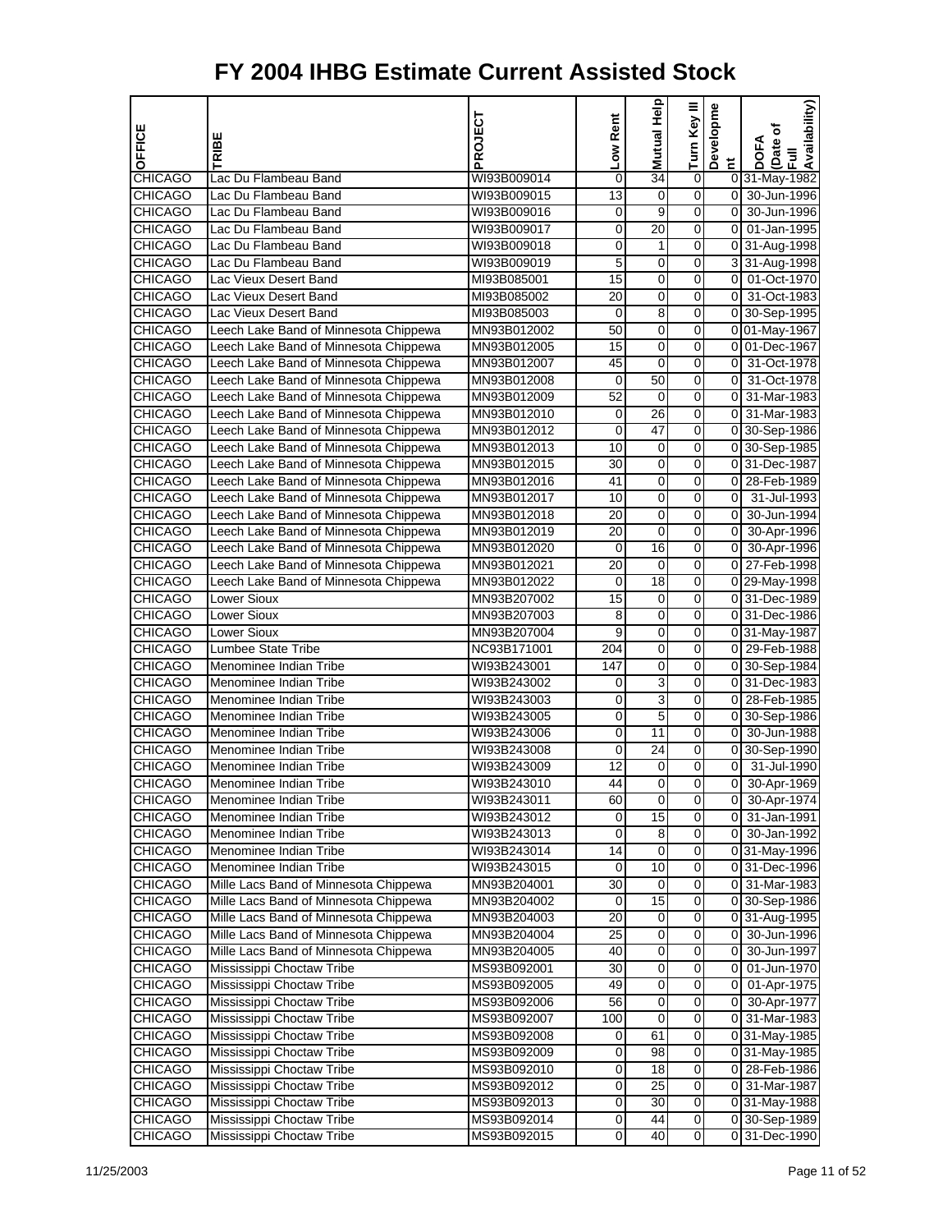# FY 2004 IHBG Estimate Current Assisted Stock

| OFFICE | TRIBE | PROJECT | Low Rent | Mutual Help | Turn Key III | Development | DOFA (Date of Full Availability) |
|---|---|---|---|---|---|---|---|
| CHICAGO | Lac Du Flambeau Band | WI93B009014 | 0 | 34 | 0 | 0 | 31-May-1982 |
| CHICAGO | Lac Du Flambeau Band | WI93B009015 | 13 | 0 | 0 | 0 | 30-Jun-1996 |
| CHICAGO | Lac Du Flambeau Band | WI93B009016 | 0 | 9 | 0 | 0 | 30-Jun-1996 |
| CHICAGO | Lac Du Flambeau Band | WI93B009017 | 0 | 20 | 0 | 0 | 01-Jan-1995 |
| CHICAGO | Lac Du Flambeau Band | WI93B009018 | 0 | 1 | 0 | 0 | 31-Aug-1998 |
| CHICAGO | Lac Du Flambeau Band | WI93B009019 | 5 | 0 | 0 | 3 | 31-Aug-1998 |
| CHICAGO | Lac Vieux Desert Band | MI93B085001 | 15 | 0 | 0 | 0 | 01-Oct-1970 |
| CHICAGO | Lac Vieux Desert Band | MI93B085002 | 20 | 0 | 0 | 0 | 31-Oct-1983 |
| CHICAGO | Lac Vieux Desert Band | MI93B085003 | 0 | 8 | 0 | 0 | 30-Sep-1995 |
| CHICAGO | Leech Lake Band of Minnesota Chippewa | MN93B012002 | 50 | 0 | 0 | 0 | 01-May-1967 |
| CHICAGO | Leech Lake Band of Minnesota Chippewa | MN93B012005 | 15 | 0 | 0 | 0 | 01-Dec-1967 |
| CHICAGO | Leech Lake Band of Minnesota Chippewa | MN93B012007 | 45 | 0 | 0 | 0 | 31-Oct-1978 |
| CHICAGO | Leech Lake Band of Minnesota Chippewa | MN93B012008 | 0 | 50 | 0 | 0 | 31-Oct-1978 |
| CHICAGO | Leech Lake Band of Minnesota Chippewa | MN93B012009 | 52 | 0 | 0 | 0 | 31-Mar-1983 |
| CHICAGO | Leech Lake Band of Minnesota Chippewa | MN93B012010 | 0 | 26 | 0 | 0 | 31-Mar-1983 |
| CHICAGO | Leech Lake Band of Minnesota Chippewa | MN93B012012 | 0 | 47 | 0 | 0 | 30-Sep-1986 |
| CHICAGO | Leech Lake Band of Minnesota Chippewa | MN93B012013 | 10 | 0 | 0 | 0 | 30-Sep-1985 |
| CHICAGO | Leech Lake Band of Minnesota Chippewa | MN93B012015 | 30 | 0 | 0 | 0 | 31-Dec-1987 |
| CHICAGO | Leech Lake Band of Minnesota Chippewa | MN93B012016 | 41 | 0 | 0 | 0 | 28-Feb-1989 |
| CHICAGO | Leech Lake Band of Minnesota Chippewa | MN93B012017 | 10 | 0 | 0 | 0 | 31-Jul-1993 |
| CHICAGO | Leech Lake Band of Minnesota Chippewa | MN93B012018 | 20 | 0 | 0 | 0 | 30-Jun-1994 |
| CHICAGO | Leech Lake Band of Minnesota Chippewa | MN93B012019 | 20 | 0 | 0 | 0 | 30-Apr-1996 |
| CHICAGO | Leech Lake Band of Minnesota Chippewa | MN93B012020 | 0 | 16 | 0 | 0 | 30-Apr-1996 |
| CHICAGO | Leech Lake Band of Minnesota Chippewa | MN93B012021 | 20 | 0 | 0 | 0 | 27-Feb-1998 |
| CHICAGO | Leech Lake Band of Minnesota Chippewa | MN93B012022 | 0 | 18 | 0 | 0 | 29-May-1998 |
| CHICAGO | Lower Sioux | MN93B207002 | 15 | 0 | 0 | 0 | 31-Dec-1989 |
| CHICAGO | Lower Sioux | MN93B207003 | 8 | 0 | 0 | 0 | 31-Dec-1986 |
| CHICAGO | Lower Sioux | MN93B207004 | 9 | 0 | 0 | 0 | 31-May-1987 |
| CHICAGO | Lumbee State Tribe | NC93B171001 | 204 | 0 | 0 | 0 | 29-Feb-1988 |
| CHICAGO | Menominee Indian Tribe | WI93B243001 | 147 | 0 | 0 | 0 | 30-Sep-1984 |
| CHICAGO | Menominee Indian Tribe | WI93B243002 | 0 | 3 | 0 | 0 | 31-Dec-1983 |
| CHICAGO | Menominee Indian Tribe | WI93B243003 | 0 | 3 | 0 | 0 | 28-Feb-1985 |
| CHICAGO | Menominee Indian Tribe | WI93B243005 | 0 | 5 | 0 | 0 | 30-Sep-1986 |
| CHICAGO | Menominee Indian Tribe | WI93B243006 | 0 | 11 | 0 | 0 | 30-Jun-1988 |
| CHICAGO | Menominee Indian Tribe | WI93B243008 | 0 | 24 | 0 | 0 | 30-Sep-1990 |
| CHICAGO | Menominee Indian Tribe | WI93B243009 | 12 | 0 | 0 | 0 | 31-Jul-1990 |
| CHICAGO | Menominee Indian Tribe | WI93B243010 | 44 | 0 | 0 | 0 | 30-Apr-1969 |
| CHICAGO | Menominee Indian Tribe | WI93B243011 | 60 | 0 | 0 | 0 | 30-Apr-1974 |
| CHICAGO | Menominee Indian Tribe | WI93B243012 | 0 | 15 | 0 | 0 | 31-Jan-1991 |
| CHICAGO | Menominee Indian Tribe | WI93B243013 | 0 | 8 | 0 | 0 | 30-Jan-1992 |
| CHICAGO | Menominee Indian Tribe | WI93B243014 | 14 | 0 | 0 | 0 | 31-May-1996 |
| CHICAGO | Menominee Indian Tribe | WI93B243015 | 0 | 10 | 0 | 0 | 31-Dec-1996 |
| CHICAGO | Mille Lacs Band of Minnesota Chippewa | MN93B204001 | 30 | 0 | 0 | 0 | 31-Mar-1983 |
| CHICAGO | Mille Lacs Band of Minnesota Chippewa | MN93B204002 | 0 | 15 | 0 | 0 | 30-Sep-1986 |
| CHICAGO | Mille Lacs Band of Minnesota Chippewa | MN93B204003 | 20 | 0 | 0 | 0 | 31-Aug-1995 |
| CHICAGO | Mille Lacs Band of Minnesota Chippewa | MN93B204004 | 25 | 0 | 0 | 0 | 30-Jun-1996 |
| CHICAGO | Mille Lacs Band of Minnesota Chippewa | MN93B204005 | 40 | 0 | 0 | 0 | 30-Jun-1997 |
| CHICAGO | Mississippi Choctaw Tribe | MS93B092001 | 30 | 0 | 0 | 0 | 01-Jun-1970 |
| CHICAGO | Mississippi Choctaw Tribe | MS93B092005 | 49 | 0 | 0 | 0 | 01-Apr-1975 |
| CHICAGO | Mississippi Choctaw Tribe | MS93B092006 | 56 | 0 | 0 | 0 | 30-Apr-1977 |
| CHICAGO | Mississippi Choctaw Tribe | MS93B092007 | 100 | 0 | 0 | 0 | 31-Mar-1983 |
| CHICAGO | Mississippi Choctaw Tribe | MS93B092008 | 0 | 61 | 0 | 0 | 31-May-1985 |
| CHICAGO | Mississippi Choctaw Tribe | MS93B092009 | 0 | 98 | 0 | 0 | 31-May-1985 |
| CHICAGO | Mississippi Choctaw Tribe | MS93B092010 | 0 | 18 | 0 | 0 | 28-Feb-1986 |
| CHICAGO | Mississippi Choctaw Tribe | MS93B092012 | 0 | 25 | 0 | 0 | 31-Mar-1987 |
| CHICAGO | Mississippi Choctaw Tribe | MS93B092013 | 0 | 30 | 0 | 0 | 31-May-1988 |
| CHICAGO | Mississippi Choctaw Tribe | MS93B092014 | 0 | 44 | 0 | 0 | 30-Sep-1989 |
| CHICAGO | Mississippi Choctaw Tribe | MS93B092015 | 0 | 40 | 0 | 0 | 31-Dec-1990 |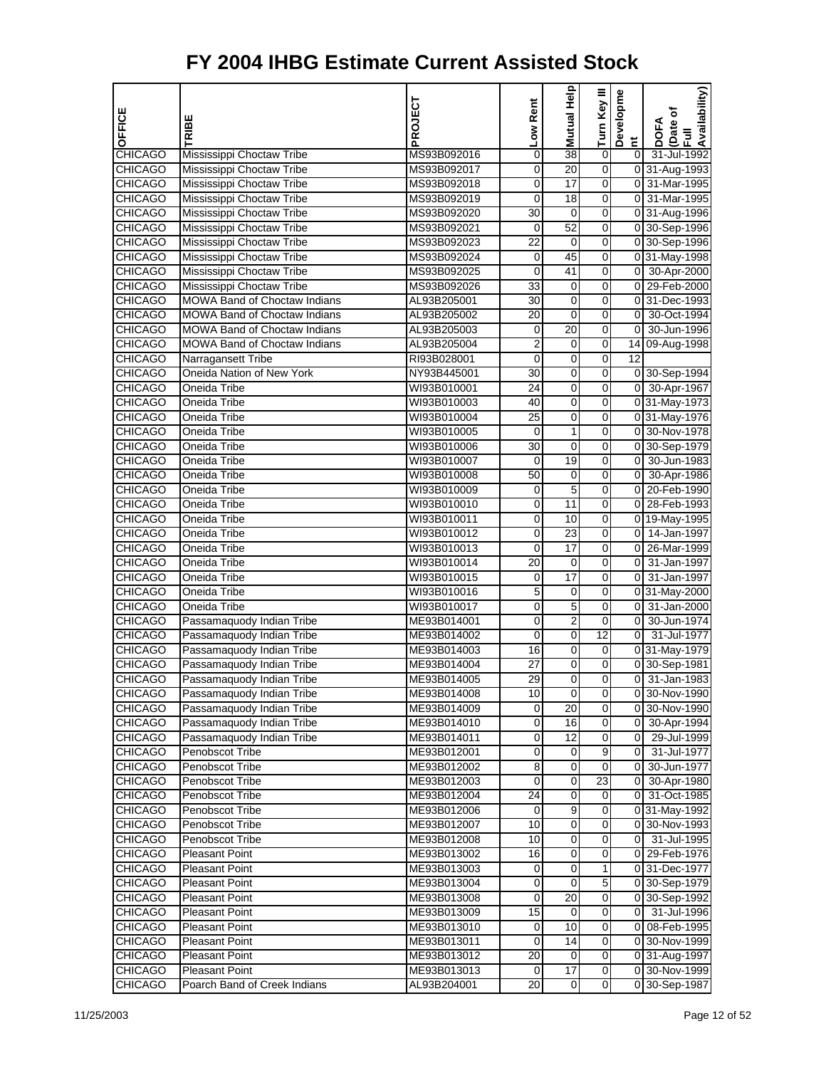# FY 2004 IHBG Estimate Current Assisted Stock

| OFFICE | TRIBE | PROJECT | Low Rent | Mutual Help | Turn Key III | Development | DOFA (Date of Full Availability) |
|---|---|---|---|---|---|---|---|
| CHICAGO | Mississippi Choctaw Tribe | MS93B092016 | 0 | 38 | 0 | 0 | 31-Jul-1992 |
| CHICAGO | Mississippi Choctaw Tribe | MS93B092017 | 0 | 20 | 0 | 0 | 31-Aug-1993 |
| CHICAGO | Mississippi Choctaw Tribe | MS93B092018 | 0 | 17 | 0 | 0 | 31-Mar-1995 |
| CHICAGO | Mississippi Choctaw Tribe | MS93B092019 | 0 | 18 | 0 | 0 | 31-Mar-1995 |
| CHICAGO | Mississippi Choctaw Tribe | MS93B092020 | 30 | 0 | 0 | 0 | 31-Aug-1996 |
| CHICAGO | Mississippi Choctaw Tribe | MS93B092021 | 0 | 52 | 0 | 0 | 30-Sep-1996 |
| CHICAGO | Mississippi Choctaw Tribe | MS93B092023 | 22 | 0 | 0 | 0 | 30-Sep-1996 |
| CHICAGO | Mississippi Choctaw Tribe | MS93B092024 | 0 | 45 | 0 | 0 | 31-May-1998 |
| CHICAGO | Mississippi Choctaw Tribe | MS93B092025 | 0 | 41 | 0 | 0 | 30-Apr-2000 |
| CHICAGO | Mississippi Choctaw Tribe | MS93B092026 | 33 | 0 | 0 | 0 | 29-Feb-2000 |
| CHICAGO | MOWA Band of Choctaw Indians | AL93B205001 | 30 | 0 | 0 | 0 | 31-Dec-1993 |
| CHICAGO | MOWA Band of Choctaw Indians | AL93B205002 | 20 | 0 | 0 | 0 | 30-Oct-1994 |
| CHICAGO | MOWA Band of Choctaw Indians | AL93B205003 | 0 | 20 | 0 | 0 | 30-Jun-1996 |
| CHICAGO | MOWA Band of Choctaw Indians | AL93B205004 | 2 | 0 | 0 | 14 | 09-Aug-1998 |
| CHICAGO | Narragansett Tribe | RI93B028001 | 0 | 0 | 0 | 12 | |
| CHICAGO | Oneida Nation of New York | NY93B445001 | 30 | 0 | 0 | 0 | 30-Sep-1994 |
| CHICAGO | Oneida Tribe | WI93B010001 | 24 | 0 | 0 | 0 | 30-Apr-1967 |
| CHICAGO | Oneida Tribe | WI93B010003 | 40 | 0 | 0 | 0 | 31-May-1973 |
| CHICAGO | Oneida Tribe | WI93B010004 | 25 | 0 | 0 | 0 | 31-May-1976 |
| CHICAGO | Oneida Tribe | WI93B010005 | 0 | 1 | 0 | 0 | 30-Nov-1978 |
| CHICAGO | Oneida Tribe | WI93B010006 | 30 | 0 | 0 | 0 | 30-Sep-1979 |
| CHICAGO | Oneida Tribe | WI93B010007 | 0 | 19 | 0 | 0 | 30-Jun-1983 |
| CHICAGO | Oneida Tribe | WI93B010008 | 50 | 0 | 0 | 0 | 30-Apr-1986 |
| CHICAGO | Oneida Tribe | WI93B010009 | 0 | 5 | 0 | 0 | 20-Feb-1990 |
| CHICAGO | Oneida Tribe | WI93B010010 | 0 | 11 | 0 | 0 | 28-Feb-1993 |
| CHICAGO | Oneida Tribe | WI93B010011 | 0 | 10 | 0 | 0 | 19-May-1995 |
| CHICAGO | Oneida Tribe | WI93B010012 | 0 | 23 | 0 | 0 | 14-Jan-1997 |
| CHICAGO | Oneida Tribe | WI93B010013 | 0 | 17 | 0 | 0 | 26-Mar-1999 |
| CHICAGO | Oneida Tribe | WI93B010014 | 20 | 0 | 0 | 0 | 31-Jan-1997 |
| CHICAGO | Oneida Tribe | WI93B010015 | 0 | 17 | 0 | 0 | 31-Jan-1997 |
| CHICAGO | Oneida Tribe | WI93B010016 | 5 | 0 | 0 | 0 | 31-May-2000 |
| CHICAGO | Oneida Tribe | WI93B010017 | 0 | 5 | 0 | 0 | 31-Jan-2000 |
| CHICAGO | Passamaquody Indian Tribe | ME93B014001 | 0 | 2 | 0 | 0 | 30-Jun-1974 |
| CHICAGO | Passamaquody Indian Tribe | ME93B014002 | 0 | 0 | 12 | 0 | 31-Jul-1977 |
| CHICAGO | Passamaquody Indian Tribe | ME93B014003 | 16 | 0 | 0 | 0 | 31-May-1979 |
| CHICAGO | Passamaquody Indian Tribe | ME93B014004 | 27 | 0 | 0 | 0 | 30-Sep-1981 |
| CHICAGO | Passamaquody Indian Tribe | ME93B014005 | 29 | 0 | 0 | 0 | 31-Jan-1983 |
| CHICAGO | Passamaquody Indian Tribe | ME93B014008 | 10 | 0 | 0 | 0 | 30-Nov-1990 |
| CHICAGO | Passamaquody Indian Tribe | ME93B014009 | 0 | 20 | 0 | 0 | 30-Nov-1990 |
| CHICAGO | Passamaquody Indian Tribe | ME93B014010 | 0 | 16 | 0 | 0 | 30-Apr-1994 |
| CHICAGO | Passamaquody Indian Tribe | ME93B014011 | 0 | 12 | 0 | 0 | 29-Jul-1999 |
| CHICAGO | Penobscot Tribe | ME93B012001 | 0 | 0 | 9 | 0 | 31-Jul-1977 |
| CHICAGO | Penobscot Tribe | ME93B012002 | 8 | 0 | 0 | 0 | 30-Jun-1977 |
| CHICAGO | Penobscot Tribe | ME93B012003 | 0 | 0 | 23 | 0 | 30-Apr-1980 |
| CHICAGO | Penobscot Tribe | ME93B012004 | 24 | 0 | 0 | 0 | 31-Oct-1985 |
| CHICAGO | Penobscot Tribe | ME93B012006 | 0 | 9 | 0 | 0 | 31-May-1992 |
| CHICAGO | Penobscot Tribe | ME93B012007 | 10 | 0 | 0 | 0 | 30-Nov-1993 |
| CHICAGO | Penobscot Tribe | ME93B012008 | 10 | 0 | 0 | 0 | 31-Jul-1995 |
| CHICAGO | Pleasant Point | ME93B013002 | 16 | 0 | 0 | 0 | 29-Feb-1976 |
| CHICAGO | Pleasant Point | ME93B013003 | 0 | 0 | 1 | 0 | 31-Dec-1977 |
| CHICAGO | Pleasant Point | ME93B013004 | 0 | 0 | 5 | 0 | 30-Sep-1979 |
| CHICAGO | Pleasant Point | ME93B013008 | 0 | 20 | 0 | 0 | 30-Sep-1992 |
| CHICAGO | Pleasant Point | ME93B013009 | 15 | 0 | 0 | 0 | 31-Jul-1996 |
| CHICAGO | Pleasant Point | ME93B013010 | 0 | 10 | 0 | 0 | 08-Feb-1995 |
| CHICAGO | Pleasant Point | ME93B013011 | 0 | 14 | 0 | 0 | 30-Nov-1999 |
| CHICAGO | Pleasant Point | ME93B013012 | 20 | 0 | 0 | 0 | 31-Aug-1997 |
| CHICAGO | Pleasant Point | ME93B013013 | 0 | 17 | 0 | 0 | 30-Nov-1999 |
| CHICAGO | Poarch Band of Creek Indians | AL93B204001 | 20 | 0 | 0 | 0 | 30-Sep-1987 |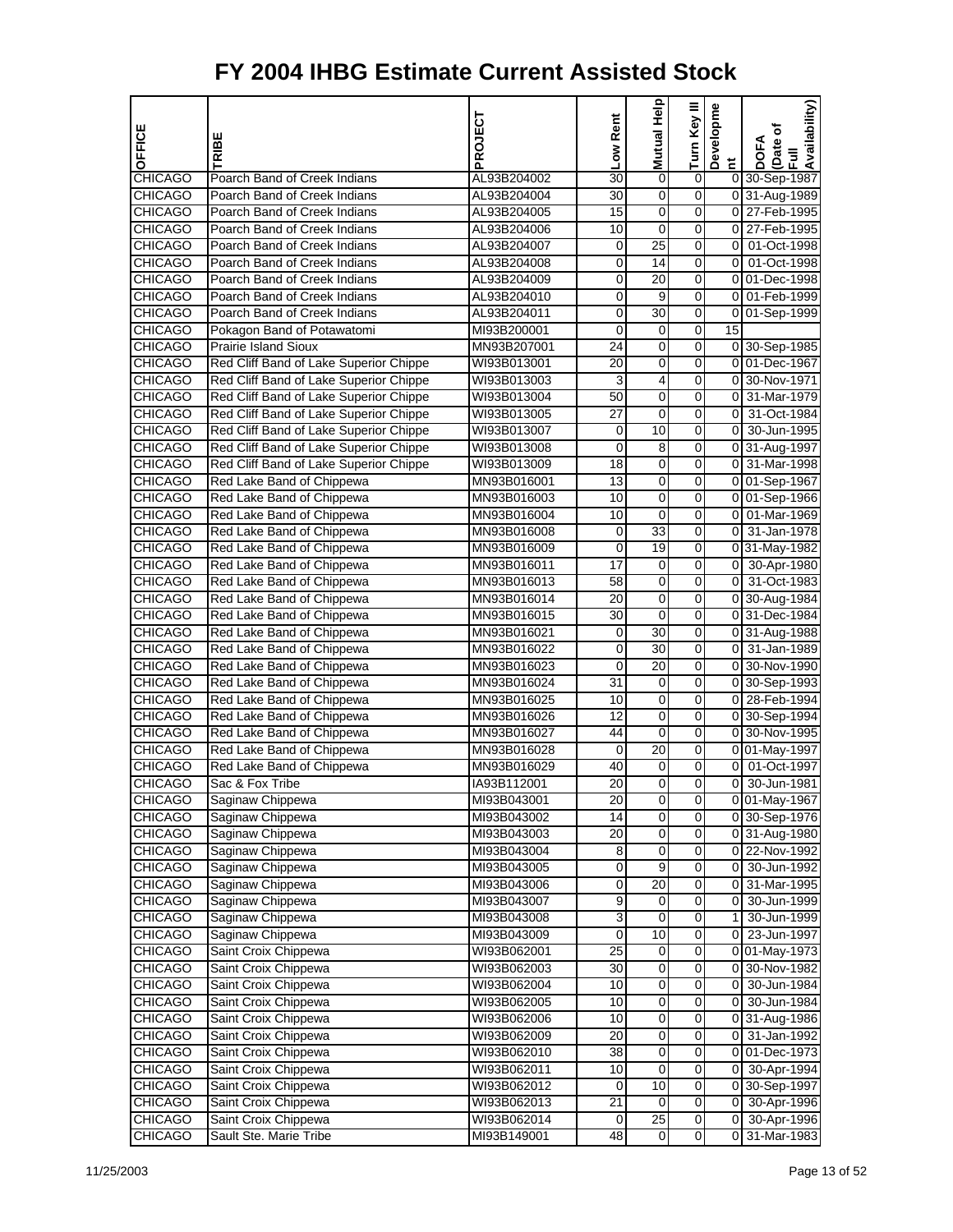# FY 2004 IHBG Estimate Current Assisted Stock

| OFFICE | TRIBE | PROJECT | Low Rent | Mutual Help | Turn Key III | Development | DOFA (Date of Full Availability) |
|---|---|---|---|---|---|---|---|
| CHICAGO | Poarch Band of Creek Indians | AL93B204002 | 30 | 0 | 0 | 0 | 30-Sep-1987 |
| CHICAGO | Poarch Band of Creek Indians | AL93B204004 | 30 | 0 | 0 | 0 | 31-Aug-1989 |
| CHICAGO | Poarch Band of Creek Indians | AL93B204005 | 15 | 0 | 0 | 0 | 27-Feb-1995 |
| CHICAGO | Poarch Band of Creek Indians | AL93B204006 | 10 | 0 | 0 | 0 | 27-Feb-1995 |
| CHICAGO | Poarch Band of Creek Indians | AL93B204007 | 0 | 25 | 0 | 0 | 01-Oct-1998 |
| CHICAGO | Poarch Band of Creek Indians | AL93B204008 | 0 | 14 | 0 | 0 | 01-Oct-1998 |
| CHICAGO | Poarch Band of Creek Indians | AL93B204009 | 0 | 20 | 0 | 0 | 01-Dec-1998 |
| CHICAGO | Poarch Band of Creek Indians | AL93B204010 | 0 | 9 | 0 | 0 | 01-Feb-1999 |
| CHICAGO | Poarch Band of Creek Indians | AL93B204011 | 0 | 30 | 0 | 0 | 01-Sep-1999 |
| CHICAGO | Pokagon Band of Potawatomi | MI93B200001 | 0 | 0 | 0 | 15 | |
| CHICAGO | Prairie Island Sioux | MN93B207001 | 24 | 0 | 0 | 0 | 30-Sep-1985 |
| CHICAGO | Red Cliff Band of Lake Superior Chippe | WI93B013001 | 20 | 0 | 0 | 0 | 01-Dec-1967 |
| CHICAGO | Red Cliff Band of Lake Superior Chippe | WI93B013003 | 3 | 4 | 0 | 0 | 30-Nov-1971 |
| CHICAGO | Red Cliff Band of Lake Superior Chippe | WI93B013004 | 50 | 0 | 0 | 0 | 31-Mar-1979 |
| CHICAGO | Red Cliff Band of Lake Superior Chippe | WI93B013005 | 27 | 0 | 0 | 0 | 31-Oct-1984 |
| CHICAGO | Red Cliff Band of Lake Superior Chippe | WI93B013007 | 0 | 10 | 0 | 0 | 30-Jun-1995 |
| CHICAGO | Red Cliff Band of Lake Superior Chippe | WI93B013008 | 0 | 8 | 0 | 0 | 31-Aug-1997 |
| CHICAGO | Red Cliff Band of Lake Superior Chippe | WI93B013009 | 18 | 0 | 0 | 0 | 31-Mar-1998 |
| CHICAGO | Red Lake Band of Chippewa | MN93B016001 | 13 | 0 | 0 | 0 | 01-Sep-1967 |
| CHICAGO | Red Lake Band of Chippewa | MN93B016003 | 10 | 0 | 0 | 0 | 01-Sep-1966 |
| CHICAGO | Red Lake Band of Chippewa | MN93B016004 | 10 | 0 | 0 | 0 | 01-Mar-1969 |
| CHICAGO | Red Lake Band of Chippewa | MN93B016008 | 0 | 33 | 0 | 0 | 31-Jan-1978 |
| CHICAGO | Red Lake Band of Chippewa | MN93B016009 | 0 | 19 | 0 | 0 | 31-May-1982 |
| CHICAGO | Red Lake Band of Chippewa | MN93B016011 | 17 | 0 | 0 | 0 | 30-Apr-1980 |
| CHICAGO | Red Lake Band of Chippewa | MN93B016013 | 58 | 0 | 0 | 0 | 31-Oct-1983 |
| CHICAGO | Red Lake Band of Chippewa | MN93B016014 | 20 | 0 | 0 | 0 | 30-Aug-1984 |
| CHICAGO | Red Lake Band of Chippewa | MN93B016015 | 30 | 0 | 0 | 0 | 31-Dec-1984 |
| CHICAGO | Red Lake Band of Chippewa | MN93B016021 | 0 | 30 | 0 | 0 | 31-Aug-1988 |
| CHICAGO | Red Lake Band of Chippewa | MN93B016022 | 0 | 30 | 0 | 0 | 31-Jan-1989 |
| CHICAGO | Red Lake Band of Chippewa | MN93B016023 | 0 | 20 | 0 | 0 | 30-Nov-1990 |
| CHICAGO | Red Lake Band of Chippewa | MN93B016024 | 31 | 0 | 0 | 0 | 30-Sep-1993 |
| CHICAGO | Red Lake Band of Chippewa | MN93B016025 | 10 | 0 | 0 | 0 | 28-Feb-1994 |
| CHICAGO | Red Lake Band of Chippewa | MN93B016026 | 12 | 0 | 0 | 0 | 30-Sep-1994 |
| CHICAGO | Red Lake Band of Chippewa | MN93B016027 | 44 | 0 | 0 | 0 | 30-Nov-1995 |
| CHICAGO | Red Lake Band of Chippewa | MN93B016028 | 0 | 20 | 0 | 0 | 01-May-1997 |
| CHICAGO | Red Lake Band of Chippewa | MN93B016029 | 40 | 0 | 0 | 0 | 01-Oct-1997 |
| CHICAGO | Sac & Fox Tribe | IA93B112001 | 20 | 0 | 0 | 0 | 30-Jun-1981 |
| CHICAGO | Saginaw Chippewa | MI93B043001 | 20 | 0 | 0 | 0 | 01-May-1967 |
| CHICAGO | Saginaw Chippewa | MI93B043002 | 14 | 0 | 0 | 0 | 30-Sep-1976 |
| CHICAGO | Saginaw Chippewa | MI93B043003 | 20 | 0 | 0 | 0 | 31-Aug-1980 |
| CHICAGO | Saginaw Chippewa | MI93B043004 | 8 | 0 | 0 | 0 | 22-Nov-1992 |
| CHICAGO | Saginaw Chippewa | MI93B043005 | 0 | 9 | 0 | 0 | 30-Jun-1992 |
| CHICAGO | Saginaw Chippewa | MI93B043006 | 0 | 20 | 0 | 0 | 31-Mar-1995 |
| CHICAGO | Saginaw Chippewa | MI93B043007 | 9 | 0 | 0 | 0 | 30-Jun-1999 |
| CHICAGO | Saginaw Chippewa | MI93B043008 | 3 | 0 | 0 | 1 | 30-Jun-1999 |
| CHICAGO | Saginaw Chippewa | MI93B043009 | 0 | 10 | 0 | 0 | 23-Jun-1997 |
| CHICAGO | Saint Croix Chippewa | WI93B062001 | 25 | 0 | 0 | 0 | 01-May-1973 |
| CHICAGO | Saint Croix Chippewa | WI93B062003 | 30 | 0 | 0 | 0 | 30-Nov-1982 |
| CHICAGO | Saint Croix Chippewa | WI93B062004 | 10 | 0 | 0 | 0 | 30-Jun-1984 |
| CHICAGO | Saint Croix Chippewa | WI93B062005 | 10 | 0 | 0 | 0 | 30-Jun-1984 |
| CHICAGO | Saint Croix Chippewa | WI93B062006 | 10 | 0 | 0 | 0 | 31-Aug-1986 |
| CHICAGO | Saint Croix Chippewa | WI93B062009 | 20 | 0 | 0 | 0 | 31-Jan-1992 |
| CHICAGO | Saint Croix Chippewa | WI93B062010 | 38 | 0 | 0 | 0 | 01-Dec-1973 |
| CHICAGO | Saint Croix Chippewa | WI93B062011 | 10 | 0 | 0 | 0 | 30-Apr-1994 |
| CHICAGO | Saint Croix Chippewa | WI93B062012 | 0 | 10 | 0 | 0 | 30-Sep-1997 |
| CHICAGO | Saint Croix Chippewa | WI93B062013 | 21 | 0 | 0 | 0 | 30-Apr-1996 |
| CHICAGO | Saint Croix Chippewa | WI93B062014 | 0 | 25 | 0 | 0 | 30-Apr-1996 |
| CHICAGO | Sault Ste. Marie Tribe | MI93B149001 | 48 | 0 | 0 | 0 | 31-Mar-1983 |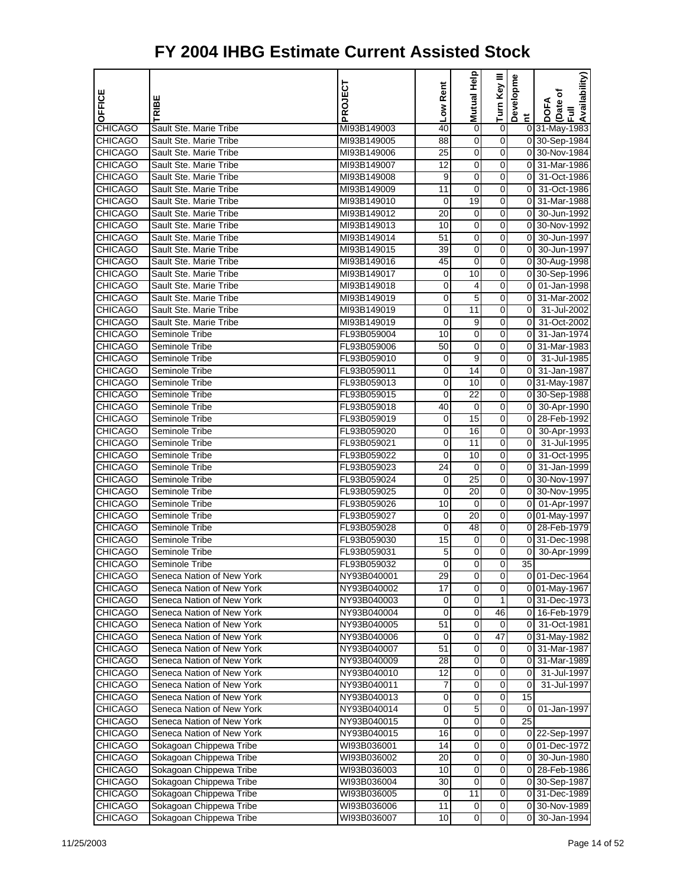# FY 2004 IHBG Estimate Current Assisted Stock

| OFFICE | TRIBE | PROJECT | Low Rent | Mutual Help | Turn Key III | Development | DOFA (Date of Full Availability) |
|---|---|---|---|---|---|---|---|
| CHICAGO | Sault Ste. Marie Tribe | MI93B149003 | 40 | 0 | 0 | 0 | 31-May-1983 |
| CHICAGO | Sault Ste. Marie Tribe | MI93B149005 | 88 | 0 | 0 | 0 | 30-Sep-1984 |
| CHICAGO | Sault Ste. Marie Tribe | MI93B149006 | 25 | 0 | 0 | 0 | 30-Nov-1984 |
| CHICAGO | Sault Ste. Marie Tribe | MI93B149007 | 12 | 0 | 0 | 0 | 31-Mar-1986 |
| CHICAGO | Sault Ste. Marie Tribe | MI93B149008 | 9 | 0 | 0 | 0 | 31-Oct-1986 |
| CHICAGO | Sault Ste. Marie Tribe | MI93B149009 | 11 | 0 | 0 | 0 | 31-Oct-1986 |
| CHICAGO | Sault Ste. Marie Tribe | MI93B149010 | 0 | 19 | 0 | 0 | 31-Mar-1988 |
| CHICAGO | Sault Ste. Marie Tribe | MI93B149012 | 20 | 0 | 0 | 0 | 30-Jun-1992 |
| CHICAGO | Sault Ste. Marie Tribe | MI93B149013 | 10 | 0 | 0 | 0 | 30-Nov-1992 |
| CHICAGO | Sault Ste. Marie Tribe | MI93B149014 | 51 | 0 | 0 | 0 | 30-Jun-1997 |
| CHICAGO | Sault Ste. Marie Tribe | MI93B149015 | 39 | 0 | 0 | 0 | 30-Jun-1997 |
| CHICAGO | Sault Ste. Marie Tribe | MI93B149016 | 45 | 0 | 0 | 0 | 30-Aug-1998 |
| CHICAGO | Sault Ste. Marie Tribe | MI93B149017 | 0 | 10 | 0 | 0 | 30-Sep-1996 |
| CHICAGO | Sault Ste. Marie Tribe | MI93B149018 | 0 | 4 | 0 | 0 | 01-Jan-1998 |
| CHICAGO | Sault Ste. Marie Tribe | MI93B149019 | 0 | 5 | 0 | 0 | 31-Mar-2002 |
| CHICAGO | Sault Ste. Marie Tribe | MI93B149019 | 0 | 11 | 0 | 0 | 31-Jul-2002 |
| CHICAGO | Sault Ste. Marie Tribe | MI93B149019 | 0 | 9 | 0 | 0 | 31-Oct-2002 |
| CHICAGO | Seminole Tribe | FL93B059004 | 10 | 0 | 0 | 0 | 31-Jan-1974 |
| CHICAGO | Seminole Tribe | FL93B059006 | 50 | 0 | 0 | 0 | 31-Mar-1983 |
| CHICAGO | Seminole Tribe | FL93B059010 | 0 | 9 | 0 | 0 | 31-Jul-1985 |
| CHICAGO | Seminole Tribe | FL93B059011 | 0 | 14 | 0 | 0 | 31-Jan-1987 |
| CHICAGO | Seminole Tribe | FL93B059013 | 0 | 10 | 0 | 0 | 31-May-1987 |
| CHICAGO | Seminole Tribe | FL93B059015 | 0 | 22 | 0 | 0 | 30-Sep-1988 |
| CHICAGO | Seminole Tribe | FL93B059018 | 40 | 0 | 0 | 0 | 30-Apr-1990 |
| CHICAGO | Seminole Tribe | FL93B059019 | 0 | 15 | 0 | 0 | 28-Feb-1992 |
| CHICAGO | Seminole Tribe | FL93B059020 | 0 | 16 | 0 | 0 | 30-Apr-1993 |
| CHICAGO | Seminole Tribe | FL93B059021 | 0 | 11 | 0 | 0 | 31-Jul-1995 |
| CHICAGO | Seminole Tribe | FL93B059022 | 0 | 10 | 0 | 0 | 31-Oct-1995 |
| CHICAGO | Seminole Tribe | FL93B059023 | 24 | 0 | 0 | 0 | 31-Jan-1999 |
| CHICAGO | Seminole Tribe | FL93B059024 | 0 | 25 | 0 | 0 | 30-Nov-1997 |
| CHICAGO | Seminole Tribe | FL93B059025 | 0 | 20 | 0 | 0 | 30-Nov-1995 |
| CHICAGO | Seminole Tribe | FL93B059026 | 10 | 0 | 0 | 0 | 01-Apr-1997 |
| CHICAGO | Seminole Tribe | FL93B059027 | 0 | 20 | 0 | 0 | 01-May-1997 |
| CHICAGO | Seminole Tribe | FL93B059028 | 0 | 48 | 0 | 0 | 28-Feb-1979 |
| CHICAGO | Seminole Tribe | FL93B059030 | 15 | 0 | 0 | 0 | 31-Dec-1998 |
| CHICAGO | Seminole Tribe | FL93B059031 | 5 | 0 | 0 | 0 | 30-Apr-1999 |
| CHICAGO | Seminole Tribe | FL93B059032 | 0 | 0 | 0 | 35 | |
| CHICAGO | Seneca Nation of New York | NY93B040001 | 29 | 0 | 0 | 0 | 01-Dec-1964 |
| CHICAGO | Seneca Nation of New York | NY93B040002 | 17 | 0 | 0 | 0 | 01-May-1967 |
| CHICAGO | Seneca Nation of New York | NY93B040003 | 0 | 0 | 1 | 0 | 31-Dec-1973 |
| CHICAGO | Seneca Nation of New York | NY93B040004 | 0 | 0 | 46 | 0 | 16-Feb-1979 |
| CHICAGO | Seneca Nation of New York | NY93B040005 | 51 | 0 | 0 | 0 | 31-Oct-1981 |
| CHICAGO | Seneca Nation of New York | NY93B040006 | 0 | 0 | 47 | 0 | 31-May-1982 |
| CHICAGO | Seneca Nation of New York | NY93B040007 | 51 | 0 | 0 | 0 | 31-Mar-1987 |
| CHICAGO | Seneca Nation of New York | NY93B040009 | 28 | 0 | 0 | 0 | 31-Mar-1989 |
| CHICAGO | Seneca Nation of New York | NY93B040010 | 12 | 0 | 0 | 0 | 31-Jul-1997 |
| CHICAGO | Seneca Nation of New York | NY93B040011 | 7 | 0 | 0 | 0 | 31-Jul-1997 |
| CHICAGO | Seneca Nation of New York | NY93B040013 | 0 | 0 | 0 | 15 | |
| CHICAGO | Seneca Nation of New York | NY93B040014 | 0 | 5 | 0 | 0 | 01-Jan-1997 |
| CHICAGO | Seneca Nation of New York | NY93B040015 | 0 | 0 | 0 | 25 | |
| CHICAGO | Seneca Nation of New York | NY93B040015 | 16 | 0 | 0 | 0 | 22-Sep-1997 |
| CHICAGO | Sokagoan Chippewa Tribe | WI93B036001 | 14 | 0 | 0 | 0 | 01-Dec-1972 |
| CHICAGO | Sokagoan Chippewa Tribe | WI93B036002 | 20 | 0 | 0 | 0 | 30-Jun-1980 |
| CHICAGO | Sokagoan Chippewa Tribe | WI93B036003 | 10 | 0 | 0 | 0 | 28-Feb-1986 |
| CHICAGO | Sokagoan Chippewa Tribe | WI93B036004 | 30 | 0 | 0 | 0 | 30-Sep-1987 |
| CHICAGO | Sokagoan Chippewa Tribe | WI93B036005 | 0 | 11 | 0 | 0 | 31-Dec-1989 |
| CHICAGO | Sokagoan Chippewa Tribe | WI93B036006 | 11 | 0 | 0 | 0 | 30-Nov-1989 |
| CHICAGO | Sokagoan Chippewa Tribe | WI93B036007 | 10 | 0 | 0 | 0 | 30-Jan-1994 |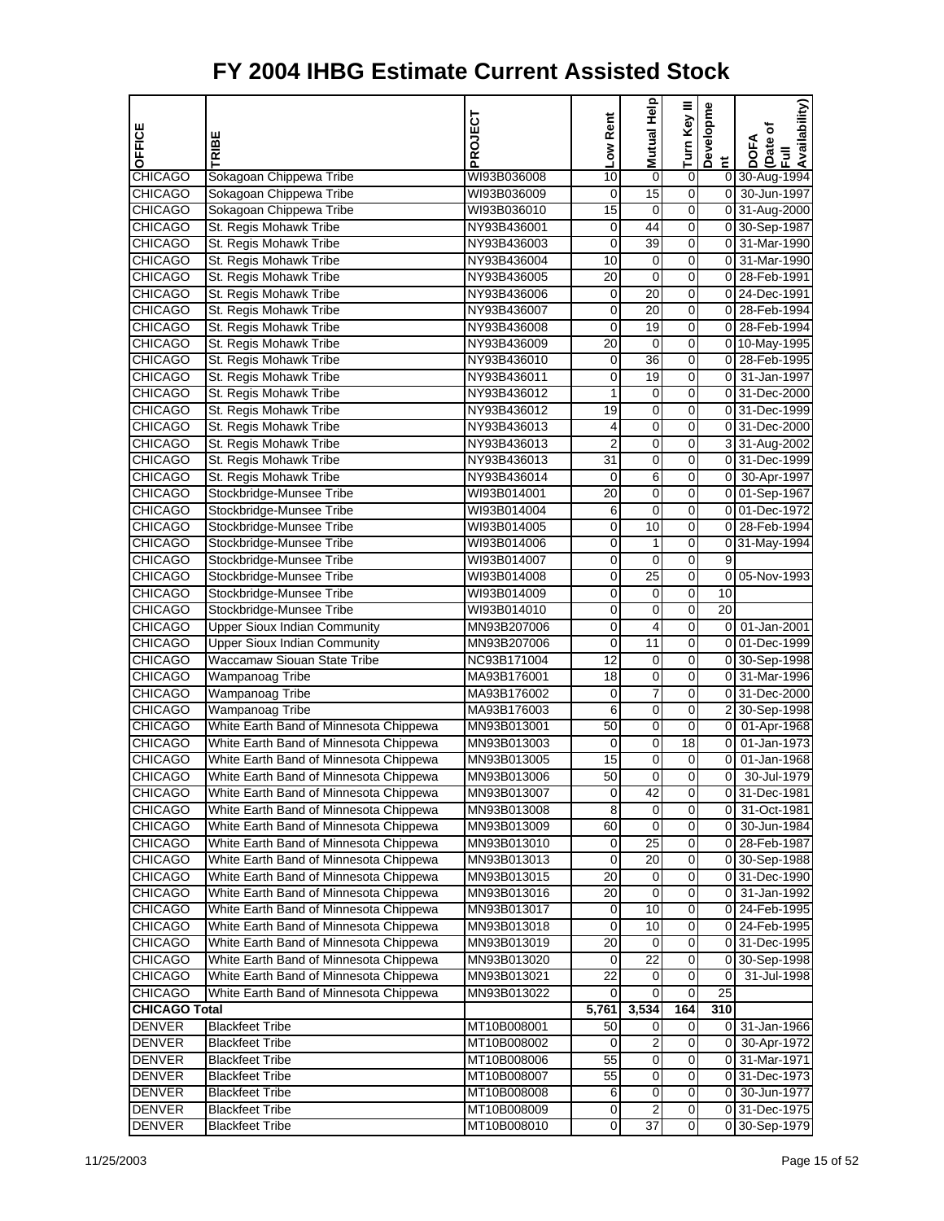# FY 2004 IHBG Estimate Current Assisted Stock

| OFFICE | TRIBE | PROJECT | Low Rent | Mutual Help | Turn Key III | Development | DOFA (Date of Full Availability) |
|---|---|---|---|---|---|---|---|
| CHICAGO | Sokagoan Chippewa Tribe | WI93B036008 | 10 | 0 | 0 | 0 | 30-Aug-1994 |
| CHICAGO | Sokagoan Chippewa Tribe | WI93B036009 | 0 | 15 | 0 | 0 | 30-Jun-1997 |
| CHICAGO | Sokagoan Chippewa Tribe | WI93B036010 | 15 | 0 | 0 | 0 | 31-Aug-2000 |
| CHICAGO | St. Regis Mohawk Tribe | NY93B436001 | 0 | 44 | 0 | 0 | 30-Sep-1987 |
| CHICAGO | St. Regis Mohawk Tribe | NY93B436003 | 0 | 39 | 0 | 0 | 31-Mar-1990 |
| CHICAGO | St. Regis Mohawk Tribe | NY93B436004 | 10 | 0 | 0 | 0 | 31-Mar-1990 |
| CHICAGO | St. Regis Mohawk Tribe | NY93B436005 | 20 | 0 | 0 | 0 | 28-Feb-1991 |
| CHICAGO | St. Regis Mohawk Tribe | NY93B436006 | 0 | 20 | 0 | 0 | 24-Dec-1991 |
| CHICAGO | St. Regis Mohawk Tribe | NY93B436007 | 0 | 20 | 0 | 0 | 28-Feb-1994 |
| CHICAGO | St. Regis Mohawk Tribe | NY93B436008 | 0 | 19 | 0 | 0 | 28-Feb-1994 |
| CHICAGO | St. Regis Mohawk Tribe | NY93B436009 | 20 | 0 | 0 | 0 | 10-May-1995 |
| CHICAGO | St. Regis Mohawk Tribe | NY93B436010 | 0 | 36 | 0 | 0 | 28-Feb-1995 |
| CHICAGO | St. Regis Mohawk Tribe | NY93B436011 | 0 | 19 | 0 | 0 | 31-Jan-1997 |
| CHICAGO | St. Regis Mohawk Tribe | NY93B436012 | 1 | 0 | 0 | 0 | 31-Dec-2000 |
| CHICAGO | St. Regis Mohawk Tribe | NY93B436012 | 19 | 0 | 0 | 0 | 31-Dec-1999 |
| CHICAGO | St. Regis Mohawk Tribe | NY93B436013 | 4 | 0 | 0 | 0 | 31-Dec-2000 |
| CHICAGO | St. Regis Mohawk Tribe | NY93B436013 | 2 | 0 | 0 | 3 | 31-Aug-2002 |
| CHICAGO | St. Regis Mohawk Tribe | NY93B436013 | 31 | 0 | 0 | 0 | 31-Dec-1999 |
| CHICAGO | St. Regis Mohawk Tribe | NY93B436014 | 0 | 6 | 0 | 0 | 30-Apr-1997 |
| CHICAGO | Stockbridge-Munsee Tribe | WI93B014001 | 20 | 0 | 0 | 0 | 01-Sep-1967 |
| CHICAGO | Stockbridge-Munsee Tribe | WI93B014004 | 6 | 0 | 0 | 0 | 01-Dec-1972 |
| CHICAGO | Stockbridge-Munsee Tribe | WI93B014005 | 0 | 10 | 0 | 0 | 28-Feb-1994 |
| CHICAGO | Stockbridge-Munsee Tribe | WI93B014006 | 0 | 1 | 0 | 0 | 31-May-1994 |
| CHICAGO | Stockbridge-Munsee Tribe | WI93B014007 | 0 | 0 | 0 | 9 | |
| CHICAGO | Stockbridge-Munsee Tribe | WI93B014008 | 0 | 25 | 0 | 0 | 05-Nov-1993 |
| CHICAGO | Stockbridge-Munsee Tribe | WI93B014009 | 0 | 0 | 0 | 10 | |
| CHICAGO | Stockbridge-Munsee Tribe | WI93B014010 | 0 | 0 | 0 | 20 | |
| CHICAGO | Upper Sioux Indian Community | MN93B207006 | 0 | 4 | 0 | 0 | 01-Jan-2001 |
| CHICAGO | Upper Sioux Indian Community | MN93B207006 | 0 | 11 | 0 | 0 | 01-Dec-1999 |
| CHICAGO | Waccamaw Siouan State Tribe | NC93B171004 | 12 | 0 | 0 | 0 | 30-Sep-1998 |
| CHICAGO | Wampanoag Tribe | MA93B176001 | 18 | 0 | 0 | 0 | 31-Mar-1996 |
| CHICAGO | Wampanoag Tribe | MA93B176002 | 0 | 7 | 0 | 0 | 31-Dec-2000 |
| CHICAGO | Wampanoag Tribe | MA93B176003 | 6 | 0 | 0 | 2 | 30-Sep-1998 |
| CHICAGO | White Earth Band of Minnesota Chippewa | MN93B013001 | 50 | 0 | 0 | 0 | 01-Apr-1968 |
| CHICAGO | White Earth Band of Minnesota Chippewa | MN93B013003 | 0 | 0 | 18 | 0 | 01-Jan-1973 |
| CHICAGO | White Earth Band of Minnesota Chippewa | MN93B013005 | 15 | 0 | 0 | 0 | 01-Jan-1968 |
| CHICAGO | White Earth Band of Minnesota Chippewa | MN93B013006 | 50 | 0 | 0 | 0 | 30-Jul-1979 |
| CHICAGO | White Earth Band of Minnesota Chippewa | MN93B013007 | 0 | 42 | 0 | 0 | 31-Dec-1981 |
| CHICAGO | White Earth Band of Minnesota Chippewa | MN93B013008 | 8 | 0 | 0 | 0 | 31-Oct-1981 |
| CHICAGO | White Earth Band of Minnesota Chippewa | MN93B013009 | 60 | 0 | 0 | 0 | 30-Jun-1984 |
| CHICAGO | White Earth Band of Minnesota Chippewa | MN93B013010 | 0 | 25 | 0 | 0 | 28-Feb-1987 |
| CHICAGO | White Earth Band of Minnesota Chippewa | MN93B013013 | 0 | 20 | 0 | 0 | 30-Sep-1988 |
| CHICAGO | White Earth Band of Minnesota Chippewa | MN93B013015 | 20 | 0 | 0 | 0 | 31-Dec-1990 |
| CHICAGO | White Earth Band of Minnesota Chippewa | MN93B013016 | 20 | 0 | 0 | 0 | 31-Jan-1992 |
| CHICAGO | White Earth Band of Minnesota Chippewa | MN93B013017 | 0 | 10 | 0 | 0 | 24-Feb-1995 |
| CHICAGO | White Earth Band of Minnesota Chippewa | MN93B013018 | 0 | 10 | 0 | 0 | 24-Feb-1995 |
| CHICAGO | White Earth Band of Minnesota Chippewa | MN93B013019 | 20 | 0 | 0 | 0 | 31-Dec-1995 |
| CHICAGO | White Earth Band of Minnesota Chippewa | MN93B013020 | 0 | 22 | 0 | 0 | 30-Sep-1998 |
| CHICAGO | White Earth Band of Minnesota Chippewa | MN93B013021 | 22 | 0 | 0 | 0 | 31-Jul-1998 |
| CHICAGO | White Earth Band of Minnesota Chippewa | MN93B013022 | 0 | 0 | 0 | 25 | |
| **CHICAGO Total** | | | **5,761** | **3,534** | **164** | **310** | |
| DENVER | Blackfeet Tribe | MT10B008001 | 50 | 0 | 0 | 0 | 31-Jan-1966 |
| DENVER | Blackfeet Tribe | MT10B008002 | 0 | 2 | 0 | 0 | 30-Apr-1972 |
| DENVER | Blackfeet Tribe | MT10B008006 | 55 | 0 | 0 | 0 | 31-Mar-1971 |
| DENVER | Blackfeet Tribe | MT10B008007 | 55 | 0 | 0 | 0 | 31-Dec-1973 |
| DENVER | Blackfeet Tribe | MT10B008008 | 6 | 0 | 0 | 0 | 30-Jun-1977 |
| DENVER | Blackfeet Tribe | MT10B008009 | 0 | 2 | 0 | 0 | 31-Dec-1975 |
| DENVER | Blackfeet Tribe | MT10B008010 | 0 | 37 | 0 | 0 | 30-Sep-1979 |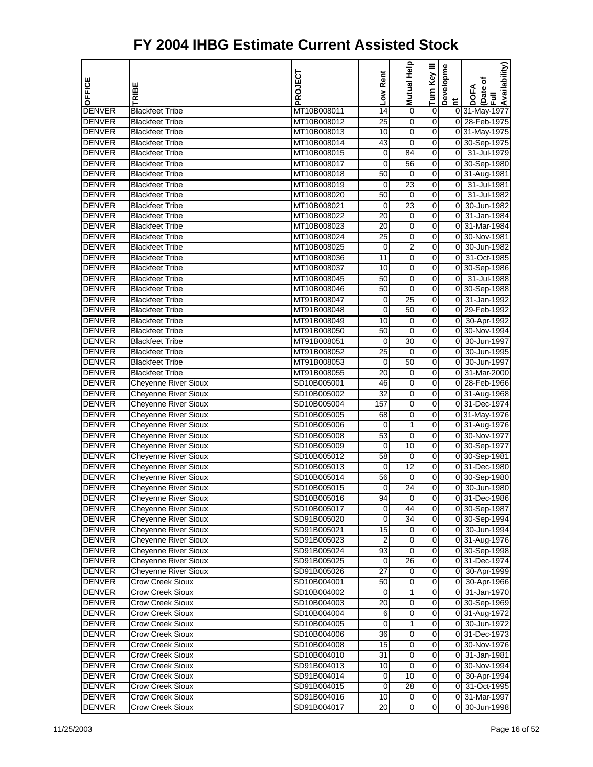# FY 2004 IHBG Estimate Current Assisted Stock

| OFFICE | TRIBE | PROJECT | Low Rent | Mutual Help | Turn Key III | Development | DOFA (Date of Full Availability) |
|---|---|---|---|---|---|---|---|
| DENVER | Blackfeet Tribe | MT10B008011 | 14 | 0 | 0 | 0 | 31-May-1977 |
| DENVER | Blackfeet Tribe | MT10B008012 | 25 | 0 | 0 | 0 | 28-Feb-1975 |
| DENVER | Blackfeet Tribe | MT10B008013 | 10 | 0 | 0 | 0 | 31-May-1975 |
| DENVER | Blackfeet Tribe | MT10B008014 | 43 | 0 | 0 | 0 | 30-Sep-1975 |
| DENVER | Blackfeet Tribe | MT10B008015 | 0 | 84 | 0 | 0 | 31-Jul-1979 |
| DENVER | Blackfeet Tribe | MT10B008017 | 0 | 56 | 0 | 0 | 30-Sep-1980 |
| DENVER | Blackfeet Tribe | MT10B008018 | 50 | 0 | 0 | 0 | 31-Aug-1981 |
| DENVER | Blackfeet Tribe | MT10B008019 | 0 | 23 | 0 | 0 | 31-Jul-1981 |
| DENVER | Blackfeet Tribe | MT10B008020 | 50 | 0 | 0 | 0 | 31-Jul-1982 |
| DENVER | Blackfeet Tribe | MT10B008021 | 0 | 23 | 0 | 0 | 30-Jun-1982 |
| DENVER | Blackfeet Tribe | MT10B008022 | 20 | 0 | 0 | 0 | 31-Jan-1984 |
| DENVER | Blackfeet Tribe | MT10B008023 | 20 | 0 | 0 | 0 | 31-Mar-1984 |
| DENVER | Blackfeet Tribe | MT10B008024 | 25 | 0 | 0 | 0 | 30-Nov-1981 |
| DENVER | Blackfeet Tribe | MT10B008025 | 0 | 2 | 0 | 0 | 30-Jun-1982 |
| DENVER | Blackfeet Tribe | MT10B008036 | 11 | 0 | 0 | 0 | 31-Oct-1985 |
| DENVER | Blackfeet Tribe | MT10B008037 | 10 | 0 | 0 | 0 | 30-Sep-1986 |
| DENVER | Blackfeet Tribe | MT10B008045 | 50 | 0 | 0 | 0 | 31-Jul-1988 |
| DENVER | Blackfeet Tribe | MT10B008046 | 50 | 0 | 0 | 0 | 30-Sep-1988 |
| DENVER | Blackfeet Tribe | MT91B008047 | 0 | 25 | 0 | 0 | 31-Jan-1992 |
| DENVER | Blackfeet Tribe | MT91B008048 | 0 | 50 | 0 | 0 | 29-Feb-1992 |
| DENVER | Blackfeet Tribe | MT91B008049 | 10 | 0 | 0 | 0 | 30-Apr-1992 |
| DENVER | Blackfeet Tribe | MT91B008050 | 50 | 0 | 0 | 0 | 30-Nov-1994 |
| DENVER | Blackfeet Tribe | MT91B008051 | 0 | 30 | 0 | 0 | 30-Jun-1997 |
| DENVER | Blackfeet Tribe | MT91B008052 | 25 | 0 | 0 | 0 | 30-Jun-1995 |
| DENVER | Blackfeet Tribe | MT91B008053 | 0 | 50 | 0 | 0 | 30-Jun-1997 |
| DENVER | Blackfeet Tribe | MT91B008055 | 20 | 0 | 0 | 0 | 31-Mar-2000 |
| DENVER | Cheyenne River Sioux | SD10B005001 | 46 | 0 | 0 | 0 | 28-Feb-1966 |
| DENVER | Cheyenne River Sioux | SD10B005002 | 32 | 0 | 0 | 0 | 31-Aug-1968 |
| DENVER | Cheyenne River Sioux | SD10B005004 | 157 | 0 | 0 | 0 | 31-Dec-1974 |
| DENVER | Cheyenne River Sioux | SD10B005005 | 68 | 0 | 0 | 0 | 31-May-1976 |
| DENVER | Cheyenne River Sioux | SD10B005006 | 0 | 1 | 0 | 0 | 31-Aug-1976 |
| DENVER | Cheyenne River Sioux | SD10B005008 | 53 | 0 | 0 | 0 | 30-Nov-1977 |
| DENVER | Cheyenne River Sioux | SD10B005009 | 0 | 10 | 0 | 0 | 30-Sep-1977 |
| DENVER | Cheyenne River Sioux | SD10B005012 | 58 | 0 | 0 | 0 | 30-Sep-1981 |
| DENVER | Cheyenne River Sioux | SD10B005013 | 0 | 12 | 0 | 0 | 31-Dec-1980 |
| DENVER | Cheyenne River Sioux | SD10B005014 | 56 | 0 | 0 | 0 | 30-Sep-1980 |
| DENVER | Cheyenne River Sioux | SD10B005015 | 0 | 24 | 0 | 0 | 30-Jun-1980 |
| DENVER | Cheyenne River Sioux | SD10B005016 | 94 | 0 | 0 | 0 | 31-Dec-1986 |
| DENVER | Cheyenne River Sioux | SD10B005017 | 0 | 44 | 0 | 0 | 30-Sep-1987 |
| DENVER | Cheyenne River Sioux | SD91B005020 | 0 | 34 | 0 | 0 | 30-Sep-1994 |
| DENVER | Cheyenne River Sioux | SD91B005021 | 15 | 0 | 0 | 0 | 30-Jun-1994 |
| DENVER | Cheyenne River Sioux | SD91B005023 | 2 | 0 | 0 | 0 | 31-Aug-1976 |
| DENVER | Cheyenne River Sioux | SD91B005024 | 93 | 0 | 0 | 0 | 30-Sep-1998 |
| DENVER | Cheyenne River Sioux | SD91B005025 | 0 | 26 | 0 | 0 | 31-Dec-1974 |
| DENVER | Cheyenne River Sioux | SD91B005026 | 27 | 0 | 0 | 0 | 30-Apr-1999 |
| DENVER | Crow Creek Sioux | SD10B004001 | 50 | 0 | 0 | 0 | 30-Apr-1966 |
| DENVER | Crow Creek Sioux | SD10B004002 | 0 | 1 | 0 | 0 | 31-Jan-1970 |
| DENVER | Crow Creek Sioux | SD10B004003 | 20 | 0 | 0 | 0 | 30-Sep-1969 |
| DENVER | Crow Creek Sioux | SD10B004004 | 6 | 0 | 0 | 0 | 31-Aug-1972 |
| DENVER | Crow Creek Sioux | SD10B004005 | 0 | 1 | 0 | 0 | 30-Jun-1972 |
| DENVER | Crow Creek Sioux | SD10B004006 | 36 | 0 | 0 | 0 | 31-Dec-1973 |
| DENVER | Crow Creek Sioux | SD10B004008 | 15 | 0 | 0 | 0 | 30-Nov-1976 |
| DENVER | Crow Creek Sioux | SD10B004010 | 31 | 0 | 0 | 0 | 31-Jan-1981 |
| DENVER | Crow Creek Sioux | SD91B004013 | 10 | 0 | 0 | 0 | 30-Nov-1994 |
| DENVER | Crow Creek Sioux | SD91B004014 | 0 | 10 | 0 | 0 | 30-Apr-1994 |
| DENVER | Crow Creek Sioux | SD91B004015 | 0 | 28 | 0 | 0 | 31-Oct-1995 |
| DENVER | Crow Creek Sioux | SD91B004016 | 10 | 0 | 0 | 0 | 31-Mar-1997 |
| DENVER | Crow Creek Sioux | SD91B004017 | 20 | 0 | 0 | 0 | 30-Jun-1998 |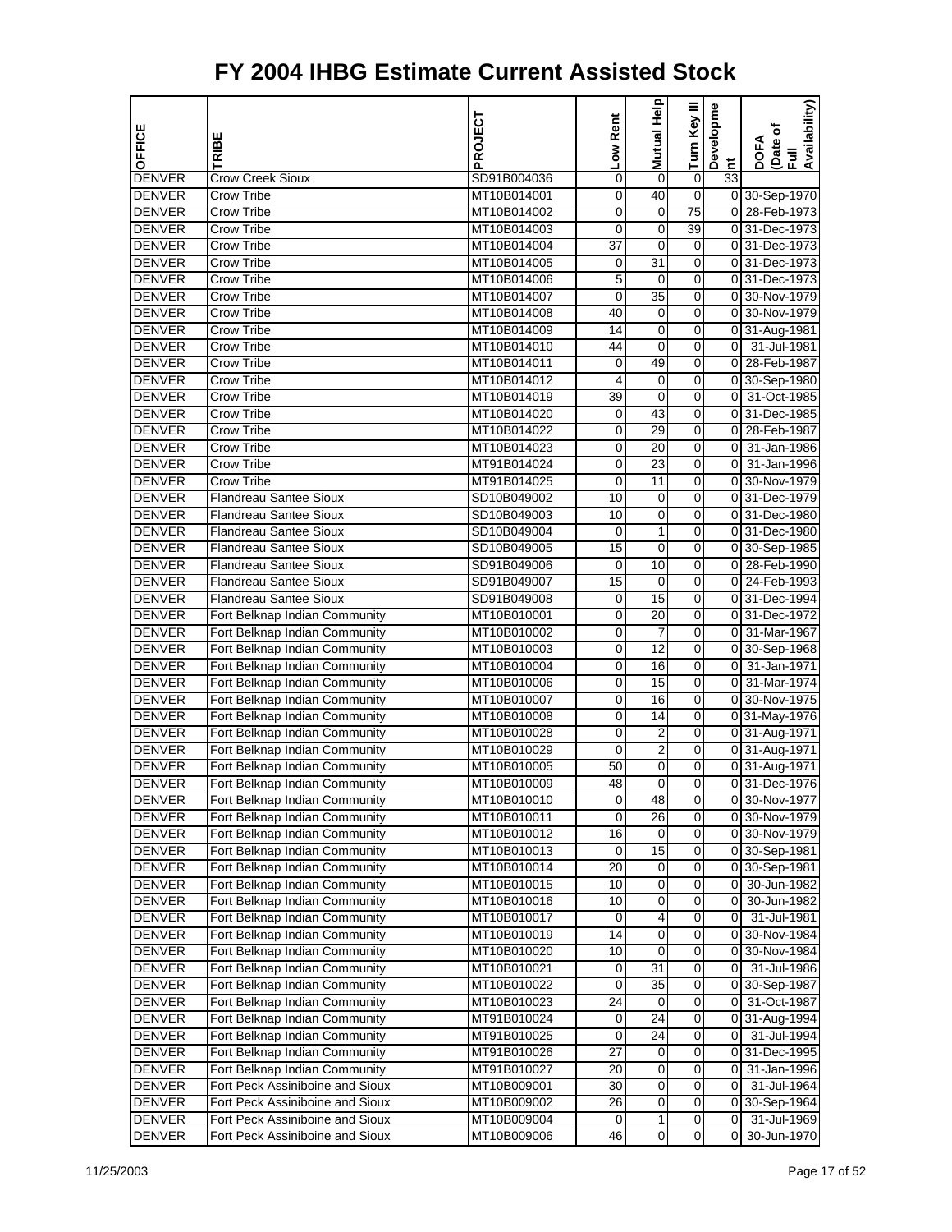# FY 2004 IHBG Estimate Current Assisted Stock

| OFFICE | TRIBE | PROJECT | Low Rent | Mutual Help | Turn Key III | Development | DOFA (Date of Full Availability) |
|---|---|---|---|---|---|---|---|
| DENVER | Crow Creek Sioux | SD91B004036 | 0 | 0 | 0 | 33 | |
| DENVER | Crow Tribe | MT10B014001 | 0 | 40 | 0 | 0 | 30-Sep-1970 |
| DENVER | Crow Tribe | MT10B014002 | 0 | 0 | 75 | 0 | 28-Feb-1973 |
| DENVER | Crow Tribe | MT10B014003 | 0 | 0 | 39 | 0 | 31-Dec-1973 |
| DENVER | Crow Tribe | MT10B014004 | 37 | 0 | 0 | 0 | 31-Dec-1973 |
| DENVER | Crow Tribe | MT10B014005 | 0 | 31 | 0 | 0 | 31-Dec-1973 |
| DENVER | Crow Tribe | MT10B014006 | 5 | 0 | 0 | 0 | 31-Dec-1973 |
| DENVER | Crow Tribe | MT10B014007 | 0 | 35 | 0 | 0 | 30-Nov-1979 |
| DENVER | Crow Tribe | MT10B014008 | 40 | 0 | 0 | 0 | 30-Nov-1979 |
| DENVER | Crow Tribe | MT10B014009 | 14 | 0 | 0 | 0 | 31-Aug-1981 |
| DENVER | Crow Tribe | MT10B014010 | 44 | 0 | 0 | 0 | 31-Jul-1981 |
| DENVER | Crow Tribe | MT10B014011 | 0 | 49 | 0 | 0 | 28-Feb-1987 |
| DENVER | Crow Tribe | MT10B014012 | 4 | 0 | 0 | 0 | 30-Sep-1980 |
| DENVER | Crow Tribe | MT10B014019 | 39 | 0 | 0 | 0 | 31-Oct-1985 |
| DENVER | Crow Tribe | MT10B014020 | 0 | 43 | 0 | 0 | 31-Dec-1985 |
| DENVER | Crow Tribe | MT10B014022 | 0 | 29 | 0 | 0 | 28-Feb-1987 |
| DENVER | Crow Tribe | MT10B014023 | 0 | 20 | 0 | 0 | 31-Jan-1986 |
| DENVER | Crow Tribe | MT91B014024 | 0 | 23 | 0 | 0 | 31-Jan-1996 |
| DENVER | Crow Tribe | MT91B014025 | 0 | 11 | 0 | 0 | 30-Nov-1979 |
| DENVER | Flandreau Santee Sioux | SD10B049002 | 10 | 0 | 0 | 0 | 31-Dec-1979 |
| DENVER | Flandreau Santee Sioux | SD10B049003 | 10 | 0 | 0 | 0 | 31-Dec-1980 |
| DENVER | Flandreau Santee Sioux | SD10B049004 | 0 | 1 | 0 | 0 | 31-Dec-1980 |
| DENVER | Flandreau Santee Sioux | SD10B049005 | 15 | 0 | 0 | 0 | 30-Sep-1985 |
| DENVER | Flandreau Santee Sioux | SD91B049006 | 0 | 10 | 0 | 0 | 28-Feb-1990 |
| DENVER | Flandreau Santee Sioux | SD91B049007 | 15 | 0 | 0 | 0 | 24-Feb-1993 |
| DENVER | Flandreau Santee Sioux | SD91B049008 | 0 | 15 | 0 | 0 | 31-Dec-1994 |
| DENVER | Fort Belknap Indian Community | MT10B010001 | 0 | 20 | 0 | 0 | 31-Dec-1972 |
| DENVER | Fort Belknap Indian Community | MT10B010002 | 0 | 7 | 0 | 0 | 31-Mar-1967 |
| DENVER | Fort Belknap Indian Community | MT10B010003 | 0 | 12 | 0 | 0 | 30-Sep-1968 |
| DENVER | Fort Belknap Indian Community | MT10B010004 | 0 | 16 | 0 | 0 | 31-Jan-1971 |
| DENVER | Fort Belknap Indian Community | MT10B010006 | 0 | 15 | 0 | 0 | 31-Mar-1974 |
| DENVER | Fort Belknap Indian Community | MT10B010007 | 0 | 16 | 0 | 0 | 30-Nov-1975 |
| DENVER | Fort Belknap Indian Community | MT10B010008 | 0 | 14 | 0 | 0 | 31-May-1976 |
| DENVER | Fort Belknap Indian Community | MT10B010028 | 0 | 2 | 0 | 0 | 31-Aug-1971 |
| DENVER | Fort Belknap Indian Community | MT10B010029 | 0 | 2 | 0 | 0 | 31-Aug-1971 |
| DENVER | Fort Belknap Indian Community | MT10B010005 | 50 | 0 | 0 | 0 | 31-Aug-1971 |
| DENVER | Fort Belknap Indian Community | MT10B010009 | 48 | 0 | 0 | 0 | 31-Dec-1976 |
| DENVER | Fort Belknap Indian Community | MT10B010010 | 0 | 48 | 0 | 0 | 30-Nov-1977 |
| DENVER | Fort Belknap Indian Community | MT10B010011 | 0 | 26 | 0 | 0 | 30-Nov-1979 |
| DENVER | Fort Belknap Indian Community | MT10B010012 | 16 | 0 | 0 | 0 | 30-Nov-1979 |
| DENVER | Fort Belknap Indian Community | MT10B010013 | 0 | 15 | 0 | 0 | 30-Sep-1981 |
| DENVER | Fort Belknap Indian Community | MT10B010014 | 20 | 0 | 0 | 0 | 30-Sep-1981 |
| DENVER | Fort Belknap Indian Community | MT10B010015 | 10 | 0 | 0 | 0 | 30-Jun-1982 |
| DENVER | Fort Belknap Indian Community | MT10B010016 | 10 | 0 | 0 | 0 | 30-Jun-1982 |
| DENVER | Fort Belknap Indian Community | MT10B010017 | 0 | 4 | 0 | 0 | 31-Jul-1981 |
| DENVER | Fort Belknap Indian Community | MT10B010019 | 14 | 0 | 0 | 0 | 30-Nov-1984 |
| DENVER | Fort Belknap Indian Community | MT10B010020 | 10 | 0 | 0 | 0 | 30-Nov-1984 |
| DENVER | Fort Belknap Indian Community | MT10B010021 | 0 | 31 | 0 | 0 | 31-Jul-1986 |
| DENVER | Fort Belknap Indian Community | MT10B010022 | 0 | 35 | 0 | 0 | 30-Sep-1987 |
| DENVER | Fort Belknap Indian Community | MT10B010023 | 24 | 0 | 0 | 0 | 31-Oct-1987 |
| DENVER | Fort Belknap Indian Community | MT91B010024 | 0 | 24 | 0 | 0 | 31-Aug-1994 |
| DENVER | Fort Belknap Indian Community | MT91B010025 | 0 | 24 | 0 | 0 | 31-Jul-1994 |
| DENVER | Fort Belknap Indian Community | MT91B010026 | 27 | 0 | 0 | 0 | 31-Dec-1995 |
| DENVER | Fort Belknap Indian Community | MT91B010027 | 20 | 0 | 0 | 0 | 31-Jan-1996 |
| DENVER | Fort Peck Assiniboine and Sioux | MT10B009001 | 30 | 0 | 0 | 0 | 31-Jul-1964 |
| DENVER | Fort Peck Assiniboine and Sioux | MT10B009002 | 26 | 0 | 0 | 0 | 30-Sep-1964 |
| DENVER | Fort Peck Assiniboine and Sioux | MT10B009004 | 0 | 1 | 0 | 0 | 31-Jul-1969 |
| DENVER | Fort Peck Assiniboine and Sioux | MT10B009006 | 46 | 0 | 0 | 0 | 30-Jun-1970 |

11/25/2003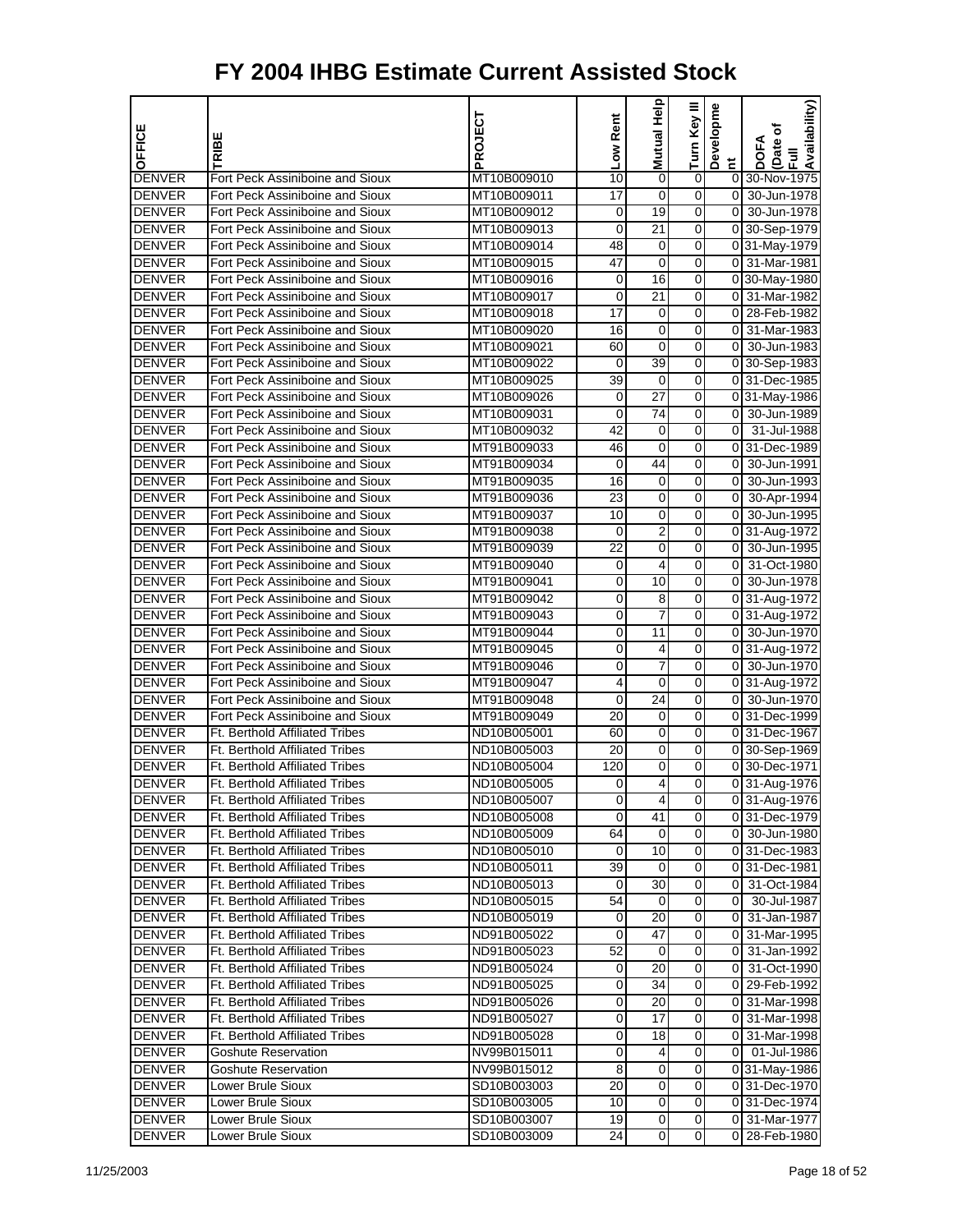# FY 2004 IHBG Estimate Current Assisted Stock

| OFFICE | TRIBE | PROJECT | Low Rent | Mutual Help | Turn Key III | Development | DOFA (Date of Full Availability) |
|---|---|---|---|---|---|---|---|
| DENVER | Fort Peck Assiniboine and Sioux | MT10B009010 | 10 | 0 | 0 | 0 | 30-Nov-1975 |
| DENVER | Fort Peck Assiniboine and Sioux | MT10B009011 | 17 | 0 | 0 | 0 | 30-Jun-1978 |
| DENVER | Fort Peck Assiniboine and Sioux | MT10B009012 | 0 | 19 | 0 | 0 | 30-Jun-1978 |
| DENVER | Fort Peck Assiniboine and Sioux | MT10B009013 | 0 | 21 | 0 | 0 | 30-Sep-1979 |
| DENVER | Fort Peck Assiniboine and Sioux | MT10B009014 | 48 | 0 | 0 | 0 | 31-May-1979 |
| DENVER | Fort Peck Assiniboine and Sioux | MT10B009015 | 47 | 0 | 0 | 0 | 31-Mar-1981 |
| DENVER | Fort Peck Assiniboine and Sioux | MT10B009016 | 0 | 16 | 0 | 0 | 30-May-1980 |
| DENVER | Fort Peck Assiniboine and Sioux | MT10B009017 | 0 | 21 | 0 | 0 | 31-Mar-1982 |
| DENVER | Fort Peck Assiniboine and Sioux | MT10B009018 | 17 | 0 | 0 | 0 | 28-Feb-1982 |
| DENVER | Fort Peck Assiniboine and Sioux | MT10B009020 | 16 | 0 | 0 | 0 | 31-Mar-1983 |
| DENVER | Fort Peck Assiniboine and Sioux | MT10B009021 | 60 | 0 | 0 | 0 | 30-Jun-1983 |
| DENVER | Fort Peck Assiniboine and Sioux | MT10B009022 | 0 | 39 | 0 | 0 | 30-Sep-1983 |
| DENVER | Fort Peck Assiniboine and Sioux | MT10B009025 | 39 | 0 | 0 | 0 | 31-Dec-1985 |
| DENVER | Fort Peck Assiniboine and Sioux | MT10B009026 | 0 | 27 | 0 | 0 | 31-May-1986 |
| DENVER | Fort Peck Assiniboine and Sioux | MT10B009031 | 0 | 74 | 0 | 0 | 30-Jun-1989 |
| DENVER | Fort Peck Assiniboine and Sioux | MT10B009032 | 42 | 0 | 0 | 0 | 31-Jul-1988 |
| DENVER | Fort Peck Assiniboine and Sioux | MT91B009033 | 46 | 0 | 0 | 0 | 31-Dec-1989 |
| DENVER | Fort Peck Assiniboine and Sioux | MT91B009034 | 0 | 44 | 0 | 0 | 30-Jun-1991 |
| DENVER | Fort Peck Assiniboine and Sioux | MT91B009035 | 16 | 0 | 0 | 0 | 30-Jun-1993 |
| DENVER | Fort Peck Assiniboine and Sioux | MT91B009036 | 23 | 0 | 0 | 0 | 30-Apr-1994 |
| DENVER | Fort Peck Assiniboine and Sioux | MT91B009037 | 10 | 0 | 0 | 0 | 30-Jun-1995 |
| DENVER | Fort Peck Assiniboine and Sioux | MT91B009038 | 0 | 2 | 0 | 0 | 31-Aug-1972 |
| DENVER | Fort Peck Assiniboine and Sioux | MT91B009039 | 22 | 0 | 0 | 0 | 30-Jun-1995 |
| DENVER | Fort Peck Assiniboine and Sioux | MT91B009040 | 0 | 4 | 0 | 0 | 31-Oct-1980 |
| DENVER | Fort Peck Assiniboine and Sioux | MT91B009041 | 0 | 10 | 0 | 0 | 30-Jun-1978 |
| DENVER | Fort Peck Assiniboine and Sioux | MT91B009042 | 0 | 8 | 0 | 0 | 31-Aug-1972 |
| DENVER | Fort Peck Assiniboine and Sioux | MT91B009043 | 0 | 7 | 0 | 0 | 31-Aug-1972 |
| DENVER | Fort Peck Assiniboine and Sioux | MT91B009044 | 0 | 11 | 0 | 0 | 30-Jun-1970 |
| DENVER | Fort Peck Assiniboine and Sioux | MT91B009045 | 0 | 4 | 0 | 0 | 31-Aug-1972 |
| DENVER | Fort Peck Assiniboine and Sioux | MT91B009046 | 0 | 7 | 0 | 0 | 30-Jun-1970 |
| DENVER | Fort Peck Assiniboine and Sioux | MT91B009047 | 4 | 0 | 0 | 0 | 31-Aug-1972 |
| DENVER | Fort Peck Assiniboine and Sioux | MT91B009048 | 0 | 24 | 0 | 0 | 30-Jun-1970 |
| DENVER | Fort Peck Assiniboine and Sioux | MT91B009049 | 20 | 0 | 0 | 0 | 31-Dec-1999 |
| DENVER | Ft. Berthold Affiliated Tribes | ND10B005001 | 60 | 0 | 0 | 0 | 31-Dec-1967 |
| DENVER | Ft. Berthold Affiliated Tribes | ND10B005003 | 20 | 0 | 0 | 0 | 30-Sep-1969 |
| DENVER | Ft. Berthold Affiliated Tribes | ND10B005004 | 120 | 0 | 0 | 0 | 30-Dec-1971 |
| DENVER | Ft. Berthold Affiliated Tribes | ND10B005005 | 0 | 4 | 0 | 0 | 31-Aug-1976 |
| DENVER | Ft. Berthold Affiliated Tribes | ND10B005007 | 0 | 4 | 0 | 0 | 31-Aug-1976 |
| DENVER | Ft. Berthold Affiliated Tribes | ND10B005008 | 0 | 41 | 0 | 0 | 31-Dec-1979 |
| DENVER | Ft. Berthold Affiliated Tribes | ND10B005009 | 64 | 0 | 0 | 0 | 30-Jun-1980 |
| DENVER | Ft. Berthold Affiliated Tribes | ND10B005010 | 0 | 10 | 0 | 0 | 31-Dec-1983 |
| DENVER | Ft. Berthold Affiliated Tribes | ND10B005011 | 39 | 0 | 0 | 0 | 31-Dec-1981 |
| DENVER | Ft. Berthold Affiliated Tribes | ND10B005013 | 0 | 30 | 0 | 0 | 31-Oct-1984 |
| DENVER | Ft. Berthold Affiliated Tribes | ND10B005015 | 54 | 0 | 0 | 0 | 30-Jul-1987 |
| DENVER | Ft. Berthold Affiliated Tribes | ND10B005019 | 0 | 20 | 0 | 0 | 31-Jan-1987 |
| DENVER | Ft. Berthold Affiliated Tribes | ND91B005022 | 0 | 47 | 0 | 0 | 31-Mar-1995 |
| DENVER | Ft. Berthold Affiliated Tribes | ND91B005023 | 52 | 0 | 0 | 0 | 31-Jan-1992 |
| DENVER | Ft. Berthold Affiliated Tribes | ND91B005024 | 0 | 20 | 0 | 0 | 31-Oct-1990 |
| DENVER | Ft. Berthold Affiliated Tribes | ND91B005025 | 0 | 34 | 0 | 0 | 29-Feb-1992 |
| DENVER | Ft. Berthold Affiliated Tribes | ND91B005026 | 0 | 20 | 0 | 0 | 31-Mar-1998 |
| DENVER | Ft. Berthold Affiliated Tribes | ND91B005027 | 0 | 17 | 0 | 0 | 31-Mar-1998 |
| DENVER | Ft. Berthold Affiliated Tribes | ND91B005028 | 0 | 18 | 0 | 0 | 31-Mar-1998 |
| DENVER | Goshute Reservation | NV99B015011 | 0 | 4 | 0 | 0 | 01-Jul-1986 |
| DENVER | Goshute Reservation | NV99B015012 | 8 | 0 | 0 | 0 | 31-May-1986 |
| DENVER | Lower Brule Sioux | SD10B003003 | 20 | 0 | 0 | 0 | 31-Dec-1970 |
| DENVER | Lower Brule Sioux | SD10B003005 | 10 | 0 | 0 | 0 | 31-Dec-1974 |
| DENVER | Lower Brule Sioux | SD10B003007 | 19 | 0 | 0 | 0 | 31-Mar-1977 |
| DENVER | Lower Brule Sioux | SD10B003009 | 24 | 0 | 0 | 0 | 28-Feb-1980 |

11/25/2003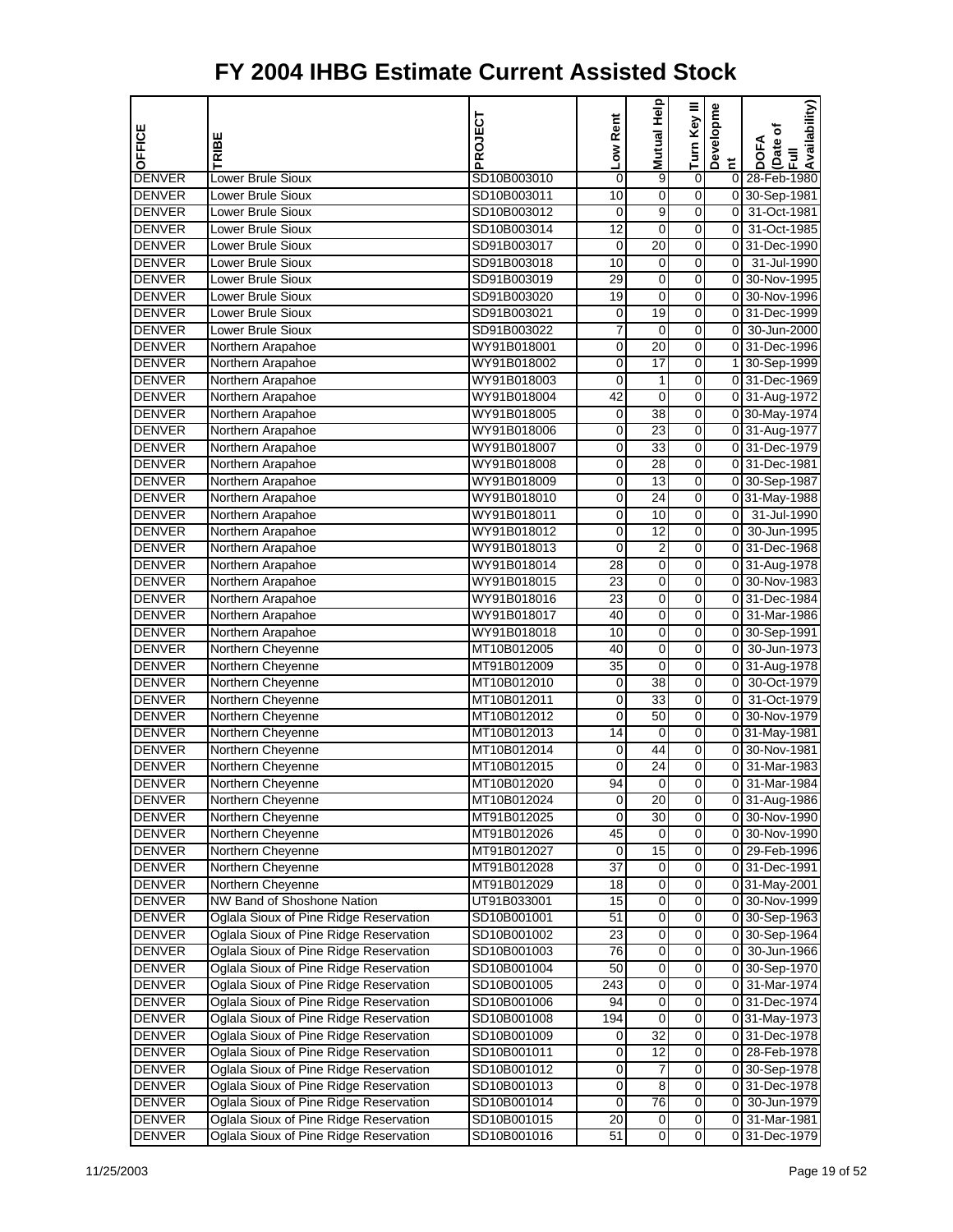# FY 2004 IHBG Estimate Current Assisted Stock

| OFFICE | TRIBE | PROJECT | Low Rent | Mutual Help | Turn Key III | Development | DOFA (Date of Full Availability) |
|---|---|---|---|---|---|---|---|
| DENVER | Lower Brule Sioux | SD10B003010 | 0 | 9 | 0 | 0 | 28-Feb-1980 |
| DENVER | Lower Brule Sioux | SD10B003011 | 10 | 0 | 0 | 0 | 30-Sep-1981 |
| DENVER | Lower Brule Sioux | SD10B003012 | 0 | 9 | 0 | 0 | 31-Oct-1981 |
| DENVER | Lower Brule Sioux | SD10B003014 | 12 | 0 | 0 | 0 | 31-Oct-1985 |
| DENVER | Lower Brule Sioux | SD91B003017 | 0 | 20 | 0 | 0 | 31-Dec-1990 |
| DENVER | Lower Brule Sioux | SD91B003018 | 10 | 0 | 0 | 0 | 31-Jul-1990 |
| DENVER | Lower Brule Sioux | SD91B003019 | 29 | 0 | 0 | 0 | 30-Nov-1995 |
| DENVER | Lower Brule Sioux | SD91B003020 | 19 | 0 | 0 | 0 | 30-Nov-1996 |
| DENVER | Lower Brule Sioux | SD91B003021 | 0 | 19 | 0 | 0 | 31-Dec-1999 |
| DENVER | Lower Brule Sioux | SD91B003022 | 7 | 0 | 0 | 0 | 30-Jun-2000 |
| DENVER | Northern Arapahoe | WY91B018001 | 0 | 20 | 0 | 0 | 31-Dec-1996 |
| DENVER | Northern Arapahoe | WY91B018002 | 0 | 17 | 0 | 1 | 30-Sep-1999 |
| DENVER | Northern Arapahoe | WY91B018003 | 0 | 1 | 0 | 0 | 31-Dec-1969 |
| DENVER | Northern Arapahoe | WY91B018004 | 42 | 0 | 0 | 0 | 31-Aug-1972 |
| DENVER | Northern Arapahoe | WY91B018005 | 0 | 38 | 0 | 0 | 30-May-1974 |
| DENVER | Northern Arapahoe | WY91B018006 | 0 | 23 | 0 | 0 | 31-Aug-1977 |
| DENVER | Northern Arapahoe | WY91B018007 | 0 | 33 | 0 | 0 | 31-Dec-1979 |
| DENVER | Northern Arapahoe | WY91B018008 | 0 | 28 | 0 | 0 | 31-Dec-1981 |
| DENVER | Northern Arapahoe | WY91B018009 | 0 | 13 | 0 | 0 | 30-Sep-1987 |
| DENVER | Northern Arapahoe | WY91B018010 | 0 | 24 | 0 | 0 | 31-May-1988 |
| DENVER | Northern Arapahoe | WY91B018011 | 0 | 10 | 0 | 0 | 31-Jul-1990 |
| DENVER | Northern Arapahoe | WY91B018012 | 0 | 12 | 0 | 0 | 30-Jun-1995 |
| DENVER | Northern Arapahoe | WY91B018013 | 0 | 2 | 0 | 0 | 31-Dec-1968 |
| DENVER | Northern Arapahoe | WY91B018014 | 28 | 0 | 0 | 0 | 31-Aug-1978 |
| DENVER | Northern Arapahoe | WY91B018015 | 23 | 0 | 0 | 0 | 30-Nov-1983 |
| DENVER | Northern Arapahoe | WY91B018016 | 23 | 0 | 0 | 0 | 31-Dec-1984 |
| DENVER | Northern Arapahoe | WY91B018017 | 40 | 0 | 0 | 0 | 31-Mar-1986 |
| DENVER | Northern Arapahoe | WY91B018018 | 10 | 0 | 0 | 0 | 30-Sep-1991 |
| DENVER | Northern Cheyenne | MT10B012005 | 40 | 0 | 0 | 0 | 30-Jun-1973 |
| DENVER | Northern Cheyenne | MT91B012009 | 35 | 0 | 0 | 0 | 31-Aug-1978 |
| DENVER | Northern Cheyenne | MT10B012010 | 0 | 38 | 0 | 0 | 30-Oct-1979 |
| DENVER | Northern Cheyenne | MT10B012011 | 0 | 33 | 0 | 0 | 31-Oct-1979 |
| DENVER | Northern Cheyenne | MT10B012012 | 0 | 50 | 0 | 0 | 30-Nov-1979 |
| DENVER | Northern Cheyenne | MT10B012013 | 14 | 0 | 0 | 0 | 31-May-1981 |
| DENVER | Northern Cheyenne | MT10B012014 | 0 | 44 | 0 | 0 | 30-Nov-1981 |
| DENVER | Northern Cheyenne | MT10B012015 | 0 | 24 | 0 | 0 | 31-Mar-1983 |
| DENVER | Northern Cheyenne | MT10B012020 | 94 | 0 | 0 | 0 | 31-Mar-1984 |
| DENVER | Northern Cheyenne | MT10B012024 | 0 | 20 | 0 | 0 | 31-Aug-1986 |
| DENVER | Northern Cheyenne | MT91B012025 | 0 | 30 | 0 | 0 | 30-Nov-1990 |
| DENVER | Northern Cheyenne | MT91B012026 | 45 | 0 | 0 | 0 | 30-Nov-1990 |
| DENVER | Northern Cheyenne | MT91B012027 | 0 | 15 | 0 | 0 | 29-Feb-1996 |
| DENVER | Northern Cheyenne | MT91B012028 | 37 | 0 | 0 | 0 | 31-Dec-1991 |
| DENVER | Northern Cheyenne | MT91B012029 | 18 | 0 | 0 | 0 | 31-May-2001 |
| DENVER | NW Band of Shoshone Nation | UT91B033001 | 15 | 0 | 0 | 0 | 30-Nov-1999 |
| DENVER | Oglala Sioux of Pine Ridge Reservation | SD10B001001 | 51 | 0 | 0 | 0 | 30-Sep-1963 |
| DENVER | Oglala Sioux of Pine Ridge Reservation | SD10B001002 | 23 | 0 | 0 | 0 | 30-Sep-1964 |
| DENVER | Oglala Sioux of Pine Ridge Reservation | SD10B001003 | 76 | 0 | 0 | 0 | 30-Jun-1966 |
| DENVER | Oglala Sioux of Pine Ridge Reservation | SD10B001004 | 50 | 0 | 0 | 0 | 30-Sep-1970 |
| DENVER | Oglala Sioux of Pine Ridge Reservation | SD10B001005 | 243 | 0 | 0 | 0 | 31-Mar-1974 |
| DENVER | Oglala Sioux of Pine Ridge Reservation | SD10B001006 | 94 | 0 | 0 | 0 | 31-Dec-1974 |
| DENVER | Oglala Sioux of Pine Ridge Reservation | SD10B001008 | 194 | 0 | 0 | 0 | 31-May-1973 |
| DENVER | Oglala Sioux of Pine Ridge Reservation | SD10B001009 | 0 | 32 | 0 | 0 | 31-Dec-1978 |
| DENVER | Oglala Sioux of Pine Ridge Reservation | SD10B001011 | 0 | 12 | 0 | 0 | 28-Feb-1978 |
| DENVER | Oglala Sioux of Pine Ridge Reservation | SD10B001012 | 0 | 7 | 0 | 0 | 30-Sep-1978 |
| DENVER | Oglala Sioux of Pine Ridge Reservation | SD10B001013 | 0 | 8 | 0 | 0 | 31-Dec-1978 |
| DENVER | Oglala Sioux of Pine Ridge Reservation | SD10B001014 | 0 | 76 | 0 | 0 | 30-Jun-1979 |
| DENVER | Oglala Sioux of Pine Ridge Reservation | SD10B001015 | 20 | 0 | 0 | 0 | 31-Mar-1981 |
| DENVER | Oglala Sioux of Pine Ridge Reservation | SD10B001016 | 51 | 0 | 0 | 0 | 31-Dec-1979 |

11/25/2003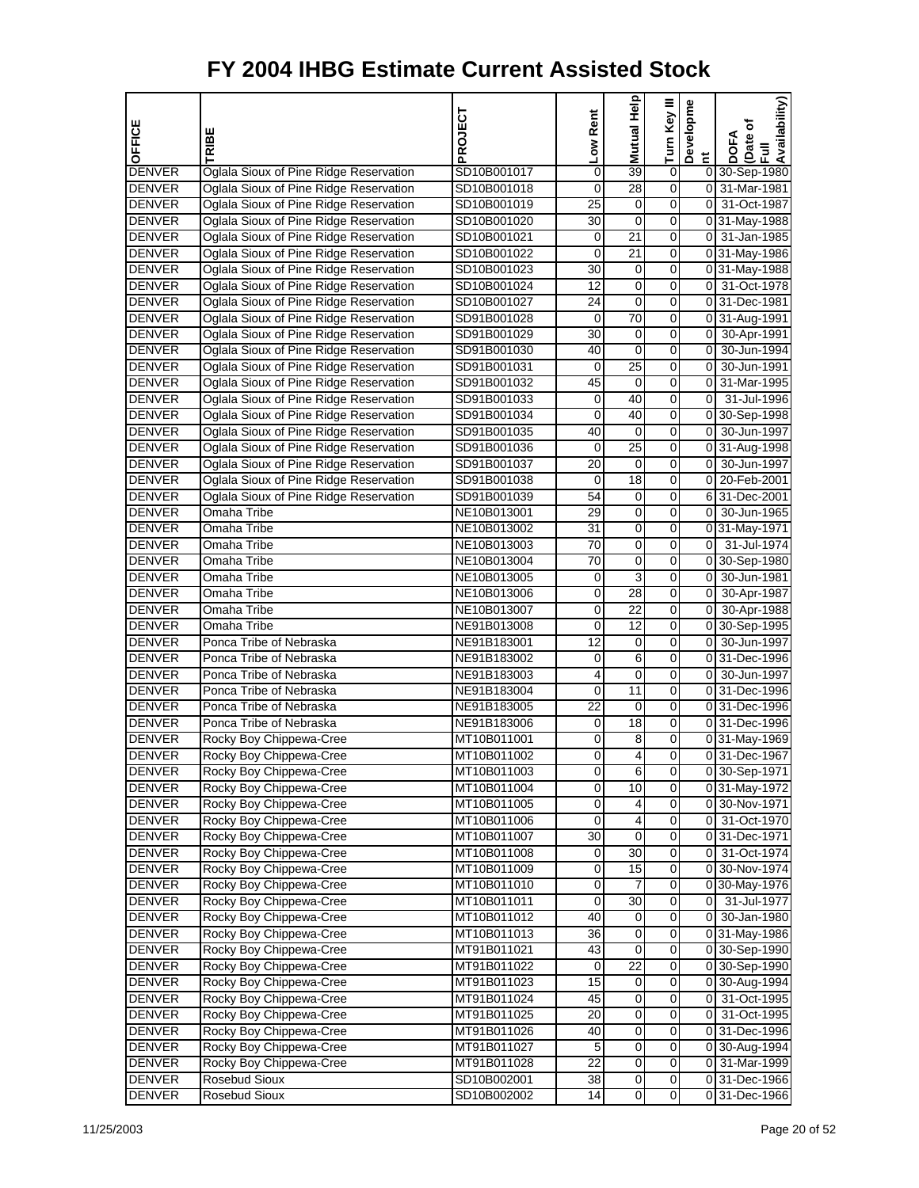# FY 2004 IHBG Estimate Current Assisted Stock

| OFFICE | TRIBE | PROJECT | Low Rent | Mutual Help | Turn Key III | Development | DOFA (Date of Full Availability) |
|---|---|---|---|---|---|---|---|
| DENVER | Oglala Sioux of Pine Ridge Reservation | SD10B001017 | 0 | 39 | 0 | 0 | 30-Sep-1980 |
| DENVER | Oglala Sioux of Pine Ridge Reservation | SD10B001018 | 0 | 28 | 0 | 0 | 31-Mar-1981 |
| DENVER | Oglala Sioux of Pine Ridge Reservation | SD10B001019 | 25 | 0 | 0 | 0 | 31-Oct-1987 |
| DENVER | Oglala Sioux of Pine Ridge Reservation | SD10B001020 | 30 | 0 | 0 | 0 | 31-May-1988 |
| DENVER | Oglala Sioux of Pine Ridge Reservation | SD10B001021 | 0 | 21 | 0 | 0 | 31-Jan-1985 |
| DENVER | Oglala Sioux of Pine Ridge Reservation | SD10B001022 | 0 | 21 | 0 | 0 | 31-May-1986 |
| DENVER | Oglala Sioux of Pine Ridge Reservation | SD10B001023 | 30 | 0 | 0 | 0 | 31-May-1988 |
| DENVER | Oglala Sioux of Pine Ridge Reservation | SD10B001024 | 12 | 0 | 0 | 0 | 31-Oct-1978 |
| DENVER | Oglala Sioux of Pine Ridge Reservation | SD10B001027 | 24 | 0 | 0 | 0 | 31-Dec-1981 |
| DENVER | Oglala Sioux of Pine Ridge Reservation | SD10B001028 | 0 | 70 | 0 | 0 | 31-Aug-1991 |
| DENVER | Oglala Sioux of Pine Ridge Reservation | SD91B001029 | 30 | 0 | 0 | 0 | 30-Apr-1991 |
| DENVER | Oglala Sioux of Pine Ridge Reservation | SD91B001030 | 40 | 0 | 0 | 0 | 30-Jun-1994 |
| DENVER | Oglala Sioux of Pine Ridge Reservation | SD91B001031 | 0 | 25 | 0 | 0 | 30-Jun-1991 |
| DENVER | Oglala Sioux of Pine Ridge Reservation | SD91B001032 | 45 | 0 | 0 | 0 | 31-Mar-1995 |
| DENVER | Oglala Sioux of Pine Ridge Reservation | SD91B001033 | 0 | 40 | 0 | 0 | 31-Jul-1996 |
| DENVER | Oglala Sioux of Pine Ridge Reservation | SD91B001034 | 0 | 40 | 0 | 0 | 30-Sep-1998 |
| DENVER | Oglala Sioux of Pine Ridge Reservation | SD91B001035 | 40 | 0 | 0 | 0 | 30-Jun-1997 |
| DENVER | Oglala Sioux of Pine Ridge Reservation | SD91B001036 | 0 | 25 | 0 | 0 | 31-Aug-1998 |
| DENVER | Oglala Sioux of Pine Ridge Reservation | SD91B001037 | 20 | 0 | 0 | 0 | 30-Jun-1997 |
| DENVER | Oglala Sioux of Pine Ridge Reservation | SD91B001038 | 0 | 18 | 0 | 0 | 20-Feb-2001 |
| DENVER | Oglala Sioux of Pine Ridge Reservation | SD91B001039 | 54 | 0 | 0 | 6 | 31-Dec-2001 |
| DENVER | Omaha Tribe | NE10B013001 | 29 | 0 | 0 | 0 | 30-Jun-1965 |
| DENVER | Omaha Tribe | NE10B013002 | 31 | 0 | 0 | 0 | 31-May-1971 |
| DENVER | Omaha Tribe | NE10B013003 | 70 | 0 | 0 | 0 | 31-Jul-1974 |
| DENVER | Omaha Tribe | NE10B013004 | 70 | 0 | 0 | 0 | 30-Sep-1980 |
| DENVER | Omaha Tribe | NE10B013005 | 0 | 3 | 0 | 0 | 30-Jun-1981 |
| DENVER | Omaha Tribe | NE10B013006 | 0 | 28 | 0 | 0 | 30-Apr-1987 |
| DENVER | Omaha Tribe | NE10B013007 | 0 | 22 | 0 | 0 | 30-Apr-1988 |
| DENVER | Omaha Tribe | NE91B013008 | 0 | 12 | 0 | 0 | 30-Sep-1995 |
| DENVER | Ponca Tribe of Nebraska | NE91B183001 | 12 | 0 | 0 | 0 | 30-Jun-1997 |
| DENVER | Ponca Tribe of Nebraska | NE91B183002 | 0 | 6 | 0 | 0 | 31-Dec-1996 |
| DENVER | Ponca Tribe of Nebraska | NE91B183003 | 4 | 0 | 0 | 0 | 30-Jun-1997 |
| DENVER | Ponca Tribe of Nebraska | NE91B183004 | 0 | 11 | 0 | 0 | 31-Dec-1996 |
| DENVER | Ponca Tribe of Nebraska | NE91B183005 | 22 | 0 | 0 | 0 | 31-Dec-1996 |
| DENVER | Ponca Tribe of Nebraska | NE91B183006 | 0 | 18 | 0 | 0 | 31-Dec-1996 |
| DENVER | Rocky Boy Chippewa-Cree | MT10B011001 | 0 | 8 | 0 | 0 | 31-May-1969 |
| DENVER | Rocky Boy Chippewa-Cree | MT10B011002 | 0 | 4 | 0 | 0 | 31-Dec-1967 |
| DENVER | Rocky Boy Chippewa-Cree | MT10B011003 | 0 | 6 | 0 | 0 | 30-Sep-1971 |
| DENVER | Rocky Boy Chippewa-Cree | MT10B011004 | 0 | 10 | 0 | 0 | 31-May-1972 |
| DENVER | Rocky Boy Chippewa-Cree | MT10B011005 | 0 | 4 | 0 | 0 | 30-Nov-1971 |
| DENVER | Rocky Boy Chippewa-Cree | MT10B011006 | 0 | 4 | 0 | 0 | 31-Oct-1970 |
| DENVER | Rocky Boy Chippewa-Cree | MT10B011007 | 30 | 0 | 0 | 0 | 31-Dec-1971 |
| DENVER | Rocky Boy Chippewa-Cree | MT10B011008 | 0 | 30 | 0 | 0 | 31-Oct-1974 |
| DENVER | Rocky Boy Chippewa-Cree | MT10B011009 | 0 | 15 | 0 | 0 | 30-Nov-1974 |
| DENVER | Rocky Boy Chippewa-Cree | MT10B011010 | 0 | 7 | 0 | 0 | 30-May-1976 |
| DENVER | Rocky Boy Chippewa-Cree | MT10B011011 | 0 | 30 | 0 | 0 | 31-Jul-1977 |
| DENVER | Rocky Boy Chippewa-Cree | MT10B011012 | 40 | 0 | 0 | 0 | 30-Jan-1980 |
| DENVER | Rocky Boy Chippewa-Cree | MT10B011013 | 36 | 0 | 0 | 0 | 31-May-1986 |
| DENVER | Rocky Boy Chippewa-Cree | MT91B011021 | 43 | 0 | 0 | 0 | 30-Sep-1990 |
| DENVER | Rocky Boy Chippewa-Cree | MT91B011022 | 0 | 22 | 0 | 0 | 30-Sep-1990 |
| DENVER | Rocky Boy Chippewa-Cree | MT91B011023 | 15 | 0 | 0 | 0 | 30-Aug-1994 |
| DENVER | Rocky Boy Chippewa-Cree | MT91B011024 | 45 | 0 | 0 | 0 | 31-Oct-1995 |
| DENVER | Rocky Boy Chippewa-Cree | MT91B011025 | 20 | 0 | 0 | 0 | 31-Oct-1995 |
| DENVER | Rocky Boy Chippewa-Cree | MT91B011026 | 40 | 0 | 0 | 0 | 31-Dec-1996 |
| DENVER | Rocky Boy Chippewa-Cree | MT91B011027 | 5 | 0 | 0 | 0 | 30-Aug-1994 |
| DENVER | Rocky Boy Chippewa-Cree | MT91B011028 | 22 | 0 | 0 | 0 | 31-Mar-1999 |
| DENVER | Rosebud Sioux | SD10B002001 | 38 | 0 | 0 | 0 | 31-Dec-1966 |
| DENVER | Rosebud Sioux | SD10B002002 | 14 | 0 | 0 | 0 | 31-Dec-1966 |

11/25/2003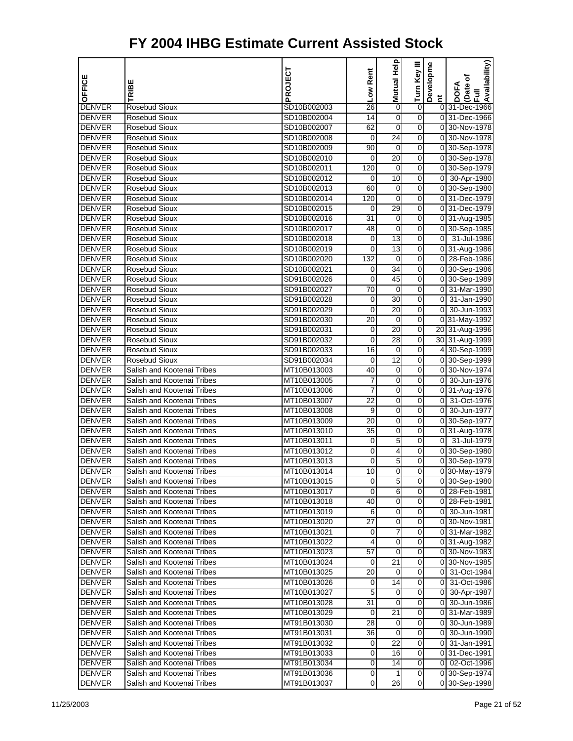# FY 2004 IHBG Estimate Current Assisted Stock

| OFFICE | TRIBE | PROJECT | Low Rent | Mutual Help | Turn Key III | Development | DOFA (Date of Full Availability) |
|---|---|---|---|---|---|---|---|
| DENVER | Rosebud Sioux | SD10B002003 | 26 | 0 | 0 | 0 | 31-Dec-1966 |
| DENVER | Rosebud Sioux | SD10B002004 | 14 | 0 | 0 | 0 | 31-Dec-1966 |
| DENVER | Rosebud Sioux | SD10B002007 | 62 | 0 | 0 | 0 | 30-Nov-1978 |
| DENVER | Rosebud Sioux | SD10B002008 | 0 | 24 | 0 | 0 | 30-Nov-1978 |
| DENVER | Rosebud Sioux | SD10B002009 | 90 | 0 | 0 | 0 | 30-Sep-1978 |
| DENVER | Rosebud Sioux | SD10B002010 | 0 | 20 | 0 | 0 | 30-Sep-1978 |
| DENVER | Rosebud Sioux | SD10B002011 | 120 | 0 | 0 | 0 | 30-Sep-1979 |
| DENVER | Rosebud Sioux | SD10B002012 | 0 | 10 | 0 | 0 | 30-Apr-1980 |
| DENVER | Rosebud Sioux | SD10B002013 | 60 | 0 | 0 | 0 | 30-Sep-1980 |
| DENVER | Rosebud Sioux | SD10B002014 | 120 | 0 | 0 | 0 | 31-Dec-1979 |
| DENVER | Rosebud Sioux | SD10B002015 | 0 | 29 | 0 | 0 | 31-Dec-1979 |
| DENVER | Rosebud Sioux | SD10B002016 | 31 | 0 | 0 | 0 | 31-Aug-1985 |
| DENVER | Rosebud Sioux | SD10B002017 | 48 | 0 | 0 | 0 | 30-Sep-1985 |
| DENVER | Rosebud Sioux | SD10B002018 | 0 | 13 | 0 | 0 | 31-Jul-1986 |
| DENVER | Rosebud Sioux | SD10B002019 | 0 | 13 | 0 | 0 | 31-Aug-1986 |
| DENVER | Rosebud Sioux | SD10B002020 | 132 | 0 | 0 | 0 | 28-Feb-1986 |
| DENVER | Rosebud Sioux | SD10B002021 | 0 | 34 | 0 | 0 | 30-Sep-1986 |
| DENVER | Rosebud Sioux | SD91B002026 | 0 | 45 | 0 | 0 | 30-Sep-1989 |
| DENVER | Rosebud Sioux | SD91B002027 | 70 | 0 | 0 | 0 | 31-Mar-1990 |
| DENVER | Rosebud Sioux | SD91B002028 | 0 | 30 | 0 | 0 | 31-Jan-1990 |
| DENVER | Rosebud Sioux | SD91B002029 | 0 | 20 | 0 | 0 | 30-Jun-1993 |
| DENVER | Rosebud Sioux | SD91B002030 | 20 | 0 | 0 | 0 | 31-May-1992 |
| DENVER | Rosebud Sioux | SD91B002031 | 0 | 20 | 0 | 20 | 31-Aug-1996 |
| DENVER | Rosebud Sioux | SD91B002032 | 0 | 28 | 0 | 30 | 31-Aug-1999 |
| DENVER | Rosebud Sioux | SD91B002033 | 16 | 0 | 0 | 4 | 30-Sep-1999 |
| DENVER | Rosebud Sioux | SD91B002034 | 0 | 12 | 0 | 0 | 30-Sep-1999 |
| DENVER | Salish and Kootenai Tribes | MT10B013003 | 40 | 0 | 0 | 0 | 30-Nov-1974 |
| DENVER | Salish and Kootenai Tribes | MT10B013005 | 7 | 0 | 0 | 0 | 30-Jun-1976 |
| DENVER | Salish and Kootenai Tribes | MT10B013006 | 7 | 0 | 0 | 0 | 31-Aug-1976 |
| DENVER | Salish and Kootenai Tribes | MT10B013007 | 22 | 0 | 0 | 0 | 31-Oct-1976 |
| DENVER | Salish and Kootenai Tribes | MT10B013008 | 9 | 0 | 0 | 0 | 30-Jun-1977 |
| DENVER | Salish and Kootenai Tribes | MT10B013009 | 20 | 0 | 0 | 0 | 30-Sep-1977 |
| DENVER | Salish and Kootenai Tribes | MT10B013010 | 35 | 0 | 0 | 0 | 31-Aug-1978 |
| DENVER | Salish and Kootenai Tribes | MT10B013011 | 0 | 5 | 0 | 0 | 31-Jul-1979 |
| DENVER | Salish and Kootenai Tribes | MT10B013012 | 0 | 4 | 0 | 0 | 30-Sep-1980 |
| DENVER | Salish and Kootenai Tribes | MT10B013013 | 0 | 5 | 0 | 0 | 30-Sep-1979 |
| DENVER | Salish and Kootenai Tribes | MT10B013014 | 10 | 0 | 0 | 0 | 30-May-1979 |
| DENVER | Salish and Kootenai Tribes | MT10B013015 | 0 | 5 | 0 | 0 | 30-Sep-1980 |
| DENVER | Salish and Kootenai Tribes | MT10B013017 | 0 | 6 | 0 | 0 | 28-Feb-1981 |
| DENVER | Salish and Kootenai Tribes | MT10B013018 | 40 | 0 | 0 | 0 | 28-Feb-1981 |
| DENVER | Salish and Kootenai Tribes | MT10B013019 | 6 | 0 | 0 | 0 | 30-Jun-1981 |
| DENVER | Salish and Kootenai Tribes | MT10B013020 | 27 | 0 | 0 | 0 | 30-Nov-1981 |
| DENVER | Salish and Kootenai Tribes | MT10B013021 | 0 | 7 | 0 | 0 | 31-Mar-1982 |
| DENVER | Salish and Kootenai Tribes | MT10B013022 | 4 | 0 | 0 | 0 | 31-Aug-1982 |
| DENVER | Salish and Kootenai Tribes | MT10B013023 | 57 | 0 | 0 | 0 | 30-Nov-1983 |
| DENVER | Salish and Kootenai Tribes | MT10B013024 | 0 | 21 | 0 | 0 | 30-Nov-1985 |
| DENVER | Salish and Kootenai Tribes | MT10B013025 | 20 | 0 | 0 | 0 | 31-Oct-1984 |
| DENVER | Salish and Kootenai Tribes | MT10B013026 | 0 | 14 | 0 | 0 | 31-Oct-1986 |
| DENVER | Salish and Kootenai Tribes | MT10B013027 | 5 | 0 | 0 | 0 | 30-Apr-1987 |
| DENVER | Salish and Kootenai Tribes | MT10B013028 | 31 | 0 | 0 | 0 | 30-Jun-1986 |
| DENVER | Salish and Kootenai Tribes | MT10B013029 | 0 | 21 | 0 | 0 | 31-Mar-1989 |
| DENVER | Salish and Kootenai Tribes | MT91B013030 | 28 | 0 | 0 | 0 | 30-Jun-1989 |
| DENVER | Salish and Kootenai Tribes | MT91B013031 | 36 | 0 | 0 | 0 | 30-Jun-1990 |
| DENVER | Salish and Kootenai Tribes | MT91B013032 | 0 | 22 | 0 | 0 | 31-Jan-1991 |
| DENVER | Salish and Kootenai Tribes | MT91B013033 | 0 | 16 | 0 | 0 | 31-Dec-1991 |
| DENVER | Salish and Kootenai Tribes | MT91B013034 | 0 | 14 | 0 | 0 | 02-Oct-1996 |
| DENVER | Salish and Kootenai Tribes | MT91B013036 | 0 | 1 | 0 | 0 | 30-Sep-1974 |
| DENVER | Salish and Kootenai Tribes | MT91B013037 | 0 | 26 | 0 | 0 | 30-Sep-1998 |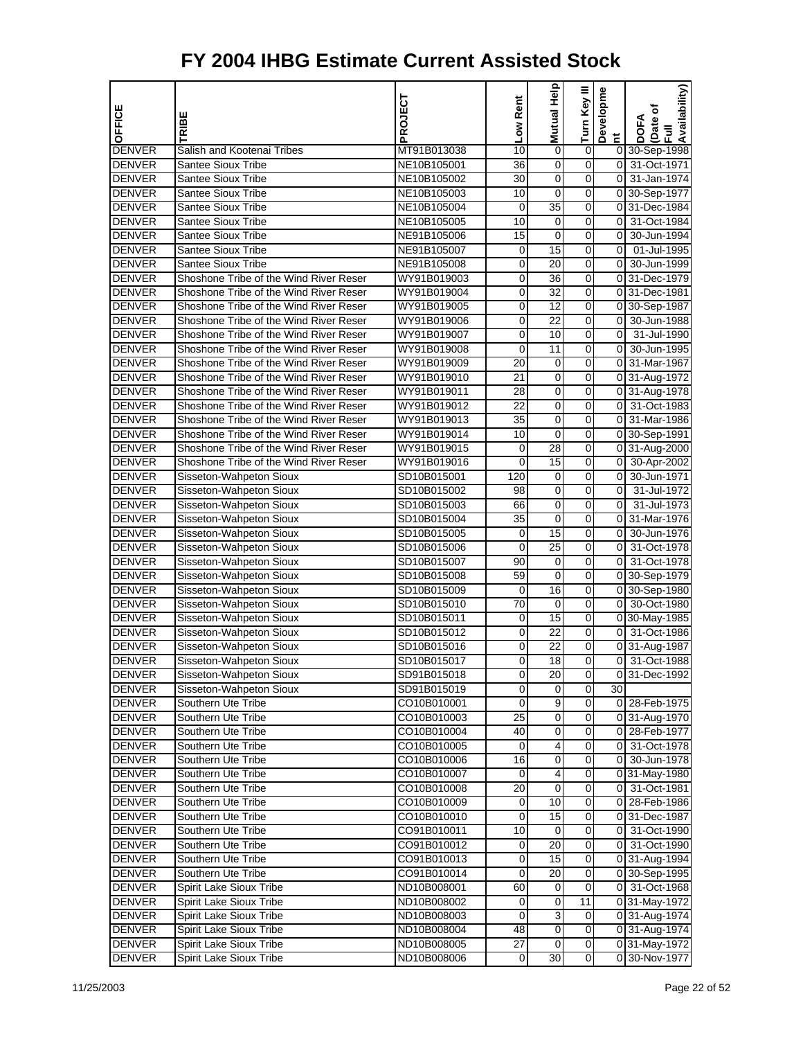# FY 2004 IHBG Estimate Current Assisted Stock

| OFFICE | TRIBE | PROJECT | Low Rent | Mutual Help | Turn Key III | Development | DOFA (Date of Full Availability) |
|---|---|---|---|---|---|---|---|
| DENVER | Salish and Kootenai Tribes | MT91B013038 | 10 | 0 | 0 | 0 | 30-Sep-1998 |
| DENVER | Santee Sioux Tribe | NE10B105001 | 36 | 0 | 0 | 0 | 31-Oct-1971 |
| DENVER | Santee Sioux Tribe | NE10B105002 | 30 | 0 | 0 | 0 | 31-Jan-1974 |
| DENVER | Santee Sioux Tribe | NE10B105003 | 10 | 0 | 0 | 0 | 30-Sep-1977 |
| DENVER | Santee Sioux Tribe | NE10B105004 | 0 | 35 | 0 | 0 | 31-Dec-1984 |
| DENVER | Santee Sioux Tribe | NE10B105005 | 10 | 0 | 0 | 0 | 31-Oct-1984 |
| DENVER | Santee Sioux Tribe | NE91B105006 | 15 | 0 | 0 | 0 | 30-Jun-1994 |
| DENVER | Santee Sioux Tribe | NE91B105007 | 0 | 15 | 0 | 0 | 01-Jul-1995 |
| DENVER | Santee Sioux Tribe | NE91B105008 | 0 | 20 | 0 | 0 | 30-Jun-1999 |
| DENVER | Shoshone Tribe of the Wind River Reser | WY91B019003 | 0 | 36 | 0 | 0 | 31-Dec-1979 |
| DENVER | Shoshone Tribe of the Wind River Reser | WY91B019004 | 0 | 32 | 0 | 0 | 31-Dec-1981 |
| DENVER | Shoshone Tribe of the Wind River Reser | WY91B019005 | 0 | 12 | 0 | 0 | 30-Sep-1987 |
| DENVER | Shoshone Tribe of the Wind River Reser | WY91B019006 | 0 | 22 | 0 | 0 | 30-Jun-1988 |
| DENVER | Shoshone Tribe of the Wind River Reser | WY91B019007 | 0 | 10 | 0 | 0 | 31-Jul-1990 |
| DENVER | Shoshone Tribe of the Wind River Reser | WY91B019008 | 0 | 11 | 0 | 0 | 30-Jun-1995 |
| DENVER | Shoshone Tribe of the Wind River Reser | WY91B019009 | 20 | 0 | 0 | 0 | 31-Mar-1967 |
| DENVER | Shoshone Tribe of the Wind River Reser | WY91B019010 | 21 | 0 | 0 | 0 | 31-Aug-1972 |
| DENVER | Shoshone Tribe of the Wind River Reser | WY91B019011 | 28 | 0 | 0 | 0 | 31-Aug-1978 |
| DENVER | Shoshone Tribe of the Wind River Reser | WY91B019012 | 22 | 0 | 0 | 0 | 31-Oct-1983 |
| DENVER | Shoshone Tribe of the Wind River Reser | WY91B019013 | 35 | 0 | 0 | 0 | 31-Mar-1986 |
| DENVER | Shoshone Tribe of the Wind River Reser | WY91B019014 | 10 | 0 | 0 | 0 | 30-Sep-1991 |
| DENVER | Shoshone Tribe of the Wind River Reser | WY91B019015 | 0 | 28 | 0 | 0 | 31-Aug-2000 |
| DENVER | Shoshone Tribe of the Wind River Reser | WY91B019016 | 0 | 15 | 0 | 0 | 30-Apr-2002 |
| DENVER | Sisseton-Wahpeton Sioux | SD10B015001 | 120 | 0 | 0 | 0 | 30-Jun-1971 |
| DENVER | Sisseton-Wahpeton Sioux | SD10B015002 | 98 | 0 | 0 | 0 | 31-Jul-1972 |
| DENVER | Sisseton-Wahpeton Sioux | SD10B015003 | 66 | 0 | 0 | 0 | 31-Jul-1973 |
| DENVER | Sisseton-Wahpeton Sioux | SD10B015004 | 35 | 0 | 0 | 0 | 31-Mar-1976 |
| DENVER | Sisseton-Wahpeton Sioux | SD10B015005 | 0 | 15 | 0 | 0 | 30-Jun-1976 |
| DENVER | Sisseton-Wahpeton Sioux | SD10B015006 | 0 | 25 | 0 | 0 | 31-Oct-1978 |
| DENVER | Sisseton-Wahpeton Sioux | SD10B015007 | 90 | 0 | 0 | 0 | 31-Oct-1978 |
| DENVER | Sisseton-Wahpeton Sioux | SD10B015008 | 59 | 0 | 0 | 0 | 30-Sep-1979 |
| DENVER | Sisseton-Wahpeton Sioux | SD10B015009 | 0 | 16 | 0 | 0 | 30-Sep-1980 |
| DENVER | Sisseton-Wahpeton Sioux | SD10B015010 | 70 | 0 | 0 | 0 | 30-Oct-1980 |
| DENVER | Sisseton-Wahpeton Sioux | SD10B015011 | 0 | 15 | 0 | 0 | 30-May-1985 |
| DENVER | Sisseton-Wahpeton Sioux | SD10B015012 | 0 | 22 | 0 | 0 | 31-Oct-1986 |
| DENVER | Sisseton-Wahpeton Sioux | SD10B015016 | 0 | 22 | 0 | 0 | 31-Aug-1987 |
| DENVER | Sisseton-Wahpeton Sioux | SD10B015017 | 0 | 18 | 0 | 0 | 31-Oct-1988 |
| DENVER | Sisseton-Wahpeton Sioux | SD91B015018 | 0 | 20 | 0 | 0 | 31-Dec-1992 |
| DENVER | Sisseton-Wahpeton Sioux | SD91B015019 | 0 | 0 | 0 | 30 | |
| DENVER | Southern Ute Tribe | CO10B010001 | 0 | 9 | 0 | 0 | 28-Feb-1975 |
| DENVER | Southern Ute Tribe | CO10B010003 | 25 | 0 | 0 | 0 | 31-Aug-1970 |
| DENVER | Southern Ute Tribe | CO10B010004 | 40 | 0 | 0 | 0 | 28-Feb-1977 |
| DENVER | Southern Ute Tribe | CO10B010005 | 0 | 4 | 0 | 0 | 31-Oct-1978 |
| DENVER | Southern Ute Tribe | CO10B010006 | 16 | 0 | 0 | 0 | 30-Jun-1978 |
| DENVER | Southern Ute Tribe | CO10B010007 | 0 | 4 | 0 | 0 | 31-May-1980 |
| DENVER | Southern Ute Tribe | CO10B010008 | 20 | 0 | 0 | 0 | 31-Oct-1981 |
| DENVER | Southern Ute Tribe | CO10B010009 | 0 | 10 | 0 | 0 | 28-Feb-1986 |
| DENVER | Southern Ute Tribe | CO10B010010 | 0 | 15 | 0 | 0 | 31-Dec-1987 |
| DENVER | Southern Ute Tribe | CO91B010011 | 10 | 0 | 0 | 0 | 31-Oct-1990 |
| DENVER | Southern Ute Tribe | CO91B010012 | 0 | 20 | 0 | 0 | 31-Oct-1990 |
| DENVER | Southern Ute Tribe | CO91B010013 | 0 | 15 | 0 | 0 | 31-Aug-1994 |
| DENVER | Southern Ute Tribe | CO91B010014 | 0 | 20 | 0 | 0 | 30-Sep-1995 |
| DENVER | Spirit Lake Sioux Tribe | ND10B008001 | 60 | 0 | 0 | 0 | 31-Oct-1968 |
| DENVER | Spirit Lake Sioux Tribe | ND10B008002 | 0 | 0 | 11 | 0 | 31-May-1972 |
| DENVER | Spirit Lake Sioux Tribe | ND10B008003 | 0 | 3 | 0 | 0 | 31-Aug-1974 |
| DENVER | Spirit Lake Sioux Tribe | ND10B008004 | 48 | 0 | 0 | 0 | 31-Aug-1974 |
| DENVER | Spirit Lake Sioux Tribe | ND10B008005 | 27 | 0 | 0 | 0 | 31-May-1972 |
| DENVER | Spirit Lake Sioux Tribe | ND10B008006 | 0 | 30 | 0 | 0 | 30-Nov-1977 |

11/25/2003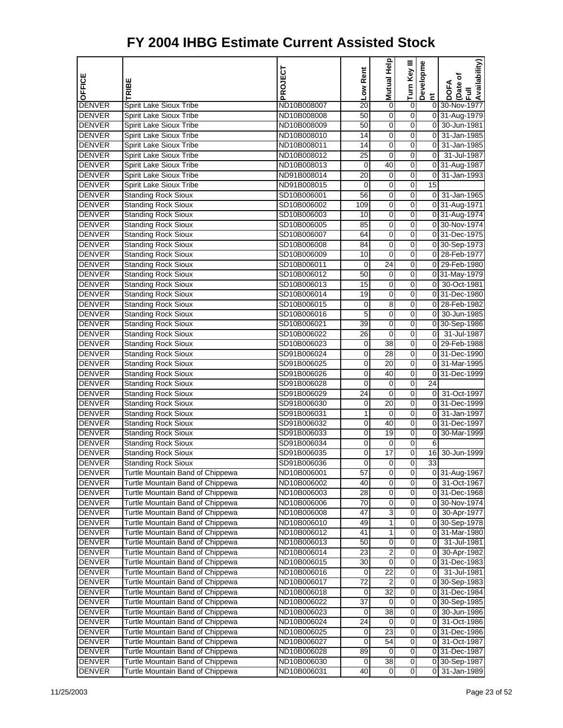# FY 2004 IHBG Estimate Current Assisted Stock

| OFFICE | TRIBE | PROJECT | Low Rent | Mutual Help | Turn Key III | Development | DOFA (Date of Full Availability) |
|---|---|---|---|---|---|---|---|
| DENVER | Spirit Lake Sioux Tribe | ND10B008007 | 20 | 0 | 0 | 0 | 30-Nov-1977 |
| DENVER | Spirit Lake Sioux Tribe | ND10B008008 | 50 | 0 | 0 | 0 | 31-Aug-1979 |
| DENVER | Spirit Lake Sioux Tribe | ND10B008009 | 50 | 0 | 0 | 0 | 30-Jun-1981 |
| DENVER | Spirit Lake Sioux Tribe | ND10B008010 | 14 | 0 | 0 | 0 | 31-Jan-1985 |
| DENVER | Spirit Lake Sioux Tribe | ND10B008011 | 14 | 0 | 0 | 0 | 31-Jan-1985 |
| DENVER | Spirit Lake Sioux Tribe | ND10B008012 | 25 | 0 | 0 | 0 | 31-Jul-1987 |
| DENVER | Spirit Lake Sioux Tribe | ND10B008013 | 0 | 40 | 0 | 0 | 31-Aug-1987 |
| DENVER | Spirit Lake Sioux Tribe | ND91B008014 | 20 | 0 | 0 | 0 | 31-Jan-1993 |
| DENVER | Spirit Lake Sioux Tribe | ND91B008015 | 0 | 0 | 0 | 15 | |
| DENVER | Standing Rock Sioux | SD10B006001 | 56 | 0 | 0 | 0 | 31-Jan-1965 |
| DENVER | Standing Rock Sioux | SD10B006002 | 109 | 0 | 0 | 0 | 31-Aug-1971 |
| DENVER | Standing Rock Sioux | SD10B006003 | 10 | 0 | 0 | 0 | 31-Aug-1974 |
| DENVER | Standing Rock Sioux | SD10B006005 | 85 | 0 | 0 | 0 | 30-Nov-1974 |
| DENVER | Standing Rock Sioux | SD10B006007 | 64 | 0 | 0 | 0 | 31-Dec-1975 |
| DENVER | Standing Rock Sioux | SD10B006008 | 84 | 0 | 0 | 0 | 30-Sep-1973 |
| DENVER | Standing Rock Sioux | SD10B006009 | 10 | 0 | 0 | 0 | 28-Feb-1977 |
| DENVER | Standing Rock Sioux | SD10B006011 | 0 | 24 | 0 | 0 | 29-Feb-1980 |
| DENVER | Standing Rock Sioux | SD10B006012 | 50 | 0 | 0 | 0 | 31-May-1979 |
| DENVER | Standing Rock Sioux | SD10B006013 | 15 | 0 | 0 | 0 | 30-Oct-1981 |
| DENVER | Standing Rock Sioux | SD10B006014 | 19 | 0 | 0 | 0 | 31-Dec-1980 |
| DENVER | Standing Rock Sioux | SD10B006015 | 0 | 8 | 0 | 0 | 28-Feb-1982 |
| DENVER | Standing Rock Sioux | SD10B006016 | 5 | 0 | 0 | 0 | 30-Jun-1985 |
| DENVER | Standing Rock Sioux | SD10B006021 | 39 | 0 | 0 | 0 | 30-Sep-1986 |
| DENVER | Standing Rock Sioux | SD10B006022 | 26 | 0 | 0 | 0 | 31-Jul-1987 |
| DENVER | Standing Rock Sioux | SD10B006023 | 0 | 38 | 0 | 0 | 29-Feb-1988 |
| DENVER | Standing Rock Sioux | SD91B006024 | 0 | 28 | 0 | 0 | 31-Dec-1990 |
| DENVER | Standing Rock Sioux | SD91B006025 | 0 | 20 | 0 | 0 | 31-Mar-1995 |
| DENVER | Standing Rock Sioux | SD91B006026 | 0 | 40 | 0 | 0 | 31-Dec-1999 |
| DENVER | Standing Rock Sioux | SD91B006028 | 0 | 0 | 0 | 24 | |
| DENVER | Standing Rock Sioux | SD91B006029 | 24 | 0 | 0 | 0 | 31-Oct-1997 |
| DENVER | Standing Rock Sioux | SD91B006030 | 0 | 20 | 0 | 0 | 31-Dec-1999 |
| DENVER | Standing Rock Sioux | SD91B006031 | 1 | 0 | 0 | 0 | 31-Jan-1997 |
| DENVER | Standing Rock Sioux | SD91B006032 | 0 | 40 | 0 | 0 | 31-Dec-1997 |
| DENVER | Standing Rock Sioux | SD91B006033 | 0 | 19 | 0 | 0 | 30-Mar-1999 |
| DENVER | Standing Rock Sioux | SD91B006034 | 0 | 0 | 0 | 6 | |
| DENVER | Standing Rock Sioux | SD91B006035 | 0 | 17 | 0 | 16 | 30-Jun-1999 |
| DENVER | Standing Rock Sioux | SD91B006036 | 0 | 0 | 0 | 33 | |
| DENVER | Turtle Mountain Band of Chippewa | ND10B006001 | 57 | 0 | 0 | 0 | 31-Aug-1967 |
| DENVER | Turtle Mountain Band of Chippewa | ND10B006002 | 40 | 0 | 0 | 0 | 31-Oct-1967 |
| DENVER | Turtle Mountain Band of Chippewa | ND10B006003 | 28 | 0 | 0 | 0 | 31-Dec-1968 |
| DENVER | Turtle Mountain Band of Chippewa | ND10B006006 | 70 | 0 | 0 | 0 | 30-Nov-1974 |
| DENVER | Turtle Mountain Band of Chippewa | ND10B006008 | 47 | 3 | 0 | 0 | 30-Apr-1977 |
| DENVER | Turtle Mountain Band of Chippewa | ND10B006010 | 49 | 1 | 0 | 0 | 30-Sep-1978 |
| DENVER | Turtle Mountain Band of Chippewa | ND10B006012 | 41 | 1 | 0 | 0 | 31-Mar-1980 |
| DENVER | Turtle Mountain Band of Chippewa | ND10B006013 | 50 | 0 | 0 | 0 | 31-Jul-1981 |
| DENVER | Turtle Mountain Band of Chippewa | ND10B006014 | 23 | 2 | 0 | 0 | 30-Apr-1982 |
| DENVER | Turtle Mountain Band of Chippewa | ND10B006015 | 30 | 0 | 0 | 0 | 31-Dec-1983 |
| DENVER | Turtle Mountain Band of Chippewa | ND10B006016 | 0 | 22 | 0 | 0 | 31-Jul-1981 |
| DENVER | Turtle Mountain Band of Chippewa | ND10B006017 | 72 | 2 | 0 | 0 | 30-Sep-1983 |
| DENVER | Turtle Mountain Band of Chippewa | ND10B006018 | 0 | 32 | 0 | 0 | 31-Dec-1984 |
| DENVER | Turtle Mountain Band of Chippewa | ND10B006022 | 37 | 0 | 0 | 0 | 30-Sep-1985 |
| DENVER | Turtle Mountain Band of Chippewa | ND10B006023 | 0 | 38 | 0 | 0 | 30-Jun-1986 |
| DENVER | Turtle Mountain Band of Chippewa | ND10B006024 | 24 | 0 | 0 | 0 | 31-Oct-1986 |
| DENVER | Turtle Mountain Band of Chippewa | ND10B006025 | 0 | 23 | 0 | 0 | 31-Dec-1986 |
| DENVER | Turtle Mountain Band of Chippewa | ND10B006027 | 0 | 54 | 0 | 0 | 31-Oct-1987 |
| DENVER | Turtle Mountain Band of Chippewa | ND10B006028 | 89 | 0 | 0 | 0 | 31-Dec-1987 |
| DENVER | Turtle Mountain Band of Chippewa | ND10B006030 | 0 | 38 | 0 | 0 | 30-Sep-1987 |
| DENVER | Turtle Mountain Band of Chippewa | ND10B006031 | 40 | 0 | 0 | 0 | 31-Jan-1989 |

11/25/2003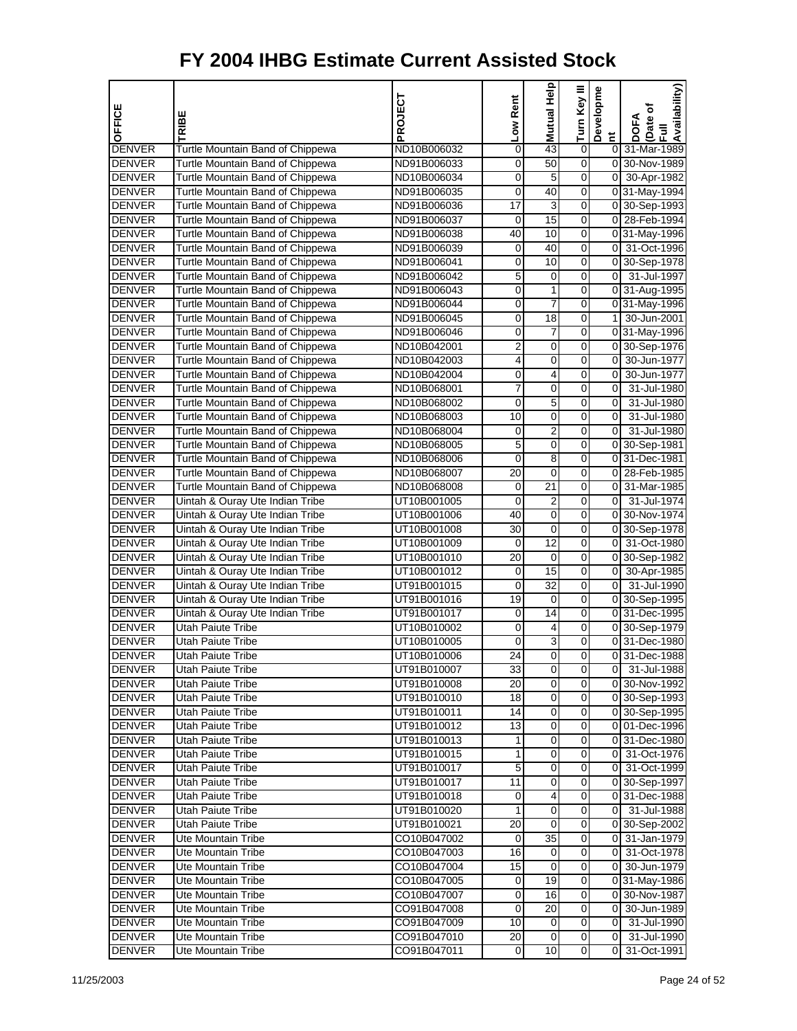# FY 2004 IHBG Estimate Current Assisted Stock

| OFFICE | TRIBE | PROJECT | Low Rent | Mutual Help | Turn Key III | Development | DOFA (Date of Full Availability) |
|---|---|---|---|---|---|---|---|
| DENVER | Turtle Mountain Band of Chippewa | ND10B006032 | 0 | 43 | 0 | 0 | 31-Mar-1989 |
| DENVER | Turtle Mountain Band of Chippewa | ND91B006033 | 0 | 50 | 0 | 0 | 30-Nov-1989 |
| DENVER | Turtle Mountain Band of Chippewa | ND10B006034 | 0 | 5 | 0 | 0 | 30-Apr-1982 |
| DENVER | Turtle Mountain Band of Chippewa | ND91B006035 | 0 | 40 | 0 | 0 | 31-May-1994 |
| DENVER | Turtle Mountain Band of Chippewa | ND91B006036 | 17 | 3 | 0 | 0 | 30-Sep-1993 |
| DENVER | Turtle Mountain Band of Chippewa | ND91B006037 | 0 | 15 | 0 | 0 | 28-Feb-1994 |
| DENVER | Turtle Mountain Band of Chippewa | ND91B006038 | 40 | 10 | 0 | 0 | 31-May-1996 |
| DENVER | Turtle Mountain Band of Chippewa | ND91B006039 | 0 | 40 | 0 | 0 | 31-Oct-1996 |
| DENVER | Turtle Mountain Band of Chippewa | ND91B006041 | 0 | 10 | 0 | 0 | 30-Sep-1978 |
| DENVER | Turtle Mountain Band of Chippewa | ND91B006042 | 5 | 0 | 0 | 0 | 31-Jul-1997 |
| DENVER | Turtle Mountain Band of Chippewa | ND91B006043 | 0 | 1 | 0 | 0 | 31-Aug-1995 |
| DENVER | Turtle Mountain Band of Chippewa | ND91B006044 | 0 | 7 | 0 | 0 | 31-May-1996 |
| DENVER | Turtle Mountain Band of Chippewa | ND91B006045 | 0 | 18 | 0 | 1 | 30-Jun-2001 |
| DENVER | Turtle Mountain Band of Chippewa | ND91B006046 | 0 | 7 | 0 | 0 | 31-May-1996 |
| DENVER | Turtle Mountain Band of Chippewa | ND10B042001 | 2 | 0 | 0 | 0 | 30-Sep-1976 |
| DENVER | Turtle Mountain Band of Chippewa | ND10B042003 | 4 | 0 | 0 | 0 | 30-Jun-1977 |
| DENVER | Turtle Mountain Band of Chippewa | ND10B042004 | 0 | 4 | 0 | 0 | 30-Jun-1977 |
| DENVER | Turtle Mountain Band of Chippewa | ND10B068001 | 7 | 0 | 0 | 0 | 31-Jul-1980 |
| DENVER | Turtle Mountain Band of Chippewa | ND10B068002 | 0 | 5 | 0 | 0 | 31-Jul-1980 |
| DENVER | Turtle Mountain Band of Chippewa | ND10B068003 | 10 | 0 | 0 | 0 | 31-Jul-1980 |
| DENVER | Turtle Mountain Band of Chippewa | ND10B068004 | 0 | 2 | 0 | 0 | 31-Jul-1980 |
| DENVER | Turtle Mountain Band of Chippewa | ND10B068005 | 5 | 0 | 0 | 0 | 30-Sep-1981 |
| DENVER | Turtle Mountain Band of Chippewa | ND10B068006 | 0 | 8 | 0 | 0 | 31-Dec-1981 |
| DENVER | Turtle Mountain Band of Chippewa | ND10B068007 | 20 | 0 | 0 | 0 | 28-Feb-1985 |
| DENVER | Turtle Mountain Band of Chippewa | ND10B068008 | 0 | 21 | 0 | 0 | 31-Mar-1985 |
| DENVER | Uintah & Ouray Ute Indian Tribe | UT10B001005 | 0 | 2 | 0 | 0 | 31-Jul-1974 |
| DENVER | Uintah & Ouray Ute Indian Tribe | UT10B001006 | 40 | 0 | 0 | 0 | 30-Nov-1974 |
| DENVER | Uintah & Ouray Ute Indian Tribe | UT10B001008 | 30 | 0 | 0 | 0 | 30-Sep-1978 |
| DENVER | Uintah & Ouray Ute Indian Tribe | UT10B001009 | 0 | 12 | 0 | 0 | 31-Oct-1980 |
| DENVER | Uintah & Ouray Ute Indian Tribe | UT10B001010 | 20 | 0 | 0 | 0 | 30-Sep-1982 |
| DENVER | Uintah & Ouray Ute Indian Tribe | UT10B001012 | 0 | 15 | 0 | 0 | 30-Apr-1985 |
| DENVER | Uintah & Ouray Ute Indian Tribe | UT91B001015 | 0 | 32 | 0 | 0 | 31-Jul-1990 |
| DENVER | Uintah & Ouray Ute Indian Tribe | UT91B001016 | 19 | 0 | 0 | 0 | 30-Sep-1995 |
| DENVER | Uintah & Ouray Ute Indian Tribe | UT91B001017 | 0 | 14 | 0 | 0 | 31-Dec-1995 |
| DENVER | Utah Paiute Tribe | UT10B010002 | 0 | 4 | 0 | 0 | 30-Sep-1979 |
| DENVER | Utah Paiute Tribe | UT10B010005 | 0 | 3 | 0 | 0 | 31-Dec-1980 |
| DENVER | Utah Paiute Tribe | UT10B010006 | 24 | 0 | 0 | 0 | 31-Dec-1988 |
| DENVER | Utah Paiute Tribe | UT91B010007 | 33 | 0 | 0 | 0 | 31-Jul-1988 |
| DENVER | Utah Paiute Tribe | UT91B010008 | 20 | 0 | 0 | 0 | 30-Nov-1992 |
| DENVER | Utah Paiute Tribe | UT91B010010 | 18 | 0 | 0 | 0 | 30-Sep-1993 |
| DENVER | Utah Paiute Tribe | UT91B010011 | 14 | 0 | 0 | 0 | 30-Sep-1995 |
| DENVER | Utah Paiute Tribe | UT91B010012 | 13 | 0 | 0 | 0 | 01-Dec-1996 |
| DENVER | Utah Paiute Tribe | UT91B010013 | 1 | 0 | 0 | 0 | 31-Dec-1980 |
| DENVER | Utah Paiute Tribe | UT91B010015 | 1 | 0 | 0 | 0 | 31-Oct-1976 |
| DENVER | Utah Paiute Tribe | UT91B010017 | 5 | 0 | 0 | 0 | 31-Oct-1999 |
| DENVER | Utah Paiute Tribe | UT91B010017 | 11 | 0 | 0 | 0 | 30-Sep-1997 |
| DENVER | Utah Paiute Tribe | UT91B010018 | 0 | 4 | 0 | 0 | 31-Dec-1988 |
| DENVER | Utah Paiute Tribe | UT91B010020 | 1 | 0 | 0 | 0 | 31-Jul-1988 |
| DENVER | Utah Paiute Tribe | UT91B010021 | 20 | 0 | 0 | 0 | 30-Sep-2002 |
| DENVER | Ute Mountain Tribe | CO10B047002 | 0 | 35 | 0 | 0 | 31-Jan-1979 |
| DENVER | Ute Mountain Tribe | CO10B047003 | 16 | 0 | 0 | 0 | 31-Oct-1978 |
| DENVER | Ute Mountain Tribe | CO10B047004 | 15 | 0 | 0 | 0 | 30-Jun-1979 |
| DENVER | Ute Mountain Tribe | CO10B047005 | 0 | 19 | 0 | 0 | 31-May-1986 |
| DENVER | Ute Mountain Tribe | CO10B047007 | 0 | 16 | 0 | 0 | 30-Nov-1987 |
| DENVER | Ute Mountain Tribe | CO91B047008 | 0 | 20 | 0 | 0 | 30-Jun-1989 |
| DENVER | Ute Mountain Tribe | CO91B047009 | 10 | 0 | 0 | 0 | 31-Jul-1990 |
| DENVER | Ute Mountain Tribe | CO91B047010 | 20 | 0 | 0 | 0 | 31-Jul-1990 |
| DENVER | Ute Mountain Tribe | CO91B047011 | 0 | 10 | 0 | 0 | 31-Oct-1991 |

11/25/2003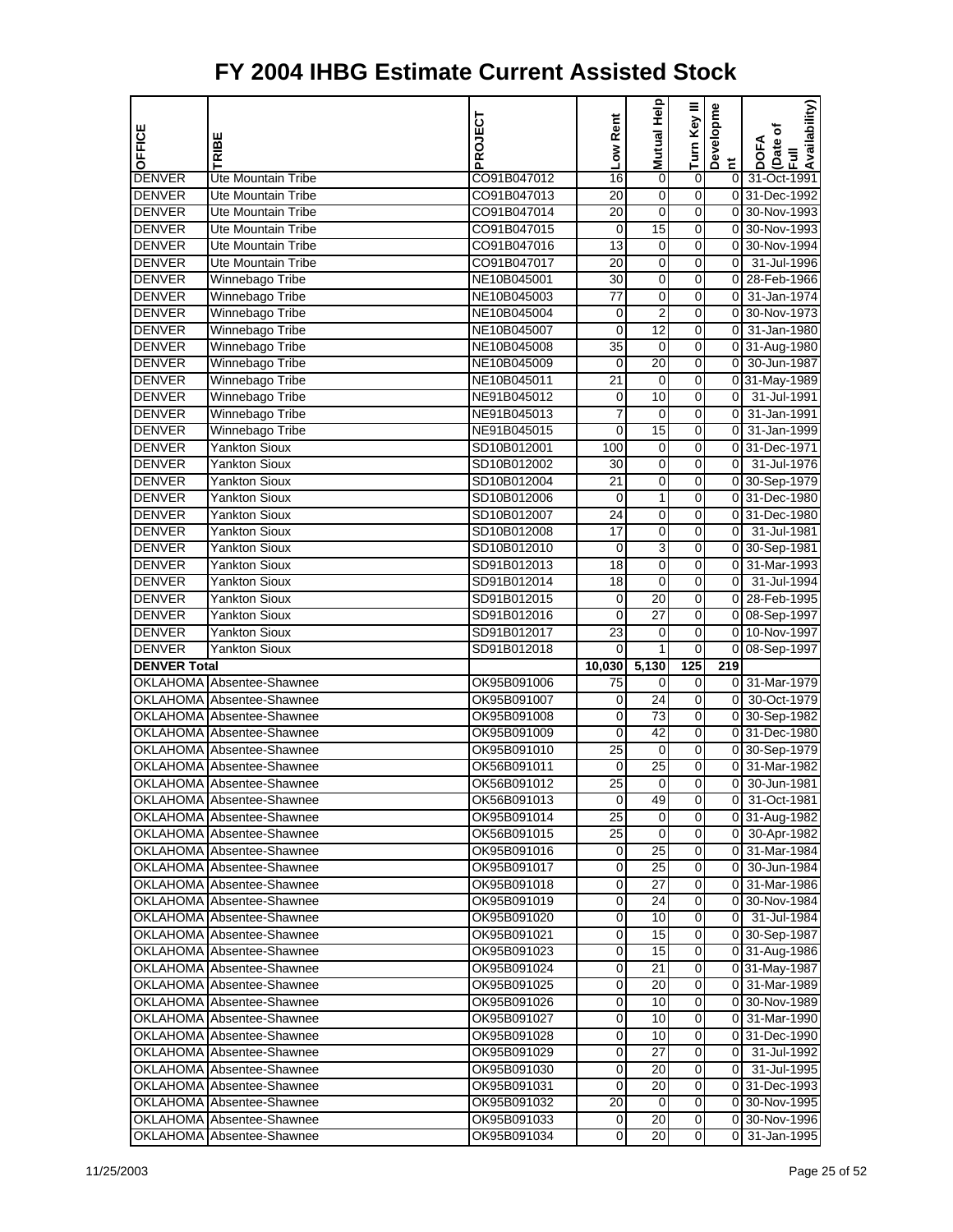# FY 2004 IHBG Estimate Current Assisted Stock

| OFFICE | TRIBE | PROJECT | Low Rent | Mutual Help | Turn Key III | Development | DOFA (Date of Full Availability) |
|---|---|---|---|---|---|---|---|
| DENVER | Ute Mountain Tribe | CO91B047012 | 16 | 0 | 0 | 0 | 31-Oct-1991 |
| DENVER | Ute Mountain Tribe | CO91B047013 | 20 | 0 | 0 | 0 | 31-Dec-1992 |
| DENVER | Ute Mountain Tribe | CO91B047014 | 20 | 0 | 0 | 0 | 30-Nov-1993 |
| DENVER | Ute Mountain Tribe | CO91B047015 | 0 | 15 | 0 | 0 | 30-Nov-1993 |
| DENVER | Ute Mountain Tribe | CO91B047016 | 13 | 0 | 0 | 0 | 30-Nov-1994 |
| DENVER | Ute Mountain Tribe | CO91B047017 | 20 | 0 | 0 | 0 | 31-Jul-1996 |
| DENVER | Winnebago Tribe | NE10B045001 | 30 | 0 | 0 | 0 | 28-Feb-1966 |
| DENVER | Winnebago Tribe | NE10B045003 | 77 | 0 | 0 | 0 | 31-Jan-1974 |
| DENVER | Winnebago Tribe | NE10B045004 | 0 | 2 | 0 | 0 | 30-Nov-1973 |
| DENVER | Winnebago Tribe | NE10B045007 | 0 | 12 | 0 | 0 | 31-Jan-1980 |
| DENVER | Winnebago Tribe | NE10B045008 | 35 | 0 | 0 | 0 | 31-Aug-1980 |
| DENVER | Winnebago Tribe | NE10B045009 | 0 | 20 | 0 | 0 | 30-Jun-1987 |
| DENVER | Winnebago Tribe | NE10B045011 | 21 | 0 | 0 | 0 | 31-May-1989 |
| DENVER | Winnebago Tribe | NE91B045012 | 0 | 10 | 0 | 0 | 31-Jul-1991 |
| DENVER | Winnebago Tribe | NE91B045013 | 7 | 0 | 0 | 0 | 31-Jan-1991 |
| DENVER | Winnebago Tribe | NE91B045015 | 0 | 15 | 0 | 0 | 31-Jan-1999 |
| DENVER | Yankton Sioux | SD10B012001 | 100 | 0 | 0 | 0 | 31-Dec-1971 |
| DENVER | Yankton Sioux | SD10B012002 | 30 | 0 | 0 | 0 | 31-Jul-1976 |
| DENVER | Yankton Sioux | SD10B012004 | 21 | 0 | 0 | 0 | 30-Sep-1979 |
| DENVER | Yankton Sioux | SD10B012006 | 0 | 1 | 0 | 0 | 31-Dec-1980 |
| DENVER | Yankton Sioux | SD10B012007 | 24 | 0 | 0 | 0 | 31-Dec-1980 |
| DENVER | Yankton Sioux | SD10B012008 | 17 | 0 | 0 | 0 | 31-Jul-1981 |
| DENVER | Yankton Sioux | SD10B012010 | 0 | 3 | 0 | 0 | 30-Sep-1981 |
| DENVER | Yankton Sioux | SD91B012013 | 18 | 0 | 0 | 0 | 31-Mar-1993 |
| DENVER | Yankton Sioux | SD91B012014 | 18 | 0 | 0 | 0 | 31-Jul-1994 |
| DENVER | Yankton Sioux | SD91B012015 | 0 | 20 | 0 | 0 | 28-Feb-1995 |
| DENVER | Yankton Sioux | SD91B012016 | 0 | 27 | 0 | 0 | 08-Sep-1997 |
| DENVER | Yankton Sioux | SD91B012017 | 23 | 0 | 0 | 0 | 10-Nov-1997 |
| DENVER | Yankton Sioux | SD91B012018 | 0 | 1 | 0 | 0 | 08-Sep-1997 |
| **DENVER Total** | | | **10,030** | **5,130** | **125** | **219** | |
| OKLAHOMA | Absentee-Shawnee | OK95B091006 | 75 | 0 | 0 | 0 | 31-Mar-1979 |
| OKLAHOMA | Absentee-Shawnee | OK95B091007 | 0 | 24 | 0 | 0 | 30-Oct-1979 |
| OKLAHOMA | Absentee-Shawnee | OK95B091008 | 0 | 73 | 0 | 0 | 30-Sep-1982 |
| OKLAHOMA | Absentee-Shawnee | OK95B091009 | 0 | 42 | 0 | 0 | 31-Dec-1980 |
| OKLAHOMA | Absentee-Shawnee | OK95B091010 | 25 | 0 | 0 | 0 | 30-Sep-1979 |
| OKLAHOMA | Absentee-Shawnee | OK56B091011 | 0 | 25 | 0 | 0 | 31-Mar-1982 |
| OKLAHOMA | Absentee-Shawnee | OK56B091012 | 25 | 0 | 0 | 0 | 30-Jun-1981 |
| OKLAHOMA | Absentee-Shawnee | OK56B091013 | 0 | 49 | 0 | 0 | 31-Oct-1981 |
| OKLAHOMA | Absentee-Shawnee | OK95B091014 | 25 | 0 | 0 | 0 | 31-Aug-1982 |
| OKLAHOMA | Absentee-Shawnee | OK56B091015 | 25 | 0 | 0 | 0 | 30-Apr-1982 |
| OKLAHOMA | Absentee-Shawnee | OK95B091016 | 0 | 25 | 0 | 0 | 31-Mar-1984 |
| OKLAHOMA | Absentee-Shawnee | OK95B091017 | 0 | 25 | 0 | 0 | 30-Jun-1984 |
| OKLAHOMA | Absentee-Shawnee | OK95B091018 | 0 | 27 | 0 | 0 | 31-Mar-1986 |
| OKLAHOMA | Absentee-Shawnee | OK95B091019 | 0 | 24 | 0 | 0 | 30-Nov-1984 |
| OKLAHOMA | Absentee-Shawnee | OK95B091020 | 0 | 10 | 0 | 0 | 31-Jul-1984 |
| OKLAHOMA | Absentee-Shawnee | OK95B091021 | 0 | 15 | 0 | 0 | 30-Sep-1987 |
| OKLAHOMA | Absentee-Shawnee | OK95B091023 | 0 | 15 | 0 | 0 | 31-Aug-1986 |
| OKLAHOMA | Absentee-Shawnee | OK95B091024 | 0 | 21 | 0 | 0 | 31-May-1987 |
| OKLAHOMA | Absentee-Shawnee | OK95B091025 | 0 | 20 | 0 | 0 | 31-Mar-1989 |
| OKLAHOMA | Absentee-Shawnee | OK95B091026 | 0 | 10 | 0 | 0 | 30-Nov-1989 |
| OKLAHOMA | Absentee-Shawnee | OK95B091027 | 0 | 10 | 0 | 0 | 31-Mar-1990 |
| OKLAHOMA | Absentee-Shawnee | OK95B091028 | 0 | 10 | 0 | 0 | 31-Dec-1990 |
| OKLAHOMA | Absentee-Shawnee | OK95B091029 | 0 | 27 | 0 | 0 | 31-Jul-1992 |
| OKLAHOMA | Absentee-Shawnee | OK95B091030 | 0 | 20 | 0 | 0 | 31-Jul-1995 |
| OKLAHOMA | Absentee-Shawnee | OK95B091031 | 0 | 20 | 0 | 0 | 31-Dec-1993 |
| OKLAHOMA | Absentee-Shawnee | OK95B091032 | 20 | 0 | 0 | 0 | 30-Nov-1995 |
| OKLAHOMA | Absentee-Shawnee | OK95B091033 | 0 | 20 | 0 | 0 | 30-Nov-1996 |
| OKLAHOMA | Absentee-Shawnee | OK95B091034 | 0 | 20 | 0 | 0 | 31-Jan-1995 |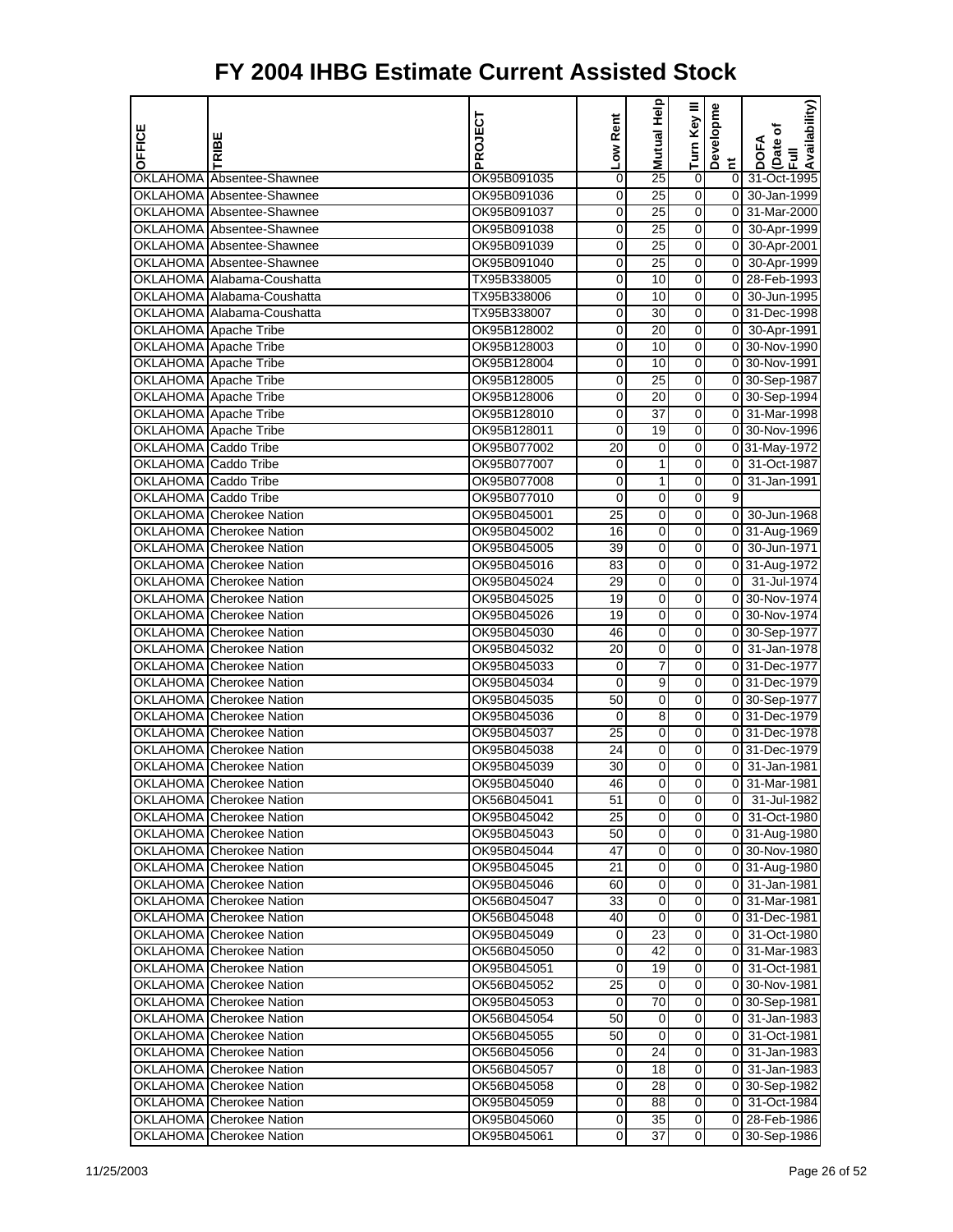# FY 2004 IHBG Estimate Current Assisted Stock

| OFFICE | TRIBE | PROJECT | Low Rent | Mutual Help | Turn Key III | Development | DOFA (Date of Full Availability) |
|---|---|---|---|---|---|---|---|
| OKLAHOMA | Absentee-Shawnee | OK95B091035 | 0 | 25 | 0 | 0 | 31-Oct-1995 |
| OKLAHOMA | Absentee-Shawnee | OK95B091036 | 0 | 25 | 0 | 0 | 30-Jan-1999 |
| OKLAHOMA | Absentee-Shawnee | OK95B091037 | 0 | 25 | 0 | 0 | 31-Mar-2000 |
| OKLAHOMA | Absentee-Shawnee | OK95B091038 | 0 | 25 | 0 | 0 | 30-Apr-1999 |
| OKLAHOMA | Absentee-Shawnee | OK95B091039 | 0 | 25 | 0 | 0 | 30-Apr-2001 |
| OKLAHOMA | Absentee-Shawnee | OK95B091040 | 0 | 25 | 0 | 0 | 30-Apr-1999 |
| OKLAHOMA | Alabama-Coushatta | TX95B338005 | 0 | 10 | 0 | 0 | 28-Feb-1993 |
| OKLAHOMA | Alabama-Coushatta | TX95B338006 | 0 | 10 | 0 | 0 | 30-Jun-1995 |
| OKLAHOMA | Alabama-Coushatta | TX95B338007 | 0 | 30 | 0 | 0 | 31-Dec-1998 |
| OKLAHOMA | Apache Tribe | OK95B128002 | 0 | 20 | 0 | 0 | 30-Apr-1991 |
| OKLAHOMA | Apache Tribe | OK95B128003 | 0 | 10 | 0 | 0 | 30-Nov-1990 |
| OKLAHOMA | Apache Tribe | OK95B128004 | 0 | 10 | 0 | 0 | 30-Nov-1991 |
| OKLAHOMA | Apache Tribe | OK95B128005 | 0 | 25 | 0 | 0 | 30-Sep-1987 |
| OKLAHOMA | Apache Tribe | OK95B128006 | 0 | 20 | 0 | 0 | 30-Sep-1994 |
| OKLAHOMA | Apache Tribe | OK95B128010 | 0 | 37 | 0 | 0 | 31-Mar-1998 |
| OKLAHOMA | Apache Tribe | OK95B128011 | 0 | 19 | 0 | 0 | 30-Nov-1996 |
| OKLAHOMA | Caddo Tribe | OK95B077002 | 20 | 0 | 0 | 0 | 31-May-1972 |
| OKLAHOMA | Caddo Tribe | OK95B077007 | 0 | 1 | 0 | 0 | 31-Oct-1987 |
| OKLAHOMA | Caddo Tribe | OK95B077008 | 0 | 1 | 0 | 0 | 31-Jan-1991 |
| OKLAHOMA | Caddo Tribe | OK95B077010 | 0 | 0 | 0 | 9 | |
| OKLAHOMA | Cherokee Nation | OK95B045001 | 25 | 0 | 0 | 0 | 30-Jun-1968 |
| OKLAHOMA | Cherokee Nation | OK95B045002 | 16 | 0 | 0 | 0 | 31-Aug-1969 |
| OKLAHOMA | Cherokee Nation | OK95B045005 | 39 | 0 | 0 | 0 | 30-Jun-1971 |
| OKLAHOMA | Cherokee Nation | OK95B045016 | 83 | 0 | 0 | 0 | 31-Aug-1972 |
| OKLAHOMA | Cherokee Nation | OK95B045024 | 29 | 0 | 0 | 0 | 31-Jul-1974 |
| OKLAHOMA | Cherokee Nation | OK95B045025 | 19 | 0 | 0 | 0 | 30-Nov-1974 |
| OKLAHOMA | Cherokee Nation | OK95B045026 | 19 | 0 | 0 | 0 | 30-Nov-1974 |
| OKLAHOMA | Cherokee Nation | OK95B045030 | 46 | 0 | 0 | 0 | 30-Sep-1977 |
| OKLAHOMA | Cherokee Nation | OK95B045032 | 20 | 0 | 0 | 0 | 31-Jan-1978 |
| OKLAHOMA | Cherokee Nation | OK95B045033 | 0 | 7 | 0 | 0 | 31-Dec-1977 |
| OKLAHOMA | Cherokee Nation | OK95B045034 | 0 | 9 | 0 | 0 | 31-Dec-1979 |
| OKLAHOMA | Cherokee Nation | OK95B045035 | 50 | 0 | 0 | 0 | 30-Sep-1977 |
| OKLAHOMA | Cherokee Nation | OK95B045036 | 0 | 8 | 0 | 0 | 31-Dec-1979 |
| OKLAHOMA | Cherokee Nation | OK95B045037 | 25 | 0 | 0 | 0 | 31-Dec-1978 |
| OKLAHOMA | Cherokee Nation | OK95B045038 | 24 | 0 | 0 | 0 | 31-Dec-1979 |
| OKLAHOMA | Cherokee Nation | OK95B045039 | 30 | 0 | 0 | 0 | 31-Jan-1981 |
| OKLAHOMA | Cherokee Nation | OK95B045040 | 46 | 0 | 0 | 0 | 31-Mar-1981 |
| OKLAHOMA | Cherokee Nation | OK56B045041 | 51 | 0 | 0 | 0 | 31-Jul-1982 |
| OKLAHOMA | Cherokee Nation | OK95B045042 | 25 | 0 | 0 | 0 | 31-Oct-1980 |
| OKLAHOMA | Cherokee Nation | OK95B045043 | 50 | 0 | 0 | 0 | 31-Aug-1980 |
| OKLAHOMA | Cherokee Nation | OK95B045044 | 47 | 0 | 0 | 0 | 30-Nov-1980 |
| OKLAHOMA | Cherokee Nation | OK95B045045 | 21 | 0 | 0 | 0 | 31-Aug-1980 |
| OKLAHOMA | Cherokee Nation | OK95B045046 | 60 | 0 | 0 | 0 | 31-Jan-1981 |
| OKLAHOMA | Cherokee Nation | OK56B045047 | 33 | 0 | 0 | 0 | 31-Mar-1981 |
| OKLAHOMA | Cherokee Nation | OK56B045048 | 40 | 0 | 0 | 0 | 31-Dec-1981 |
| OKLAHOMA | Cherokee Nation | OK95B045049 | 0 | 23 | 0 | 0 | 31-Oct-1980 |
| OKLAHOMA | Cherokee Nation | OK56B045050 | 0 | 42 | 0 | 0 | 31-Mar-1983 |
| OKLAHOMA | Cherokee Nation | OK95B045051 | 0 | 19 | 0 | 0 | 31-Oct-1981 |
| OKLAHOMA | Cherokee Nation | OK56B045052 | 25 | 0 | 0 | 0 | 30-Nov-1981 |
| OKLAHOMA | Cherokee Nation | OK95B045053 | 0 | 70 | 0 | 0 | 30-Sep-1981 |
| OKLAHOMA | Cherokee Nation | OK56B045054 | 50 | 0 | 0 | 0 | 31-Jan-1983 |
| OKLAHOMA | Cherokee Nation | OK56B045055 | 50 | 0 | 0 | 0 | 31-Oct-1981 |
| OKLAHOMA | Cherokee Nation | OK56B045056 | 0 | 24 | 0 | 0 | 31-Jan-1983 |
| OKLAHOMA | Cherokee Nation | OK56B045057 | 0 | 18 | 0 | 0 | 31-Jan-1983 |
| OKLAHOMA | Cherokee Nation | OK56B045058 | 0 | 28 | 0 | 0 | 30-Sep-1982 |
| OKLAHOMA | Cherokee Nation | OK95B045059 | 0 | 88 | 0 | 0 | 31-Oct-1984 |
| OKLAHOMA | Cherokee Nation | OK95B045060 | 0 | 35 | 0 | 0 | 28-Feb-1986 |
| OKLAHOMA | Cherokee Nation | OK95B045061 | 0 | 37 | 0 | 0 | 30-Sep-1986 |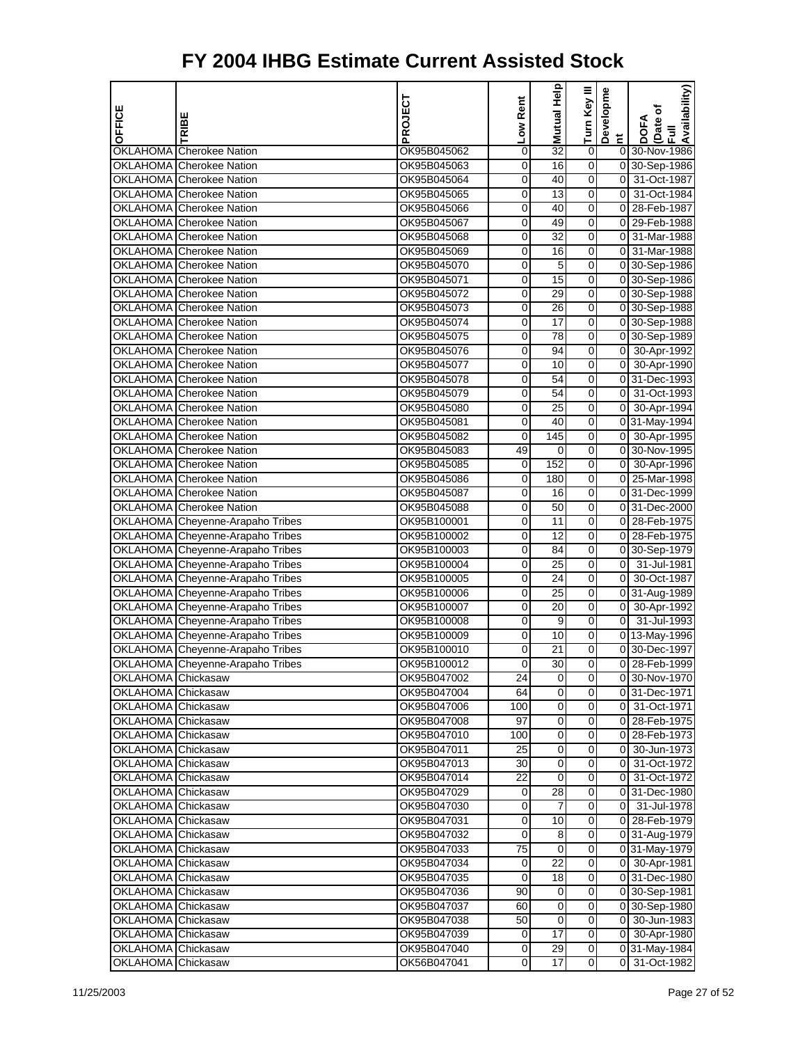# FY 2004 IHBG Estimate Current Assisted Stock

| OFFICE | TRIBE | PROJECT | Low Rent | Mutual Help | Turn Key III | Development | DOFA (Date of Full Availability) |
|---|---|---|---|---|---|---|---|
| OKLAHOMA | Cherokee Nation | OK95B045062 | 0 | 32 | 0 | 0 | 30-Nov-1986 |
| OKLAHOMA | Cherokee Nation | OK95B045063 | 0 | 16 | 0 | 0 | 30-Sep-1986 |
| OKLAHOMA | Cherokee Nation | OK95B045064 | 0 | 40 | 0 | 0 | 31-Oct-1987 |
| OKLAHOMA | Cherokee Nation | OK95B045065 | 0 | 13 | 0 | 0 | 31-Oct-1984 |
| OKLAHOMA | Cherokee Nation | OK95B045066 | 0 | 40 | 0 | 0 | 28-Feb-1987 |
| OKLAHOMA | Cherokee Nation | OK95B045067 | 0 | 49 | 0 | 0 | 29-Feb-1988 |
| OKLAHOMA | Cherokee Nation | OK95B045068 | 0 | 32 | 0 | 0 | 31-Mar-1988 |
| OKLAHOMA | Cherokee Nation | OK95B045069 | 0 | 16 | 0 | 0 | 31-Mar-1988 |
| OKLAHOMA | Cherokee Nation | OK95B045070 | 0 | 5 | 0 | 0 | 30-Sep-1986 |
| OKLAHOMA | Cherokee Nation | OK95B045071 | 0 | 15 | 0 | 0 | 30-Sep-1986 |
| OKLAHOMA | Cherokee Nation | OK95B045072 | 0 | 29 | 0 | 0 | 30-Sep-1988 |
| OKLAHOMA | Cherokee Nation | OK95B045073 | 0 | 26 | 0 | 0 | 30-Sep-1988 |
| OKLAHOMA | Cherokee Nation | OK95B045074 | 0 | 17 | 0 | 0 | 30-Sep-1988 |
| OKLAHOMA | Cherokee Nation | OK95B045075 | 0 | 78 | 0 | 0 | 30-Sep-1989 |
| OKLAHOMA | Cherokee Nation | OK95B045076 | 0 | 94 | 0 | 0 | 30-Apr-1992 |
| OKLAHOMA | Cherokee Nation | OK95B045077 | 0 | 10 | 0 | 0 | 30-Apr-1990 |
| OKLAHOMA | Cherokee Nation | OK95B045078 | 0 | 54 | 0 | 0 | 31-Dec-1993 |
| OKLAHOMA | Cherokee Nation | OK95B045079 | 0 | 54 | 0 | 0 | 31-Oct-1993 |
| OKLAHOMA | Cherokee Nation | OK95B045080 | 0 | 25 | 0 | 0 | 30-Apr-1994 |
| OKLAHOMA | Cherokee Nation | OK95B045081 | 0 | 40 | 0 | 0 | 31-May-1994 |
| OKLAHOMA | Cherokee Nation | OK95B045082 | 0 | 145 | 0 | 0 | 30-Apr-1995 |
| OKLAHOMA | Cherokee Nation | OK95B045083 | 49 | 0 | 0 | 0 | 30-Nov-1995 |
| OKLAHOMA | Cherokee Nation | OK95B045085 | 0 | 152 | 0 | 0 | 30-Apr-1996 |
| OKLAHOMA | Cherokee Nation | OK95B045086 | 0 | 180 | 0 | 0 | 25-Mar-1998 |
| OKLAHOMA | Cherokee Nation | OK95B045087 | 0 | 16 | 0 | 0 | 31-Dec-1999 |
| OKLAHOMA | Cherokee Nation | OK95B045088 | 0 | 50 | 0 | 0 | 31-Dec-2000 |
| OKLAHOMA | Cheyenne-Arapaho Tribes | OK95B100001 | 0 | 11 | 0 | 0 | 28-Feb-1975 |
| OKLAHOMA | Cheyenne-Arapaho Tribes | OK95B100002 | 0 | 12 | 0 | 0 | 28-Feb-1975 |
| OKLAHOMA | Cheyenne-Arapaho Tribes | OK95B100003 | 0 | 84 | 0 | 0 | 30-Sep-1979 |
| OKLAHOMA | Cheyenne-Arapaho Tribes | OK95B100004 | 0 | 25 | 0 | 0 | 31-Jul-1981 |
| OKLAHOMA | Cheyenne-Arapaho Tribes | OK95B100005 | 0 | 24 | 0 | 0 | 30-Oct-1987 |
| OKLAHOMA | Cheyenne-Arapaho Tribes | OK95B100006 | 0 | 25 | 0 | 0 | 31-Aug-1989 |
| OKLAHOMA | Cheyenne-Arapaho Tribes | OK95B100007 | 0 | 20 | 0 | 0 | 30-Apr-1992 |
| OKLAHOMA | Cheyenne-Arapaho Tribes | OK95B100008 | 0 | 9 | 0 | 0 | 31-Jul-1993 |
| OKLAHOMA | Cheyenne-Arapaho Tribes | OK95B100009 | 0 | 10 | 0 | 0 | 13-May-1996 |
| OKLAHOMA | Cheyenne-Arapaho Tribes | OK95B100010 | 0 | 21 | 0 | 0 | 30-Dec-1997 |
| OKLAHOMA | Cheyenne-Arapaho Tribes | OK95B100012 | 0 | 30 | 0 | 0 | 28-Feb-1999 |
| OKLAHOMA | Chickasaw | OK95B047002 | 24 | 0 | 0 | 0 | 30-Nov-1970 |
| OKLAHOMA | Chickasaw | OK95B047004 | 64 | 0 | 0 | 0 | 31-Dec-1971 |
| OKLAHOMA | Chickasaw | OK95B047006 | 100 | 0 | 0 | 0 | 31-Oct-1971 |
| OKLAHOMA | Chickasaw | OK95B047008 | 97 | 0 | 0 | 0 | 28-Feb-1975 |
| OKLAHOMA | Chickasaw | OK95B047010 | 100 | 0 | 0 | 0 | 28-Feb-1973 |
| OKLAHOMA | Chickasaw | OK95B047011 | 25 | 0 | 0 | 0 | 30-Jun-1973 |
| OKLAHOMA | Chickasaw | OK95B047013 | 30 | 0 | 0 | 0 | 31-Oct-1972 |
| OKLAHOMA | Chickasaw | OK95B047014 | 22 | 0 | 0 | 0 | 31-Oct-1972 |
| OKLAHOMA | Chickasaw | OK95B047029 | 0 | 28 | 0 | 0 | 31-Dec-1980 |
| OKLAHOMA | Chickasaw | OK95B047030 | 0 | 7 | 0 | 0 | 31-Jul-1978 |
| OKLAHOMA | Chickasaw | OK95B047031 | 0 | 10 | 0 | 0 | 28-Feb-1979 |
| OKLAHOMA | Chickasaw | OK95B047032 | 0 | 8 | 0 | 0 | 31-Aug-1979 |
| OKLAHOMA | Chickasaw | OK95B047033 | 75 | 0 | 0 | 0 | 31-May-1979 |
| OKLAHOMA | Chickasaw | OK95B047034 | 0 | 22 | 0 | 0 | 30-Apr-1981 |
| OKLAHOMA | Chickasaw | OK95B047035 | 0 | 18 | 0 | 0 | 31-Dec-1980 |
| OKLAHOMA | Chickasaw | OK95B047036 | 90 | 0 | 0 | 0 | 30-Sep-1981 |
| OKLAHOMA | Chickasaw | OK95B047037 | 60 | 0 | 0 | 0 | 30-Sep-1980 |
| OKLAHOMA | Chickasaw | OK95B047038 | 50 | 0 | 0 | 0 | 30-Jun-1983 |
| OKLAHOMA | Chickasaw | OK95B047039 | 0 | 17 | 0 | 0 | 30-Apr-1980 |
| OKLAHOMA | Chickasaw | OK95B047040 | 0 | 29 | 0 | 0 | 31-May-1984 |
| OKLAHOMA | Chickasaw | OK56B047041 | 0 | 17 | 0 | 0 | 31-Oct-1982 |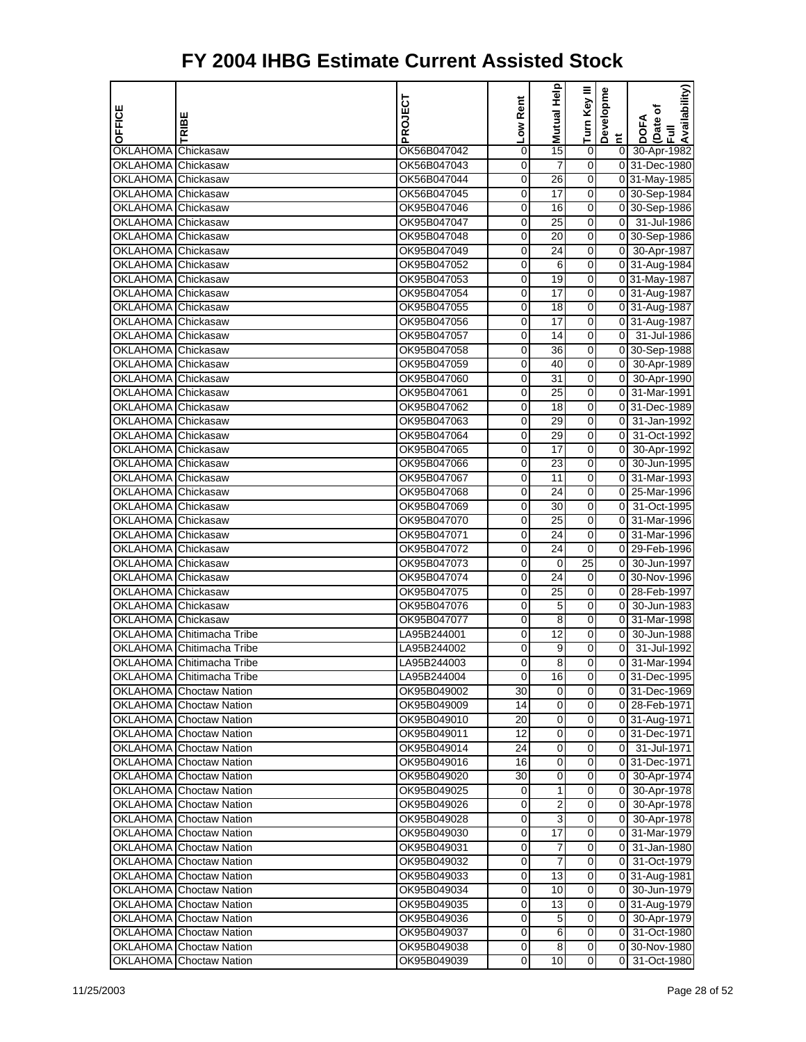# FY 2004 IHBG Estimate Current Assisted Stock

| OFFICE | TRIBE | PROJECT | Low Rent | Mutual Help | Turn Key III | Development | DOFA (Date of Full Availability) |
|---|---|---|---|---|---|---|---|
| OKLAHOMA | Chickasaw | OK56B047042 | 0 | 15 | 0 | 0 | 30-Apr-1982 |
| OKLAHOMA | Chickasaw | OK56B047043 | 0 | 7 | 0 | 0 | 31-Dec-1980 |
| OKLAHOMA | Chickasaw | OK56B047044 | 0 | 26 | 0 | 0 | 31-May-1985 |
| OKLAHOMA | Chickasaw | OK56B047045 | 0 | 17 | 0 | 0 | 30-Sep-1984 |
| OKLAHOMA | Chickasaw | OK95B047046 | 0 | 16 | 0 | 0 | 30-Sep-1986 |
| OKLAHOMA | Chickasaw | OK95B047047 | 0 | 25 | 0 | 0 | 31-Jul-1986 |
| OKLAHOMA | Chickasaw | OK95B047048 | 0 | 20 | 0 | 0 | 30-Sep-1986 |
| OKLAHOMA | Chickasaw | OK95B047049 | 0 | 24 | 0 | 0 | 30-Apr-1987 |
| OKLAHOMA | Chickasaw | OK95B047052 | 0 | 6 | 0 | 0 | 31-Aug-1984 |
| OKLAHOMA | Chickasaw | OK95B047053 | 0 | 19 | 0 | 0 | 31-May-1987 |
| OKLAHOMA | Chickasaw | OK95B047054 | 0 | 17 | 0 | 0 | 31-Aug-1987 |
| OKLAHOMA | Chickasaw | OK95B047055 | 0 | 18 | 0 | 0 | 31-Aug-1987 |
| OKLAHOMA | Chickasaw | OK95B047056 | 0 | 17 | 0 | 0 | 31-Aug-1987 |
| OKLAHOMA | Chickasaw | OK95B047057 | 0 | 14 | 0 | 0 | 31-Jul-1986 |
| OKLAHOMA | Chickasaw | OK95B047058 | 0 | 36 | 0 | 0 | 30-Sep-1988 |
| OKLAHOMA | Chickasaw | OK95B047059 | 0 | 40 | 0 | 0 | 30-Apr-1989 |
| OKLAHOMA | Chickasaw | OK95B047060 | 0 | 31 | 0 | 0 | 30-Apr-1990 |
| OKLAHOMA | Chickasaw | OK95B047061 | 0 | 25 | 0 | 0 | 31-Mar-1991 |
| OKLAHOMA | Chickasaw | OK95B047062 | 0 | 18 | 0 | 0 | 31-Dec-1989 |
| OKLAHOMA | Chickasaw | OK95B047063 | 0 | 29 | 0 | 0 | 31-Jan-1992 |
| OKLAHOMA | Chickasaw | OK95B047064 | 0 | 29 | 0 | 0 | 31-Oct-1992 |
| OKLAHOMA | Chickasaw | OK95B047065 | 0 | 17 | 0 | 0 | 30-Apr-1992 |
| OKLAHOMA | Chickasaw | OK95B047066 | 0 | 23 | 0 | 0 | 30-Jun-1995 |
| OKLAHOMA | Chickasaw | OK95B047067 | 0 | 11 | 0 | 0 | 31-Mar-1993 |
| OKLAHOMA | Chickasaw | OK95B047068 | 0 | 24 | 0 | 0 | 25-Mar-1996 |
| OKLAHOMA | Chickasaw | OK95B047069 | 0 | 30 | 0 | 0 | 31-Oct-1995 |
| OKLAHOMA | Chickasaw | OK95B047070 | 0 | 25 | 0 | 0 | 31-Mar-1996 |
| OKLAHOMA | Chickasaw | OK95B047071 | 0 | 24 | 0 | 0 | 31-Mar-1996 |
| OKLAHOMA | Chickasaw | OK95B047072 | 0 | 24 | 0 | 0 | 29-Feb-1996 |
| OKLAHOMA | Chickasaw | OK95B047073 | 0 | 0 | 25 | 0 | 30-Jun-1997 |
| OKLAHOMA | Chickasaw | OK95B047074 | 0 | 24 | 0 | 0 | 30-Nov-1996 |
| OKLAHOMA | Chickasaw | OK95B047075 | 0 | 25 | 0 | 0 | 28-Feb-1997 |
| OKLAHOMA | Chickasaw | OK95B047076 | 0 | 5 | 0 | 0 | 30-Jun-1983 |
| OKLAHOMA | Chickasaw | OK95B047077 | 0 | 8 | 0 | 0 | 31-Mar-1998 |
| OKLAHOMA | Chitimacha Tribe | LA95B244001 | 0 | 12 | 0 | 0 | 30-Jun-1988 |
| OKLAHOMA | Chitimacha Tribe | LA95B244002 | 0 | 9 | 0 | 0 | 31-Jul-1992 |
| OKLAHOMA | Chitimacha Tribe | LA95B244003 | 0 | 8 | 0 | 0 | 31-Mar-1994 |
| OKLAHOMA | Chitimacha Tribe | LA95B244004 | 0 | 16 | 0 | 0 | 31-Dec-1995 |
| OKLAHOMA | Choctaw Nation | OK95B049002 | 30 | 0 | 0 | 0 | 31-Dec-1969 |
| OKLAHOMA | Choctaw Nation | OK95B049009 | 14 | 0 | 0 | 0 | 28-Feb-1971 |
| OKLAHOMA | Choctaw Nation | OK95B049010 | 20 | 0 | 0 | 0 | 31-Aug-1971 |
| OKLAHOMA | Choctaw Nation | OK95B049011 | 12 | 0 | 0 | 0 | 31-Dec-1971 |
| OKLAHOMA | Choctaw Nation | OK95B049014 | 24 | 0 | 0 | 0 | 31-Jul-1971 |
| OKLAHOMA | Choctaw Nation | OK95B049016 | 16 | 0 | 0 | 0 | 31-Dec-1971 |
| OKLAHOMA | Choctaw Nation | OK95B049020 | 30 | 0 | 0 | 0 | 30-Apr-1974 |
| OKLAHOMA | Choctaw Nation | OK95B049025 | 0 | 1 | 0 | 0 | 30-Apr-1978 |
| OKLAHOMA | Choctaw Nation | OK95B049026 | 0 | 2 | 0 | 0 | 30-Apr-1978 |
| OKLAHOMA | Choctaw Nation | OK95B049028 | 0 | 3 | 0 | 0 | 30-Apr-1978 |
| OKLAHOMA | Choctaw Nation | OK95B049030 | 0 | 17 | 0 | 0 | 31-Mar-1979 |
| OKLAHOMA | Choctaw Nation | OK95B049031 | 0 | 7 | 0 | 0 | 31-Jan-1980 |
| OKLAHOMA | Choctaw Nation | OK95B049032 | 0 | 7 | 0 | 0 | 31-Oct-1979 |
| OKLAHOMA | Choctaw Nation | OK95B049033 | 0 | 13 | 0 | 0 | 31-Aug-1981 |
| OKLAHOMA | Choctaw Nation | OK95B049034 | 0 | 10 | 0 | 0 | 30-Jun-1979 |
| OKLAHOMA | Choctaw Nation | OK95B049035 | 0 | 13 | 0 | 0 | 31-Aug-1979 |
| OKLAHOMA | Choctaw Nation | OK95B049036 | 0 | 5 | 0 | 0 | 30-Apr-1979 |
| OKLAHOMA | Choctaw Nation | OK95B049037 | 0 | 6 | 0 | 0 | 31-Oct-1980 |
| OKLAHOMA | Choctaw Nation | OK95B049038 | 0 | 8 | 0 | 0 | 30-Nov-1980 |
| OKLAHOMA | Choctaw Nation | OK95B049039 | 0 | 10 | 0 | 0 | 31-Oct-1980 |

11/25/2003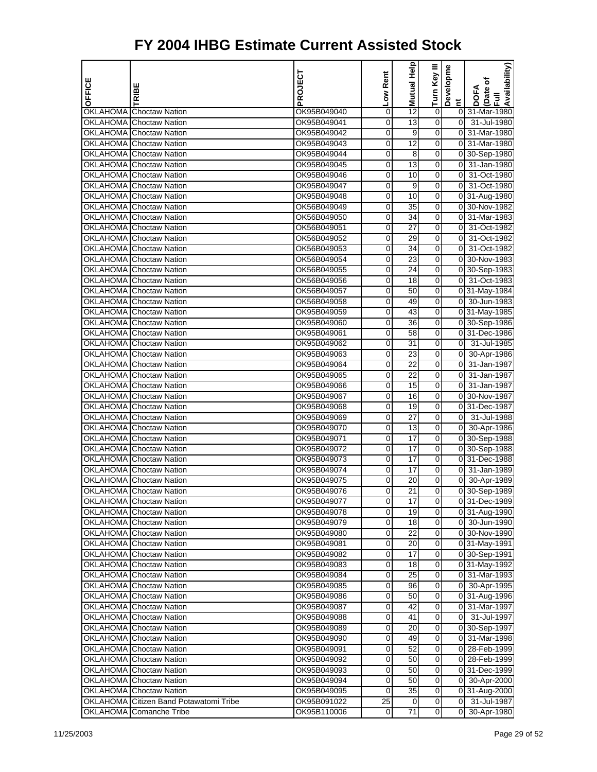# FY 2004 IHBG Estimate Current Assisted Stock

| OFFICE | TRIBE | PROJECT | Low Rent | Mutual Help | Turn Key III | Development | DOFA (Date of Full Availability) |
|---|---|---|---|---|---|---|---|
| OKLAHOMA | Choctaw Nation | OK95B049040 | 0 | 12 | 0 | 0 | 31-Mar-1980 |
| OKLAHOMA | Choctaw Nation | OK95B049041 | 0 | 13 | 0 | 0 | 31-Jul-1980 |
| OKLAHOMA | Choctaw Nation | OK95B049042 | 0 | 9 | 0 | 0 | 31-Mar-1980 |
| OKLAHOMA | Choctaw Nation | OK95B049043 | 0 | 12 | 0 | 0 | 31-Mar-1980 |
| OKLAHOMA | Choctaw Nation | OK95B049044 | 0 | 8 | 0 | 0 | 30-Sep-1980 |
| OKLAHOMA | Choctaw Nation | OK95B049045 | 0 | 13 | 0 | 0 | 31-Jan-1980 |
| OKLAHOMA | Choctaw Nation | OK95B049046 | 0 | 10 | 0 | 0 | 31-Oct-1980 |
| OKLAHOMA | Choctaw Nation | OK95B049047 | 0 | 9 | 0 | 0 | 31-Oct-1980 |
| OKLAHOMA | Choctaw Nation | OK95B049048 | 0 | 10 | 0 | 0 | 31-Aug-1980 |
| OKLAHOMA | Choctaw Nation | OK56B049049 | 0 | 35 | 0 | 0 | 30-Nov-1982 |
| OKLAHOMA | Choctaw Nation | OK56B049050 | 0 | 34 | 0 | 0 | 31-Mar-1983 |
| OKLAHOMA | Choctaw Nation | OK56B049051 | 0 | 27 | 0 | 0 | 31-Oct-1982 |
| OKLAHOMA | Choctaw Nation | OK56B049052 | 0 | 29 | 0 | 0 | 31-Oct-1982 |
| OKLAHOMA | Choctaw Nation | OK56B049053 | 0 | 34 | 0 | 0 | 31-Oct-1982 |
| OKLAHOMA | Choctaw Nation | OK56B049054 | 0 | 23 | 0 | 0 | 30-Nov-1983 |
| OKLAHOMA | Choctaw Nation | OK56B049055 | 0 | 24 | 0 | 0 | 30-Sep-1983 |
| OKLAHOMA | Choctaw Nation | OK56B049056 | 0 | 18 | 0 | 0 | 31-Oct-1983 |
| OKLAHOMA | Choctaw Nation | OK56B049057 | 0 | 50 | 0 | 0 | 31-May-1984 |
| OKLAHOMA | Choctaw Nation | OK56B049058 | 0 | 49 | 0 | 0 | 30-Jun-1983 |
| OKLAHOMA | Choctaw Nation | OK95B049059 | 0 | 43 | 0 | 0 | 31-May-1985 |
| OKLAHOMA | Choctaw Nation | OK95B049060 | 0 | 36 | 0 | 0 | 30-Sep-1986 |
| OKLAHOMA | Choctaw Nation | OK95B049061 | 0 | 58 | 0 | 0 | 31-Dec-1986 |
| OKLAHOMA | Choctaw Nation | OK95B049062 | 0 | 31 | 0 | 0 | 31-Jul-1985 |
| OKLAHOMA | Choctaw Nation | OK95B049063 | 0 | 23 | 0 | 0 | 30-Apr-1986 |
| OKLAHOMA | Choctaw Nation | OK95B049064 | 0 | 22 | 0 | 0 | 31-Jan-1987 |
| OKLAHOMA | Choctaw Nation | OK95B049065 | 0 | 22 | 0 | 0 | 31-Jan-1987 |
| OKLAHOMA | Choctaw Nation | OK95B049066 | 0 | 15 | 0 | 0 | 31-Jan-1987 |
| OKLAHOMA | Choctaw Nation | OK95B049067 | 0 | 16 | 0 | 0 | 30-Nov-1987 |
| OKLAHOMA | Choctaw Nation | OK95B049068 | 0 | 19 | 0 | 0 | 31-Dec-1987 |
| OKLAHOMA | Choctaw Nation | OK95B049069 | 0 | 27 | 0 | 0 | 31-Jul-1988 |
| OKLAHOMA | Choctaw Nation | OK95B049070 | 0 | 13 | 0 | 0 | 30-Apr-1986 |
| OKLAHOMA | Choctaw Nation | OK95B049071 | 0 | 17 | 0 | 0 | 30-Sep-1988 |
| OKLAHOMA | Choctaw Nation | OK95B049072 | 0 | 17 | 0 | 0 | 30-Sep-1988 |
| OKLAHOMA | Choctaw Nation | OK95B049073 | 0 | 17 | 0 | 0 | 31-Dec-1988 |
| OKLAHOMA | Choctaw Nation | OK95B049074 | 0 | 17 | 0 | 0 | 31-Jan-1989 |
| OKLAHOMA | Choctaw Nation | OK95B049075 | 0 | 20 | 0 | 0 | 30-Apr-1989 |
| OKLAHOMA | Choctaw Nation | OK95B049076 | 0 | 21 | 0 | 0 | 30-Sep-1989 |
| OKLAHOMA | Choctaw Nation | OK95B049077 | 0 | 17 | 0 | 0 | 31-Dec-1989 |
| OKLAHOMA | Choctaw Nation | OK95B049078 | 0 | 19 | 0 | 0 | 31-Aug-1990 |
| OKLAHOMA | Choctaw Nation | OK95B049079 | 0 | 18 | 0 | 0 | 30-Jun-1990 |
| OKLAHOMA | Choctaw Nation | OK95B049080 | 0 | 22 | 0 | 0 | 30-Nov-1990 |
| OKLAHOMA | Choctaw Nation | OK95B049081 | 0 | 20 | 0 | 0 | 31-May-1991 |
| OKLAHOMA | Choctaw Nation | OK95B049082 | 0 | 17 | 0 | 0 | 30-Sep-1991 |
| OKLAHOMA | Choctaw Nation | OK95B049083 | 0 | 18 | 0 | 0 | 31-May-1992 |
| OKLAHOMA | Choctaw Nation | OK95B049084 | 0 | 25 | 0 | 0 | 31-Mar-1993 |
| OKLAHOMA | Choctaw Nation | OK95B049085 | 0 | 96 | 0 | 0 | 30-Apr-1995 |
| OKLAHOMA | Choctaw Nation | OK95B049086 | 0 | 50 | 0 | 0 | 31-Aug-1996 |
| OKLAHOMA | Choctaw Nation | OK95B049087 | 0 | 42 | 0 | 0 | 31-Mar-1997 |
| OKLAHOMA | Choctaw Nation | OK95B049088 | 0 | 41 | 0 | 0 | 31-Jul-1997 |
| OKLAHOMA | Choctaw Nation | OK95B049089 | 0 | 20 | 0 | 0 | 30-Sep-1997 |
| OKLAHOMA | Choctaw Nation | OK95B049090 | 0 | 49 | 0 | 0 | 31-Mar-1998 |
| OKLAHOMA | Choctaw Nation | OK95B049091 | 0 | 52 | 0 | 0 | 28-Feb-1999 |
| OKLAHOMA | Choctaw Nation | OK95B049092 | 0 | 50 | 0 | 0 | 28-Feb-1999 |
| OKLAHOMA | Choctaw Nation | OK95B049093 | 0 | 50 | 0 | 0 | 31-Dec-1999 |
| OKLAHOMA | Choctaw Nation | OK95B049094 | 0 | 50 | 0 | 0 | 30-Apr-2000 |
| OKLAHOMA | Choctaw Nation | OK95B049095 | 0 | 35 | 0 | 0 | 31-Aug-2000 |
| OKLAHOMA | Citizen Band Potawatomi Tribe | OK95B091022 | 25 | 0 | 0 | 0 | 31-Jul-1987 |
| OKLAHOMA | Comanche Tribe | OK95B110006 | 0 | 71 | 0 | 0 | 30-Apr-1980 |

11/25/2003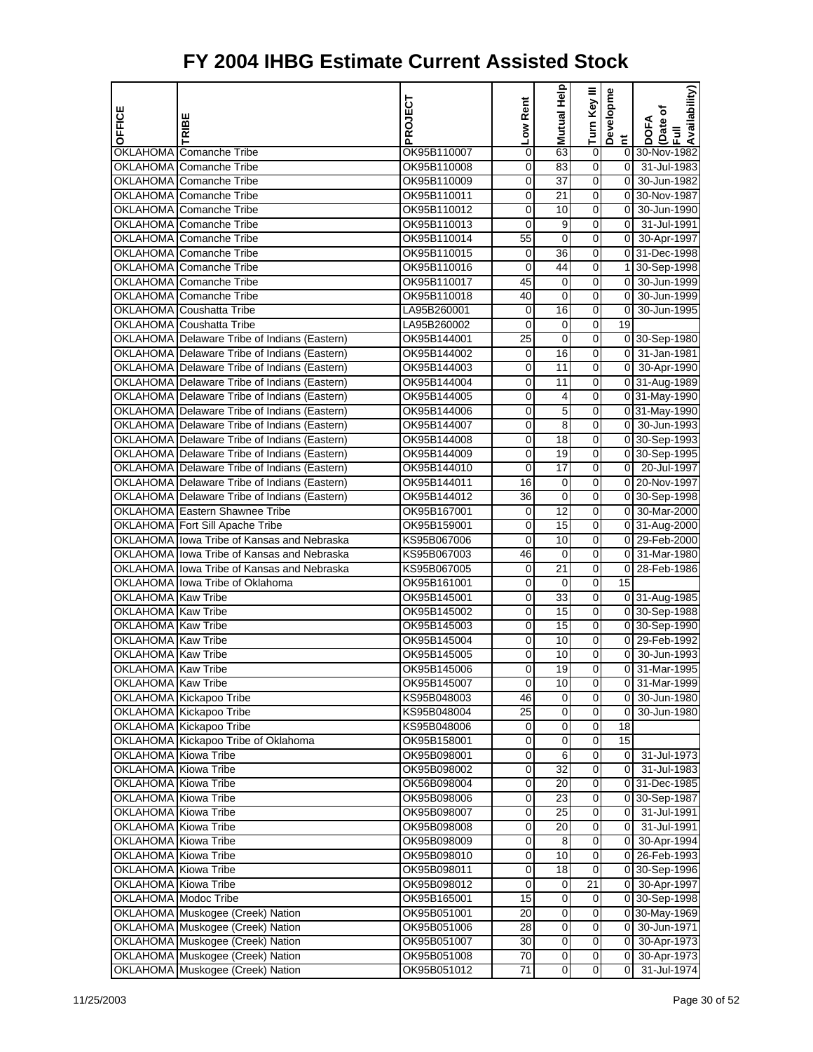# FY 2004 IHBG Estimate Current Assisted Stock

| OFFICE | TRIBE | PROJECT | Low Rent | Mutual Help | Turn Key III | Development | DOFA (Date of Full Availability) |
|---|---|---|---|---|---|---|---|
| OKLAHOMA | Comanche Tribe | OK95B110007 | 0 | 63 | 0 | 0 | 30-Nov-1982 |
| OKLAHOMA | Comanche Tribe | OK95B110008 | 0 | 83 | 0 | 0 | 31-Jul-1983 |
| OKLAHOMA | Comanche Tribe | OK95B110009 | 0 | 37 | 0 | 0 | 30-Jun-1982 |
| OKLAHOMA | Comanche Tribe | OK95B110011 | 0 | 21 | 0 | 0 | 30-Nov-1987 |
| OKLAHOMA | Comanche Tribe | OK95B110012 | 0 | 10 | 0 | 0 | 30-Jun-1990 |
| OKLAHOMA | Comanche Tribe | OK95B110013 | 0 | 9 | 0 | 0 | 31-Jul-1991 |
| OKLAHOMA | Comanche Tribe | OK95B110014 | 55 | 0 | 0 | 0 | 30-Apr-1997 |
| OKLAHOMA | Comanche Tribe | OK95B110015 | 0 | 36 | 0 | 0 | 31-Dec-1998 |
| OKLAHOMA | Comanche Tribe | OK95B110016 | 0 | 44 | 0 | 1 | 30-Sep-1998 |
| OKLAHOMA | Comanche Tribe | OK95B110017 | 45 | 0 | 0 | 0 | 30-Jun-1999 |
| OKLAHOMA | Comanche Tribe | OK95B110018 | 40 | 0 | 0 | 0 | 30-Jun-1999 |
| OKLAHOMA | Coushatta Tribe | LA95B260001 | 0 | 16 | 0 | 0 | 30-Jun-1995 |
| OKLAHOMA | Coushatta Tribe | LA95B260002 | 0 | 0 | 0 | 19 | |
| OKLAHOMA | Delaware Tribe of Indians (Eastern) | OK95B144001 | 25 | 0 | 0 | 0 | 30-Sep-1980 |
| OKLAHOMA | Delaware Tribe of Indians (Eastern) | OK95B144002 | 0 | 16 | 0 | 0 | 31-Jan-1981 |
| OKLAHOMA | Delaware Tribe of Indians (Eastern) | OK95B144003 | 0 | 11 | 0 | 0 | 30-Apr-1990 |
| OKLAHOMA | Delaware Tribe of Indians (Eastern) | OK95B144004 | 0 | 11 | 0 | 0 | 31-Aug-1989 |
| OKLAHOMA | Delaware Tribe of Indians (Eastern) | OK95B144005 | 0 | 4 | 0 | 0 | 31-May-1990 |
| OKLAHOMA | Delaware Tribe of Indians (Eastern) | OK95B144006 | 0 | 5 | 0 | 0 | 31-May-1990 |
| OKLAHOMA | Delaware Tribe of Indians (Eastern) | OK95B144007 | 0 | 8 | 0 | 0 | 30-Jun-1993 |
| OKLAHOMA | Delaware Tribe of Indians (Eastern) | OK95B144008 | 0 | 18 | 0 | 0 | 30-Sep-1993 |
| OKLAHOMA | Delaware Tribe of Indians (Eastern) | OK95B144009 | 0 | 19 | 0 | 0 | 30-Sep-1995 |
| OKLAHOMA | Delaware Tribe of Indians (Eastern) | OK95B144010 | 0 | 17 | 0 | 0 | 20-Jul-1997 |
| OKLAHOMA | Delaware Tribe of Indians (Eastern) | OK95B144011 | 16 | 0 | 0 | 0 | 20-Nov-1997 |
| OKLAHOMA | Delaware Tribe of Indians (Eastern) | OK95B144012 | 36 | 0 | 0 | 0 | 30-Sep-1998 |
| OKLAHOMA | Eastern Shawnee Tribe | OK95B167001 | 0 | 12 | 0 | 0 | 30-Mar-2000 |
| OKLAHOMA | Fort Sill Apache Tribe | OK95B159001 | 0 | 15 | 0 | 0 | 31-Aug-2000 |
| OKLAHOMA | Iowa Tribe of Kansas and Nebraska | KS95B067006 | 0 | 10 | 0 | 0 | 29-Feb-2000 |
| OKLAHOMA | Iowa Tribe of Kansas and Nebraska | KS95B067003 | 46 | 0 | 0 | 0 | 31-Mar-1980 |
| OKLAHOMA | Iowa Tribe of Kansas and Nebraska | KS95B067005 | 0 | 21 | 0 | 0 | 28-Feb-1986 |
| OKLAHOMA | Iowa Tribe of Oklahoma | OK95B161001 | 0 | 0 | 0 | 15 | |
| OKLAHOMA | Kaw Tribe | OK95B145001 | 0 | 33 | 0 | 0 | 31-Aug-1985 |
| OKLAHOMA | Kaw Tribe | OK95B145002 | 0 | 15 | 0 | 0 | 30-Sep-1988 |
| OKLAHOMA | Kaw Tribe | OK95B145003 | 0 | 15 | 0 | 0 | 30-Sep-1990 |
| OKLAHOMA | Kaw Tribe | OK95B145004 | 0 | 10 | 0 | 0 | 29-Feb-1992 |
| OKLAHOMA | Kaw Tribe | OK95B145005 | 0 | 10 | 0 | 0 | 30-Jun-1993 |
| OKLAHOMA | Kaw Tribe | OK95B145006 | 0 | 19 | 0 | 0 | 31-Mar-1995 |
| OKLAHOMA | Kaw Tribe | OK95B145007 | 0 | 10 | 0 | 0 | 31-Mar-1999 |
| OKLAHOMA | Kickapoo Tribe | KS95B048003 | 46 | 0 | 0 | 0 | 30-Jun-1980 |
| OKLAHOMA | Kickapoo Tribe | KS95B048004 | 25 | 0 | 0 | 0 | 30-Jun-1980 |
| OKLAHOMA | Kickapoo Tribe | KS95B048006 | 0 | 0 | 0 | 18 | |
| OKLAHOMA | Kickapoo Tribe of Oklahoma | OK95B158001 | 0 | 0 | 0 | 15 | |
| OKLAHOMA | Kiowa Tribe | OK95B098001 | 0 | 6 | 0 | 0 | 31-Jul-1973 |
| OKLAHOMA | Kiowa Tribe | OK95B098002 | 0 | 32 | 0 | 0 | 31-Jul-1983 |
| OKLAHOMA | Kiowa Tribe | OK56B098004 | 0 | 20 | 0 | 0 | 31-Dec-1985 |
| OKLAHOMA | Kiowa Tribe | OK95B098006 | 0 | 23 | 0 | 0 | 30-Sep-1987 |
| OKLAHOMA | Kiowa Tribe | OK95B098007 | 0 | 25 | 0 | 0 | 31-Jul-1991 |
| OKLAHOMA | Kiowa Tribe | OK95B098008 | 0 | 20 | 0 | 0 | 31-Jul-1991 |
| OKLAHOMA | Kiowa Tribe | OK95B098009 | 0 | 8 | 0 | 0 | 30-Apr-1994 |
| OKLAHOMA | Kiowa Tribe | OK95B098010 | 0 | 10 | 0 | 0 | 26-Feb-1993 |
| OKLAHOMA | Kiowa Tribe | OK95B098011 | 0 | 18 | 0 | 0 | 30-Sep-1996 |
| OKLAHOMA | Kiowa Tribe | OK95B098012 | 0 | 0 | 21 | 0 | 30-Apr-1997 |
| OKLAHOMA | Modoc Tribe | OK95B165001 | 15 | 0 | 0 | 0 | 30-Sep-1998 |
| OKLAHOMA | Muskogee (Creek) Nation | OK95B051001 | 20 | 0 | 0 | 0 | 30-May-1969 |
| OKLAHOMA | Muskogee (Creek) Nation | OK95B051006 | 28 | 0 | 0 | 0 | 30-Jun-1971 |
| OKLAHOMA | Muskogee (Creek) Nation | OK95B051007 | 30 | 0 | 0 | 0 | 30-Apr-1973 |
| OKLAHOMA | Muskogee (Creek) Nation | OK95B051008 | 70 | 0 | 0 | 0 | 30-Apr-1973 |
| OKLAHOMA | Muskogee (Creek) Nation | OK95B051012 | 71 | 0 | 0 | 0 | 31-Jul-1974 |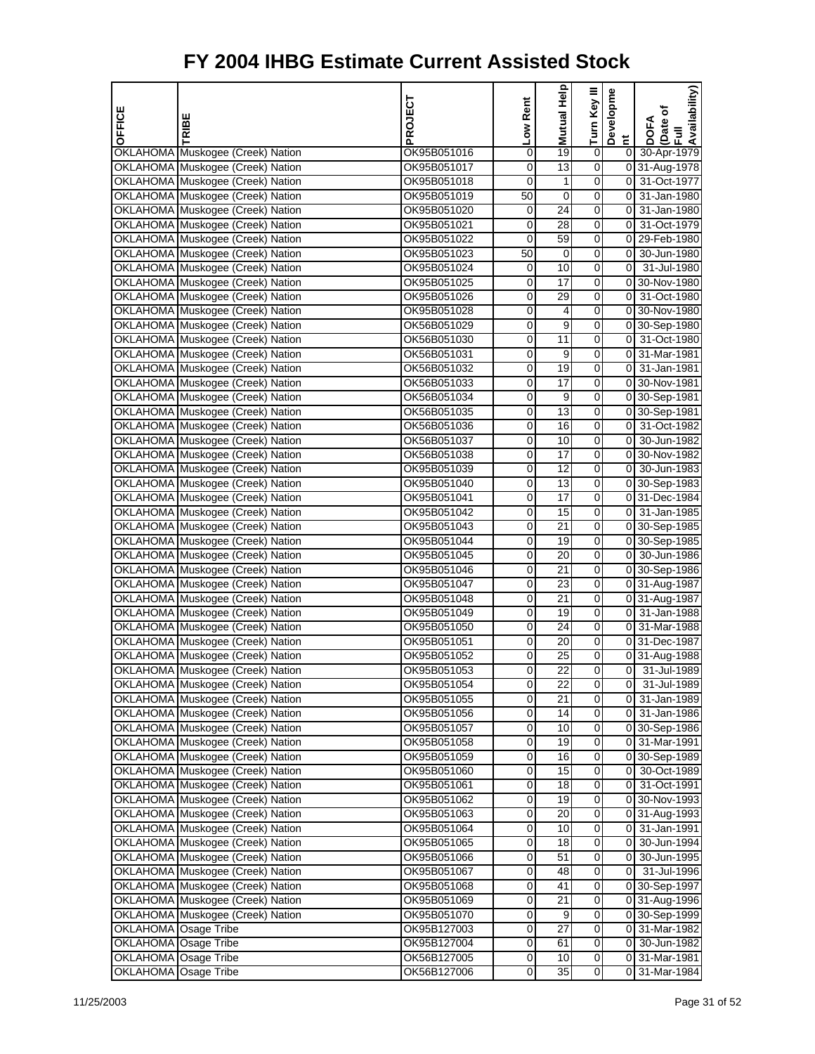# FY 2004 IHBG Estimate Current Assisted Stock

| OFFICE | TRIBE | PROJECT | Low Rent | Mutual Help | Turn Key III | Development | DOFA (Date of Full Availability) |
|---|---|---|---|---|---|---|---|
| OKLAHOMA | Muskogee (Creek) Nation | OK95B051016 | 0 | 19 | 0 | 0 | 30-Apr-1979 |
| OKLAHOMA | Muskogee (Creek) Nation | OK95B051017 | 0 | 13 | 0 | 0 | 31-Aug-1978 |
| OKLAHOMA | Muskogee (Creek) Nation | OK95B051018 | 0 | 1 | 0 | 0 | 31-Oct-1977 |
| OKLAHOMA | Muskogee (Creek) Nation | OK95B051019 | 50 | 0 | 0 | 0 | 31-Jan-1980 |
| OKLAHOMA | Muskogee (Creek) Nation | OK95B051020 | 0 | 24 | 0 | 0 | 31-Jan-1980 |
| OKLAHOMA | Muskogee (Creek) Nation | OK95B051021 | 0 | 28 | 0 | 0 | 31-Oct-1979 |
| OKLAHOMA | Muskogee (Creek) Nation | OK95B051022 | 0 | 59 | 0 | 0 | 29-Feb-1980 |
| OKLAHOMA | Muskogee (Creek) Nation | OK95B051023 | 50 | 0 | 0 | 0 | 30-Jun-1980 |
| OKLAHOMA | Muskogee (Creek) Nation | OK95B051024 | 0 | 10 | 0 | 0 | 31-Jul-1980 |
| OKLAHOMA | Muskogee (Creek) Nation | OK95B051025 | 0 | 17 | 0 | 0 | 30-Nov-1980 |
| OKLAHOMA | Muskogee (Creek) Nation | OK95B051026 | 0 | 29 | 0 | 0 | 31-Oct-1980 |
| OKLAHOMA | Muskogee (Creek) Nation | OK95B051028 | 0 | 4 | 0 | 0 | 30-Nov-1980 |
| OKLAHOMA | Muskogee (Creek) Nation | OK56B051029 | 0 | 9 | 0 | 0 | 30-Sep-1980 |
| OKLAHOMA | Muskogee (Creek) Nation | OK56B051030 | 0 | 11 | 0 | 0 | 31-Oct-1980 |
| OKLAHOMA | Muskogee (Creek) Nation | OK56B051031 | 0 | 9 | 0 | 0 | 31-Mar-1981 |
| OKLAHOMA | Muskogee (Creek) Nation | OK56B051032 | 0 | 19 | 0 | 0 | 31-Jan-1981 |
| OKLAHOMA | Muskogee (Creek) Nation | OK56B051033 | 0 | 17 | 0 | 0 | 30-Nov-1981 |
| OKLAHOMA | Muskogee (Creek) Nation | OK56B051034 | 0 | 9 | 0 | 0 | 30-Sep-1981 |
| OKLAHOMA | Muskogee (Creek) Nation | OK56B051035 | 0 | 13 | 0 | 0 | 30-Sep-1981 |
| OKLAHOMA | Muskogee (Creek) Nation | OK56B051036 | 0 | 16 | 0 | 0 | 31-Oct-1982 |
| OKLAHOMA | Muskogee (Creek) Nation | OK56B051037 | 0 | 10 | 0 | 0 | 30-Jun-1982 |
| OKLAHOMA | Muskogee (Creek) Nation | OK56B051038 | 0 | 17 | 0 | 0 | 30-Nov-1982 |
| OKLAHOMA | Muskogee (Creek) Nation | OK95B051039 | 0 | 12 | 0 | 0 | 30-Jun-1983 |
| OKLAHOMA | Muskogee (Creek) Nation | OK95B051040 | 0 | 13 | 0 | 0 | 30-Sep-1983 |
| OKLAHOMA | Muskogee (Creek) Nation | OK95B051041 | 0 | 17 | 0 | 0 | 31-Dec-1984 |
| OKLAHOMA | Muskogee (Creek) Nation | OK95B051042 | 0 | 15 | 0 | 0 | 31-Jan-1985 |
| OKLAHOMA | Muskogee (Creek) Nation | OK95B051043 | 0 | 21 | 0 | 0 | 30-Sep-1985 |
| OKLAHOMA | Muskogee (Creek) Nation | OK95B051044 | 0 | 19 | 0 | 0 | 30-Sep-1985 |
| OKLAHOMA | Muskogee (Creek) Nation | OK95B051045 | 0 | 20 | 0 | 0 | 30-Jun-1986 |
| OKLAHOMA | Muskogee (Creek) Nation | OK95B051046 | 0 | 21 | 0 | 0 | 30-Sep-1986 |
| OKLAHOMA | Muskogee (Creek) Nation | OK95B051047 | 0 | 23 | 0 | 0 | 31-Aug-1987 |
| OKLAHOMA | Muskogee (Creek) Nation | OK95B051048 | 0 | 21 | 0 | 0 | 31-Aug-1987 |
| OKLAHOMA | Muskogee (Creek) Nation | OK95B051049 | 0 | 19 | 0 | 0 | 31-Jan-1988 |
| OKLAHOMA | Muskogee (Creek) Nation | OK95B051050 | 0 | 24 | 0 | 0 | 31-Mar-1988 |
| OKLAHOMA | Muskogee (Creek) Nation | OK95B051051 | 0 | 20 | 0 | 0 | 31-Dec-1987 |
| OKLAHOMA | Muskogee (Creek) Nation | OK95B051052 | 0 | 25 | 0 | 0 | 31-Aug-1988 |
| OKLAHOMA | Muskogee (Creek) Nation | OK95B051053 | 0 | 22 | 0 | 0 | 31-Jul-1989 |
| OKLAHOMA | Muskogee (Creek) Nation | OK95B051054 | 0 | 22 | 0 | 0 | 31-Jul-1989 |
| OKLAHOMA | Muskogee (Creek) Nation | OK95B051055 | 0 | 21 | 0 | 0 | 31-Jan-1989 |
| OKLAHOMA | Muskogee (Creek) Nation | OK95B051056 | 0 | 14 | 0 | 0 | 31-Jan-1986 |
| OKLAHOMA | Muskogee (Creek) Nation | OK95B051057 | 0 | 10 | 0 | 0 | 30-Sep-1986 |
| OKLAHOMA | Muskogee (Creek) Nation | OK95B051058 | 0 | 19 | 0 | 0 | 31-Mar-1991 |
| OKLAHOMA | Muskogee (Creek) Nation | OK95B051059 | 0 | 16 | 0 | 0 | 30-Sep-1989 |
| OKLAHOMA | Muskogee (Creek) Nation | OK95B051060 | 0 | 15 | 0 | 0 | 30-Oct-1989 |
| OKLAHOMA | Muskogee (Creek) Nation | OK95B051061 | 0 | 18 | 0 | 0 | 31-Oct-1991 |
| OKLAHOMA | Muskogee (Creek) Nation | OK95B051062 | 0 | 19 | 0 | 0 | 30-Nov-1993 |
| OKLAHOMA | Muskogee (Creek) Nation | OK95B051063 | 0 | 20 | 0 | 0 | 31-Aug-1993 |
| OKLAHOMA | Muskogee (Creek) Nation | OK95B051064 | 0 | 10 | 0 | 0 | 31-Jan-1991 |
| OKLAHOMA | Muskogee (Creek) Nation | OK95B051065 | 0 | 18 | 0 | 0 | 30-Jun-1994 |
| OKLAHOMA | Muskogee (Creek) Nation | OK95B051066 | 0 | 51 | 0 | 0 | 30-Jun-1995 |
| OKLAHOMA | Muskogee (Creek) Nation | OK95B051067 | 0 | 48 | 0 | 0 | 31-Jul-1996 |
| OKLAHOMA | Muskogee (Creek) Nation | OK95B051068 | 0 | 41 | 0 | 0 | 30-Sep-1997 |
| OKLAHOMA | Muskogee (Creek) Nation | OK95B051069 | 0 | 21 | 0 | 0 | 31-Aug-1996 |
| OKLAHOMA | Muskogee (Creek) Nation | OK95B051070 | 0 | 9 | 0 | 0 | 30-Sep-1999 |
| OKLAHOMA | Osage Tribe | OK95B127003 | 0 | 27 | 0 | 0 | 31-Mar-1982 |
| OKLAHOMA | Osage Tribe | OK95B127004 | 0 | 61 | 0 | 0 | 30-Jun-1982 |
| OKLAHOMA | Osage Tribe | OK56B127005 | 0 | 10 | 0 | 0 | 31-Mar-1981 |
| OKLAHOMA | Osage Tribe | OK56B127006 | 0 | 35 | 0 | 0 | 31-Mar-1984 |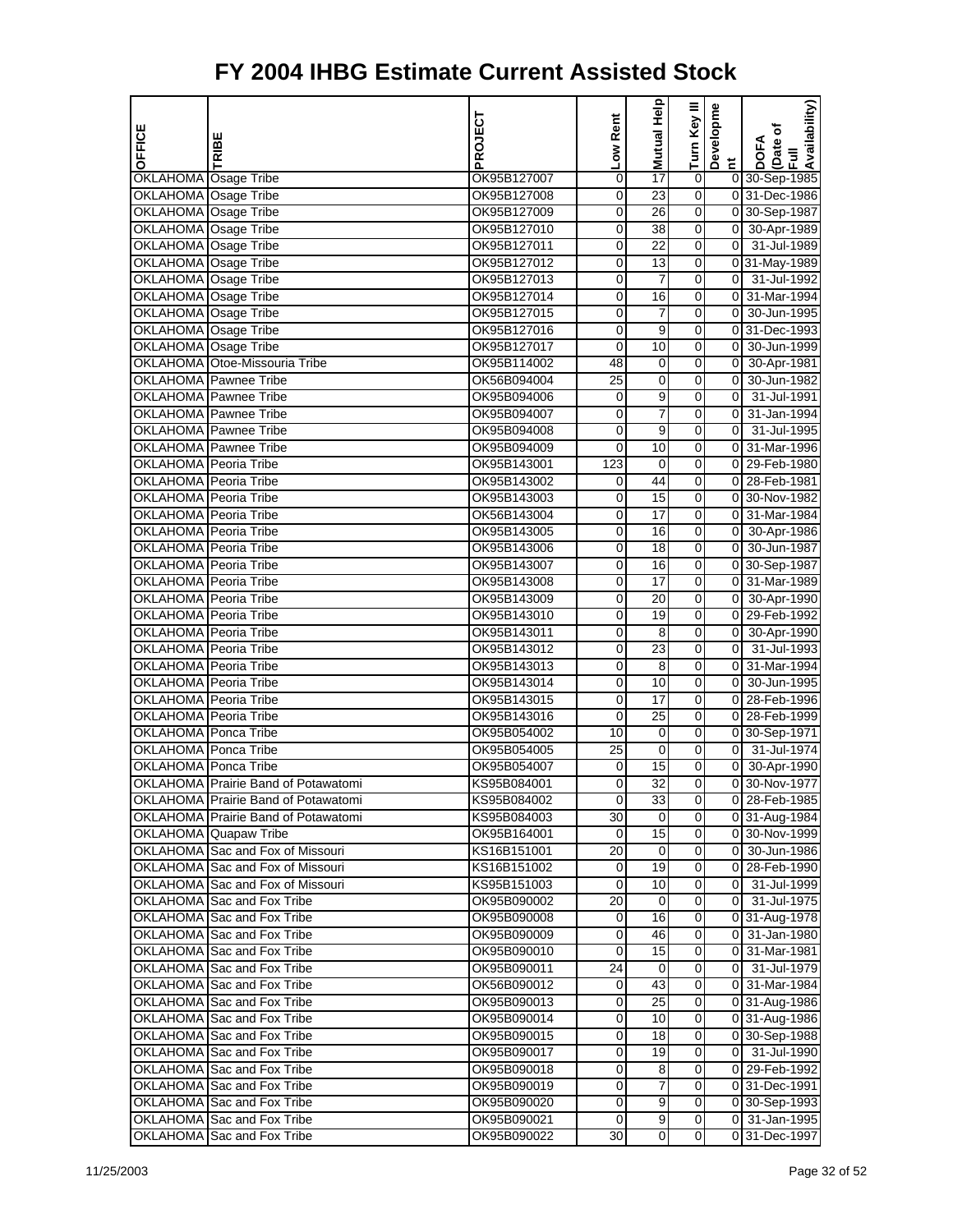# FY 2004 IHBG Estimate Current Assisted Stock

| OFFICE | TRIBE | PROJECT | Low Rent | Mutual Help | Turn Key III | Development | DOFA (Date of Full Availability) |
|---|---|---|---|---|---|---|---|
| OKLAHOMA | Osage Tribe | OK95B127007 | 0 | 17 | 0 | 0 | 30-Sep-1985 |
| OKLAHOMA | Osage Tribe | OK95B127008 | 0 | 23 | 0 | 0 | 31-Dec-1986 |
| OKLAHOMA | Osage Tribe | OK95B127009 | 0 | 26 | 0 | 0 | 30-Sep-1987 |
| OKLAHOMA | Osage Tribe | OK95B127010 | 0 | 38 | 0 | 0 | 30-Apr-1989 |
| OKLAHOMA | Osage Tribe | OK95B127011 | 0 | 22 | 0 | 0 | 31-Jul-1989 |
| OKLAHOMA | Osage Tribe | OK95B127012 | 0 | 13 | 0 | 0 | 31-May-1989 |
| OKLAHOMA | Osage Tribe | OK95B127013 | 0 | 7 | 0 | 0 | 31-Jul-1992 |
| OKLAHOMA | Osage Tribe | OK95B127014 | 0 | 16 | 0 | 0 | 31-Mar-1994 |
| OKLAHOMA | Osage Tribe | OK95B127015 | 0 | 7 | 0 | 0 | 30-Jun-1995 |
| OKLAHOMA | Osage Tribe | OK95B127016 | 0 | 9 | 0 | 0 | 31-Dec-1993 |
| OKLAHOMA | Osage Tribe | OK95B127017 | 0 | 10 | 0 | 0 | 30-Jun-1999 |
| OKLAHOMA | Otoe-Missouria Tribe | OK95B114002 | 48 | 0 | 0 | 0 | 30-Apr-1981 |
| OKLAHOMA | Pawnee Tribe | OK56B094004 | 25 | 0 | 0 | 0 | 30-Jun-1982 |
| OKLAHOMA | Pawnee Tribe | OK95B094006 | 0 | 9 | 0 | 0 | 31-Jul-1991 |
| OKLAHOMA | Pawnee Tribe | OK95B094007 | 0 | 7 | 0 | 0 | 31-Jan-1994 |
| OKLAHOMA | Pawnee Tribe | OK95B094008 | 0 | 9 | 0 | 0 | 31-Jul-1995 |
| OKLAHOMA | Pawnee Tribe | OK95B094009 | 0 | 10 | 0 | 0 | 31-Mar-1996 |
| OKLAHOMA | Peoria Tribe | OK95B143001 | 123 | 0 | 0 | 0 | 29-Feb-1980 |
| OKLAHOMA | Peoria Tribe | OK95B143002 | 0 | 44 | 0 | 0 | 28-Feb-1981 |
| OKLAHOMA | Peoria Tribe | OK95B143003 | 0 | 15 | 0 | 0 | 30-Nov-1982 |
| OKLAHOMA | Peoria Tribe | OK56B143004 | 0 | 17 | 0 | 0 | 31-Mar-1984 |
| OKLAHOMA | Peoria Tribe | OK95B143005 | 0 | 16 | 0 | 0 | 30-Apr-1986 |
| OKLAHOMA | Peoria Tribe | OK95B143006 | 0 | 18 | 0 | 0 | 30-Jun-1987 |
| OKLAHOMA | Peoria Tribe | OK95B143007 | 0 | 16 | 0 | 0 | 30-Sep-1987 |
| OKLAHOMA | Peoria Tribe | OK95B143008 | 0 | 17 | 0 | 0 | 31-Mar-1989 |
| OKLAHOMA | Peoria Tribe | OK95B143009 | 0 | 20 | 0 | 0 | 30-Apr-1990 |
| OKLAHOMA | Peoria Tribe | OK95B143010 | 0 | 19 | 0 | 0 | 29-Feb-1992 |
| OKLAHOMA | Peoria Tribe | OK95B143011 | 0 | 8 | 0 | 0 | 30-Apr-1990 |
| OKLAHOMA | Peoria Tribe | OK95B143012 | 0 | 23 | 0 | 0 | 31-Jul-1993 |
| OKLAHOMA | Peoria Tribe | OK95B143013 | 0 | 8 | 0 | 0 | 31-Mar-1994 |
| OKLAHOMA | Peoria Tribe | OK95B143014 | 0 | 10 | 0 | 0 | 30-Jun-1995 |
| OKLAHOMA | Peoria Tribe | OK95B143015 | 0 | 17 | 0 | 0 | 28-Feb-1996 |
| OKLAHOMA | Peoria Tribe | OK95B143016 | 0 | 25 | 0 | 0 | 28-Feb-1999 |
| OKLAHOMA | Ponca Tribe | OK95B054002 | 10 | 0 | 0 | 0 | 30-Sep-1971 |
| OKLAHOMA | Ponca Tribe | OK95B054005 | 25 | 0 | 0 | 0 | 31-Jul-1974 |
| OKLAHOMA | Ponca Tribe | OK95B054007 | 0 | 15 | 0 | 0 | 30-Apr-1990 |
| OKLAHOMA | Prairie Band of Potawatomi | KS95B084001 | 0 | 32 | 0 | 0 | 30-Nov-1977 |
| OKLAHOMA | Prairie Band of Potawatomi | KS95B084002 | 0 | 33 | 0 | 0 | 28-Feb-1985 |
| OKLAHOMA | Prairie Band of Potawatomi | KS95B084003 | 30 | 0 | 0 | 0 | 31-Aug-1984 |
| OKLAHOMA | Quapaw Tribe | OK95B164001 | 0 | 15 | 0 | 0 | 30-Nov-1999 |
| OKLAHOMA | Sac and Fox of Missouri | KS16B151001 | 20 | 0 | 0 | 0 | 30-Jun-1986 |
| OKLAHOMA | Sac and Fox of Missouri | KS16B151002 | 0 | 19 | 0 | 0 | 28-Feb-1990 |
| OKLAHOMA | Sac and Fox of Missouri | KS95B151003 | 0 | 10 | 0 | 0 | 31-Jul-1999 |
| OKLAHOMA | Sac and Fox Tribe | OK95B090002 | 20 | 0 | 0 | 0 | 31-Jul-1975 |
| OKLAHOMA | Sac and Fox Tribe | OK95B090008 | 0 | 16 | 0 | 0 | 31-Aug-1978 |
| OKLAHOMA | Sac and Fox Tribe | OK95B090009 | 0 | 46 | 0 | 0 | 31-Jan-1980 |
| OKLAHOMA | Sac and Fox Tribe | OK95B090010 | 0 | 15 | 0 | 0 | 31-Mar-1981 |
| OKLAHOMA | Sac and Fox Tribe | OK95B090011 | 24 | 0 | 0 | 0 | 31-Jul-1979 |
| OKLAHOMA | Sac and Fox Tribe | OK56B090012 | 0 | 43 | 0 | 0 | 31-Mar-1984 |
| OKLAHOMA | Sac and Fox Tribe | OK95B090013 | 0 | 25 | 0 | 0 | 31-Aug-1986 |
| OKLAHOMA | Sac and Fox Tribe | OK95B090014 | 0 | 10 | 0 | 0 | 31-Aug-1986 |
| OKLAHOMA | Sac and Fox Tribe | OK95B090015 | 0 | 18 | 0 | 0 | 30-Sep-1988 |
| OKLAHOMA | Sac and Fox Tribe | OK95B090017 | 0 | 19 | 0 | 0 | 31-Jul-1990 |
| OKLAHOMA | Sac and Fox Tribe | OK95B090018 | 0 | 8 | 0 | 0 | 29-Feb-1992 |
| OKLAHOMA | Sac and Fox Tribe | OK95B090019 | 0 | 7 | 0 | 0 | 31-Dec-1991 |
| OKLAHOMA | Sac and Fox Tribe | OK95B090020 | 0 | 9 | 0 | 0 | 30-Sep-1993 |
| OKLAHOMA | Sac and Fox Tribe | OK95B090021 | 0 | 9 | 0 | 0 | 31-Jan-1995 |
| OKLAHOMA | Sac and Fox Tribe | OK95B090022 | 30 | 0 | 0 | 0 | 31-Dec-1997 |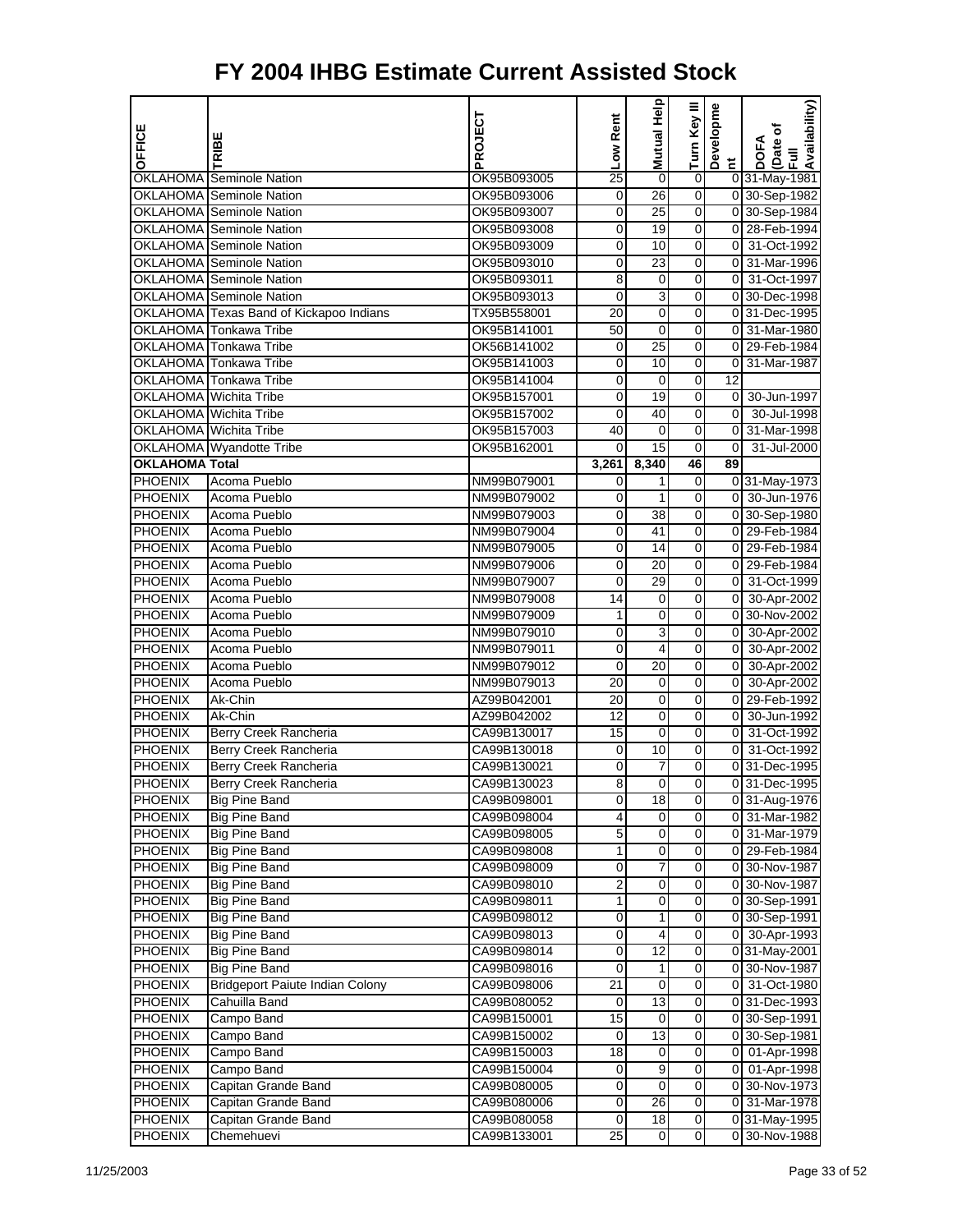# FY 2004 IHBG Estimate Current Assisted Stock

| OFFICE | TRIBE | PROJECT | Low Rent | Mutual Help | Turn Key III | Development | DOFA (Date of Full Availability) |
|---|---|---|---|---|---|---|---|
| OKLAHOMA | Seminole Nation | OK95B093005 | 25 | 0 | 0 | 0 | 31-May-1981 |
| OKLAHOMA | Seminole Nation | OK95B093006 | 0 | 26 | 0 | 0 | 30-Sep-1982 |
| OKLAHOMA | Seminole Nation | OK95B093007 | 0 | 25 | 0 | 0 | 30-Sep-1984 |
| OKLAHOMA | Seminole Nation | OK95B093008 | 0 | 19 | 0 | 0 | 28-Feb-1994 |
| OKLAHOMA | Seminole Nation | OK95B093009 | 0 | 10 | 0 | 0 | 31-Oct-1992 |
| OKLAHOMA | Seminole Nation | OK95B093010 | 0 | 23 | 0 | 0 | 31-Mar-1996 |
| OKLAHOMA | Seminole Nation | OK95B093011 | 8 | 0 | 0 | 0 | 31-Oct-1997 |
| OKLAHOMA | Seminole Nation | OK95B093013 | 0 | 3 | 0 | 0 | 30-Dec-1998 |
| OKLAHOMA | Texas Band of Kickapoo Indians | TX95B558001 | 20 | 0 | 0 | 0 | 31-Dec-1995 |
| OKLAHOMA | Tonkawa Tribe | OK95B141001 | 50 | 0 | 0 | 0 | 31-Mar-1980 |
| OKLAHOMA | Tonkawa Tribe | OK56B141002 | 0 | 25 | 0 | 0 | 29-Feb-1984 |
| OKLAHOMA | Tonkawa Tribe | OK95B141003 | 0 | 10 | 0 | 0 | 31-Mar-1987 |
| OKLAHOMA | Tonkawa Tribe | OK95B141004 | 0 | 0 | 0 | 12 | |
| OKLAHOMA | Wichita Tribe | OK95B157001 | 0 | 19 | 0 | 0 | 30-Jun-1997 |
| OKLAHOMA | Wichita Tribe | OK95B157002 | 0 | 40 | 0 | 0 | 30-Jul-1998 |
| OKLAHOMA | Wichita Tribe | OK95B157003 | 40 | 0 | 0 | 0 | 31-Mar-1998 |
| OKLAHOMA | Wyandotte Tribe | OK95B162001 | 0 | 15 | 0 | 0 | 31-Jul-2000 |
| **OKLAHOMA Total** | | | **3,261** | **8,340** | **46** | **89** | |
| PHOENIX | Acoma Pueblo | NM99B079001 | 0 | 1 | 0 | 0 | 31-May-1973 |
| PHOENIX | Acoma Pueblo | NM99B079002 | 0 | 1 | 0 | 0 | 30-Jun-1976 |
| PHOENIX | Acoma Pueblo | NM99B079003 | 0 | 38 | 0 | 0 | 30-Sep-1980 |
| PHOENIX | Acoma Pueblo | NM99B079004 | 0 | 41 | 0 | 0 | 29-Feb-1984 |
| PHOENIX | Acoma Pueblo | NM99B079005 | 0 | 14 | 0 | 0 | 29-Feb-1984 |
| PHOENIX | Acoma Pueblo | NM99B079006 | 0 | 20 | 0 | 0 | 29-Feb-1984 |
| PHOENIX | Acoma Pueblo | NM99B079007 | 0 | 29 | 0 | 0 | 31-Oct-1999 |
| PHOENIX | Acoma Pueblo | NM99B079008 | 14 | 0 | 0 | 0 | 30-Apr-2002 |
| PHOENIX | Acoma Pueblo | NM99B079009 | 1 | 0 | 0 | 0 | 30-Nov-2002 |
| PHOENIX | Acoma Pueblo | NM99B079010 | 0 | 3 | 0 | 0 | 30-Apr-2002 |
| PHOENIX | Acoma Pueblo | NM99B079011 | 0 | 4 | 0 | 0 | 30-Apr-2002 |
| PHOENIX | Acoma Pueblo | NM99B079012 | 0 | 20 | 0 | 0 | 30-Apr-2002 |
| PHOENIX | Acoma Pueblo | NM99B079013 | 20 | 0 | 0 | 0 | 30-Apr-2002 |
| PHOENIX | Ak-Chin | AZ99B042001 | 20 | 0 | 0 | 0 | 29-Feb-1992 |
| PHOENIX | Ak-Chin | AZ99B042002 | 12 | 0 | 0 | 0 | 30-Jun-1992 |
| PHOENIX | Berry Creek Rancheria | CA99B130017 | 15 | 0 | 0 | 0 | 31-Oct-1992 |
| PHOENIX | Berry Creek Rancheria | CA99B130018 | 0 | 10 | 0 | 0 | 31-Oct-1992 |
| PHOENIX | Berry Creek Rancheria | CA99B130021 | 0 | 7 | 0 | 0 | 31-Dec-1995 |
| PHOENIX | Berry Creek Rancheria | CA99B130023 | 8 | 0 | 0 | 0 | 31-Dec-1995 |
| PHOENIX | Big Pine Band | CA99B098001 | 0 | 18 | 0 | 0 | 31-Aug-1976 |
| PHOENIX | Big Pine Band | CA99B098004 | 4 | 0 | 0 | 0 | 31-Mar-1982 |
| PHOENIX | Big Pine Band | CA99B098005 | 5 | 0 | 0 | 0 | 31-Mar-1979 |
| PHOENIX | Big Pine Band | CA99B098008 | 1 | 0 | 0 | 0 | 29-Feb-1984 |
| PHOENIX | Big Pine Band | CA99B098009 | 0 | 7 | 0 | 0 | 30-Nov-1987 |
| PHOENIX | Big Pine Band | CA99B098010 | 2 | 0 | 0 | 0 | 30-Nov-1987 |
| PHOENIX | Big Pine Band | CA99B098011 | 1 | 0 | 0 | 0 | 30-Sep-1991 |
| PHOENIX | Big Pine Band | CA99B098012 | 0 | 1 | 0 | 0 | 30-Sep-1991 |
| PHOENIX | Big Pine Band | CA99B098013 | 0 | 4 | 0 | 0 | 30-Apr-1993 |
| PHOENIX | Big Pine Band | CA99B098014 | 0 | 12 | 0 | 0 | 31-May-2001 |
| PHOENIX | Big Pine Band | CA99B098016 | 0 | 1 | 0 | 0 | 30-Nov-1987 |
| PHOENIX | Bridgeport Paiute Indian Colony | CA99B098006 | 21 | 0 | 0 | 0 | 31-Oct-1980 |
| PHOENIX | Cahuilla Band | CA99B080052 | 0 | 13 | 0 | 0 | 31-Dec-1993 |
| PHOENIX | Campo Band | CA99B150001 | 15 | 0 | 0 | 0 | 30-Sep-1991 |
| PHOENIX | Campo Band | CA99B150002 | 0 | 13 | 0 | 0 | 30-Sep-1981 |
| PHOENIX | Campo Band | CA99B150003 | 18 | 0 | 0 | 0 | 01-Apr-1998 |
| PHOENIX | Campo Band | CA99B150004 | 0 | 9 | 0 | 0 | 01-Apr-1998 |
| PHOENIX | Capitan Grande Band | CA99B080005 | 0 | 0 | 0 | 0 | 30-Nov-1973 |
| PHOENIX | Capitan Grande Band | CA99B080006 | 0 | 26 | 0 | 0 | 31-Mar-1978 |
| PHOENIX | Capitan Grande Band | CA99B080058 | 0 | 18 | 0 | 0 | 31-May-1995 |
| PHOENIX | Chemehuevi | CA99B133001 | 25 | 0 | 0 | 0 | 30-Nov-1988 |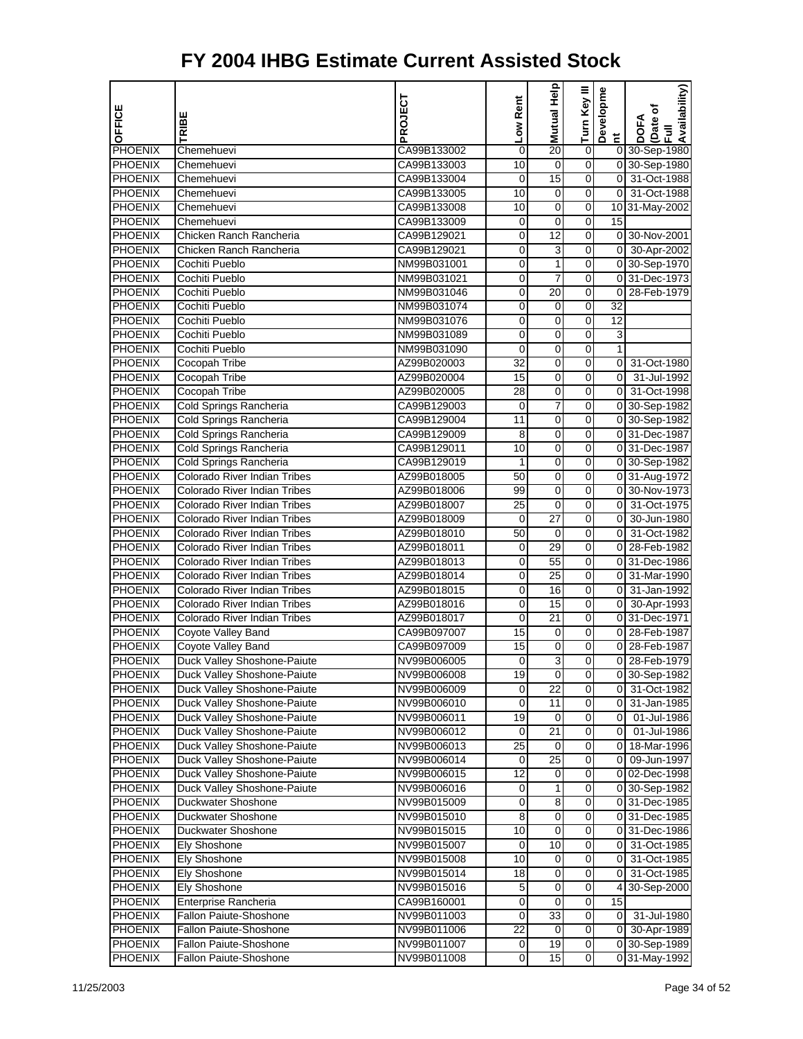# FY 2004 IHBG Estimate Current Assisted Stock

| OFFICE | TRIBE | PROJECT | Low Rent | Mutual Help | Turn Key III | Development | DOFA (Date of Full Availability) |
|---|---|---|---|---|---|---|---|
| PHOENIX | Chemehuevi | CA99B133002 | 0 | 20 | 0 | 0 | 30-Sep-1980 |
| PHOENIX | Chemehuevi | CA99B133003 | 10 | 0 | 0 | 0 | 30-Sep-1980 |
| PHOENIX | Chemehuevi | CA99B133004 | 0 | 15 | 0 | 0 | 31-Oct-1988 |
| PHOENIX | Chemehuevi | CA99B133005 | 10 | 0 | 0 | 0 | 31-Oct-1988 |
| PHOENIX | Chemehuevi | CA99B133008 | 10 | 0 | 0 | 10 | 31-May-2002 |
| PHOENIX | Chemehuevi | CA99B133009 | 0 | 0 | 0 | 15 | |
| PHOENIX | Chicken Ranch Rancheria | CA99B129021 | 0 | 12 | 0 | 0 | 30-Nov-2001 |
| PHOENIX | Chicken Ranch Rancheria | CA99B129021 | 0 | 3 | 0 | 0 | 30-Apr-2002 |
| PHOENIX | Cochiti Pueblo | NM99B031001 | 0 | 1 | 0 | 0 | 30-Sep-1970 |
| PHOENIX | Cochiti Pueblo | NM99B031021 | 0 | 7 | 0 | 0 | 31-Dec-1973 |
| PHOENIX | Cochiti Pueblo | NM99B031046 | 0 | 20 | 0 | 0 | 28-Feb-1979 |
| PHOENIX | Cochiti Pueblo | NM99B031074 | 0 | 0 | 0 | 32 | |
| PHOENIX | Cochiti Pueblo | NM99B031076 | 0 | 0 | 0 | 12 | |
| PHOENIX | Cochiti Pueblo | NM99B031089 | 0 | 0 | 0 | 3 | |
| PHOENIX | Cochiti Pueblo | NM99B031090 | 0 | 0 | 0 | 1 | |
| PHOENIX | Cocopah Tribe | AZ99B020003 | 32 | 0 | 0 | 0 | 31-Oct-1980 |
| PHOENIX | Cocopah Tribe | AZ99B020004 | 15 | 0 | 0 | 0 | 31-Jul-1992 |
| PHOENIX | Cocopah Tribe | AZ99B020005 | 28 | 0 | 0 | 0 | 31-Oct-1998 |
| PHOENIX | Cold Springs Rancheria | CA99B129003 | 0 | 7 | 0 | 0 | 30-Sep-1982 |
| PHOENIX | Cold Springs Rancheria | CA99B129004 | 11 | 0 | 0 | 0 | 30-Sep-1982 |
| PHOENIX | Cold Springs Rancheria | CA99B129009 | 8 | 0 | 0 | 0 | 31-Dec-1987 |
| PHOENIX | Cold Springs Rancheria | CA99B129011 | 10 | 0 | 0 | 0 | 31-Dec-1987 |
| PHOENIX | Cold Springs Rancheria | CA99B129019 | 1 | 0 | 0 | 0 | 30-Sep-1982 |
| PHOENIX | Colorado River Indian Tribes | AZ99B018005 | 50 | 0 | 0 | 0 | 31-Aug-1972 |
| PHOENIX | Colorado River Indian Tribes | AZ99B018006 | 99 | 0 | 0 | 0 | 30-Nov-1973 |
| PHOENIX | Colorado River Indian Tribes | AZ99B018007 | 25 | 0 | 0 | 0 | 31-Oct-1975 |
| PHOENIX | Colorado River Indian Tribes | AZ99B018009 | 0 | 27 | 0 | 0 | 30-Jun-1980 |
| PHOENIX | Colorado River Indian Tribes | AZ99B018010 | 50 | 0 | 0 | 0 | 31-Oct-1982 |
| PHOENIX | Colorado River Indian Tribes | AZ99B018011 | 0 | 29 | 0 | 0 | 28-Feb-1982 |
| PHOENIX | Colorado River Indian Tribes | AZ99B018013 | 0 | 55 | 0 | 0 | 31-Dec-1986 |
| PHOENIX | Colorado River Indian Tribes | AZ99B018014 | 0 | 25 | 0 | 0 | 31-Mar-1990 |
| PHOENIX | Colorado River Indian Tribes | AZ99B018015 | 0 | 16 | 0 | 0 | 31-Jan-1992 |
| PHOENIX | Colorado River Indian Tribes | AZ99B018016 | 0 | 15 | 0 | 0 | 30-Apr-1993 |
| PHOENIX | Colorado River Indian Tribes | AZ99B018017 | 0 | 21 | 0 | 0 | 31-Dec-1971 |
| PHOENIX | Coyote Valley Band | CA99B097007 | 15 | 0 | 0 | 0 | 28-Feb-1987 |
| PHOENIX | Coyote Valley Band | CA99B097009 | 15 | 0 | 0 | 0 | 28-Feb-1987 |
| PHOENIX | Duck Valley Shoshone-Paiute | NV99B006005 | 0 | 3 | 0 | 0 | 28-Feb-1979 |
| PHOENIX | Duck Valley Shoshone-Paiute | NV99B006008 | 19 | 0 | 0 | 0 | 30-Sep-1982 |
| PHOENIX | Duck Valley Shoshone-Paiute | NV99B006009 | 0 | 22 | 0 | 0 | 31-Oct-1982 |
| PHOENIX | Duck Valley Shoshone-Paiute | NV99B006010 | 0 | 11 | 0 | 0 | 31-Jan-1985 |
| PHOENIX | Duck Valley Shoshone-Paiute | NV99B006011 | 19 | 0 | 0 | 0 | 01-Jul-1986 |
| PHOENIX | Duck Valley Shoshone-Paiute | NV99B006012 | 0 | 21 | 0 | 0 | 01-Jul-1986 |
| PHOENIX | Duck Valley Shoshone-Paiute | NV99B006013 | 25 | 0 | 0 | 0 | 18-Mar-1996 |
| PHOENIX | Duck Valley Shoshone-Paiute | NV99B006014 | 0 | 25 | 0 | 0 | 09-Jun-1997 |
| PHOENIX | Duck Valley Shoshone-Paiute | NV99B006015 | 12 | 0 | 0 | 0 | 02-Dec-1998 |
| PHOENIX | Duck Valley Shoshone-Paiute | NV99B006016 | 0 | 1 | 0 | 0 | 30-Sep-1982 |
| PHOENIX | Duckwater Shoshone | NV99B015009 | 0 | 8 | 0 | 0 | 31-Dec-1985 |
| PHOENIX | Duckwater Shoshone | NV99B015010 | 8 | 0 | 0 | 0 | 31-Dec-1985 |
| PHOENIX | Duckwater Shoshone | NV99B015015 | 10 | 0 | 0 | 0 | 31-Dec-1986 |
| PHOENIX | Ely Shoshone | NV99B015007 | 0 | 10 | 0 | 0 | 31-Oct-1985 |
| PHOENIX | Ely Shoshone | NV99B015008 | 10 | 0 | 0 | 0 | 31-Oct-1985 |
| PHOENIX | Ely Shoshone | NV99B015014 | 18 | 0 | 0 | 0 | 31-Oct-1985 |
| PHOENIX | Ely Shoshone | NV99B015016 | 5 | 0 | 0 | 4 | 30-Sep-2000 |
| PHOENIX | Enterprise Rancheria | CA99B160001 | 0 | 0 | 0 | 15 | |
| PHOENIX | Fallon Paiute-Shoshone | NV99B011003 | 0 | 33 | 0 | 0 | 31-Jul-1980 |
| PHOENIX | Fallon Paiute-Shoshone | NV99B011006 | 22 | 0 | 0 | 0 | 30-Apr-1989 |
| PHOENIX | Fallon Paiute-Shoshone | NV99B011007 | 0 | 19 | 0 | 0 | 30-Sep-1989 |
| PHOENIX | Fallon Paiute-Shoshone | NV99B011008 | 0 | 15 | 0 | 0 | 31-May-1992 |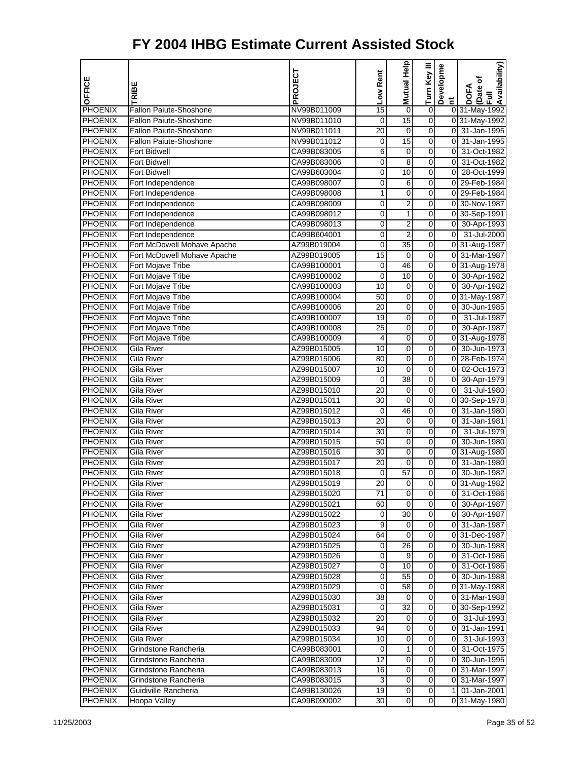# FY 2004 IHBG Estimate Current Assisted Stock

| OFFICE | TRIBE | PROJECT | Low Rent | Mutual Help | Turn Key III | Development | DOFA (Date of Full Availability) |
|---|---|---|---|---|---|---|---|
| PHOENIX | Fallon Paiute-Shoshone | NV99B011009 | 15 | 0 | 0 | 0 | 31-May-1992 |
| PHOENIX | Fallon Paiute-Shoshone | NV99B011010 | 0 | 15 | 0 | 0 | 31-May-1992 |
| PHOENIX | Fallon Paiute-Shoshone | NV99B011011 | 20 | 0 | 0 | 0 | 31-Jan-1995 |
| PHOENIX | Fallon Paiute-Shoshone | NV99B011012 | 0 | 15 | 0 | 0 | 31-Jan-1995 |
| PHOENIX | Fort Bidwell | CA99B083005 | 6 | 0 | 0 | 0 | 31-Oct-1982 |
| PHOENIX | Fort Bidwell | CA99B083006 | 0 | 8 | 0 | 0 | 31-Oct-1982 |
| PHOENIX | Fort Bidwell | CA99B603004 | 0 | 10 | 0 | 0 | 28-Oct-1999 |
| PHOENIX | Fort Independence | CA99B098007 | 0 | 6 | 0 | 0 | 29-Feb-1984 |
| PHOENIX | Fort Independence | CA99B098008 | 1 | 0 | 0 | 0 | 29-Feb-1984 |
| PHOENIX | Fort Independence | CA99B098009 | 0 | 2 | 0 | 0 | 30-Nov-1987 |
| PHOENIX | Fort Independence | CA99B098012 | 0 | 1 | 0 | 0 | 30-Sep-1991 |
| PHOENIX | Fort Independence | CA99B098013 | 0 | 2 | 0 | 0 | 30-Apr-1993 |
| PHOENIX | Fort Independence | CA99B604001 | 0 | 2 | 0 | 0 | 31-Jul-2000 |
| PHOENIX | Fort McDowell Mohave Apache | AZ99B019004 | 0 | 35 | 0 | 0 | 31-Aug-1987 |
| PHOENIX | Fort McDowell Mohave Apache | AZ99B019005 | 15 | 0 | 0 | 0 | 31-Mar-1987 |
| PHOENIX | Fort Mojave Tribe | CA99B100001 | 0 | 46 | 0 | 0 | 31-Aug-1978 |
| PHOENIX | Fort Mojave Tribe | CA99B100002 | 0 | 10 | 0 | 0 | 30-Apr-1982 |
| PHOENIX | Fort Mojave Tribe | CA99B100003 | 10 | 0 | 0 | 0 | 30-Apr-1982 |
| PHOENIX | Fort Mojave Tribe | CA99B100004 | 50 | 0 | 0 | 0 | 31-May-1987 |
| PHOENIX | Fort Mojave Tribe | CA99B100006 | 20 | 0 | 0 | 0 | 30-Jun-1985 |
| PHOENIX | Fort Mojave Tribe | CA99B100007 | 19 | 0 | 0 | 0 | 31-Jul-1987 |
| PHOENIX | Fort Mojave Tribe | CA99B100008 | 25 | 0 | 0 | 0 | 30-Apr-1987 |
| PHOENIX | Fort Mojave Tribe | CA99B100009 | 4 | 0 | 0 | 0 | 31-Aug-1978 |
| PHOENIX | Gila River | AZ99B015005 | 10 | 0 | 0 | 0 | 30-Jun-1973 |
| PHOENIX | Gila River | AZ99B015006 | 80 | 0 | 0 | 0 | 28-Feb-1974 |
| PHOENIX | Gila River | AZ99B015007 | 10 | 0 | 0 | 0 | 02-Oct-1973 |
| PHOENIX | Gila River | AZ99B015009 | 0 | 38 | 0 | 0 | 30-Apr-1979 |
| PHOENIX | Gila River | AZ99B015010 | 20 | 0 | 0 | 0 | 31-Jul-1980 |
| PHOENIX | Gila River | AZ99B015011 | 30 | 0 | 0 | 0 | 30-Sep-1978 |
| PHOENIX | Gila River | AZ99B015012 | 0 | 46 | 0 | 0 | 31-Jan-1980 |
| PHOENIX | Gila River | AZ99B015013 | 20 | 0 | 0 | 0 | 31-Jan-1981 |
| PHOENIX | Gila River | AZ99B015014 | 30 | 0 | 0 | 0 | 31-Jul-1979 |
| PHOENIX | Gila River | AZ99B015015 | 50 | 0 | 0 | 0 | 30-Jun-1980 |
| PHOENIX | Gila River | AZ99B015016 | 30 | 0 | 0 | 0 | 31-Aug-1980 |
| PHOENIX | Gila River | AZ99B015017 | 20 | 0 | 0 | 0 | 31-Jan-1980 |
| PHOENIX | Gila River | AZ99B015018 | 0 | 57 | 0 | 0 | 30-Jun-1982 |
| PHOENIX | Gila River | AZ99B015019 | 20 | 0 | 0 | 0 | 31-Aug-1982 |
| PHOENIX | Gila River | AZ99B015020 | 71 | 0 | 0 | 0 | 31-Oct-1986 |
| PHOENIX | Gila River | AZ99B015021 | 60 | 0 | 0 | 0 | 30-Apr-1987 |
| PHOENIX | Gila River | AZ99B015022 | 0 | 30 | 0 | 0 | 30-Apr-1987 |
| PHOENIX | Gila River | AZ99B015023 | 9 | 0 | 0 | 0 | 31-Jan-1987 |
| PHOENIX | Gila River | AZ99B015024 | 64 | 0 | 0 | 0 | 31-Dec-1987 |
| PHOENIX | Gila River | AZ99B015025 | 0 | 26 | 0 | 0 | 30-Jun-1988 |
| PHOENIX | Gila River | AZ99B015026 | 0 | 9 | 0 | 0 | 31-Oct-1986 |
| PHOENIX | Gila River | AZ99B015027 | 0 | 10 | 0 | 0 | 31-Oct-1986 |
| PHOENIX | Gila River | AZ99B015028 | 0 | 55 | 0 | 0 | 30-Jun-1988 |
| PHOENIX | Gila River | AZ99B015029 | 0 | 58 | 0 | 0 | 31-May-1988 |
| PHOENIX | Gila River | AZ99B015030 | 38 | 0 | 0 | 0 | 31-Mar-1988 |
| PHOENIX | Gila River | AZ99B015031 | 0 | 32 | 0 | 0 | 30-Sep-1992 |
| PHOENIX | Gila River | AZ99B015032 | 20 | 0 | 0 | 0 | 31-Jul-1993 |
| PHOENIX | Gila River | AZ99B015033 | 94 | 0 | 0 | 0 | 31-Jan-1991 |
| PHOENIX | Gila River | AZ99B015034 | 10 | 0 | 0 | 0 | 31-Jul-1993 |
| PHOENIX | Grindstone Rancheria | CA99B083001 | 0 | 1 | 0 | 0 | 31-Oct-1975 |
| PHOENIX | Grindstone Rancheria | CA99B083009 | 12 | 0 | 0 | 0 | 30-Jun-1995 |
| PHOENIX | Grindstone Rancheria | CA99B083013 | 16 | 0 | 0 | 0 | 31-Mar-1997 |
| PHOENIX | Grindstone Rancheria | CA99B083015 | 3 | 0 | 0 | 0 | 31-Mar-1997 |
| PHOENIX | Guidiville Rancheria | CA99B130026 | 19 | 0 | 0 | 1 | 01-Jan-2001 |
| PHOENIX | Hoopa Valley | CA99B090002 | 30 | 0 | 0 | 0 | 31-May-1980 |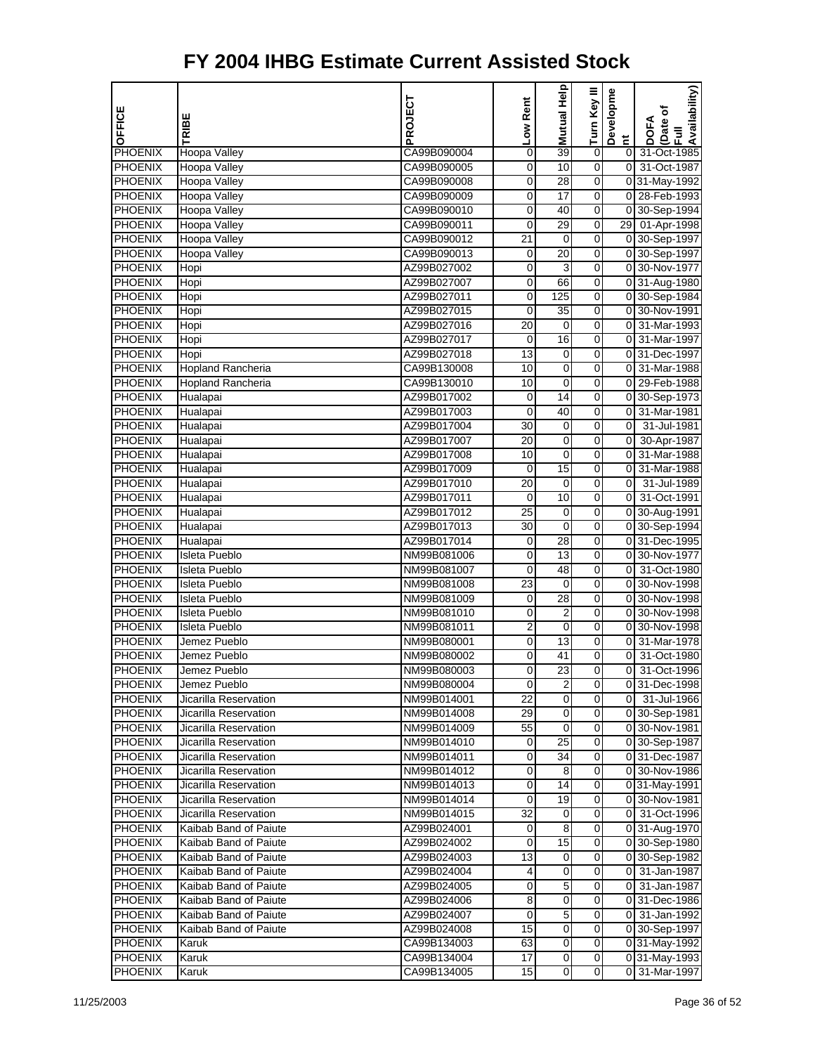# FY 2004 IHBG Estimate Current Assisted Stock

| OFFICE | TRIBE | PROJECT | Low Rent | Mutual Help | Turn Key III | Development | DOFA (Date of Full Availability) |
|---|---|---|---|---|---|---|---|
| PHOENIX | Hoopa Valley | CA99B090004 | 0 | 39 | 0 | 0 | 31-Oct-1985 |
| PHOENIX | Hoopa Valley | CA99B090005 | 0 | 10 | 0 | 0 | 31-Oct-1987 |
| PHOENIX | Hoopa Valley | CA99B090008 | 0 | 28 | 0 | 0 | 31-May-1992 |
| PHOENIX | Hoopa Valley | CA99B090009 | 0 | 17 | 0 | 0 | 28-Feb-1993 |
| PHOENIX | Hoopa Valley | CA99B090010 | 0 | 40 | 0 | 0 | 30-Sep-1994 |
| PHOENIX | Hoopa Valley | CA99B090011 | 0 | 29 | 0 | 29 | 01-Apr-1998 |
| PHOENIX | Hoopa Valley | CA99B090012 | 21 | 0 | 0 | 0 | 30-Sep-1997 |
| PHOENIX | Hoopa Valley | CA99B090013 | 0 | 20 | 0 | 0 | 30-Sep-1997 |
| PHOENIX | Hopi | AZ99B027002 | 0 | 3 | 0 | 0 | 30-Nov-1977 |
| PHOENIX | Hopi | AZ99B027007 | 0 | 66 | 0 | 0 | 31-Aug-1980 |
| PHOENIX | Hopi | AZ99B027011 | 0 | 125 | 0 | 0 | 30-Sep-1984 |
| PHOENIX | Hopi | AZ99B027015 | 0 | 35 | 0 | 0 | 30-Nov-1991 |
| PHOENIX | Hopi | AZ99B027016 | 20 | 0 | 0 | 0 | 31-Mar-1993 |
| PHOENIX | Hopi | AZ99B027017 | 0 | 16 | 0 | 0 | 31-Mar-1997 |
| PHOENIX | Hopi | AZ99B027018 | 13 | 0 | 0 | 0 | 31-Dec-1997 |
| PHOENIX | Hopland Rancheria | CA99B130008 | 10 | 0 | 0 | 0 | 31-Mar-1988 |
| PHOENIX | Hopland Rancheria | CA99B130010 | 10 | 0 | 0 | 0 | 29-Feb-1988 |
| PHOENIX | Hualapai | AZ99B017002 | 0 | 14 | 0 | 0 | 30-Sep-1973 |
| PHOENIX | Hualapai | AZ99B017003 | 0 | 40 | 0 | 0 | 31-Mar-1981 |
| PHOENIX | Hualapai | AZ99B017004 | 30 | 0 | 0 | 0 | 31-Jul-1981 |
| PHOENIX | Hualapai | AZ99B017007 | 20 | 0 | 0 | 0 | 30-Apr-1987 |
| PHOENIX | Hualapai | AZ99B017008 | 10 | 0 | 0 | 0 | 31-Mar-1988 |
| PHOENIX | Hualapai | AZ99B017009 | 0 | 15 | 0 | 0 | 31-Mar-1988 |
| PHOENIX | Hualapai | AZ99B017010 | 20 | 0 | 0 | 0 | 31-Jul-1989 |
| PHOENIX | Hualapai | AZ99B017011 | 0 | 10 | 0 | 0 | 31-Oct-1991 |
| PHOENIX | Hualapai | AZ99B017012 | 25 | 0 | 0 | 0 | 30-Aug-1991 |
| PHOENIX | Hualapai | AZ99B017013 | 30 | 0 | 0 | 0 | 30-Sep-1994 |
| PHOENIX | Hualapai | AZ99B017014 | 0 | 28 | 0 | 0 | 31-Dec-1995 |
| PHOENIX | Isleta Pueblo | NM99B081006 | 0 | 13 | 0 | 0 | 30-Nov-1977 |
| PHOENIX | Isleta Pueblo | NM99B081007 | 0 | 48 | 0 | 0 | 31-Oct-1980 |
| PHOENIX | Isleta Pueblo | NM99B081008 | 23 | 0 | 0 | 0 | 30-Nov-1998 |
| PHOENIX | Isleta Pueblo | NM99B081009 | 0 | 28 | 0 | 0 | 30-Nov-1998 |
| PHOENIX | Isleta Pueblo | NM99B081010 | 0 | 2 | 0 | 0 | 30-Nov-1998 |
| PHOENIX | Isleta Pueblo | NM99B081011 | 2 | 0 | 0 | 0 | 30-Nov-1998 |
| PHOENIX | Jemez Pueblo | NM99B080001 | 0 | 13 | 0 | 0 | 31-Mar-1978 |
| PHOENIX | Jemez Pueblo | NM99B080002 | 0 | 41 | 0 | 0 | 31-Oct-1980 |
| PHOENIX | Jemez Pueblo | NM99B080003 | 0 | 23 | 0 | 0 | 31-Oct-1996 |
| PHOENIX | Jemez Pueblo | NM99B080004 | 0 | 2 | 0 | 0 | 31-Dec-1998 |
| PHOENIX | Jicarilla Reservation | NM99B014001 | 22 | 0 | 0 | 0 | 31-Jul-1966 |
| PHOENIX | Jicarilla Reservation | NM99B014008 | 29 | 0 | 0 | 0 | 30-Sep-1981 |
| PHOENIX | Jicarilla Reservation | NM99B014009 | 55 | 0 | 0 | 0 | 30-Nov-1981 |
| PHOENIX | Jicarilla Reservation | NM99B014010 | 0 | 25 | 0 | 0 | 30-Sep-1987 |
| PHOENIX | Jicarilla Reservation | NM99B014011 | 0 | 34 | 0 | 0 | 31-Dec-1987 |
| PHOENIX | Jicarilla Reservation | NM99B014012 | 0 | 8 | 0 | 0 | 30-Nov-1986 |
| PHOENIX | Jicarilla Reservation | NM99B014013 | 0 | 14 | 0 | 0 | 31-May-1991 |
| PHOENIX | Jicarilla Reservation | NM99B014014 | 0 | 19 | 0 | 0 | 30-Nov-1981 |
| PHOENIX | Jicarilla Reservation | NM99B014015 | 32 | 0 | 0 | 0 | 31-Oct-1996 |
| PHOENIX | Kaibab Band of Paiute | AZ99B024001 | 0 | 8 | 0 | 0 | 31-Aug-1970 |
| PHOENIX | Kaibab Band of Paiute | AZ99B024002 | 0 | 15 | 0 | 0 | 30-Sep-1980 |
| PHOENIX | Kaibab Band of Paiute | AZ99B024003 | 13 | 0 | 0 | 0 | 30-Sep-1982 |
| PHOENIX | Kaibab Band of Paiute | AZ99B024004 | 4 | 0 | 0 | 0 | 31-Jan-1987 |
| PHOENIX | Kaibab Band of Paiute | AZ99B024005 | 0 | 5 | 0 | 0 | 31-Jan-1987 |
| PHOENIX | Kaibab Band of Paiute | AZ99B024006 | 8 | 0 | 0 | 0 | 31-Dec-1986 |
| PHOENIX | Kaibab Band of Paiute | AZ99B024007 | 0 | 5 | 0 | 0 | 31-Jan-1992 |
| PHOENIX | Kaibab Band of Paiute | AZ99B024008 | 15 | 0 | 0 | 0 | 30-Sep-1997 |
| PHOENIX | Karuk | CA99B134003 | 63 | 0 | 0 | 0 | 31-May-1992 |
| PHOENIX | Karuk | CA99B134004 | 17 | 0 | 0 | 0 | 31-May-1993 |
| PHOENIX | Karuk | CA99B134005 | 15 | 0 | 0 | 0 | 31-Mar-1997 |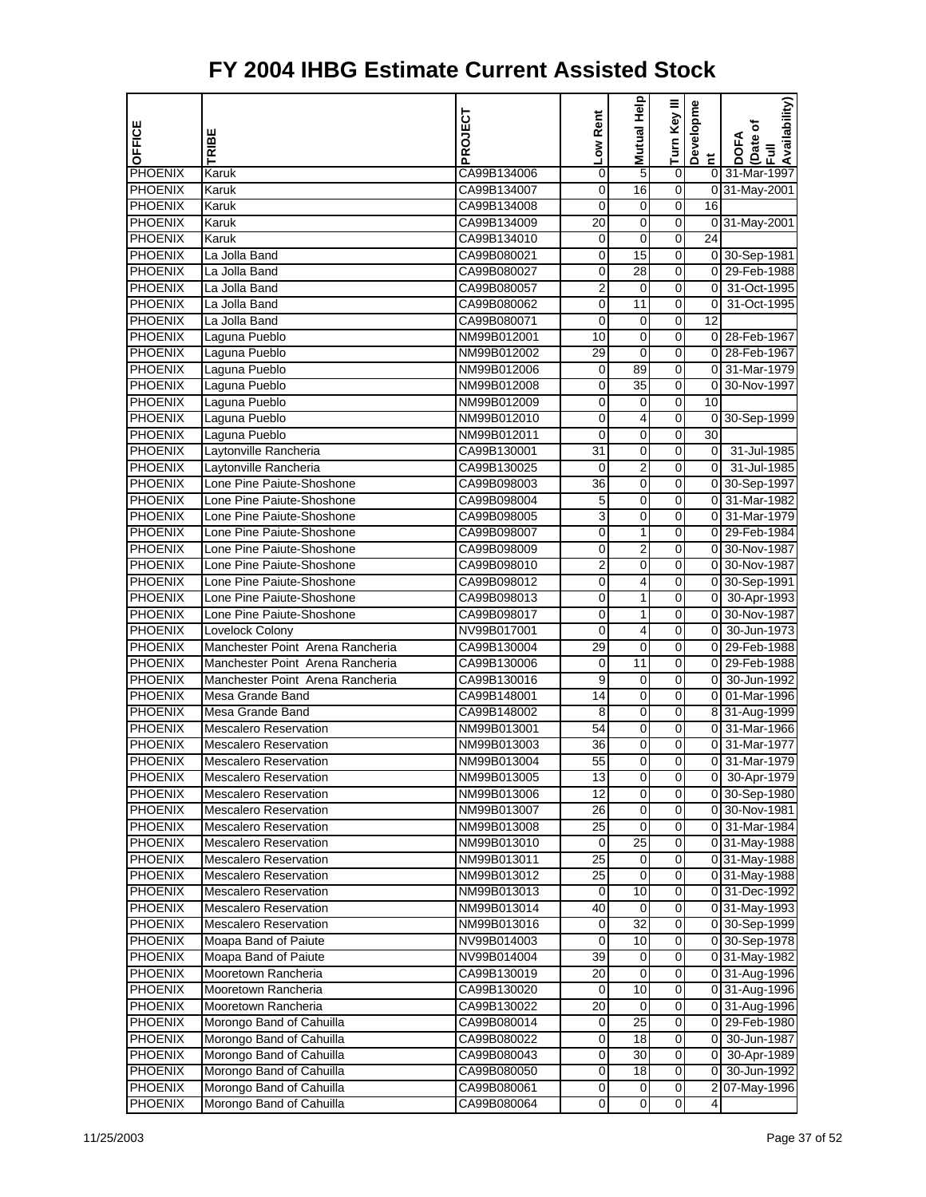# FY 2004 IHBG Estimate Current Assisted Stock

| OFFICE | TRIBE | PROJECT | Low Rent | Mutual Help | Turn Key III | Development | DOFA (Date of Full Availability) |
|---|---|---|---|---|---|---|---|
| PHOENIX | Karuk | CA99B134006 | 0 | 5 | 0 | 0 | 31-Mar-1997 |
| PHOENIX | Karuk | CA99B134007 | 0 | 16 | 0 | 0 | 31-May-2001 |
| PHOENIX | Karuk | CA99B134008 | 0 | 0 | 0 | 16 | |
| PHOENIX | Karuk | CA99B134009 | 20 | 0 | 0 | 0 | 31-May-2001 |
| PHOENIX | Karuk | CA99B134010 | 0 | 0 | 0 | 24 | |
| PHOENIX | La Jolla Band | CA99B080021 | 0 | 15 | 0 | 0 | 30-Sep-1981 |
| PHOENIX | La Jolla Band | CA99B080027 | 0 | 28 | 0 | 0 | 29-Feb-1988 |
| PHOENIX | La Jolla Band | CA99B080057 | 2 | 0 | 0 | 0 | 31-Oct-1995 |
| PHOENIX | La Jolla Band | CA99B080062 | 0 | 11 | 0 | 0 | 31-Oct-1995 |
| PHOENIX | La Jolla Band | CA99B080071 | 0 | 0 | 0 | 12 | |
| PHOENIX | Laguna Pueblo | NM99B012001 | 10 | 0 | 0 | 0 | 28-Feb-1967 |
| PHOENIX | Laguna Pueblo | NM99B012002 | 29 | 0 | 0 | 0 | 28-Feb-1967 |
| PHOENIX | Laguna Pueblo | NM99B012006 | 0 | 89 | 0 | 0 | 31-Mar-1979 |
| PHOENIX | Laguna Pueblo | NM99B012008 | 0 | 35 | 0 | 0 | 30-Nov-1997 |
| PHOENIX | Laguna Pueblo | NM99B012009 | 0 | 0 | 0 | 10 | |
| PHOENIX | Laguna Pueblo | NM99B012010 | 0 | 4 | 0 | 0 | 30-Sep-1999 |
| PHOENIX | Laguna Pueblo | NM99B012011 | 0 | 0 | 0 | 30 | |
| PHOENIX | Laytonville Rancheria | CA99B130001 | 31 | 0 | 0 | 0 | 31-Jul-1985 |
| PHOENIX | Laytonville Rancheria | CA99B130025 | 0 | 2 | 0 | 0 | 31-Jul-1985 |
| PHOENIX | Lone Pine Paiute-Shoshone | CA99B098003 | 36 | 0 | 0 | 0 | 30-Sep-1997 |
| PHOENIX | Lone Pine Paiute-Shoshone | CA99B098004 | 5 | 0 | 0 | 0 | 31-Mar-1982 |
| PHOENIX | Lone Pine Paiute-Shoshone | CA99B098005 | 3 | 0 | 0 | 0 | 31-Mar-1979 |
| PHOENIX | Lone Pine Paiute-Shoshone | CA99B098007 | 0 | 1 | 0 | 0 | 29-Feb-1984 |
| PHOENIX | Lone Pine Paiute-Shoshone | CA99B098009 | 0 | 2 | 0 | 0 | 30-Nov-1987 |
| PHOENIX | Lone Pine Paiute-Shoshone | CA99B098010 | 2 | 0 | 0 | 0 | 30-Nov-1987 |
| PHOENIX | Lone Pine Paiute-Shoshone | CA99B098012 | 0 | 4 | 0 | 0 | 30-Sep-1991 |
| PHOENIX | Lone Pine Paiute-Shoshone | CA99B098013 | 0 | 1 | 0 | 0 | 30-Apr-1993 |
| PHOENIX | Lone Pine Paiute-Shoshone | CA99B098017 | 0 | 1 | 0 | 0 | 30-Nov-1987 |
| PHOENIX | Lovelock Colony | NV99B017001 | 0 | 4 | 0 | 0 | 30-Jun-1973 |
| PHOENIX | Manchester Point Arena Rancheria | CA99B130004 | 29 | 0 | 0 | 0 | 29-Feb-1988 |
| PHOENIX | Manchester Point Arena Rancheria | CA99B130006 | 0 | 11 | 0 | 0 | 29-Feb-1988 |
| PHOENIX | Manchester Point Arena Rancheria | CA99B130016 | 9 | 0 | 0 | 0 | 30-Jun-1992 |
| PHOENIX | Mesa Grande Band | CA99B148001 | 14 | 0 | 0 | 0 | 01-Mar-1996 |
| PHOENIX | Mesa Grande Band | CA99B148002 | 8 | 0 | 0 | 8 | 31-Aug-1999 |
| PHOENIX | Mescalero Reservation | NM99B013001 | 54 | 0 | 0 | 0 | 31-Mar-1966 |
| PHOENIX | Mescalero Reservation | NM99B013003 | 36 | 0 | 0 | 0 | 31-Mar-1977 |
| PHOENIX | Mescalero Reservation | NM99B013004 | 55 | 0 | 0 | 0 | 31-Mar-1979 |
| PHOENIX | Mescalero Reservation | NM99B013005 | 13 | 0 | 0 | 0 | 30-Apr-1979 |
| PHOENIX | Mescalero Reservation | NM99B013006 | 12 | 0 | 0 | 0 | 30-Sep-1980 |
| PHOENIX | Mescalero Reservation | NM99B013007 | 26 | 0 | 0 | 0 | 30-Nov-1981 |
| PHOENIX | Mescalero Reservation | NM99B013008 | 25 | 0 | 0 | 0 | 31-Mar-1984 |
| PHOENIX | Mescalero Reservation | NM99B013010 | 0 | 25 | 0 | 0 | 31-May-1988 |
| PHOENIX | Mescalero Reservation | NM99B013011 | 25 | 0 | 0 | 0 | 31-May-1988 |
| PHOENIX | Mescalero Reservation | NM99B013012 | 25 | 0 | 0 | 0 | 31-May-1988 |
| PHOENIX | Mescalero Reservation | NM99B013013 | 0 | 10 | 0 | 0 | 31-Dec-1992 |
| PHOENIX | Mescalero Reservation | NM99B013014 | 40 | 0 | 0 | 0 | 31-May-1993 |
| PHOENIX | Mescalero Reservation | NM99B013016 | 0 | 32 | 0 | 0 | 30-Sep-1999 |
| PHOENIX | Moapa Band of Paiute | NV99B014003 | 0 | 10 | 0 | 0 | 30-Sep-1978 |
| PHOENIX | Moapa Band of Paiute | NV99B014004 | 39 | 0 | 0 | 0 | 31-May-1982 |
| PHOENIX | Mooretown Rancheria | CA99B130019 | 20 | 0 | 0 | 0 | 31-Aug-1996 |
| PHOENIX | Mooretown Rancheria | CA99B130020 | 0 | 10 | 0 | 0 | 31-Aug-1996 |
| PHOENIX | Mooretown Rancheria | CA99B130022 | 20 | 0 | 0 | 0 | 31-Aug-1996 |
| PHOENIX | Morongo Band of Cahuilla | CA99B080014 | 0 | 25 | 0 | 0 | 29-Feb-1980 |
| PHOENIX | Morongo Band of Cahuilla | CA99B080022 | 0 | 18 | 0 | 0 | 30-Jun-1987 |
| PHOENIX | Morongo Band of Cahuilla | CA99B080043 | 0 | 30 | 0 | 0 | 30-Apr-1989 |
| PHOENIX | Morongo Band of Cahuilla | CA99B080050 | 0 | 18 | 0 | 0 | 30-Jun-1992 |
| PHOENIX | Morongo Band of Cahuilla | CA99B080061 | 0 | 0 | 0 | 2 | 07-May-1996 |
| PHOENIX | Morongo Band of Cahuilla | CA99B080064 | 0 | 0 | 0 | 4 | |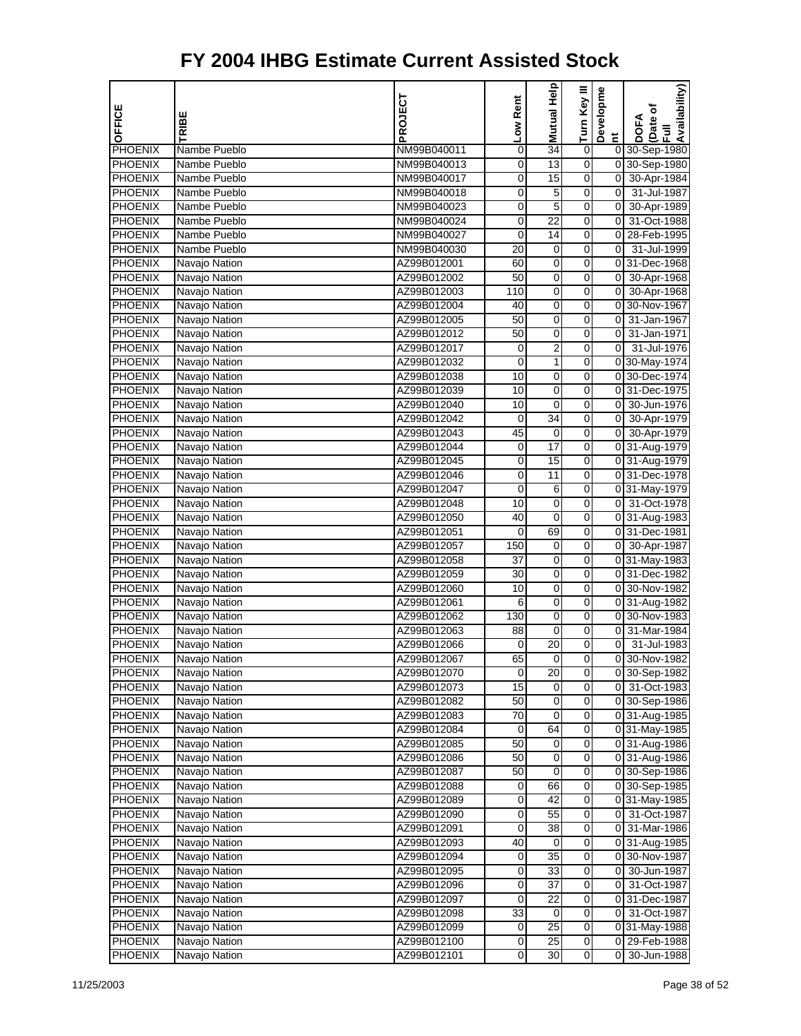# FY 2004 IHBG Estimate Current Assisted Stock

| OFFICE | TRIBE | PROJECT | Low Rent | Mutual Help | Turn Key III | Development | DOFA (Date of Full Availability) |
|---|---|---|---|---|---|---|---|
| PHOENIX | Nambe Pueblo | NM99B040011 | 0 | 34 | 0 | 0 | 30-Sep-1980 |
| PHOENIX | Nambe Pueblo | NM99B040013 | 0 | 13 | 0 | 0 | 30-Sep-1980 |
| PHOENIX | Nambe Pueblo | NM99B040017 | 0 | 15 | 0 | 0 | 30-Apr-1984 |
| PHOENIX | Nambe Pueblo | NM99B040018 | 0 | 5 | 0 | 0 | 31-Jul-1987 |
| PHOENIX | Nambe Pueblo | NM99B040023 | 0 | 5 | 0 | 0 | 30-Apr-1989 |
| PHOENIX | Nambe Pueblo | NM99B040024 | 0 | 22 | 0 | 0 | 31-Oct-1988 |
| PHOENIX | Nambe Pueblo | NM99B040027 | 0 | 14 | 0 | 0 | 28-Feb-1995 |
| PHOENIX | Nambe Pueblo | NM99B040030 | 20 | 0 | 0 | 0 | 31-Jul-1999 |
| PHOENIX | Navajo Nation | AZ99B012001 | 60 | 0 | 0 | 0 | 31-Dec-1968 |
| PHOENIX | Navajo Nation | AZ99B012002 | 50 | 0 | 0 | 0 | 30-Apr-1968 |
| PHOENIX | Navajo Nation | AZ99B012003 | 110 | 0 | 0 | 0 | 30-Apr-1968 |
| PHOENIX | Navajo Nation | AZ99B012004 | 40 | 0 | 0 | 0 | 30-Nov-1967 |
| PHOENIX | Navajo Nation | AZ99B012005 | 50 | 0 | 0 | 0 | 31-Jan-1967 |
| PHOENIX | Navajo Nation | AZ99B012012 | 50 | 0 | 0 | 0 | 31-Jan-1971 |
| PHOENIX | Navajo Nation | AZ99B012017 | 0 | 2 | 0 | 0 | 31-Jul-1976 |
| PHOENIX | Navajo Nation | AZ99B012032 | 0 | 1 | 0 | 0 | 30-May-1974 |
| PHOENIX | Navajo Nation | AZ99B012038 | 10 | 0 | 0 | 0 | 30-Dec-1974 |
| PHOENIX | Navajo Nation | AZ99B012039 | 10 | 0 | 0 | 0 | 31-Dec-1975 |
| PHOENIX | Navajo Nation | AZ99B012040 | 10 | 0 | 0 | 0 | 30-Jun-1976 |
| PHOENIX | Navajo Nation | AZ99B012042 | 0 | 34 | 0 | 0 | 30-Apr-1979 |
| PHOENIX | Navajo Nation | AZ99B012043 | 45 | 0 | 0 | 0 | 30-Apr-1979 |
| PHOENIX | Navajo Nation | AZ99B012044 | 0 | 17 | 0 | 0 | 31-Aug-1979 |
| PHOENIX | Navajo Nation | AZ99B012045 | 0 | 15 | 0 | 0 | 31-Aug-1979 |
| PHOENIX | Navajo Nation | AZ99B012046 | 0 | 11 | 0 | 0 | 31-Dec-1978 |
| PHOENIX | Navajo Nation | AZ99B012047 | 0 | 6 | 0 | 0 | 31-May-1979 |
| PHOENIX | Navajo Nation | AZ99B012048 | 10 | 0 | 0 | 0 | 31-Oct-1978 |
| PHOENIX | Navajo Nation | AZ99B012050 | 40 | 0 | 0 | 0 | 31-Aug-1983 |
| PHOENIX | Navajo Nation | AZ99B012051 | 0 | 69 | 0 | 0 | 31-Dec-1981 |
| PHOENIX | Navajo Nation | AZ99B012057 | 150 | 0 | 0 | 0 | 30-Apr-1987 |
| PHOENIX | Navajo Nation | AZ99B012058 | 37 | 0 | 0 | 0 | 31-May-1983 |
| PHOENIX | Navajo Nation | AZ99B012059 | 30 | 0 | 0 | 0 | 31-Dec-1982 |
| PHOENIX | Navajo Nation | AZ99B012060 | 10 | 0 | 0 | 0 | 30-Nov-1982 |
| PHOENIX | Navajo Nation | AZ99B012061 | 6 | 0 | 0 | 0 | 31-Aug-1982 |
| PHOENIX | Navajo Nation | AZ99B012062 | 130 | 0 | 0 | 0 | 30-Nov-1983 |
| PHOENIX | Navajo Nation | AZ99B012063 | 88 | 0 | 0 | 0 | 31-Mar-1984 |
| PHOENIX | Navajo Nation | AZ99B012066 | 0 | 20 | 0 | 0 | 31-Jul-1983 |
| PHOENIX | Navajo Nation | AZ99B012067 | 65 | 0 | 0 | 0 | 30-Nov-1982 |
| PHOENIX | Navajo Nation | AZ99B012070 | 0 | 20 | 0 | 0 | 30-Sep-1982 |
| PHOENIX | Navajo Nation | AZ99B012073 | 15 | 0 | 0 | 0 | 31-Oct-1983 |
| PHOENIX | Navajo Nation | AZ99B012082 | 50 | 0 | 0 | 0 | 30-Sep-1986 |
| PHOENIX | Navajo Nation | AZ99B012083 | 70 | 0 | 0 | 0 | 31-Aug-1985 |
| PHOENIX | Navajo Nation | AZ99B012084 | 0 | 64 | 0 | 0 | 31-May-1985 |
| PHOENIX | Navajo Nation | AZ99B012085 | 50 | 0 | 0 | 0 | 31-Aug-1986 |
| PHOENIX | Navajo Nation | AZ99B012086 | 50 | 0 | 0 | 0 | 31-Aug-1986 |
| PHOENIX | Navajo Nation | AZ99B012087 | 50 | 0 | 0 | 0 | 30-Sep-1986 |
| PHOENIX | Navajo Nation | AZ99B012088 | 0 | 66 | 0 | 0 | 30-Sep-1985 |
| PHOENIX | Navajo Nation | AZ99B012089 | 0 | 42 | 0 | 0 | 31-May-1985 |
| PHOENIX | Navajo Nation | AZ99B012090 | 0 | 55 | 0 | 0 | 31-Oct-1987 |
| PHOENIX | Navajo Nation | AZ99B012091 | 0 | 38 | 0 | 0 | 31-Mar-1986 |
| PHOENIX | Navajo Nation | AZ99B012093 | 40 | 0 | 0 | 0 | 31-Aug-1985 |
| PHOENIX | Navajo Nation | AZ99B012094 | 0 | 35 | 0 | 0 | 30-Nov-1987 |
| PHOENIX | Navajo Nation | AZ99B012095 | 0 | 33 | 0 | 0 | 30-Jun-1987 |
| PHOENIX | Navajo Nation | AZ99B012096 | 0 | 37 | 0 | 0 | 31-Oct-1987 |
| PHOENIX | Navajo Nation | AZ99B012097 | 0 | 22 | 0 | 0 | 31-Dec-1987 |
| PHOENIX | Navajo Nation | AZ99B012098 | 33 | 0 | 0 | 0 | 31-Oct-1987 |
| PHOENIX | Navajo Nation | AZ99B012099 | 0 | 25 | 0 | 0 | 31-May-1988 |
| PHOENIX | Navajo Nation | AZ99B012100 | 0 | 25 | 0 | 0 | 29-Feb-1988 |
| PHOENIX | Navajo Nation | AZ99B012101 | 0 | 30 | 0 | 0 | 30-Jun-1988 |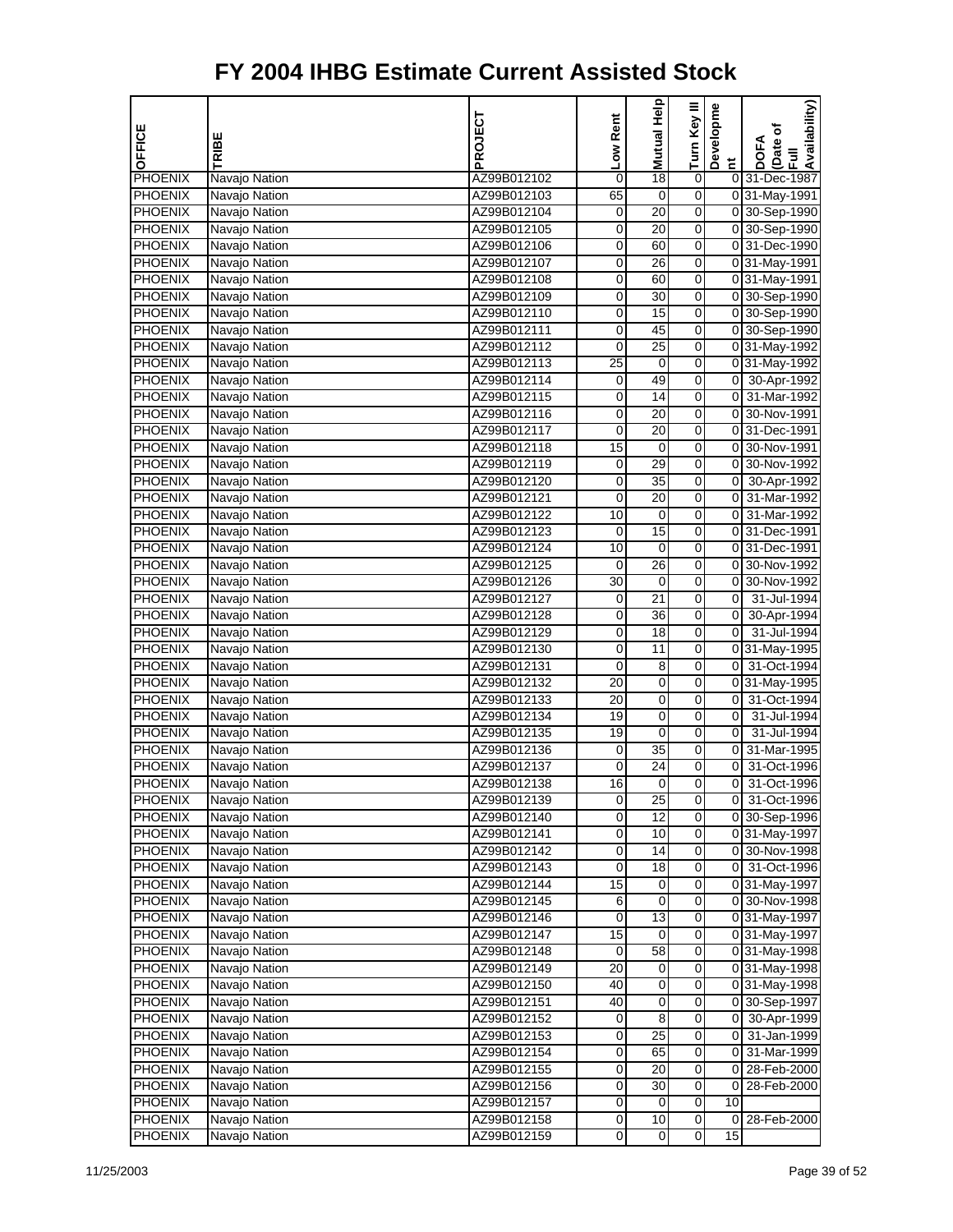# FY 2004 IHBG Estimate Current Assisted Stock

| OFFICE | TRIBE | PROJECT | Low Rent | Mutual Help | Turn Key III | Development | DOFA (Date of Full Availability) |
|---|---|---|---|---|---|---|---|
| PHOENIX | Navajo Nation | AZ99B012102 | 0 | 18 | 0 | 0 | 31-Dec-1987 |
| PHOENIX | Navajo Nation | AZ99B012103 | 65 | 0 | 0 | 0 | 31-May-1991 |
| PHOENIX | Navajo Nation | AZ99B012104 | 0 | 20 | 0 | 0 | 30-Sep-1990 |
| PHOENIX | Navajo Nation | AZ99B012105 | 0 | 20 | 0 | 0 | 30-Sep-1990 |
| PHOENIX | Navajo Nation | AZ99B012106 | 0 | 60 | 0 | 0 | 31-Dec-1990 |
| PHOENIX | Navajo Nation | AZ99B012107 | 0 | 26 | 0 | 0 | 31-May-1991 |
| PHOENIX | Navajo Nation | AZ99B012108 | 0 | 60 | 0 | 0 | 31-May-1991 |
| PHOENIX | Navajo Nation | AZ99B012109 | 0 | 30 | 0 | 0 | 30-Sep-1990 |
| PHOENIX | Navajo Nation | AZ99B012110 | 0 | 15 | 0 | 0 | 30-Sep-1990 |
| PHOENIX | Navajo Nation | AZ99B012111 | 0 | 45 | 0 | 0 | 30-Sep-1990 |
| PHOENIX | Navajo Nation | AZ99B012112 | 0 | 25 | 0 | 0 | 31-May-1992 |
| PHOENIX | Navajo Nation | AZ99B012113 | 25 | 0 | 0 | 0 | 31-May-1992 |
| PHOENIX | Navajo Nation | AZ99B012114 | 0 | 49 | 0 | 0 | 30-Apr-1992 |
| PHOENIX | Navajo Nation | AZ99B012115 | 0 | 14 | 0 | 0 | 31-Mar-1992 |
| PHOENIX | Navajo Nation | AZ99B012116 | 0 | 20 | 0 | 0 | 30-Nov-1991 |
| PHOENIX | Navajo Nation | AZ99B012117 | 0 | 20 | 0 | 0 | 31-Dec-1991 |
| PHOENIX | Navajo Nation | AZ99B012118 | 15 | 0 | 0 | 0 | 30-Nov-1991 |
| PHOENIX | Navajo Nation | AZ99B012119 | 0 | 29 | 0 | 0 | 30-Nov-1992 |
| PHOENIX | Navajo Nation | AZ99B012120 | 0 | 35 | 0 | 0 | 30-Apr-1992 |
| PHOENIX | Navajo Nation | AZ99B012121 | 0 | 20 | 0 | 0 | 31-Mar-1992 |
| PHOENIX | Navajo Nation | AZ99B012122 | 10 | 0 | 0 | 0 | 31-Mar-1992 |
| PHOENIX | Navajo Nation | AZ99B012123 | 0 | 15 | 0 | 0 | 31-Dec-1991 |
| PHOENIX | Navajo Nation | AZ99B012124 | 10 | 0 | 0 | 0 | 31-Dec-1991 |
| PHOENIX | Navajo Nation | AZ99B012125 | 0 | 26 | 0 | 0 | 30-Nov-1992 |
| PHOENIX | Navajo Nation | AZ99B012126 | 30 | 0 | 0 | 0 | 30-Nov-1992 |
| PHOENIX | Navajo Nation | AZ99B012127 | 0 | 21 | 0 | 0 | 31-Jul-1994 |
| PHOENIX | Navajo Nation | AZ99B012128 | 0 | 36 | 0 | 0 | 30-Apr-1994 |
| PHOENIX | Navajo Nation | AZ99B012129 | 0 | 18 | 0 | 0 | 31-Jul-1994 |
| PHOENIX | Navajo Nation | AZ99B012130 | 0 | 11 | 0 | 0 | 31-May-1995 |
| PHOENIX | Navajo Nation | AZ99B012131 | 0 | 8 | 0 | 0 | 31-Oct-1994 |
| PHOENIX | Navajo Nation | AZ99B012132 | 20 | 0 | 0 | 0 | 31-May-1995 |
| PHOENIX | Navajo Nation | AZ99B012133 | 20 | 0 | 0 | 0 | 31-Oct-1994 |
| PHOENIX | Navajo Nation | AZ99B012134 | 19 | 0 | 0 | 0 | 31-Jul-1994 |
| PHOENIX | Navajo Nation | AZ99B012135 | 19 | 0 | 0 | 0 | 31-Jul-1994 |
| PHOENIX | Navajo Nation | AZ99B012136 | 0 | 35 | 0 | 0 | 31-Mar-1995 |
| PHOENIX | Navajo Nation | AZ99B012137 | 0 | 24 | 0 | 0 | 31-Oct-1996 |
| PHOENIX | Navajo Nation | AZ99B012138 | 16 | 0 | 0 | 0 | 31-Oct-1996 |
| PHOENIX | Navajo Nation | AZ99B012139 | 0 | 25 | 0 | 0 | 31-Oct-1996 |
| PHOENIX | Navajo Nation | AZ99B012140 | 0 | 12 | 0 | 0 | 30-Sep-1996 |
| PHOENIX | Navajo Nation | AZ99B012141 | 0 | 10 | 0 | 0 | 31-May-1997 |
| PHOENIX | Navajo Nation | AZ99B012142 | 0 | 14 | 0 | 0 | 30-Nov-1998 |
| PHOENIX | Navajo Nation | AZ99B012143 | 0 | 18 | 0 | 0 | 31-Oct-1996 |
| PHOENIX | Navajo Nation | AZ99B012144 | 15 | 0 | 0 | 0 | 31-May-1997 |
| PHOENIX | Navajo Nation | AZ99B012145 | 6 | 0 | 0 | 0 | 30-Nov-1998 |
| PHOENIX | Navajo Nation | AZ99B012146 | 0 | 13 | 0 | 0 | 31-May-1997 |
| PHOENIX | Navajo Nation | AZ99B012147 | 15 | 0 | 0 | 0 | 31-May-1997 |
| PHOENIX | Navajo Nation | AZ99B012148 | 0 | 58 | 0 | 0 | 31-May-1998 |
| PHOENIX | Navajo Nation | AZ99B012149 | 20 | 0 | 0 | 0 | 31-May-1998 |
| PHOENIX | Navajo Nation | AZ99B012150 | 40 | 0 | 0 | 0 | 31-May-1998 |
| PHOENIX | Navajo Nation | AZ99B012151 | 40 | 0 | 0 | 0 | 30-Sep-1997 |
| PHOENIX | Navajo Nation | AZ99B012152 | 0 | 8 | 0 | 0 | 30-Apr-1999 |
| PHOENIX | Navajo Nation | AZ99B012153 | 0 | 25 | 0 | 0 | 31-Jan-1999 |
| PHOENIX | Navajo Nation | AZ99B012154 | 0 | 65 | 0 | 0 | 31-Mar-1999 |
| PHOENIX | Navajo Nation | AZ99B012155 | 0 | 20 | 0 | 0 | 28-Feb-2000 |
| PHOENIX | Navajo Nation | AZ99B012156 | 0 | 30 | 0 | 0 | 28-Feb-2000 |
| PHOENIX | Navajo Nation | AZ99B012157 | 0 | 0 | 0 | 10 | |
| PHOENIX | Navajo Nation | AZ99B012158 | 0 | 10 | 0 | 0 | 28-Feb-2000 |
| PHOENIX | Navajo Nation | AZ99B012159 | 0 | 0 | 0 | 15 | |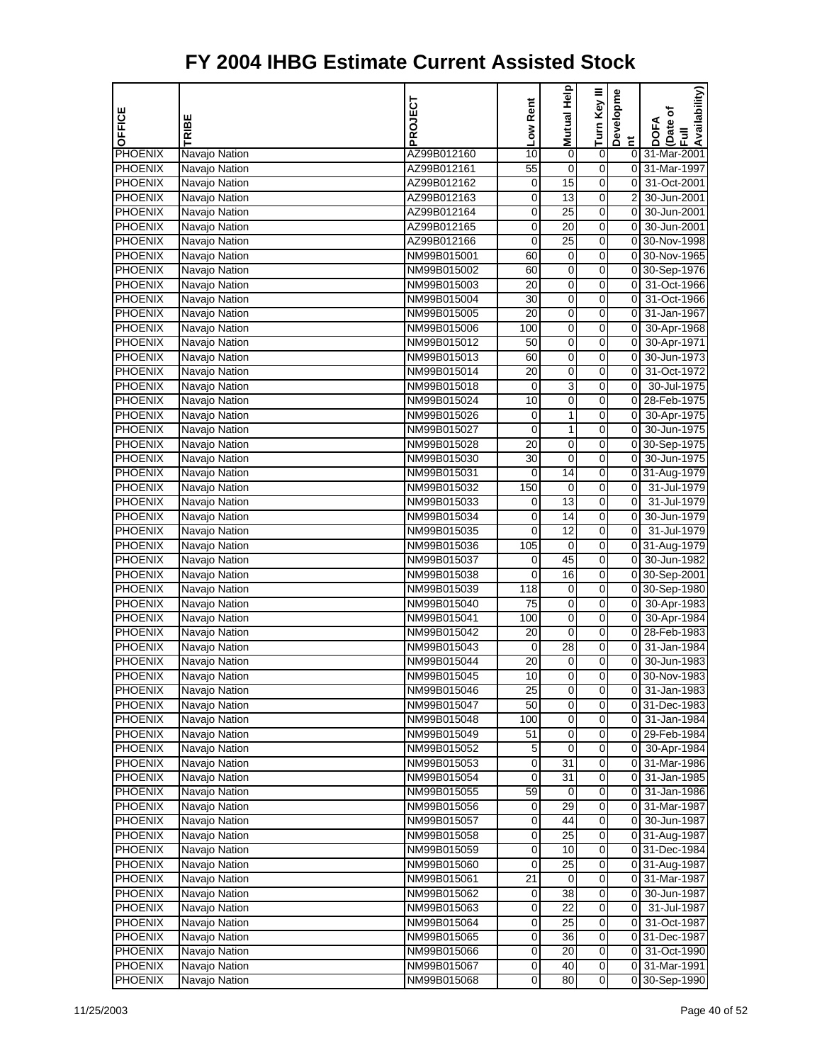# FY 2004 IHBG Estimate Current Assisted Stock

| OFFICE | TRIBE | PROJECT | Low Rent | Mutual Help | Turn Key III | Development | DOFA (Date of Full Availability) |
|---|---|---|---|---|---|---|---|
| PHOENIX | Navajo Nation | AZ99B012160 | 10 | 0 | 0 | 0 | 31-Mar-2001 |
| PHOENIX | Navajo Nation | AZ99B012161 | 55 | 0 | 0 | 0 | 31-Mar-1997 |
| PHOENIX | Navajo Nation | AZ99B012162 | 0 | 15 | 0 | 0 | 31-Oct-2001 |
| PHOENIX | Navajo Nation | AZ99B012163 | 0 | 13 | 0 | 2 | 30-Jun-2001 |
| PHOENIX | Navajo Nation | AZ99B012164 | 0 | 25 | 0 | 0 | 30-Jun-2001 |
| PHOENIX | Navajo Nation | AZ99B012165 | 0 | 20 | 0 | 0 | 30-Jun-2001 |
| PHOENIX | Navajo Nation | AZ99B012166 | 0 | 25 | 0 | 0 | 30-Nov-1998 |
| PHOENIX | Navajo Nation | NM99B015001 | 60 | 0 | 0 | 0 | 30-Nov-1965 |
| PHOENIX | Navajo Nation | NM99B015002 | 60 | 0 | 0 | 0 | 30-Sep-1976 |
| PHOENIX | Navajo Nation | NM99B015003 | 20 | 0 | 0 | 0 | 31-Oct-1966 |
| PHOENIX | Navajo Nation | NM99B015004 | 30 | 0 | 0 | 0 | 31-Oct-1966 |
| PHOENIX | Navajo Nation | NM99B015005 | 20 | 0 | 0 | 0 | 31-Jan-1967 |
| PHOENIX | Navajo Nation | NM99B015006 | 100 | 0 | 0 | 0 | 30-Apr-1968 |
| PHOENIX | Navajo Nation | NM99B015012 | 50 | 0 | 0 | 0 | 30-Apr-1971 |
| PHOENIX | Navajo Nation | NM99B015013 | 60 | 0 | 0 | 0 | 30-Jun-1973 |
| PHOENIX | Navajo Nation | NM99B015014 | 20 | 0 | 0 | 0 | 31-Oct-1972 |
| PHOENIX | Navajo Nation | NM99B015018 | 0 | 3 | 0 | 0 | 30-Jul-1975 |
| PHOENIX | Navajo Nation | NM99B015024 | 10 | 0 | 0 | 0 | 28-Feb-1975 |
| PHOENIX | Navajo Nation | NM99B015026 | 0 | 1 | 0 | 0 | 30-Apr-1975 |
| PHOENIX | Navajo Nation | NM99B015027 | 0 | 1 | 0 | 0 | 30-Jun-1975 |
| PHOENIX | Navajo Nation | NM99B015028 | 20 | 0 | 0 | 0 | 30-Sep-1975 |
| PHOENIX | Navajo Nation | NM99B015030 | 30 | 0 | 0 | 0 | 30-Jun-1975 |
| PHOENIX | Navajo Nation | NM99B015031 | 0 | 14 | 0 | 0 | 31-Aug-1979 |
| PHOENIX | Navajo Nation | NM99B015032 | 150 | 0 | 0 | 0 | 31-Jul-1979 |
| PHOENIX | Navajo Nation | NM99B015033 | 0 | 13 | 0 | 0 | 31-Jul-1979 |
| PHOENIX | Navajo Nation | NM99B015034 | 0 | 14 | 0 | 0 | 30-Jun-1979 |
| PHOENIX | Navajo Nation | NM99B015035 | 0 | 12 | 0 | 0 | 31-Jul-1979 |
| PHOENIX | Navajo Nation | NM99B015036 | 105 | 0 | 0 | 0 | 31-Aug-1979 |
| PHOENIX | Navajo Nation | NM99B015037 | 0 | 45 | 0 | 0 | 30-Jun-1982 |
| PHOENIX | Navajo Nation | NM99B015038 | 0 | 16 | 0 | 0 | 30-Sep-2001 |
| PHOENIX | Navajo Nation | NM99B015039 | 118 | 0 | 0 | 0 | 30-Sep-1980 |
| PHOENIX | Navajo Nation | NM99B015040 | 75 | 0 | 0 | 0 | 30-Apr-1983 |
| PHOENIX | Navajo Nation | NM99B015041 | 100 | 0 | 0 | 0 | 30-Apr-1984 |
| PHOENIX | Navajo Nation | NM99B015042 | 20 | 0 | 0 | 0 | 28-Feb-1983 |
| PHOENIX | Navajo Nation | NM99B015043 | 0 | 28 | 0 | 0 | 31-Jan-1984 |
| PHOENIX | Navajo Nation | NM99B015044 | 20 | 0 | 0 | 0 | 30-Jun-1983 |
| PHOENIX | Navajo Nation | NM99B015045 | 10 | 0 | 0 | 0 | 30-Nov-1983 |
| PHOENIX | Navajo Nation | NM99B015046 | 25 | 0 | 0 | 0 | 31-Jan-1983 |
| PHOENIX | Navajo Nation | NM99B015047 | 50 | 0 | 0 | 0 | 31-Dec-1983 |
| PHOENIX | Navajo Nation | NM99B015048 | 100 | 0 | 0 | 0 | 31-Jan-1984 |
| PHOENIX | Navajo Nation | NM99B015049 | 51 | 0 | 0 | 0 | 29-Feb-1984 |
| PHOENIX | Navajo Nation | NM99B015052 | 5 | 0 | 0 | 0 | 30-Apr-1984 |
| PHOENIX | Navajo Nation | NM99B015053 | 0 | 31 | 0 | 0 | 31-Mar-1986 |
| PHOENIX | Navajo Nation | NM99B015054 | 0 | 31 | 0 | 0 | 31-Jan-1985 |
| PHOENIX | Navajo Nation | NM99B015055 | 59 | 0 | 0 | 0 | 31-Jan-1986 |
| PHOENIX | Navajo Nation | NM99B015056 | 0 | 29 | 0 | 0 | 31-Mar-1987 |
| PHOENIX | Navajo Nation | NM99B015057 | 0 | 44 | 0 | 0 | 30-Jun-1987 |
| PHOENIX | Navajo Nation | NM99B015058 | 0 | 25 | 0 | 0 | 31-Aug-1987 |
| PHOENIX | Navajo Nation | NM99B015059 | 0 | 10 | 0 | 0 | 31-Dec-1984 |
| PHOENIX | Navajo Nation | NM99B015060 | 0 | 25 | 0 | 0 | 31-Aug-1987 |
| PHOENIX | Navajo Nation | NM99B015061 | 21 | 0 | 0 | 0 | 31-Mar-1987 |
| PHOENIX | Navajo Nation | NM99B015062 | 0 | 38 | 0 | 0 | 30-Jun-1987 |
| PHOENIX | Navajo Nation | NM99B015063 | 0 | 22 | 0 | 0 | 31-Jul-1987 |
| PHOENIX | Navajo Nation | NM99B015064 | 0 | 25 | 0 | 0 | 31-Oct-1987 |
| PHOENIX | Navajo Nation | NM99B015065 | 0 | 36 | 0 | 0 | 31-Dec-1987 |
| PHOENIX | Navajo Nation | NM99B015066 | 0 | 20 | 0 | 0 | 31-Oct-1990 |
| PHOENIX | Navajo Nation | NM99B015067 | 0 | 40 | 0 | 0 | 31-Mar-1991 |
| PHOENIX | Navajo Nation | NM99B015068 | 0 | 80 | 0 | 0 | 30-Sep-1990 |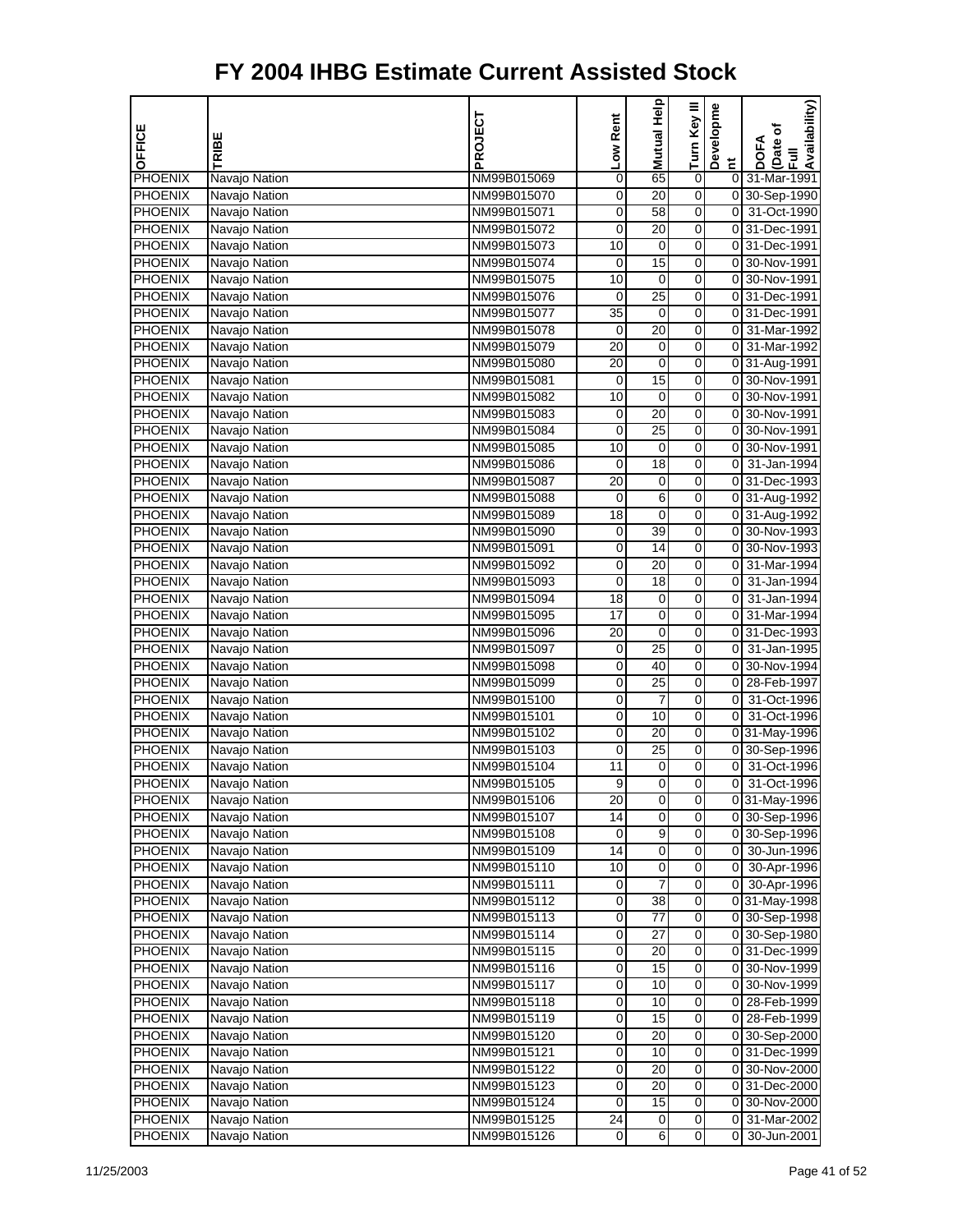# FY 2004 IHBG Estimate Current Assisted Stock

| OFFICE | TRIBE | PROJECT | Low Rent | Mutual Help | Turn Key III | Development | DOFA (Date of Full Availability) |
|---|---|---|---|---|---|---|---|
| PHOENIX | Navajo Nation | NM99B015069 | 0 | 65 | 0 | 0 | 31-Mar-1991 |
| PHOENIX | Navajo Nation | NM99B015070 | 0 | 20 | 0 | 0 | 30-Sep-1990 |
| PHOENIX | Navajo Nation | NM99B015071 | 0 | 58 | 0 | 0 | 31-Oct-1990 |
| PHOENIX | Navajo Nation | NM99B015072 | 0 | 20 | 0 | 0 | 31-Dec-1991 |
| PHOENIX | Navajo Nation | NM99B015073 | 10 | 0 | 0 | 0 | 31-Dec-1991 |
| PHOENIX | Navajo Nation | NM99B015074 | 0 | 15 | 0 | 0 | 30-Nov-1991 |
| PHOENIX | Navajo Nation | NM99B015075 | 10 | 0 | 0 | 0 | 30-Nov-1991 |
| PHOENIX | Navajo Nation | NM99B015076 | 0 | 25 | 0 | 0 | 31-Dec-1991 |
| PHOENIX | Navajo Nation | NM99B015077 | 35 | 0 | 0 | 0 | 31-Dec-1991 |
| PHOENIX | Navajo Nation | NM99B015078 | 0 | 20 | 0 | 0 | 31-Mar-1992 |
| PHOENIX | Navajo Nation | NM99B015079 | 20 | 0 | 0 | 0 | 31-Mar-1992 |
| PHOENIX | Navajo Nation | NM99B015080 | 20 | 0 | 0 | 0 | 31-Aug-1991 |
| PHOENIX | Navajo Nation | NM99B015081 | 0 | 15 | 0 | 0 | 30-Nov-1991 |
| PHOENIX | Navajo Nation | NM99B015082 | 10 | 0 | 0 | 0 | 30-Nov-1991 |
| PHOENIX | Navajo Nation | NM99B015083 | 0 | 20 | 0 | 0 | 30-Nov-1991 |
| PHOENIX | Navajo Nation | NM99B015084 | 0 | 25 | 0 | 0 | 30-Nov-1991 |
| PHOENIX | Navajo Nation | NM99B015085 | 10 | 0 | 0 | 0 | 30-Nov-1991 |
| PHOENIX | Navajo Nation | NM99B015086 | 0 | 18 | 0 | 0 | 31-Jan-1994 |
| PHOENIX | Navajo Nation | NM99B015087 | 20 | 0 | 0 | 0 | 31-Dec-1993 |
| PHOENIX | Navajo Nation | NM99B015088 | 0 | 6 | 0 | 0 | 31-Aug-1992 |
| PHOENIX | Navajo Nation | NM99B015089 | 18 | 0 | 0 | 0 | 31-Aug-1992 |
| PHOENIX | Navajo Nation | NM99B015090 | 0 | 39 | 0 | 0 | 30-Nov-1993 |
| PHOENIX | Navajo Nation | NM99B015091 | 0 | 14 | 0 | 0 | 30-Nov-1993 |
| PHOENIX | Navajo Nation | NM99B015092 | 0 | 20 | 0 | 0 | 31-Mar-1994 |
| PHOENIX | Navajo Nation | NM99B015093 | 0 | 18 | 0 | 0 | 31-Jan-1994 |
| PHOENIX | Navajo Nation | NM99B015094 | 18 | 0 | 0 | 0 | 31-Jan-1994 |
| PHOENIX | Navajo Nation | NM99B015095 | 17 | 0 | 0 | 0 | 31-Mar-1994 |
| PHOENIX | Navajo Nation | NM99B015096 | 20 | 0 | 0 | 0 | 31-Dec-1993 |
| PHOENIX | Navajo Nation | NM99B015097 | 0 | 25 | 0 | 0 | 31-Jan-1995 |
| PHOENIX | Navajo Nation | NM99B015098 | 0 | 40 | 0 | 0 | 30-Nov-1994 |
| PHOENIX | Navajo Nation | NM99B015099 | 0 | 25 | 0 | 0 | 28-Feb-1997 |
| PHOENIX | Navajo Nation | NM99B015100 | 0 | 7 | 0 | 0 | 31-Oct-1996 |
| PHOENIX | Navajo Nation | NM99B015101 | 0 | 10 | 0 | 0 | 31-Oct-1996 |
| PHOENIX | Navajo Nation | NM99B015102 | 0 | 20 | 0 | 0 | 31-May-1996 |
| PHOENIX | Navajo Nation | NM99B015103 | 0 | 25 | 0 | 0 | 30-Sep-1996 |
| PHOENIX | Navajo Nation | NM99B015104 | 11 | 0 | 0 | 0 | 31-Oct-1996 |
| PHOENIX | Navajo Nation | NM99B015105 | 9 | 0 | 0 | 0 | 31-Oct-1996 |
| PHOENIX | Navajo Nation | NM99B015106 | 20 | 0 | 0 | 0 | 31-May-1996 |
| PHOENIX | Navajo Nation | NM99B015107 | 14 | 0 | 0 | 0 | 30-Sep-1996 |
| PHOENIX | Navajo Nation | NM99B015108 | 0 | 9 | 0 | 0 | 30-Sep-1996 |
| PHOENIX | Navajo Nation | NM99B015109 | 14 | 0 | 0 | 0 | 30-Jun-1996 |
| PHOENIX | Navajo Nation | NM99B015110 | 10 | 0 | 0 | 0 | 30-Apr-1996 |
| PHOENIX | Navajo Nation | NM99B015111 | 0 | 7 | 0 | 0 | 30-Apr-1996 |
| PHOENIX | Navajo Nation | NM99B015112 | 0 | 38 | 0 | 0 | 31-May-1998 |
| PHOENIX | Navajo Nation | NM99B015113 | 0 | 77 | 0 | 0 | 30-Sep-1998 |
| PHOENIX | Navajo Nation | NM99B015114 | 0 | 27 | 0 | 0 | 30-Sep-1980 |
| PHOENIX | Navajo Nation | NM99B015115 | 0 | 20 | 0 | 0 | 31-Dec-1999 |
| PHOENIX | Navajo Nation | NM99B015116 | 0 | 15 | 0 | 0 | 30-Nov-1999 |
| PHOENIX | Navajo Nation | NM99B015117 | 0 | 10 | 0 | 0 | 30-Nov-1999 |
| PHOENIX | Navajo Nation | NM99B015118 | 0 | 10 | 0 | 0 | 28-Feb-1999 |
| PHOENIX | Navajo Nation | NM99B015119 | 0 | 15 | 0 | 0 | 28-Feb-1999 |
| PHOENIX | Navajo Nation | NM99B015120 | 0 | 20 | 0 | 0 | 30-Sep-2000 |
| PHOENIX | Navajo Nation | NM99B015121 | 0 | 10 | 0 | 0 | 31-Dec-1999 |
| PHOENIX | Navajo Nation | NM99B015122 | 0 | 20 | 0 | 0 | 30-Nov-2000 |
| PHOENIX | Navajo Nation | NM99B015123 | 0 | 20 | 0 | 0 | 31-Dec-2000 |
| PHOENIX | Navajo Nation | NM99B015124 | 0 | 15 | 0 | 0 | 30-Nov-2000 |
| PHOENIX | Navajo Nation | NM99B015125 | 24 | 0 | 0 | 0 | 31-Mar-2002 |
| PHOENIX | Navajo Nation | NM99B015126 | 0 | 6 | 0 | 0 | 30-Jun-2001 |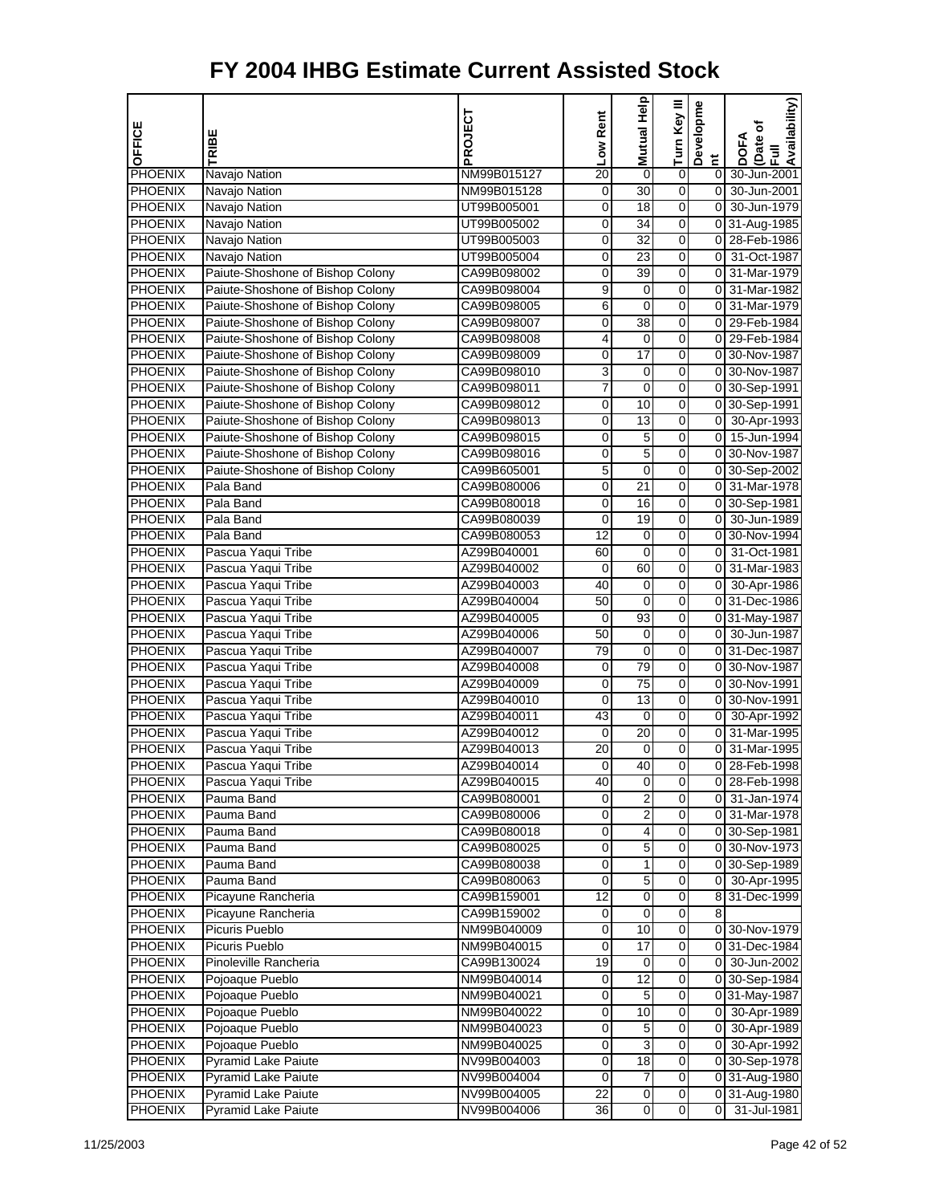# FY 2004 IHBG Estimate Current Assisted Stock

| OFFICE | TRIBE | PROJECT | Low Rent | Mutual Help | Turn Key III | Development | DOFA (Date of Full Availability) |
|---|---|---|---|---|---|---|---|
| PHOENIX | Navajo Nation | NM99B015127 | 20 | 0 | 0 | 0 | 30-Jun-2001 |
| PHOENIX | Navajo Nation | NM99B015128 | 0 | 30 | 0 | 0 | 30-Jun-2001 |
| PHOENIX | Navajo Nation | UT99B005001 | 0 | 18 | 0 | 0 | 30-Jun-1979 |
| PHOENIX | Navajo Nation | UT99B005002 | 0 | 34 | 0 | 0 | 31-Aug-1985 |
| PHOENIX | Navajo Nation | UT99B005003 | 0 | 32 | 0 | 0 | 28-Feb-1986 |
| PHOENIX | Navajo Nation | UT99B005004 | 0 | 23 | 0 | 0 | 31-Oct-1987 |
| PHOENIX | Paiute-Shoshone of Bishop Colony | CA99B098002 | 0 | 39 | 0 | 0 | 31-Mar-1979 |
| PHOENIX | Paiute-Shoshone of Bishop Colony | CA99B098004 | 9 | 0 | 0 | 0 | 31-Mar-1982 |
| PHOENIX | Paiute-Shoshone of Bishop Colony | CA99B098005 | 6 | 0 | 0 | 0 | 31-Mar-1979 |
| PHOENIX | Paiute-Shoshone of Bishop Colony | CA99B098007 | 0 | 38 | 0 | 0 | 29-Feb-1984 |
| PHOENIX | Paiute-Shoshone of Bishop Colony | CA99B098008 | 4 | 0 | 0 | 0 | 29-Feb-1984 |
| PHOENIX | Paiute-Shoshone of Bishop Colony | CA99B098009 | 0 | 17 | 0 | 0 | 30-Nov-1987 |
| PHOENIX | Paiute-Shoshone of Bishop Colony | CA99B098010 | 3 | 0 | 0 | 0 | 30-Nov-1987 |
| PHOENIX | Paiute-Shoshone of Bishop Colony | CA99B098011 | 7 | 0 | 0 | 0 | 30-Sep-1991 |
| PHOENIX | Paiute-Shoshone of Bishop Colony | CA99B098012 | 0 | 10 | 0 | 0 | 30-Sep-1991 |
| PHOENIX | Paiute-Shoshone of Bishop Colony | CA99B098013 | 0 | 13 | 0 | 0 | 30-Apr-1993 |
| PHOENIX | Paiute-Shoshone of Bishop Colony | CA99B098015 | 0 | 5 | 0 | 0 | 15-Jun-1994 |
| PHOENIX | Paiute-Shoshone of Bishop Colony | CA99B098016 | 0 | 5 | 0 | 0 | 30-Nov-1987 |
| PHOENIX | Paiute-Shoshone of Bishop Colony | CA99B605001 | 5 | 0 | 0 | 0 | 30-Sep-2002 |
| PHOENIX | Pala Band | CA99B080006 | 0 | 21 | 0 | 0 | 31-Mar-1978 |
| PHOENIX | Pala Band | CA99B080018 | 0 | 16 | 0 | 0 | 30-Sep-1981 |
| PHOENIX | Pala Band | CA99B080039 | 0 | 19 | 0 | 0 | 30-Jun-1989 |
| PHOENIX | Pala Band | CA99B080053 | 12 | 0 | 0 | 0 | 30-Nov-1994 |
| PHOENIX | Pascua Yaqui Tribe | AZ99B040001 | 60 | 0 | 0 | 0 | 31-Oct-1981 |
| PHOENIX | Pascua Yaqui Tribe | AZ99B040002 | 0 | 60 | 0 | 0 | 31-Mar-1983 |
| PHOENIX | Pascua Yaqui Tribe | AZ99B040003 | 40 | 0 | 0 | 0 | 30-Apr-1986 |
| PHOENIX | Pascua Yaqui Tribe | AZ99B040004 | 50 | 0 | 0 | 0 | 31-Dec-1986 |
| PHOENIX | Pascua Yaqui Tribe | AZ99B040005 | 0 | 93 | 0 | 0 | 31-May-1987 |
| PHOENIX | Pascua Yaqui Tribe | AZ99B040006 | 50 | 0 | 0 | 0 | 30-Jun-1987 |
| PHOENIX | Pascua Yaqui Tribe | AZ99B040007 | 79 | 0 | 0 | 0 | 31-Dec-1987 |
| PHOENIX | Pascua Yaqui Tribe | AZ99B040008 | 0 | 79 | 0 | 0 | 30-Nov-1987 |
| PHOENIX | Pascua Yaqui Tribe | AZ99B040009 | 0 | 75 | 0 | 0 | 30-Nov-1991 |
| PHOENIX | Pascua Yaqui Tribe | AZ99B040010 | 0 | 13 | 0 | 0 | 30-Nov-1991 |
| PHOENIX | Pascua Yaqui Tribe | AZ99B040011 | 43 | 0 | 0 | 0 | 30-Apr-1992 |
| PHOENIX | Pascua Yaqui Tribe | AZ99B040012 | 0 | 20 | 0 | 0 | 31-Mar-1995 |
| PHOENIX | Pascua Yaqui Tribe | AZ99B040013 | 20 | 0 | 0 | 0 | 31-Mar-1995 |
| PHOENIX | Pascua Yaqui Tribe | AZ99B040014 | 0 | 40 | 0 | 0 | 28-Feb-1998 |
| PHOENIX | Pascua Yaqui Tribe | AZ99B040015 | 40 | 0 | 0 | 0 | 28-Feb-1998 |
| PHOENIX | Pauma Band | CA99B080001 | 0 | 2 | 0 | 0 | 31-Jan-1974 |
| PHOENIX | Pauma Band | CA99B080006 | 0 | 2 | 0 | 0 | 31-Mar-1978 |
| PHOENIX | Pauma Band | CA99B080018 | 0 | 4 | 0 | 0 | 30-Sep-1981 |
| PHOENIX | Pauma Band | CA99B080025 | 0 | 5 | 0 | 0 | 30-Nov-1973 |
| PHOENIX | Pauma Band | CA99B080038 | 0 | 1 | 0 | 0 | 30-Sep-1989 |
| PHOENIX | Pauma Band | CA99B080063 | 0 | 5 | 0 | 0 | 30-Apr-1995 |
| PHOENIX | Picayune Rancheria | CA99B159001 | 12 | 0 | 0 | 8 | 31-Dec-1999 |
| PHOENIX | Picayune Rancheria | CA99B159002 | 0 | 0 | 0 | 8 | |
| PHOENIX | Picuris Pueblo | NM99B040009 | 0 | 10 | 0 | 0 | 30-Nov-1979 |
| PHOENIX | Picuris Pueblo | NM99B040015 | 0 | 17 | 0 | 0 | 31-Dec-1984 |
| PHOENIX | Pinoleville Rancheria | CA99B130024 | 19 | 0 | 0 | 0 | 30-Jun-2002 |
| PHOENIX | Pojoaque Pueblo | NM99B040014 | 0 | 12 | 0 | 0 | 30-Sep-1984 |
| PHOENIX | Pojoaque Pueblo | NM99B040021 | 0 | 5 | 0 | 0 | 31-May-1987 |
| PHOENIX | Pojoaque Pueblo | NM99B040022 | 0 | 10 | 0 | 0 | 30-Apr-1989 |
| PHOENIX | Pojoaque Pueblo | NM99B040023 | 0 | 5 | 0 | 0 | 30-Apr-1989 |
| PHOENIX | Pojoaque Pueblo | NM99B040025 | 0 | 3 | 0 | 0 | 30-Apr-1992 |
| PHOENIX | Pyramid Lake Paiute | NV99B004003 | 0 | 18 | 0 | 0 | 30-Sep-1978 |
| PHOENIX | Pyramid Lake Paiute | NV99B004004 | 0 | 7 | 0 | 0 | 31-Aug-1980 |
| PHOENIX | Pyramid Lake Paiute | NV99B004005 | 22 | 0 | 0 | 0 | 31-Aug-1980 |
| PHOENIX | Pyramid Lake Paiute | NV99B004006 | 36 | 0 | 0 | 0 | 31-Jul-1981 |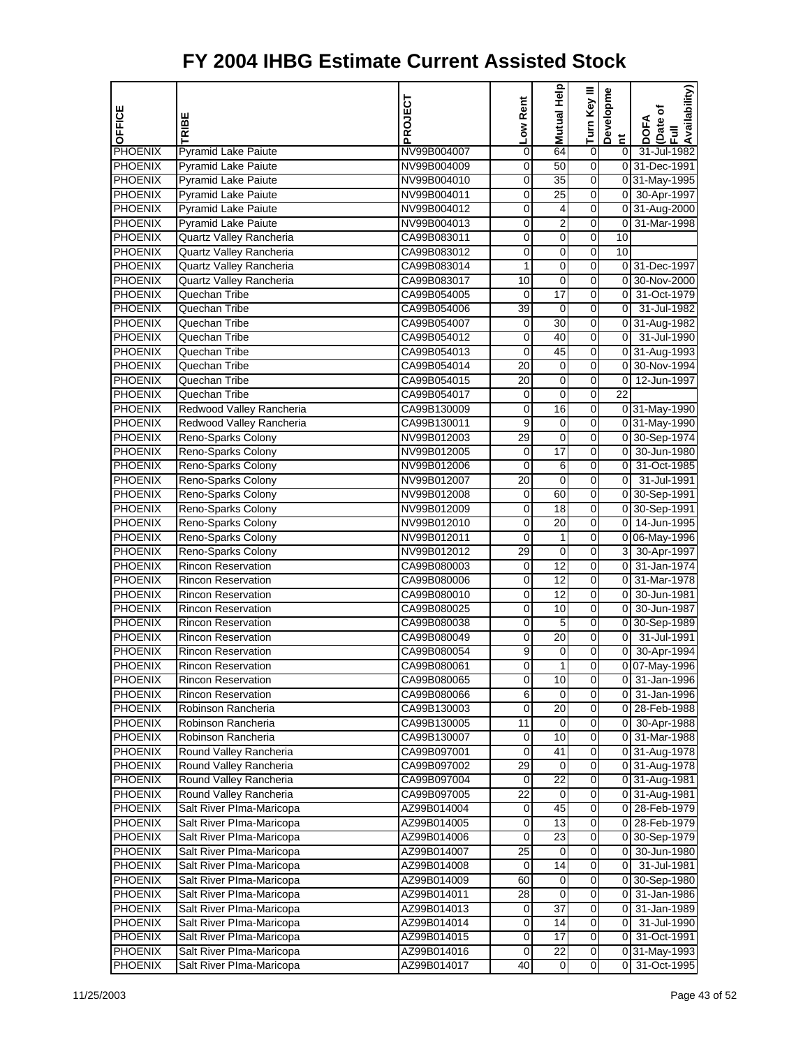# FY 2004 IHBG Estimate Current Assisted Stock

| OFFICE | TRIBE | PROJECT | Low Rent | Mutual Help | Turn Key III | Development | DOFA (Date of Full Availability) |
|---|---|---|---|---|---|---|---|
| PHOENIX | Pyramid Lake Paiute | NV99B004007 | 0 | 64 | 0 | 0 | 31-Jul-1982 |
| PHOENIX | Pyramid Lake Paiute | NV99B004009 | 0 | 50 | 0 | 0 | 31-Dec-1991 |
| PHOENIX | Pyramid Lake Paiute | NV99B004010 | 0 | 35 | 0 | 0 | 31-May-1995 |
| PHOENIX | Pyramid Lake Paiute | NV99B004011 | 0 | 25 | 0 | 0 | 30-Apr-1997 |
| PHOENIX | Pyramid Lake Paiute | NV99B004012 | 0 | 4 | 0 | 0 | 31-Aug-2000 |
| PHOENIX | Pyramid Lake Paiute | NV99B004013 | 0 | 2 | 0 | 0 | 31-Mar-1998 |
| PHOENIX | Quartz Valley Rancheria | CA99B083011 | 0 | 0 | 0 | 10 | |
| PHOENIX | Quartz Valley Rancheria | CA99B083012 | 0 | 0 | 0 | 10 | |
| PHOENIX | Quartz Valley Rancheria | CA99B083014 | 1 | 0 | 0 | 0 | 31-Dec-1997 |
| PHOENIX | Quartz Valley Rancheria | CA99B083017 | 10 | 0 | 0 | 0 | 30-Nov-2000 |
| PHOENIX | Quechan Tribe | CA99B054005 | 0 | 17 | 0 | 0 | 31-Oct-1979 |
| PHOENIX | Quechan Tribe | CA99B054006 | 39 | 0 | 0 | 0 | 31-Jul-1982 |
| PHOENIX | Quechan Tribe | CA99B054007 | 0 | 30 | 0 | 0 | 31-Aug-1982 |
| PHOENIX | Quechan Tribe | CA99B054012 | 0 | 40 | 0 | 0 | 31-Jul-1990 |
| PHOENIX | Quechan Tribe | CA99B054013 | 0 | 45 | 0 | 0 | 31-Aug-1993 |
| PHOENIX | Quechan Tribe | CA99B054014 | 20 | 0 | 0 | 0 | 30-Nov-1994 |
| PHOENIX | Quechan Tribe | CA99B054015 | 20 | 0 | 0 | 0 | 12-Jun-1997 |
| PHOENIX | Quechan Tribe | CA99B054017 | 0 | 0 | 0 | 22 | |
| PHOENIX | Redwood Valley Rancheria | CA99B130009 | 0 | 16 | 0 | 0 | 31-May-1990 |
| PHOENIX | Redwood Valley Rancheria | CA99B130011 | 9 | 0 | 0 | 0 | 31-May-1990 |
| PHOENIX | Reno-Sparks Colony | NV99B012003 | 29 | 0 | 0 | 0 | 30-Sep-1974 |
| PHOENIX | Reno-Sparks Colony | NV99B012005 | 0 | 17 | 0 | 0 | 30-Jun-1980 |
| PHOENIX | Reno-Sparks Colony | NV99B012006 | 0 | 6 | 0 | 0 | 31-Oct-1985 |
| PHOENIX | Reno-Sparks Colony | NV99B012007 | 20 | 0 | 0 | 0 | 31-Jul-1991 |
| PHOENIX | Reno-Sparks Colony | NV99B012008 | 0 | 60 | 0 | 0 | 30-Sep-1991 |
| PHOENIX | Reno-Sparks Colony | NV99B012009 | 0 | 18 | 0 | 0 | 30-Sep-1991 |
| PHOENIX | Reno-Sparks Colony | NV99B012010 | 0 | 20 | 0 | 0 | 14-Jun-1995 |
| PHOENIX | Reno-Sparks Colony | NV99B012011 | 0 | 1 | 0 | 0 | 06-May-1996 |
| PHOENIX | Reno-Sparks Colony | NV99B012012 | 29 | 0 | 0 | 3 | 30-Apr-1997 |
| PHOENIX | Rincon Reservation | CA99B080003 | 0 | 12 | 0 | 0 | 31-Jan-1974 |
| PHOENIX | Rincon Reservation | CA99B080006 | 0 | 12 | 0 | 0 | 31-Mar-1978 |
| PHOENIX | Rincon Reservation | CA99B080010 | 0 | 12 | 0 | 0 | 30-Jun-1981 |
| PHOENIX | Rincon Reservation | CA99B080025 | 0 | 10 | 0 | 0 | 30-Jun-1987 |
| PHOENIX | Rincon Reservation | CA99B080038 | 0 | 5 | 0 | 0 | 30-Sep-1989 |
| PHOENIX | Rincon Reservation | CA99B080049 | 0 | 20 | 0 | 0 | 31-Jul-1991 |
| PHOENIX | Rincon Reservation | CA99B080054 | 9 | 0 | 0 | 0 | 30-Apr-1994 |
| PHOENIX | Rincon Reservation | CA99B080061 | 0 | 1 | 0 | 0 | 07-May-1996 |
| PHOENIX | Rincon Reservation | CA99B080065 | 0 | 10 | 0 | 0 | 31-Jan-1996 |
| PHOENIX | Rincon Reservation | CA99B080066 | 6 | 0 | 0 | 0 | 31-Jan-1996 |
| PHOENIX | Robinson Rancheria | CA99B130003 | 0 | 20 | 0 | 0 | 28-Feb-1988 |
| PHOENIX | Robinson Rancheria | CA99B130005 | 11 | 0 | 0 | 0 | 30-Apr-1988 |
| PHOENIX | Robinson Rancheria | CA99B130007 | 0 | 10 | 0 | 0 | 31-Mar-1988 |
| PHOENIX | Round Valley Rancheria | CA99B097001 | 0 | 41 | 0 | 0 | 31-Aug-1978 |
| PHOENIX | Round Valley Rancheria | CA99B097002 | 29 | 0 | 0 | 0 | 31-Aug-1978 |
| PHOENIX | Round Valley Rancheria | CA99B097004 | 0 | 22 | 0 | 0 | 31-Aug-1981 |
| PHOENIX | Round Valley Rancheria | CA99B097005 | 22 | 0 | 0 | 0 | 31-Aug-1981 |
| PHOENIX | Salt River PIma-Maricopa | AZ99B014004 | 0 | 45 | 0 | 0 | 28-Feb-1979 |
| PHOENIX | Salt River PIma-Maricopa | AZ99B014005 | 0 | 13 | 0 | 0 | 28-Feb-1979 |
| PHOENIX | Salt River PIma-Maricopa | AZ99B014006 | 0 | 23 | 0 | 0 | 30-Sep-1979 |
| PHOENIX | Salt River PIma-Maricopa | AZ99B014007 | 25 | 0 | 0 | 0 | 30-Jun-1980 |
| PHOENIX | Salt River PIma-Maricopa | AZ99B014008 | 0 | 14 | 0 | 0 | 31-Jul-1981 |
| PHOENIX | Salt River PIma-Maricopa | AZ99B014009 | 60 | 0 | 0 | 0 | 30-Sep-1980 |
| PHOENIX | Salt River PIma-Maricopa | AZ99B014011 | 28 | 0 | 0 | 0 | 31-Jan-1986 |
| PHOENIX | Salt River PIma-Maricopa | AZ99B014013 | 0 | 37 | 0 | 0 | 31-Jan-1989 |
| PHOENIX | Salt River PIma-Maricopa | AZ99B014014 | 0 | 14 | 0 | 0 | 31-Jul-1990 |
| PHOENIX | Salt River PIma-Maricopa | AZ99B014015 | 0 | 17 | 0 | 0 | 31-Oct-1991 |
| PHOENIX | Salt River PIma-Maricopa | AZ99B014016 | 0 | 22 | 0 | 0 | 31-May-1993 |
| PHOENIX | Salt River PIma-Maricopa | AZ99B014017 | 40 | 0 | 0 | 0 | 31-Oct-1995 |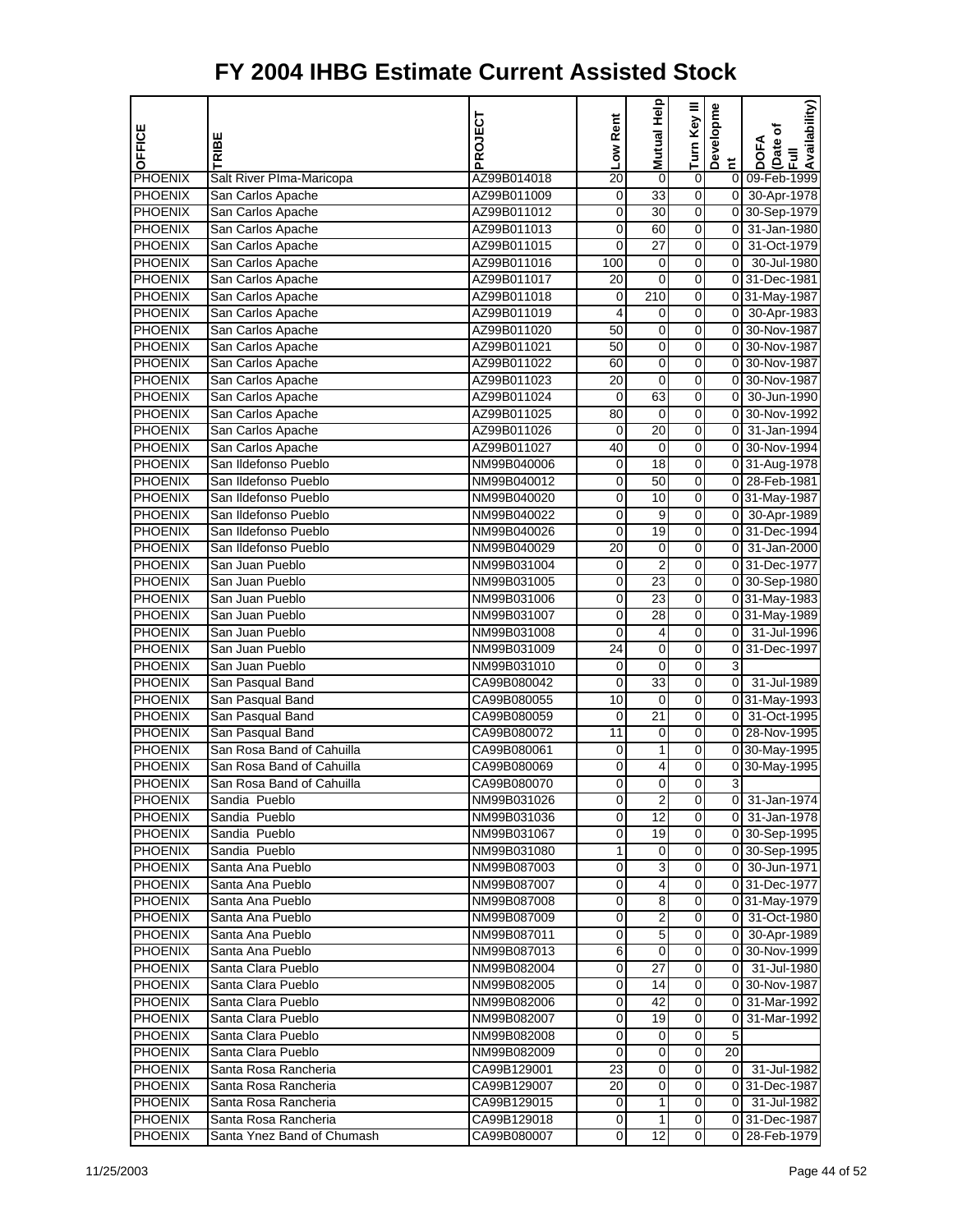# FY 2004 IHBG Estimate Current Assisted Stock

| OFFICE | TRIBE | PROJECT | Low Rent | Mutual Help | Turn Key III | Development | DOFA (Date of Full Availability) |
|---|---|---|---|---|---|---|---|
| PHOENIX | Salt River PIma-Maricopa | AZ99B014018 | 20 | 0 | 0 | 0 | 09-Feb-1999 |
| PHOENIX | San Carlos Apache | AZ99B011009 | 0 | 33 | 0 | 0 | 30-Apr-1978 |
| PHOENIX | San Carlos Apache | AZ99B011012 | 0 | 30 | 0 | 0 | 30-Sep-1979 |
| PHOENIX | San Carlos Apache | AZ99B011013 | 0 | 60 | 0 | 0 | 31-Jan-1980 |
| PHOENIX | San Carlos Apache | AZ99B011015 | 0 | 27 | 0 | 0 | 31-Oct-1979 |
| PHOENIX | San Carlos Apache | AZ99B011016 | 100 | 0 | 0 | 0 | 30-Jul-1980 |
| PHOENIX | San Carlos Apache | AZ99B011017 | 20 | 0 | 0 | 0 | 31-Dec-1981 |
| PHOENIX | San Carlos Apache | AZ99B011018 | 0 | 210 | 0 | 0 | 31-May-1987 |
| PHOENIX | San Carlos Apache | AZ99B011019 | 4 | 0 | 0 | 0 | 30-Apr-1983 |
| PHOENIX | San Carlos Apache | AZ99B011020 | 50 | 0 | 0 | 0 | 30-Nov-1987 |
| PHOENIX | San Carlos Apache | AZ99B011021 | 50 | 0 | 0 | 0 | 30-Nov-1987 |
| PHOENIX | San Carlos Apache | AZ99B011022 | 60 | 0 | 0 | 0 | 30-Nov-1987 |
| PHOENIX | San Carlos Apache | AZ99B011023 | 20 | 0 | 0 | 0 | 30-Nov-1987 |
| PHOENIX | San Carlos Apache | AZ99B011024 | 0 | 63 | 0 | 0 | 30-Jun-1990 |
| PHOENIX | San Carlos Apache | AZ99B011025 | 80 | 0 | 0 | 0 | 30-Nov-1992 |
| PHOENIX | San Carlos Apache | AZ99B011026 | 0 | 20 | 0 | 0 | 31-Jan-1994 |
| PHOENIX | San Carlos Apache | AZ99B011027 | 40 | 0 | 0 | 0 | 30-Nov-1994 |
| PHOENIX | San Ildefonso Pueblo | NM99B040006 | 0 | 18 | 0 | 0 | 31-Aug-1978 |
| PHOENIX | San Ildefonso Pueblo | NM99B040012 | 0 | 50 | 0 | 0 | 28-Feb-1981 |
| PHOENIX | San Ildefonso Pueblo | NM99B040020 | 0 | 10 | 0 | 0 | 31-May-1987 |
| PHOENIX | San Ildefonso Pueblo | NM99B040022 | 0 | 9 | 0 | 0 | 30-Apr-1989 |
| PHOENIX | San Ildefonso Pueblo | NM99B040026 | 0 | 19 | 0 | 0 | 31-Dec-1994 |
| PHOENIX | San Ildefonso Pueblo | NM99B040029 | 20 | 0 | 0 | 0 | 31-Jan-2000 |
| PHOENIX | San Juan Pueblo | NM99B031004 | 0 | 2 | 0 | 0 | 31-Dec-1977 |
| PHOENIX | San Juan Pueblo | NM99B031005 | 0 | 23 | 0 | 0 | 30-Sep-1980 |
| PHOENIX | San Juan Pueblo | NM99B031006 | 0 | 23 | 0 | 0 | 31-May-1983 |
| PHOENIX | San Juan Pueblo | NM99B031007 | 0 | 28 | 0 | 0 | 31-May-1989 |
| PHOENIX | San Juan Pueblo | NM99B031008 | 0 | 4 | 0 | 0 | 31-Jul-1996 |
| PHOENIX | San Juan Pueblo | NM99B031009 | 24 | 0 | 0 | 0 | 31-Dec-1997 |
| PHOENIX | San Juan Pueblo | NM99B031010 | 0 | 0 | 0 | 3 | |
| PHOENIX | San Pasqual Band | CA99B080042 | 0 | 33 | 0 | 0 | 31-Jul-1989 |
| PHOENIX | San Pasqual Band | CA99B080055 | 10 | 0 | 0 | 0 | 31-May-1993 |
| PHOENIX | San Pasqual Band | CA99B080059 | 0 | 21 | 0 | 0 | 31-Oct-1995 |
| PHOENIX | San Pasqual Band | CA99B080072 | 11 | 0 | 0 | 0 | 28-Nov-1995 |
| PHOENIX | San Rosa Band of Cahuilla | CA99B080061 | 0 | 1 | 0 | 0 | 30-May-1995 |
| PHOENIX | San Rosa Band of Cahuilla | CA99B080069 | 0 | 4 | 0 | 0 | 30-May-1995 |
| PHOENIX | San Rosa Band of Cahuilla | CA99B080070 | 0 | 0 | 0 | 3 | |
| PHOENIX | Sandia Pueblo | NM99B031026 | 0 | 2 | 0 | 0 | 31-Jan-1974 |
| PHOENIX | Sandia Pueblo | NM99B031036 | 0 | 12 | 0 | 0 | 31-Jan-1978 |
| PHOENIX | Sandia Pueblo | NM99B031067 | 0 | 19 | 0 | 0 | 30-Sep-1995 |
| PHOENIX | Sandia Pueblo | NM99B031080 | 1 | 0 | 0 | 0 | 30-Sep-1995 |
| PHOENIX | Santa Ana Pueblo | NM99B087003 | 0 | 3 | 0 | 0 | 30-Jun-1971 |
| PHOENIX | Santa Ana Pueblo | NM99B087007 | 0 | 4 | 0 | 0 | 31-Dec-1977 |
| PHOENIX | Santa Ana Pueblo | NM99B087008 | 0 | 8 | 0 | 0 | 31-May-1979 |
| PHOENIX | Santa Ana Pueblo | NM99B087009 | 0 | 2 | 0 | 0 | 31-Oct-1980 |
| PHOENIX | Santa Ana Pueblo | NM99B087011 | 0 | 5 | 0 | 0 | 30-Apr-1989 |
| PHOENIX | Santa Ana Pueblo | NM99B087013 | 6 | 0 | 0 | 0 | 30-Nov-1999 |
| PHOENIX | Santa Clara Pueblo | NM99B082004 | 0 | 27 | 0 | 0 | 31-Jul-1980 |
| PHOENIX | Santa Clara Pueblo | NM99B082005 | 0 | 14 | 0 | 0 | 30-Nov-1987 |
| PHOENIX | Santa Clara Pueblo | NM99B082006 | 0 | 42 | 0 | 0 | 31-Mar-1992 |
| PHOENIX | Santa Clara Pueblo | NM99B082007 | 0 | 19 | 0 | 0 | 31-Mar-1992 |
| PHOENIX | Santa Clara Pueblo | NM99B082008 | 0 | 0 | 0 | 5 | |
| PHOENIX | Santa Clara Pueblo | NM99B082009 | 0 | 0 | 0 | 20 | |
| PHOENIX | Santa Rosa Rancheria | CA99B129001 | 23 | 0 | 0 | 0 | 31-Jul-1982 |
| PHOENIX | Santa Rosa Rancheria | CA99B129007 | 20 | 0 | 0 | 0 | 31-Dec-1987 |
| PHOENIX | Santa Rosa Rancheria | CA99B129015 | 0 | 1 | 0 | 0 | 31-Jul-1982 |
| PHOENIX | Santa Rosa Rancheria | CA99B129018 | 0 | 1 | 0 | 0 | 31-Dec-1987 |
| PHOENIX | Santa Ynez Band of Chumash | CA99B080007 | 0 | 12 | 0 | 0 | 28-Feb-1979 |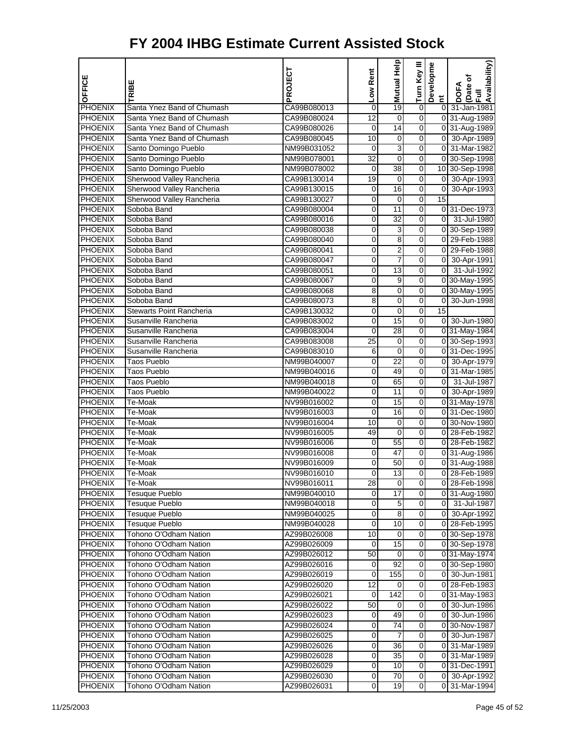# FY 2004 IHBG Estimate Current Assisted Stock

| OFFICE | TRIBE | PROJECT | Low Rent | Mutual Help | Turn Key III | Development | DOFA (Date of Full Availability) |
|---|---|---|---|---|---|---|---|
| PHOENIX | Santa Ynez Band of Chumash | CA99B080013 | 0 | 19 | 0 | 0 | 31-Jan-1981 |
| PHOENIX | Santa Ynez Band of Chumash | CA99B080024 | 12 | 0 | 0 | 0 | 31-Aug-1989 |
| PHOENIX | Santa Ynez Band of Chumash | CA99B080026 | 0 | 14 | 0 | 0 | 31-Aug-1989 |
| PHOENIX | Santa Ynez Band of Chumash | CA99B080045 | 10 | 0 | 0 | 0 | 30-Apr-1989 |
| PHOENIX | Santo Domingo Pueblo | NM99B031052 | 0 | 3 | 0 | 0 | 31-Mar-1982 |
| PHOENIX | Santo Domingo Pueblo | NM99B078001 | 32 | 0 | 0 | 0 | 30-Sep-1998 |
| PHOENIX | Santo Domingo Pueblo | NM99B078002 | 0 | 38 | 0 | 10 | 30-Sep-1998 |
| PHOENIX | Sherwood Valley Rancheria | CA99B130014 | 19 | 0 | 0 | 0 | 30-Apr-1993 |
| PHOENIX | Sherwood Valley Rancheria | CA99B130015 | 0 | 16 | 0 | 0 | 30-Apr-1993 |
| PHOENIX | Sherwood Valley Rancheria | CA99B130027 | 0 | 0 | 0 | 15 | |
| PHOENIX | Soboba Band | CA99B080004 | 0 | 11 | 0 | 0 | 31-Dec-1973 |
| PHOENIX | Soboba Band | CA99B080016 | 0 | 32 | 0 | 0 | 31-Jul-1980 |
| PHOENIX | Soboba Band | CA99B080038 | 0 | 3 | 0 | 0 | 30-Sep-1989 |
| PHOENIX | Soboba Band | CA99B080040 | 0 | 8 | 0 | 0 | 29-Feb-1988 |
| PHOENIX | Soboba Band | CA99B080041 | 0 | 2 | 0 | 0 | 29-Feb-1988 |
| PHOENIX | Soboba Band | CA99B080047 | 0 | 7 | 0 | 0 | 30-Apr-1991 |
| PHOENIX | Soboba Band | CA99B080051 | 0 | 13 | 0 | 0 | 31-Jul-1992 |
| PHOENIX | Soboba Band | CA99B080067 | 0 | 9 | 0 | 0 | 30-May-1995 |
| PHOENIX | Soboba Band | CA99B080068 | 8 | 0 | 0 | 0 | 30-May-1995 |
| PHOENIX | Soboba Band | CA99B080073 | 8 | 0 | 0 | 0 | 30-Jun-1998 |
| PHOENIX | Stewarts Point Rancheria | CA99B130032 | 0 | 0 | 0 | 15 | |
| PHOENIX | Susanville Rancheria | CA99B083002 | 0 | 15 | 0 | 0 | 30-Jun-1980 |
| PHOENIX | Susanville Rancheria | CA99B083004 | 0 | 28 | 0 | 0 | 31-May-1984 |
| PHOENIX | Susanville Rancheria | CA99B083008 | 25 | 0 | 0 | 0 | 30-Sep-1993 |
| PHOENIX | Susanville Rancheria | CA99B083010 | 6 | 0 | 0 | 0 | 31-Dec-1995 |
| PHOENIX | Taos Pueblo | NM99B040007 | 0 | 22 | 0 | 0 | 30-Apr-1979 |
| PHOENIX | Taos Pueblo | NM99B040016 | 0 | 49 | 0 | 0 | 31-Mar-1985 |
| PHOENIX | Taos Pueblo | NM99B040018 | 0 | 65 | 0 | 0 | 31-Jul-1987 |
| PHOENIX | Taos Pueblo | NM99B040022 | 0 | 11 | 0 | 0 | 30-Apr-1989 |
| PHOENIX | Te-Moak | NV99B016002 | 0 | 15 | 0 | 0 | 31-May-1978 |
| PHOENIX | Te-Moak | NV99B016003 | 0 | 16 | 0 | 0 | 31-Dec-1980 |
| PHOENIX | Te-Moak | NV99B016004 | 10 | 0 | 0 | 0 | 30-Nov-1980 |
| PHOENIX | Te-Moak | NV99B016005 | 49 | 0 | 0 | 0 | 28-Feb-1982 |
| PHOENIX | Te-Moak | NV99B016006 | 0 | 55 | 0 | 0 | 28-Feb-1982 |
| PHOENIX | Te-Moak | NV99B016008 | 0 | 47 | 0 | 0 | 31-Aug-1986 |
| PHOENIX | Te-Moak | NV99B016009 | 0 | 50 | 0 | 0 | 31-Aug-1988 |
| PHOENIX | Te-Moak | NV99B016010 | 0 | 13 | 0 | 0 | 28-Feb-1989 |
| PHOENIX | Te-Moak | NV99B016011 | 28 | 0 | 0 | 0 | 28-Feb-1998 |
| PHOENIX | Tesuque Pueblo | NM99B040010 | 0 | 17 | 0 | 0 | 31-Aug-1980 |
| PHOENIX | Tesuque Pueblo | NM99B040018 | 0 | 5 | 0 | 0 | 31-Jul-1987 |
| PHOENIX | Tesuque Pueblo | NM99B040025 | 0 | 8 | 0 | 0 | 30-Apr-1992 |
| PHOENIX | Tesuque Pueblo | NM99B040028 | 0 | 10 | 0 | 0 | 28-Feb-1995 |
| PHOENIX | Tohono O'Odham Nation | AZ99B026008 | 10 | 0 | 0 | 0 | 30-Sep-1978 |
| PHOENIX | Tohono O'Odham Nation | AZ99B026009 | 0 | 15 | 0 | 0 | 30-Sep-1978 |
| PHOENIX | Tohono O'Odham Nation | AZ99B026012 | 50 | 0 | 0 | 0 | 31-May-1974 |
| PHOENIX | Tohono O'Odham Nation | AZ99B026016 | 0 | 92 | 0 | 0 | 30-Sep-1980 |
| PHOENIX | Tohono O'Odham Nation | AZ99B026019 | 0 | 155 | 0 | 0 | 30-Jun-1981 |
| PHOENIX | Tohono O'Odham Nation | AZ99B026020 | 12 | 0 | 0 | 0 | 28-Feb-1983 |
| PHOENIX | Tohono O'Odham Nation | AZ99B026021 | 0 | 142 | 0 | 0 | 31-May-1983 |
| PHOENIX | Tohono O'Odham Nation | AZ99B026022 | 50 | 0 | 0 | 0 | 30-Jun-1986 |
| PHOENIX | Tohono O'Odham Nation | AZ99B026023 | 0 | 49 | 0 | 0 | 30-Jun-1986 |
| PHOENIX | Tohono O'Odham Nation | AZ99B026024 | 0 | 74 | 0 | 0 | 30-Nov-1987 |
| PHOENIX | Tohono O'Odham Nation | AZ99B026025 | 0 | 7 | 0 | 0 | 30-Jun-1987 |
| PHOENIX | Tohono O'Odham Nation | AZ99B026026 | 0 | 36 | 0 | 0 | 31-Mar-1989 |
| PHOENIX | Tohono O'Odham Nation | AZ99B026028 | 0 | 35 | 0 | 0 | 31-Mar-1989 |
| PHOENIX | Tohono O'Odham Nation | AZ99B026029 | 0 | 10 | 0 | 0 | 31-Dec-1991 |
| PHOENIX | Tohono O'Odham Nation | AZ99B026030 | 0 | 70 | 0 | 0 | 30-Apr-1992 |
| PHOENIX | Tohono O'Odham Nation | AZ99B026031 | 0 | 19 | 0 | 0 | 31-Mar-1994 |

11/25/2003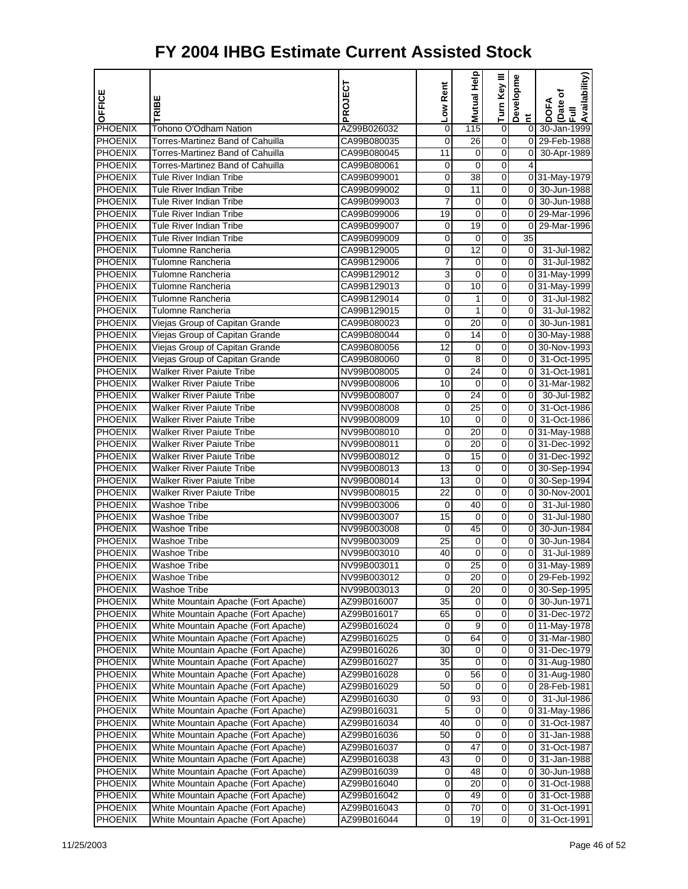# FY 2004 IHBG Estimate Current Assisted Stock

| OFFICE | TRIBE | PROJECT | Low Rent | Mutual Help | Turn Key III | Development | DOFA (Date of Full Availability) |
|---|---|---|---|---|---|---|---|
| PHOENIX | Tohono O'Odham Nation | AZ99B026032 | 0 | 115 | 0 | 0 | 30-Jan-1999 |
| PHOENIX | Torres-Martinez Band of Cahuilla | CA99B080035 | 0 | 26 | 0 | 0 | 29-Feb-1988 |
| PHOENIX | Torres-Martinez Band of Cahuilla | CA99B080045 | 11 | 0 | 0 | 0 | 30-Apr-1989 |
| PHOENIX | Torres-Martinez Band of Cahuilla | CA99B080061 | 0 | 0 | 0 | 4 | |
| PHOENIX | Tule River Indian Tribe | CA99B099001 | 0 | 38 | 0 | 0 | 31-May-1979 |
| PHOENIX | Tule River Indian Tribe | CA99B099002 | 0 | 11 | 0 | 0 | 30-Jun-1988 |
| PHOENIX | Tule River Indian Tribe | CA99B099003 | 7 | 0 | 0 | 0 | 30-Jun-1988 |
| PHOENIX | Tule River Indian Tribe | CA99B099006 | 19 | 0 | 0 | 0 | 29-Mar-1996 |
| PHOENIX | Tule River Indian Tribe | CA99B099007 | 0 | 19 | 0 | 0 | 29-Mar-1996 |
| PHOENIX | Tule River Indian Tribe | CA99B099009 | 0 | 0 | 0 | 35 | |
| PHOENIX | Tulomne Rancheria | CA99B129005 | 0 | 12 | 0 | 0 | 31-Jul-1982 |
| PHOENIX | Tulomne Rancheria | CA99B129006 | 7 | 0 | 0 | 0 | 31-Jul-1982 |
| PHOENIX | Tulomne Rancheria | CA99B129012 | 3 | 0 | 0 | 0 | 31-May-1999 |
| PHOENIX | Tulomne Rancheria | CA99B129013 | 0 | 10 | 0 | 0 | 31-May-1999 |
| PHOENIX | Tulomne Rancheria | CA99B129014 | 0 | 1 | 0 | 0 | 31-Jul-1982 |
| PHOENIX | Tulomne Rancheria | CA99B129015 | 0 | 1 | 0 | 0 | 31-Jul-1982 |
| PHOENIX | Viejas Group of Capitan Grande | CA99B080023 | 0 | 20 | 0 | 0 | 30-Jun-1981 |
| PHOENIX | Viejas Group of Capitan Grande | CA99B080044 | 0 | 14 | 0 | 0 | 30-May-1988 |
| PHOENIX | Viejas Group of Capitan Grande | CA99B080056 | 12 | 0 | 0 | 0 | 30-Nov-1993 |
| PHOENIX | Viejas Group of Capitan Grande | CA99B080060 | 0 | 8 | 0 | 0 | 31-Oct-1995 |
| PHOENIX | Walker River Paiute Tribe | NV99B008005 | 0 | 24 | 0 | 0 | 31-Oct-1981 |
| PHOENIX | Walker River Paiute Tribe | NV99B008006 | 10 | 0 | 0 | 0 | 31-Mar-1982 |
| PHOENIX | Walker River Paiute Tribe | NV99B008007 | 0 | 24 | 0 | 0 | 30-Jul-1982 |
| PHOENIX | Walker River Paiute Tribe | NV99B008008 | 0 | 25 | 0 | 0 | 31-Oct-1986 |
| PHOENIX | Walker River Paiute Tribe | NV99B008009 | 10 | 0 | 0 | 0 | 31-Oct-1986 |
| PHOENIX | Walker River Paiute Tribe | NV99B008010 | 0 | 20 | 0 | 0 | 31-May-1988 |
| PHOENIX | Walker River Paiute Tribe | NV99B008011 | 0 | 20 | 0 | 0 | 31-Dec-1992 |
| PHOENIX | Walker River Paiute Tribe | NV99B008012 | 0 | 15 | 0 | 0 | 31-Dec-1992 |
| PHOENIX | Walker River Paiute Tribe | NV99B008013 | 13 | 0 | 0 | 0 | 30-Sep-1994 |
| PHOENIX | Walker River Paiute Tribe | NV99B008014 | 13 | 0 | 0 | 0 | 30-Sep-1994 |
| PHOENIX | Walker River Paiute Tribe | NV99B008015 | 22 | 0 | 0 | 0 | 30-Nov-2001 |
| PHOENIX | Washoe Tribe | NV99B003006 | 0 | 40 | 0 | 0 | 31-Jul-1980 |
| PHOENIX | Washoe Tribe | NV99B003007 | 15 | 0 | 0 | 0 | 31-Jul-1980 |
| PHOENIX | Washoe Tribe | NV99B003008 | 0 | 45 | 0 | 0 | 30-Jun-1984 |
| PHOENIX | Washoe Tribe | NV99B003009 | 25 | 0 | 0 | 0 | 30-Jun-1984 |
| PHOENIX | Washoe Tribe | NV99B003010 | 40 | 0 | 0 | 0 | 31-Jul-1989 |
| PHOENIX | Washoe Tribe | NV99B003011 | 0 | 25 | 0 | 0 | 31-May-1989 |
| PHOENIX | Washoe Tribe | NV99B003012 | 0 | 20 | 0 | 0 | 29-Feb-1992 |
| PHOENIX | Washoe Tribe | NV99B003013 | 0 | 20 | 0 | 0 | 30-Sep-1995 |
| PHOENIX | White Mountain Apache (Fort Apache) | AZ99B016007 | 35 | 0 | 0 | 0 | 30-Jun-1971 |
| PHOENIX | White Mountain Apache (Fort Apache) | AZ99B016017 | 65 | 0 | 0 | 0 | 31-Dec-1972 |
| PHOENIX | White Mountain Apache (Fort Apache) | AZ99B016024 | 0 | 9 | 0 | 0 | 11-May-1978 |
| PHOENIX | White Mountain Apache (Fort Apache) | AZ99B016025 | 0 | 64 | 0 | 0 | 31-Mar-1980 |
| PHOENIX | White Mountain Apache (Fort Apache) | AZ99B016026 | 30 | 0 | 0 | 0 | 31-Dec-1979 |
| PHOENIX | White Mountain Apache (Fort Apache) | AZ99B016027 | 35 | 0 | 0 | 0 | 31-Aug-1980 |
| PHOENIX | White Mountain Apache (Fort Apache) | AZ99B016028 | 0 | 56 | 0 | 0 | 31-Aug-1980 |
| PHOENIX | White Mountain Apache (Fort Apache) | AZ99B016029 | 50 | 0 | 0 | 0 | 28-Feb-1981 |
| PHOENIX | White Mountain Apache (Fort Apache) | AZ99B016030 | 0 | 93 | 0 | 0 | 31-Jul-1986 |
| PHOENIX | White Mountain Apache (Fort Apache) | AZ99B016031 | 5 | 0 | 0 | 0 | 31-May-1986 |
| PHOENIX | White Mountain Apache (Fort Apache) | AZ99B016034 | 40 | 0 | 0 | 0 | 31-Oct-1987 |
| PHOENIX | White Mountain Apache (Fort Apache) | AZ99B016036 | 50 | 0 | 0 | 0 | 31-Jan-1988 |
| PHOENIX | White Mountain Apache (Fort Apache) | AZ99B016037 | 0 | 47 | 0 | 0 | 31-Oct-1987 |
| PHOENIX | White Mountain Apache (Fort Apache) | AZ99B016038 | 43 | 0 | 0 | 0 | 31-Jan-1988 |
| PHOENIX | White Mountain Apache (Fort Apache) | AZ99B016039 | 0 | 48 | 0 | 0 | 30-Jun-1988 |
| PHOENIX | White Mountain Apache (Fort Apache) | AZ99B016040 | 0 | 20 | 0 | 0 | 31-Oct-1988 |
| PHOENIX | White Mountain Apache (Fort Apache) | AZ99B016042 | 0 | 49 | 0 | 0 | 31-Oct-1988 |
| PHOENIX | White Mountain Apache (Fort Apache) | AZ99B016043 | 0 | 70 | 0 | 0 | 31-Oct-1991 |
| PHOENIX | White Mountain Apache (Fort Apache) | AZ99B016044 | 0 | 19 | 0 | 0 | 31-Oct-1991 |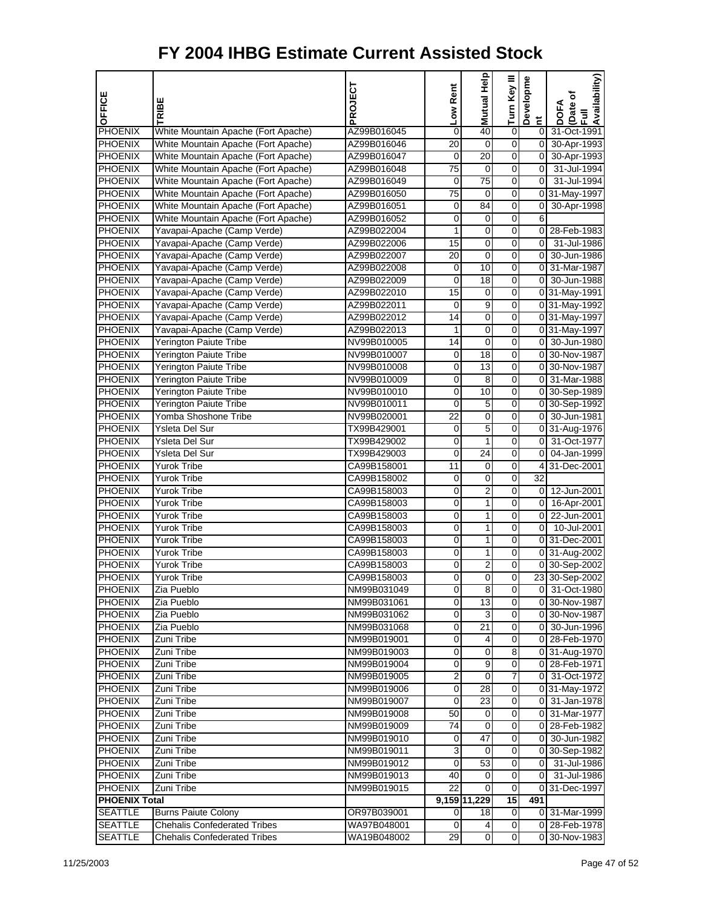# FY 2004 IHBG Estimate Current Assisted Stock

| OFFICE | TRIBE | PROJECT | Low Rent | Mutual Help | Turn Key III | Development | DOFA (Date of Full Availability) |
|---|---|---|---|---|---|---|---|
| PHOENIX | White Mountain Apache (Fort Apache) | AZ99B016045 | 0 | 40 | 0 | 0 | 31-Oct-1991 |
| PHOENIX | White Mountain Apache (Fort Apache) | AZ99B016046 | 20 | 0 | 0 | 0 | 30-Apr-1993 |
| PHOENIX | White Mountain Apache (Fort Apache) | AZ99B016047 | 0 | 20 | 0 | 0 | 30-Apr-1993 |
| PHOENIX | White Mountain Apache (Fort Apache) | AZ99B016048 | 75 | 0 | 0 | 0 | 31-Jul-1994 |
| PHOENIX | White Mountain Apache (Fort Apache) | AZ99B016049 | 0 | 75 | 0 | 0 | 31-Jul-1994 |
| PHOENIX | White Mountain Apache (Fort Apache) | AZ99B016050 | 75 | 0 | 0 | 0 | 31-May-1997 |
| PHOENIX | White Mountain Apache (Fort Apache) | AZ99B016051 | 0 | 84 | 0 | 0 | 30-Apr-1998 |
| PHOENIX | White Mountain Apache (Fort Apache) | AZ99B016052 | 0 | 0 | 0 | 6 | |
| PHOENIX | Yavapai-Apache (Camp Verde) | AZ99B022004 | 1 | 0 | 0 | 0 | 28-Feb-1983 |
| PHOENIX | Yavapai-Apache (Camp Verde) | AZ99B022006 | 15 | 0 | 0 | 0 | 31-Jul-1986 |
| PHOENIX | Yavapai-Apache (Camp Verde) | AZ99B022007 | 20 | 0 | 0 | 0 | 30-Jun-1986 |
| PHOENIX | Yavapai-Apache (Camp Verde) | AZ99B022008 | 0 | 10 | 0 | 0 | 31-Mar-1987 |
| PHOENIX | Yavapai-Apache (Camp Verde) | AZ99B022009 | 0 | 18 | 0 | 0 | 30-Jun-1988 |
| PHOENIX | Yavapai-Apache (Camp Verde) | AZ99B022010 | 15 | 0 | 0 | 0 | 31-May-1991 |
| PHOENIX | Yavapai-Apache (Camp Verde) | AZ99B022011 | 0 | 9 | 0 | 0 | 31-May-1992 |
| PHOENIX | Yavapai-Apache (Camp Verde) | AZ99B022012 | 14 | 0 | 0 | 0 | 31-May-1997 |
| PHOENIX | Yavapai-Apache (Camp Verde) | AZ99B022013 | 1 | 0 | 0 | 0 | 31-May-1997 |
| PHOENIX | Yerington Paiute Tribe | NV99B010005 | 14 | 0 | 0 | 0 | 30-Jun-1980 |
| PHOENIX | Yerington Paiute Tribe | NV99B010007 | 0 | 18 | 0 | 0 | 30-Nov-1987 |
| PHOENIX | Yerington Paiute Tribe | NV99B010008 | 0 | 13 | 0 | 0 | 30-Nov-1987 |
| PHOENIX | Yerington Paiute Tribe | NV99B010009 | 0 | 8 | 0 | 0 | 31-Mar-1988 |
| PHOENIX | Yerington Paiute Tribe | NV99B010010 | 0 | 10 | 0 | 0 | 30-Sep-1989 |
| PHOENIX | Yerington Paiute Tribe | NV99B010011 | 0 | 5 | 0 | 0 | 30-Sep-1992 |
| PHOENIX | Yomba Shoshone Tribe | NV99B020001 | 22 | 0 | 0 | 0 | 30-Jun-1981 |
| PHOENIX | Ysleta Del Sur | TX99B429001 | 0 | 5 | 0 | 0 | 31-Aug-1976 |
| PHOENIX | Ysleta Del Sur | TX99B429002 | 0 | 1 | 0 | 0 | 31-Oct-1977 |
| PHOENIX | Ysleta Del Sur | TX99B429003 | 0 | 24 | 0 | 0 | 04-Jan-1999 |
| PHOENIX | Yurok Tribe | CA99B158001 | 11 | 0 | 0 | 4 | 31-Dec-2001 |
| PHOENIX | Yurok Tribe | CA99B158002 | 0 | 0 | 0 | 32 | |
| PHOENIX | Yurok Tribe | CA99B158003 | 0 | 2 | 0 | 0 | 12-Jun-2001 |
| PHOENIX | Yurok Tribe | CA99B158003 | 0 | 1 | 0 | 0 | 16-Apr-2001 |
| PHOENIX | Yurok Tribe | CA99B158003 | 0 | 1 | 0 | 0 | 22-Jun-2001 |
| PHOENIX | Yurok Tribe | CA99B158003 | 0 | 1 | 0 | 0 | 10-Jul-2001 |
| PHOENIX | Yurok Tribe | CA99B158003 | 0 | 1 | 0 | 0 | 31-Dec-2001 |
| PHOENIX | Yurok Tribe | CA99B158003 | 0 | 1 | 0 | 0 | 31-Aug-2002 |
| PHOENIX | Yurok Tribe | CA99B158003 | 0 | 2 | 0 | 0 | 30-Sep-2002 |
| PHOENIX | Yurok Tribe | CA99B158003 | 0 | 0 | 0 | 23 | 30-Sep-2002 |
| PHOENIX | Zia Pueblo | NM99B031049 | 0 | 8 | 0 | 0 | 31-Oct-1980 |
| PHOENIX | Zia Pueblo | NM99B031061 | 0 | 13 | 0 | 0 | 30-Nov-1987 |
| PHOENIX | Zia Pueblo | NM99B031062 | 0 | 3 | 0 | 0 | 30-Nov-1987 |
| PHOENIX | Zia Pueblo | NM99B031068 | 0 | 21 | 0 | 0 | 30-Jun-1996 |
| PHOENIX | Zuni Tribe | NM99B019001 | 0 | 4 | 0 | 0 | 28-Feb-1970 |
| PHOENIX | Zuni Tribe | NM99B019003 | 0 | 0 | 8 | 0 | 31-Aug-1970 |
| PHOENIX | Zuni Tribe | NM99B019004 | 0 | 9 | 0 | 0 | 28-Feb-1971 |
| PHOENIX | Zuni Tribe | NM99B019005 | 2 | 0 | 7 | 0 | 31-Oct-1972 |
| PHOENIX | Zuni Tribe | NM99B019006 | 0 | 28 | 0 | 0 | 31-May-1972 |
| PHOENIX | Zuni Tribe | NM99B019007 | 0 | 23 | 0 | 0 | 31-Jan-1978 |
| PHOENIX | Zuni Tribe | NM99B019008 | 50 | 0 | 0 | 0 | 31-Mar-1977 |
| PHOENIX | Zuni Tribe | NM99B019009 | 74 | 0 | 0 | 0 | 28-Feb-1982 |
| PHOENIX | Zuni Tribe | NM99B019010 | 0 | 47 | 0 | 0 | 30-Jun-1982 |
| PHOENIX | Zuni Tribe | NM99B019011 | 3 | 0 | 0 | 0 | 30-Sep-1982 |
| PHOENIX | Zuni Tribe | NM99B019012 | 0 | 53 | 0 | 0 | 31-Jul-1986 |
| PHOENIX | Zuni Tribe | NM99B019013 | 40 | 0 | 0 | 0 | 31-Jul-1986 |
| PHOENIX | Zuni Tribe | NM99B019015 | 22 | 0 | 0 | 0 | 31-Dec-1997 |
| **PHOENIX Total** | | | **9,159** | **11,229** | **15** | **491** | |
| SEATTLE | Burns Paiute Colony | OR97B039001 | 0 | 18 | 0 | 0 | 31-Mar-1999 |
| SEATTLE | Chehalis Confederated Tribes | WA97B048001 | 0 | 4 | 0 | 0 | 28-Feb-1978 |
| SEATTLE | Chehalis Confederated Tribes | WA19B048002 | 29 | 0 | 0 | 0 | 30-Nov-1983 |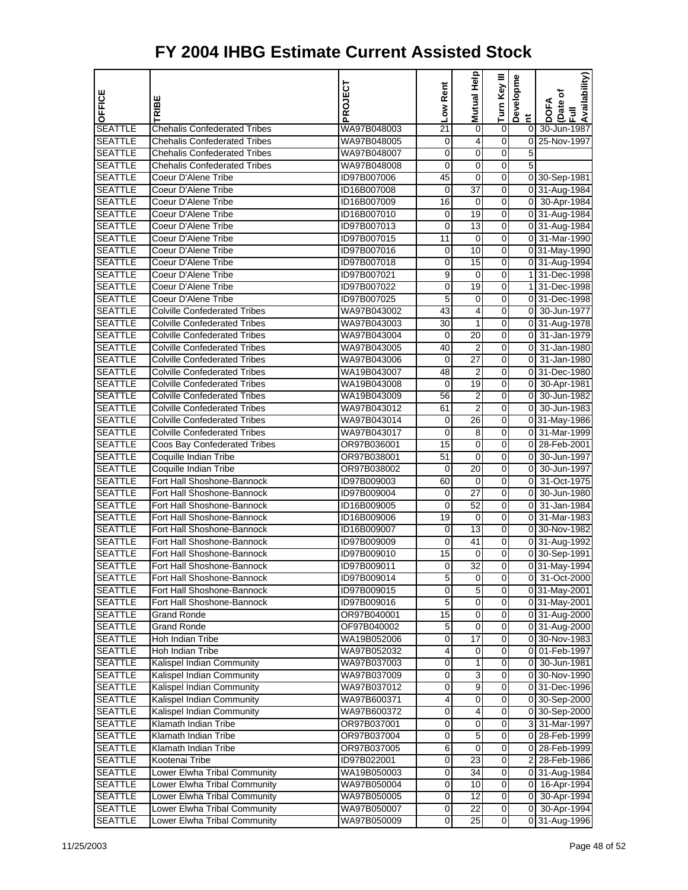# FY 2004 IHBG Estimate Current Assisted Stock

| OFFICE | TRIBE | PROJECT | Low Rent | Mutual Help | Turn Key III | Development | DOFA (Date of Full Availability) |
|---|---|---|---|---|---|---|---|
| SEATTLE | Chehalis Confederated Tribes | WA97B048003 | 21 | 0 | 0 | 0 | 30-Jun-1987 |
| SEATTLE | Chehalis Confederated Tribes | WA97B048005 | 0 | 4 | 0 | 0 | 25-Nov-1997 |
| SEATTLE | Chehalis Confederated Tribes | WA97B048007 | 0 | 0 | 0 | 5 | |
| SEATTLE | Chehalis Confederated Tribes | WA97B048008 | 0 | 0 | 0 | 5 | |
| SEATTLE | Coeur D'Alene Tribe | ID97B007006 | 45 | 0 | 0 | 0 | 30-Sep-1981 |
| SEATTLE | Coeur D'Alene Tribe | ID16B007008 | 0 | 37 | 0 | 0 | 31-Aug-1984 |
| SEATTLE | Coeur D'Alene Tribe | ID16B007009 | 16 | 0 | 0 | 0 | 30-Apr-1984 |
| SEATTLE | Coeur D'Alene Tribe | ID16B007010 | 0 | 19 | 0 | 0 | 31-Aug-1984 |
| SEATTLE | Coeur D'Alene Tribe | ID97B007013 | 0 | 13 | 0 | 0 | 31-Aug-1984 |
| SEATTLE | Coeur D'Alene Tribe | ID97B007015 | 11 | 0 | 0 | 0 | 31-Mar-1990 |
| SEATTLE | Coeur D'Alene Tribe | ID97B007016 | 0 | 10 | 0 | 0 | 31-May-1990 |
| SEATTLE | Coeur D'Alene Tribe | ID97B007018 | 0 | 15 | 0 | 0 | 31-Aug-1994 |
| SEATTLE | Coeur D'Alene Tribe | ID97B007021 | 9 | 0 | 0 | 1 | 31-Dec-1998 |
| SEATTLE | Coeur D'Alene Tribe | ID97B007022 | 0 | 19 | 0 | 1 | 31-Dec-1998 |
| SEATTLE | Coeur D'Alene Tribe | ID97B007025 | 5 | 0 | 0 | 0 | 31-Dec-1998 |
| SEATTLE | Colville Confederated Tribes | WA97B043002 | 43 | 4 | 0 | 0 | 30-Jun-1977 |
| SEATTLE | Colville Confederated Tribes | WA97B043003 | 30 | 1 | 0 | 0 | 31-Aug-1978 |
| SEATTLE | Colville Confederated Tribes | WA97B043004 | 0 | 20 | 0 | 0 | 31-Jan-1979 |
| SEATTLE | Colville Confederated Tribes | WA97B043005 | 40 | 2 | 0 | 0 | 31-Jan-1980 |
| SEATTLE | Colville Confederated Tribes | WA97B043006 | 0 | 27 | 0 | 0 | 31-Jan-1980 |
| SEATTLE | Colville Confederated Tribes | WA19B043007 | 48 | 2 | 0 | 0 | 31-Dec-1980 |
| SEATTLE | Colville Confederated Tribes | WA19B043008 | 0 | 19 | 0 | 0 | 30-Apr-1981 |
| SEATTLE | Colville Confederated Tribes | WA19B043009 | 56 | 2 | 0 | 0 | 30-Jun-1982 |
| SEATTLE | Colville Confederated Tribes | WA97B043012 | 61 | 2 | 0 | 0 | 30-Jun-1983 |
| SEATTLE | Colville Confederated Tribes | WA97B043014 | 0 | 26 | 0 | 0 | 31-May-1986 |
| SEATTLE | Colville Confederated Tribes | WA97B043017 | 0 | 8 | 0 | 0 | 31-Mar-1999 |
| SEATTLE | Coos Bay Confederated Tribes | OR97B036001 | 15 | 0 | 0 | 0 | 28-Feb-2001 |
| SEATTLE | Coquille Indian Tribe | OR97B038001 | 51 | 0 | 0 | 0 | 30-Jun-1997 |
| SEATTLE | Coquille Indian Tribe | OR97B038002 | 0 | 20 | 0 | 0 | 30-Jun-1997 |
| SEATTLE | Fort Hall Shoshone-Bannock | ID97B009003 | 60 | 0 | 0 | 0 | 31-Oct-1975 |
| SEATTLE | Fort Hall Shoshone-Bannock | ID97B009004 | 0 | 27 | 0 | 0 | 30-Jun-1980 |
| SEATTLE | Fort Hall Shoshone-Bannock | ID16B009005 | 0 | 52 | 0 | 0 | 31-Jan-1984 |
| SEATTLE | Fort Hall Shoshone-Bannock | ID16B009006 | 19 | 0 | 0 | 0 | 31-Mar-1983 |
| SEATTLE | Fort Hall Shoshone-Bannock | ID16B009007 | 0 | 13 | 0 | 0 | 30-Nov-1982 |
| SEATTLE | Fort Hall Shoshone-Bannock | ID97B009009 | 0 | 41 | 0 | 0 | 31-Aug-1992 |
| SEATTLE | Fort Hall Shoshone-Bannock | ID97B009010 | 15 | 0 | 0 | 0 | 30-Sep-1991 |
| SEATTLE | Fort Hall Shoshone-Bannock | ID97B009011 | 0 | 32 | 0 | 0 | 31-May-1994 |
| SEATTLE | Fort Hall Shoshone-Bannock | ID97B009014 | 5 | 0 | 0 | 0 | 31-Oct-2000 |
| SEATTLE | Fort Hall Shoshone-Bannock | ID97B009015 | 0 | 5 | 0 | 0 | 31-May-2001 |
| SEATTLE | Fort Hall Shoshone-Bannock | ID97B009016 | 5 | 0 | 0 | 0 | 31-May-2001 |
| SEATTLE | Grand Ronde | OR97B040001 | 15 | 0 | 0 | 0 | 31-Aug-2000 |
| SEATTLE | Grand Ronde | OF97B040002 | 5 | 0 | 0 | 0 | 31-Aug-2000 |
| SEATTLE | Hoh Indian Tribe | WA19B052006 | 0 | 17 | 0 | 0 | 30-Nov-1983 |
| SEATTLE | Hoh Indian Tribe | WA97B052032 | 4 | 0 | 0 | 0 | 01-Feb-1997 |
| SEATTLE | Kalispel Indian Community | WA97B037003 | 0 | 1 | 0 | 0 | 30-Jun-1981 |
| SEATTLE | Kalispel Indian Community | WA97B037009 | 0 | 3 | 0 | 0 | 30-Nov-1990 |
| SEATTLE | Kalispel Indian Community | WA97B037012 | 0 | 9 | 0 | 0 | 31-Dec-1996 |
| SEATTLE | Kalispel Indian Community | WA97B600371 | 4 | 0 | 0 | 0 | 30-Sep-2000 |
| SEATTLE | Kalispel Indian Community | WA97B600372 | 0 | 4 | 0 | 0 | 30-Sep-2000 |
| SEATTLE | Klamath Indian Tribe | OR97B037001 | 0 | 0 | 0 | 3 | 31-Mar-1997 |
| SEATTLE | Klamath Indian Tribe | OR97B037004 | 0 | 5 | 0 | 0 | 28-Feb-1999 |
| SEATTLE | Klamath Indian Tribe | OR97B037005 | 6 | 0 | 0 | 0 | 28-Feb-1999 |
| SEATTLE | Kootenai Tribe | ID97B022001 | 0 | 23 | 0 | 2 | 28-Feb-1986 |
| SEATTLE | Lower Elwha Tribal Community | WA19B050003 | 0 | 34 | 0 | 0 | 31-Aug-1984 |
| SEATTLE | Lower Elwha Tribal Community | WA97B050004 | 0 | 10 | 0 | 0 | 16-Apr-1994 |
| SEATTLE | Lower Elwha Tribal Community | WA97B050005 | 0 | 12 | 0 | 0 | 30-Apr-1994 |
| SEATTLE | Lower Elwha Tribal Community | WA97B050007 | 0 | 22 | 0 | 0 | 30-Apr-1994 |
| SEATTLE | Lower Elwha Tribal Community | WA97B050009 | 0 | 25 | 0 | 0 | 31-Aug-1996 |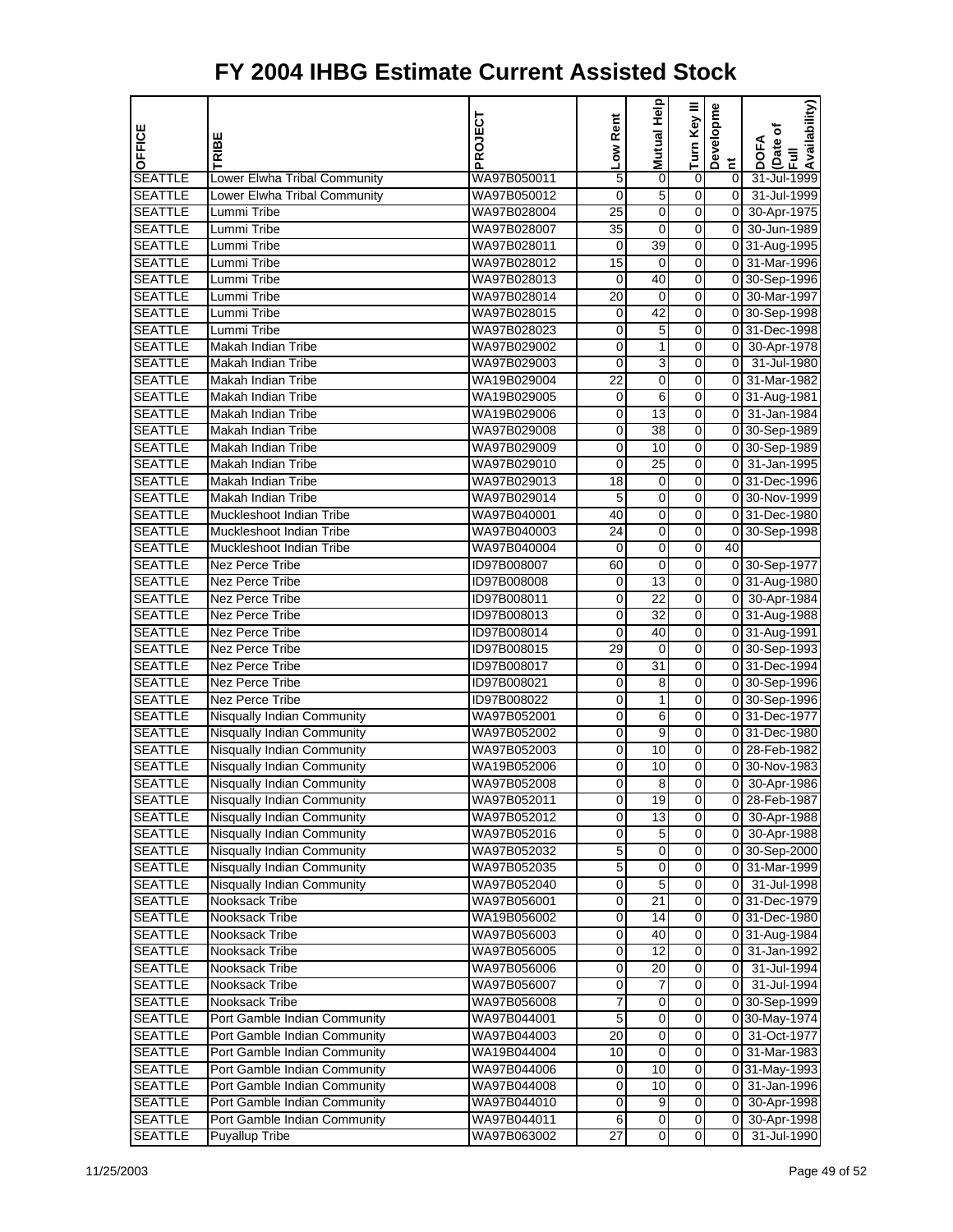# FY 2004 IHBG Estimate Current Assisted Stock

| OFFICE | TRIBE | PROJECT | Low Rent | Mutual Help | Turn Key III | Development | DOFA (Date of Full Availability) |
|---|---|---|---|---|---|---|---|
| SEATTLE | Lower Elwha Tribal Community | WA97B050011 | 5 | 0 | 0 | 0 | 31-Jul-1999 |
| SEATTLE | Lower Elwha Tribal Community | WA97B050012 | 0 | 5 | 0 | 0 | 31-Jul-1999 |
| SEATTLE | Lummi Tribe | WA97B028004 | 25 | 0 | 0 | 0 | 30-Apr-1975 |
| SEATTLE | Lummi Tribe | WA97B028007 | 35 | 0 | 0 | 0 | 30-Jun-1989 |
| SEATTLE | Lummi Tribe | WA97B028011 | 0 | 39 | 0 | 0 | 31-Aug-1995 |
| SEATTLE | Lummi Tribe | WA97B028012 | 15 | 0 | 0 | 0 | 31-Mar-1996 |
| SEATTLE | Lummi Tribe | WA97B028013 | 0 | 40 | 0 | 0 | 30-Sep-1996 |
| SEATTLE | Lummi Tribe | WA97B028014 | 20 | 0 | 0 | 0 | 30-Mar-1997 |
| SEATTLE | Lummi Tribe | WA97B028015 | 0 | 42 | 0 | 0 | 30-Sep-1998 |
| SEATTLE | Lummi Tribe | WA97B028023 | 0 | 5 | 0 | 0 | 31-Dec-1998 |
| SEATTLE | Makah Indian Tribe | WA97B029002 | 0 | 1 | 0 | 0 | 30-Apr-1978 |
| SEATTLE | Makah Indian Tribe | WA97B029003 | 0 | 3 | 0 | 0 | 31-Jul-1980 |
| SEATTLE | Makah Indian Tribe | WA19B029004 | 22 | 0 | 0 | 0 | 31-Mar-1982 |
| SEATTLE | Makah Indian Tribe | WA19B029005 | 0 | 6 | 0 | 0 | 31-Aug-1981 |
| SEATTLE | Makah Indian Tribe | WA19B029006 | 0 | 13 | 0 | 0 | 31-Jan-1984 |
| SEATTLE | Makah Indian Tribe | WA97B029008 | 0 | 38 | 0 | 0 | 30-Sep-1989 |
| SEATTLE | Makah Indian Tribe | WA97B029009 | 0 | 10 | 0 | 0 | 30-Sep-1989 |
| SEATTLE | Makah Indian Tribe | WA97B029010 | 0 | 25 | 0 | 0 | 31-Jan-1995 |
| SEATTLE | Makah Indian Tribe | WA97B029013 | 18 | 0 | 0 | 0 | 31-Dec-1996 |
| SEATTLE | Makah Indian Tribe | WA97B029014 | 5 | 0 | 0 | 0 | 30-Nov-1999 |
| SEATTLE | Muckleshoot Indian Tribe | WA97B040001 | 40 | 0 | 0 | 0 | 31-Dec-1980 |
| SEATTLE | Muckleshoot Indian Tribe | WA97B040003 | 24 | 0 | 0 | 0 | 30-Sep-1998 |
| SEATTLE | Muckleshoot Indian Tribe | WA97B040004 | 0 | 0 | 0 | 40 | |
| SEATTLE | Nez Perce Tribe | ID97B008007 | 60 | 0 | 0 | 0 | 30-Sep-1977 |
| SEATTLE | Nez Perce Tribe | ID97B008008 | 0 | 13 | 0 | 0 | 31-Aug-1980 |
| SEATTLE | Nez Perce Tribe | ID97B008011 | 0 | 22 | 0 | 0 | 30-Apr-1984 |
| SEATTLE | Nez Perce Tribe | ID97B008013 | 0 | 32 | 0 | 0 | 31-Aug-1988 |
| SEATTLE | Nez Perce Tribe | ID97B008014 | 0 | 40 | 0 | 0 | 31-Aug-1991 |
| SEATTLE | Nez Perce Tribe | ID97B008015 | 29 | 0 | 0 | 0 | 30-Sep-1993 |
| SEATTLE | Nez Perce Tribe | ID97B008017 | 0 | 31 | 0 | 0 | 31-Dec-1994 |
| SEATTLE | Nez Perce Tribe | ID97B008021 | 0 | 8 | 0 | 0 | 30-Sep-1996 |
| SEATTLE | Nez Perce Tribe | ID97B008022 | 0 | 1 | 0 | 0 | 30-Sep-1996 |
| SEATTLE | Nisqually Indian Community | WA97B052001 | 0 | 6 | 0 | 0 | 31-Dec-1977 |
| SEATTLE | Nisqually Indian Community | WA97B052002 | 0 | 9 | 0 | 0 | 31-Dec-1980 |
| SEATTLE | Nisqually Indian Community | WA97B052003 | 0 | 10 | 0 | 0 | 28-Feb-1982 |
| SEATTLE | Nisqually Indian Community | WA19B052006 | 0 | 10 | 0 | 0 | 30-Nov-1983 |
| SEATTLE | Nisqually Indian Community | WA97B052008 | 0 | 8 | 0 | 0 | 30-Apr-1986 |
| SEATTLE | Nisqually Indian Community | WA97B052011 | 0 | 19 | 0 | 0 | 28-Feb-1987 |
| SEATTLE | Nisqually Indian Community | WA97B052012 | 0 | 13 | 0 | 0 | 30-Apr-1988 |
| SEATTLE | Nisqually Indian Community | WA97B052016 | 0 | 5 | 0 | 0 | 30-Apr-1988 |
| SEATTLE | Nisqually Indian Community | WA97B052032 | 5 | 0 | 0 | 0 | 30-Sep-2000 |
| SEATTLE | Nisqually Indian Community | WA97B052035 | 5 | 0 | 0 | 0 | 31-Mar-1999 |
| SEATTLE | Nisqually Indian Community | WA97B052040 | 0 | 5 | 0 | 0 | 31-Jul-1998 |
| SEATTLE | Nooksack Tribe | WA97B056001 | 0 | 21 | 0 | 0 | 31-Dec-1979 |
| SEATTLE | Nooksack Tribe | WA19B056002 | 0 | 14 | 0 | 0 | 31-Dec-1980 |
| SEATTLE | Nooksack Tribe | WA97B056003 | 0 | 40 | 0 | 0 | 31-Aug-1984 |
| SEATTLE | Nooksack Tribe | WA97B056005 | 0 | 12 | 0 | 0 | 31-Jan-1992 |
| SEATTLE | Nooksack Tribe | WA97B056006 | 0 | 20 | 0 | 0 | 31-Jul-1994 |
| SEATTLE | Nooksack Tribe | WA97B056007 | 0 | 7 | 0 | 0 | 31-Jul-1994 |
| SEATTLE | Nooksack Tribe | WA97B056008 | 7 | 0 | 0 | 0 | 30-Sep-1999 |
| SEATTLE | Port Gamble Indian Community | WA97B044001 | 5 | 0 | 0 | 0 | 30-May-1974 |
| SEATTLE | Port Gamble Indian Community | WA97B044003 | 20 | 0 | 0 | 0 | 31-Oct-1977 |
| SEATTLE | Port Gamble Indian Community | WA19B044004 | 10 | 0 | 0 | 0 | 31-Mar-1983 |
| SEATTLE | Port Gamble Indian Community | WA97B044006 | 0 | 10 | 0 | 0 | 31-May-1993 |
| SEATTLE | Port Gamble Indian Community | WA97B044008 | 0 | 10 | 0 | 0 | 31-Jan-1996 |
| SEATTLE | Port Gamble Indian Community | WA97B044010 | 0 | 9 | 0 | 0 | 30-Apr-1998 |
| SEATTLE | Port Gamble Indian Community | WA97B044011 | 6 | 0 | 0 | 0 | 30-Apr-1998 |
| SEATTLE | Puyallup Tribe | WA97B063002 | 27 | 0 | 0 | 0 | 31-Jul-1990 |

11/25/2003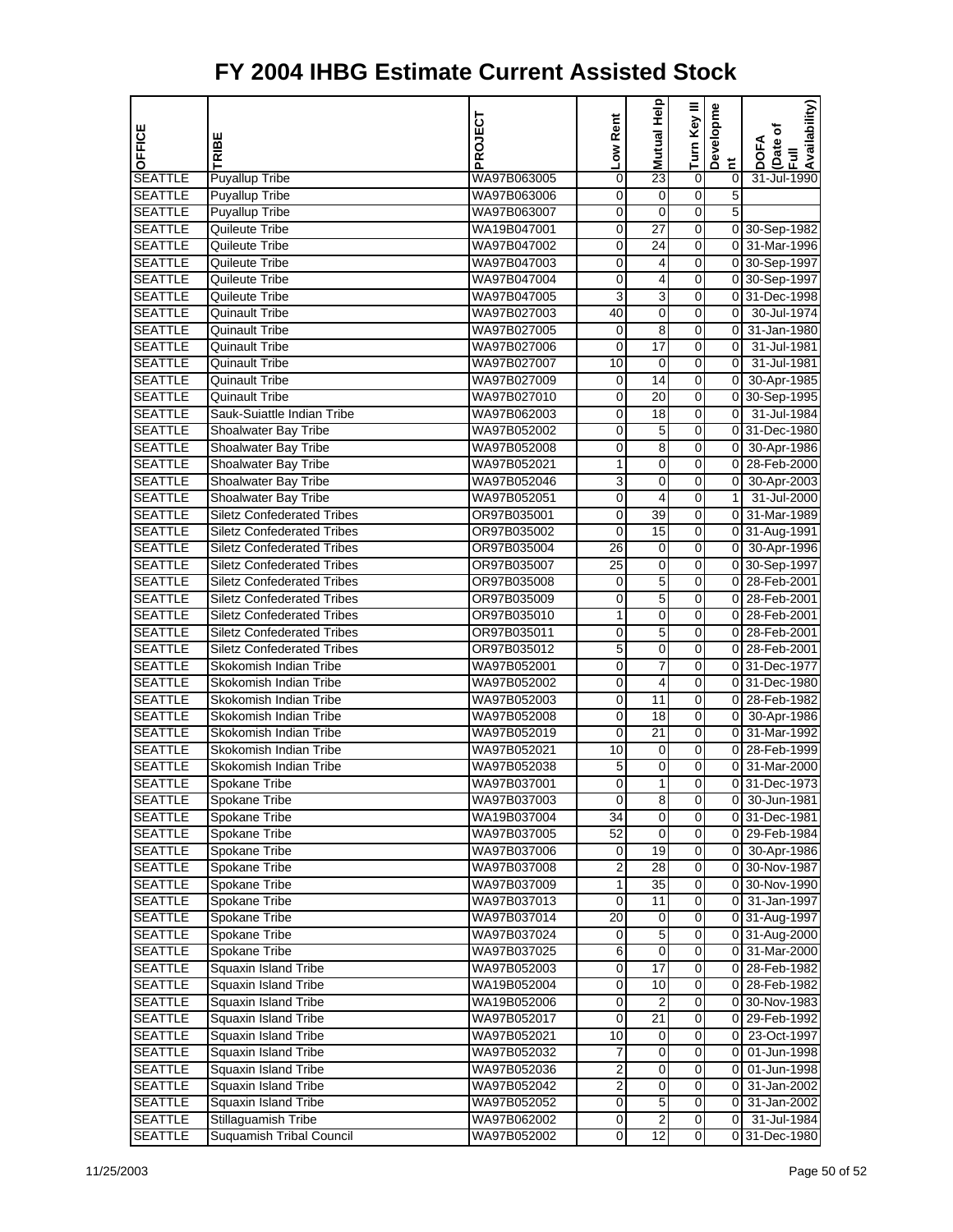# FY 2004 IHBG Estimate Current Assisted Stock

| OFFICE | TRIBE | PROJECT | Low Rent | Mutual Help | Turn Key III | Development | DOFA (Date of Full Availability) |
|---|---|---|---|---|---|---|---|
| SEATTLE | Puyallup Tribe | WA97B063005 | 0 | 23 | 0 | 0 | 31-Jul-1990 |
| SEATTLE | Puyallup Tribe | WA97B063006 | 0 | 0 | 0 | 5 | |
| SEATTLE | Puyallup Tribe | WA97B063007 | 0 | 0 | 0 | 5 | |
| SEATTLE | Quileute Tribe | WA19B047001 | 0 | 27 | 0 | 0 | 30-Sep-1982 |
| SEATTLE | Quileute Tribe | WA97B047002 | 0 | 24 | 0 | 0 | 31-Mar-1996 |
| SEATTLE | Quileute Tribe | WA97B047003 | 0 | 4 | 0 | 0 | 30-Sep-1997 |
| SEATTLE | Quileute Tribe | WA97B047004 | 0 | 4 | 0 | 0 | 30-Sep-1997 |
| SEATTLE | Quileute Tribe | WA97B047005 | 3 | 3 | 0 | 0 | 31-Dec-1998 |
| SEATTLE | Quinault Tribe | WA97B027003 | 40 | 0 | 0 | 0 | 30-Jul-1974 |
| SEATTLE | Quinault Tribe | WA97B027005 | 0 | 8 | 0 | 0 | 31-Jan-1980 |
| SEATTLE | Quinault Tribe | WA97B027006 | 0 | 17 | 0 | 0 | 31-Jul-1981 |
| SEATTLE | Quinault Tribe | WA97B027007 | 10 | 0 | 0 | 0 | 31-Jul-1981 |
| SEATTLE | Quinault Tribe | WA97B027009 | 0 | 14 | 0 | 0 | 30-Apr-1985 |
| SEATTLE | Quinault Tribe | WA97B027010 | 0 | 20 | 0 | 0 | 30-Sep-1995 |
| SEATTLE | Sauk-Suiattle Indian Tribe | WA97B062003 | 0 | 18 | 0 | 0 | 31-Jul-1984 |
| SEATTLE | Shoalwater Bay Tribe | WA97B052002 | 0 | 5 | 0 | 0 | 31-Dec-1980 |
| SEATTLE | Shoalwater Bay Tribe | WA97B052008 | 0 | 8 | 0 | 0 | 30-Apr-1986 |
| SEATTLE | Shoalwater Bay Tribe | WA97B052021 | 1 | 0 | 0 | 0 | 28-Feb-2000 |
| SEATTLE | Shoalwater Bay Tribe | WA97B052046 | 3 | 0 | 0 | 0 | 30-Apr-2003 |
| SEATTLE | Shoalwater Bay Tribe | WA97B052051 | 0 | 4 | 0 | 1 | 31-Jul-2000 |
| SEATTLE | Siletz Confederated Tribes | OR97B035001 | 0 | 39 | 0 | 0 | 31-Mar-1989 |
| SEATTLE | Siletz Confederated Tribes | OR97B035002 | 0 | 15 | 0 | 0 | 31-Aug-1991 |
| SEATTLE | Siletz Confederated Tribes | OR97B035004 | 26 | 0 | 0 | 0 | 30-Apr-1996 |
| SEATTLE | Siletz Confederated Tribes | OR97B035007 | 25 | 0 | 0 | 0 | 30-Sep-1997 |
| SEATTLE | Siletz Confederated Tribes | OR97B035008 | 0 | 5 | 0 | 0 | 28-Feb-2001 |
| SEATTLE | Siletz Confederated Tribes | OR97B035009 | 0 | 5 | 0 | 0 | 28-Feb-2001 |
| SEATTLE | Siletz Confederated Tribes | OR97B035010 | 1 | 0 | 0 | 0 | 28-Feb-2001 |
| SEATTLE | Siletz Confederated Tribes | OR97B035011 | 0 | 5 | 0 | 0 | 28-Feb-2001 |
| SEATTLE | Siletz Confederated Tribes | OR97B035012 | 5 | 0 | 0 | 0 | 28-Feb-2001 |
| SEATTLE | Skokomish Indian Tribe | WA97B052001 | 0 | 7 | 0 | 0 | 31-Dec-1977 |
| SEATTLE | Skokomish Indian Tribe | WA97B052002 | 0 | 4 | 0 | 0 | 31-Dec-1980 |
| SEATTLE | Skokomish Indian Tribe | WA97B052003 | 0 | 11 | 0 | 0 | 28-Feb-1982 |
| SEATTLE | Skokomish Indian Tribe | WA97B052008 | 0 | 18 | 0 | 0 | 30-Apr-1986 |
| SEATTLE | Skokomish Indian Tribe | WA97B052019 | 0 | 21 | 0 | 0 | 31-Mar-1992 |
| SEATTLE | Skokomish Indian Tribe | WA97B052021 | 10 | 0 | 0 | 0 | 28-Feb-1999 |
| SEATTLE | Skokomish Indian Tribe | WA97B052038 | 5 | 0 | 0 | 0 | 31-Mar-2000 |
| SEATTLE | Spokane Tribe | WA97B037001 | 0 | 1 | 0 | 0 | 31-Dec-1973 |
| SEATTLE | Spokane Tribe | WA97B037003 | 0 | 8 | 0 | 0 | 30-Jun-1981 |
| SEATTLE | Spokane Tribe | WA19B037004 | 34 | 0 | 0 | 0 | 31-Dec-1981 |
| SEATTLE | Spokane Tribe | WA97B037005 | 52 | 0 | 0 | 0 | 29-Feb-1984 |
| SEATTLE | Spokane Tribe | WA97B037006 | 0 | 19 | 0 | 0 | 30-Apr-1986 |
| SEATTLE | Spokane Tribe | WA97B037008 | 2 | 28 | 0 | 0 | 30-Nov-1987 |
| SEATTLE | Spokane Tribe | WA97B037009 | 1 | 35 | 0 | 0 | 30-Nov-1990 |
| SEATTLE | Spokane Tribe | WA97B037013 | 0 | 11 | 0 | 0 | 31-Jan-1997 |
| SEATTLE | Spokane Tribe | WA97B037014 | 20 | 0 | 0 | 0 | 31-Aug-1997 |
| SEATTLE | Spokane Tribe | WA97B037024 | 0 | 5 | 0 | 0 | 31-Aug-2000 |
| SEATTLE | Spokane Tribe | WA97B037025 | 6 | 0 | 0 | 0 | 31-Mar-2000 |
| SEATTLE | Squaxin Island Tribe | WA97B052003 | 0 | 17 | 0 | 0 | 28-Feb-1982 |
| SEATTLE | Squaxin Island Tribe | WA19B052004 | 0 | 10 | 0 | 0 | 28-Feb-1982 |
| SEATTLE | Squaxin Island Tribe | WA19B052006 | 0 | 2 | 0 | 0 | 30-Nov-1983 |
| SEATTLE | Squaxin Island Tribe | WA97B052017 | 0 | 21 | 0 | 0 | 29-Feb-1992 |
| SEATTLE | Squaxin Island Tribe | WA97B052021 | 10 | 0 | 0 | 0 | 23-Oct-1997 |
| SEATTLE | Squaxin Island Tribe | WA97B052032 | 7 | 0 | 0 | 0 | 01-Jun-1998 |
| SEATTLE | Squaxin Island Tribe | WA97B052036 | 2 | 0 | 0 | 0 | 01-Jun-1998 |
| SEATTLE | Squaxin Island Tribe | WA97B052042 | 2 | 0 | 0 | 0 | 31-Jan-2002 |
| SEATTLE | Squaxin Island Tribe | WA97B052052 | 0 | 5 | 0 | 0 | 31-Jan-2002 |
| SEATTLE | Stillaguamish Tribe | WA97B062002 | 0 | 2 | 0 | 0 | 31-Jul-1984 |
| SEATTLE | Suquamish Tribal Council | WA97B052002 | 0 | 12 | 0 | 0 | 31-Dec-1980 |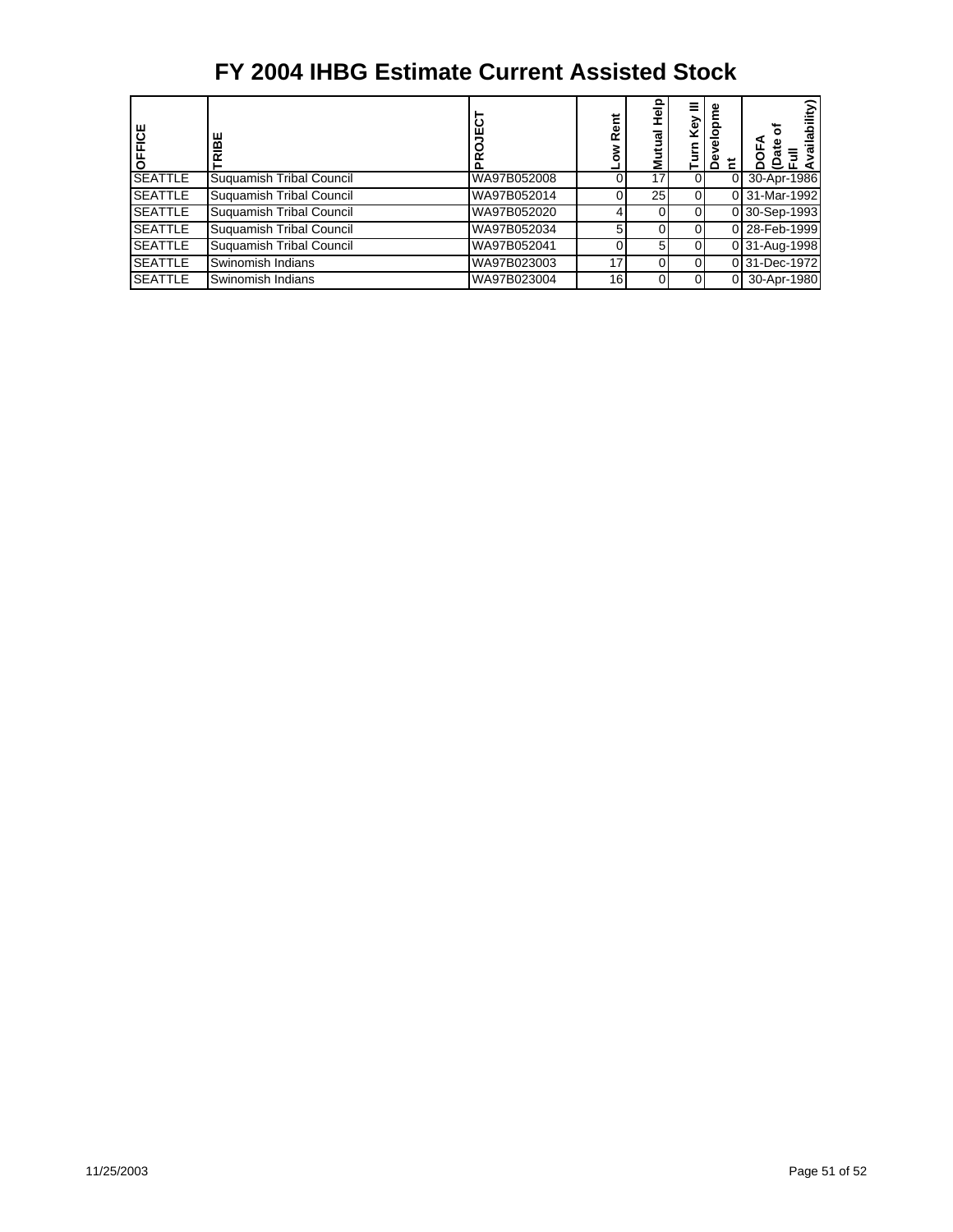# FY 2004 IHBG Estimate Current Assisted Stock

| OFFICE | TRIBE | PROJECT | Low Rent | Mutual Help | Turn Key III | Development | DOFA (Date of Full Availability) |
|---|---|---|---|---|---|---|---|
| SEATTLE | Suquamish Tribal Council | WA97B052008 | 0 | 17 | 0 | 0 | 30-Apr-1986 |
| SEATTLE | Suquamish Tribal Council | WA97B052014 | 0 | 25 | 0 | 0 | 31-Mar-1992 |
| SEATTLE | Suquamish Tribal Council | WA97B052020 | 4 | 0 | 0 | 0 | 30-Sep-1993 |
| SEATTLE | Suquamish Tribal Council | WA97B052034 | 5 | 0 | 0 | 0 | 28-Feb-1999 |
| SEATTLE | Suquamish Tribal Council | WA97B052041 | 0 | 5 | 0 | 0 | 31-Aug-1998 |
| SEATTLE | Swinomish Indians | WA97B023003 | 17 | 0 | 0 | 0 | 31-Dec-1972 |
| SEATTLE | Swinomish Indians | WA97B023004 | 16 | 0 | 0 | 0 | 30-Apr-1980 |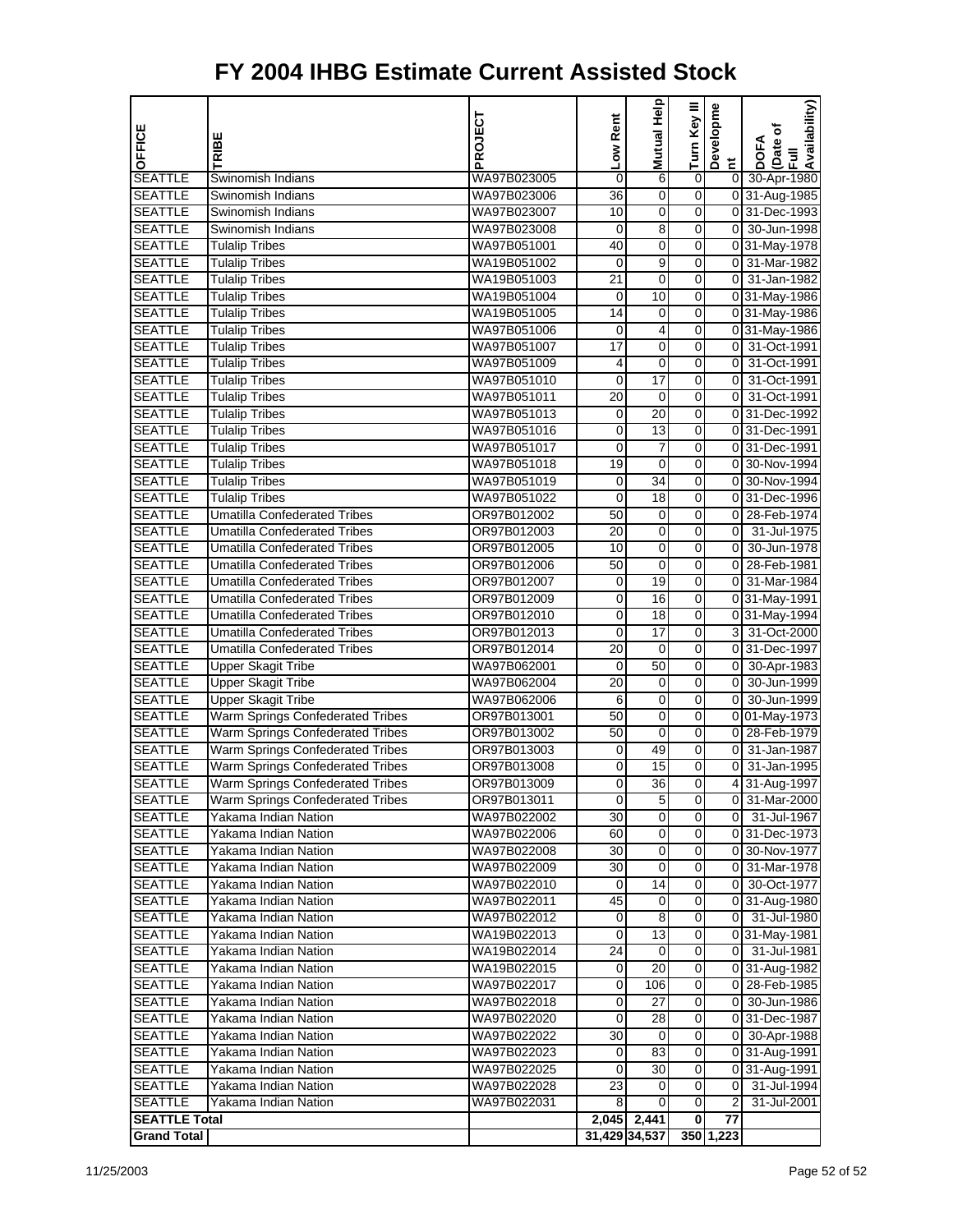# FY 2004 IHBG Estimate Current Assisted Stock

| OFFICE | TRIBE | PROJECT | Low Rent | Mutual Help | Turn Key III | Development | DOFA (Date of Full Availability) |
|---|---|---|---|---|---|---|---|
| SEATTLE | Swinomish Indians | WA97B023005 | 0 | 6 | 0 | 0 | 30-Apr-1980 |
| SEATTLE | Swinomish Indians | WA97B023006 | 36 | 0 | 0 | 0 | 31-Aug-1985 |
| SEATTLE | Swinomish Indians | WA97B023007 | 10 | 0 | 0 | 0 | 31-Dec-1993 |
| SEATTLE | Swinomish Indians | WA97B023008 | 0 | 8 | 0 | 0 | 30-Jun-1998 |
| SEATTLE | Tulalip Tribes | WA97B051001 | 40 | 0 | 0 | 0 | 31-May-1978 |
| SEATTLE | Tulalip Tribes | WA19B051002 | 0 | 9 | 0 | 0 | 31-Mar-1982 |
| SEATTLE | Tulalip Tribes | WA19B051003 | 21 | 0 | 0 | 0 | 31-Jan-1982 |
| SEATTLE | Tulalip Tribes | WA19B051004 | 0 | 10 | 0 | 0 | 31-May-1986 |
| SEATTLE | Tulalip Tribes | WA19B051005 | 14 | 0 | 0 | 0 | 31-May-1986 |
| SEATTLE | Tulalip Tribes | WA97B051006 | 0 | 4 | 0 | 0 | 31-May-1986 |
| SEATTLE | Tulalip Tribes | WA97B051007 | 17 | 0 | 0 | 0 | 31-Oct-1991 |
| SEATTLE | Tulalip Tribes | WA97B051009 | 4 | 0 | 0 | 0 | 31-Oct-1991 |
| SEATTLE | Tulalip Tribes | WA97B051010 | 0 | 17 | 0 | 0 | 31-Oct-1991 |
| SEATTLE | Tulalip Tribes | WA97B051011 | 20 | 0 | 0 | 0 | 31-Oct-1991 |
| SEATTLE | Tulalip Tribes | WA97B051013 | 0 | 20 | 0 | 0 | 31-Dec-1992 |
| SEATTLE | Tulalip Tribes | WA97B051016 | 0 | 13 | 0 | 0 | 31-Dec-1991 |
| SEATTLE | Tulalip Tribes | WA97B051017 | 0 | 7 | 0 | 0 | 31-Dec-1991 |
| SEATTLE | Tulalip Tribes | WA97B051018 | 19 | 0 | 0 | 0 | 30-Nov-1994 |
| SEATTLE | Tulalip Tribes | WA97B051019 | 0 | 34 | 0 | 0 | 30-Nov-1994 |
| SEATTLE | Tulalip Tribes | WA97B051022 | 0 | 18 | 0 | 0 | 31-Dec-1996 |
| SEATTLE | Umatilla Confederated Tribes | OR97B012002 | 50 | 0 | 0 | 0 | 28-Feb-1974 |
| SEATTLE | Umatilla Confederated Tribes | OR97B012003 | 20 | 0 | 0 | 0 | 31-Jul-1975 |
| SEATTLE | Umatilla Confederated Tribes | OR97B012005 | 10 | 0 | 0 | 0 | 30-Jun-1978 |
| SEATTLE | Umatilla Confederated Tribes | OR97B012006 | 50 | 0 | 0 | 0 | 28-Feb-1981 |
| SEATTLE | Umatilla Confederated Tribes | OR97B012007 | 0 | 19 | 0 | 0 | 31-Mar-1984 |
| SEATTLE | Umatilla Confederated Tribes | OR97B012009 | 0 | 16 | 0 | 0 | 31-May-1991 |
| SEATTLE | Umatilla Confederated Tribes | OR97B012010 | 0 | 18 | 0 | 0 | 31-May-1994 |
| SEATTLE | Umatilla Confederated Tribes | OR97B012013 | 0 | 17 | 0 | 3 | 31-Oct-2000 |
| SEATTLE | Umatilla Confederated Tribes | OR97B012014 | 20 | 0 | 0 | 0 | 31-Dec-1997 |
| SEATTLE | Upper Skagit Tribe | WA97B062001 | 0 | 50 | 0 | 0 | 30-Apr-1983 |
| SEATTLE | Upper Skagit Tribe | WA97B062004 | 20 | 0 | 0 | 0 | 30-Jun-1999 |
| SEATTLE | Upper Skagit Tribe | WA97B062006 | 6 | 0 | 0 | 0 | 30-Jun-1999 |
| SEATTLE | Warm Springs Confederated Tribes | OR97B013001 | 50 | 0 | 0 | 0 | 01-May-1973 |
| SEATTLE | Warm Springs Confederated Tribes | OR97B013002 | 50 | 0 | 0 | 0 | 28-Feb-1979 |
| SEATTLE | Warm Springs Confederated Tribes | OR97B013003 | 0 | 49 | 0 | 0 | 31-Jan-1987 |
| SEATTLE | Warm Springs Confederated Tribes | OR97B013008 | 0 | 15 | 0 | 0 | 31-Jan-1995 |
| SEATTLE | Warm Springs Confederated Tribes | OR97B013009 | 0 | 36 | 0 | 4 | 31-Aug-1997 |
| SEATTLE | Warm Springs Confederated Tribes | OR97B013011 | 0 | 5 | 0 | 0 | 31-Mar-2000 |
| SEATTLE | Yakama Indian Nation | WA97B022002 | 30 | 0 | 0 | 0 | 31-Jul-1967 |
| SEATTLE | Yakama Indian Nation | WA97B022006 | 60 | 0 | 0 | 0 | 31-Dec-1973 |
| SEATTLE | Yakama Indian Nation | WA97B022008 | 30 | 0 | 0 | 0 | 30-Nov-1977 |
| SEATTLE | Yakama Indian Nation | WA97B022009 | 30 | 0 | 0 | 0 | 31-Mar-1978 |
| SEATTLE | Yakama Indian Nation | WA97B022010 | 0 | 14 | 0 | 0 | 30-Oct-1977 |
| SEATTLE | Yakama Indian Nation | WA97B022011 | 45 | 0 | 0 | 0 | 31-Aug-1980 |
| SEATTLE | Yakama Indian Nation | WA97B022012 | 0 | 8 | 0 | 0 | 31-Jul-1980 |
| SEATTLE | Yakama Indian Nation | WA19B022013 | 0 | 13 | 0 | 0 | 31-May-1981 |
| SEATTLE | Yakama Indian Nation | WA19B022014 | 24 | 0 | 0 | 0 | 31-Jul-1981 |
| SEATTLE | Yakama Indian Nation | WA19B022015 | 0 | 20 | 0 | 0 | 31-Aug-1982 |
| SEATTLE | Yakama Indian Nation | WA97B022017 | 0 | 106 | 0 | 0 | 28-Feb-1985 |
| SEATTLE | Yakama Indian Nation | WA97B022018 | 0 | 27 | 0 | 0 | 30-Jun-1986 |
| SEATTLE | Yakama Indian Nation | WA97B022020 | 0 | 28 | 0 | 0 | 31-Dec-1987 |
| SEATTLE | Yakama Indian Nation | WA97B022022 | 30 | 0 | 0 | 0 | 30-Apr-1988 |
| SEATTLE | Yakama Indian Nation | WA97B022023 | 0 | 83 | 0 | 0 | 31-Aug-1991 |
| SEATTLE | Yakama Indian Nation | WA97B022025 | 0 | 30 | 0 | 0 | 31-Aug-1991 |
| SEATTLE | Yakama Indian Nation | WA97B022028 | 23 | 0 | 0 | 0 | 31-Jul-1994 |
| SEATTLE | Yakama Indian Nation | WA97B022031 | 8 | 0 | 0 | 2 | 31-Jul-2001 |
| **SEATTLE Total** | | | **2,045** | **2,441** | **0** | **77** | |
| **Grand Total** | | | **31,429** | **34,537** | **350** | **1,223** | |